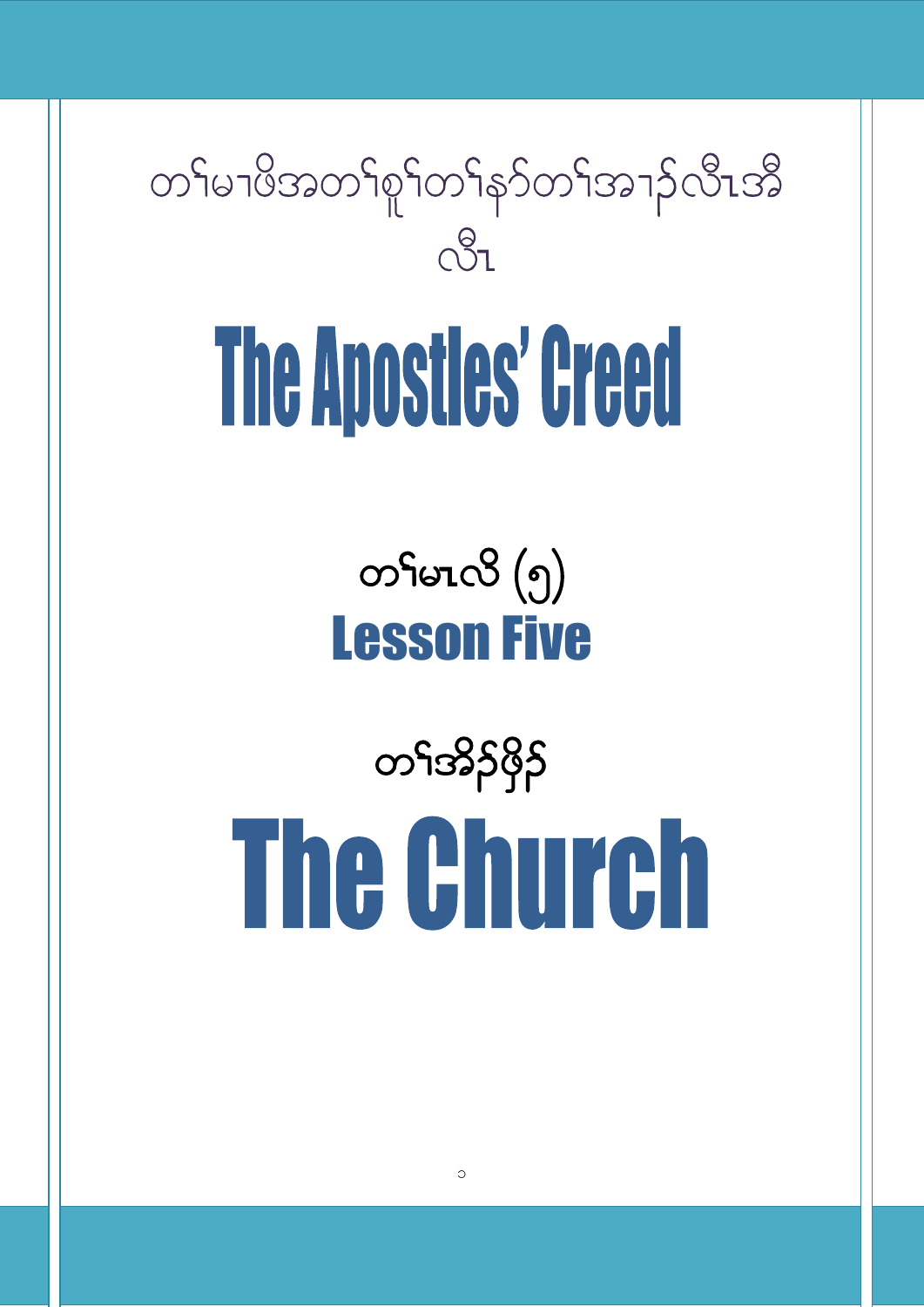တၢ်မၢဖိအတၢ်စူၢ်တၢ်နာ်တၢ်အၢၣ်လီၤအီလီၤ

# The Apostles' Creed

## တၢ်မၤလိ (၅)
## Lesson Five

# တၢ်အိၣ်ဖှိၣ်
# The Church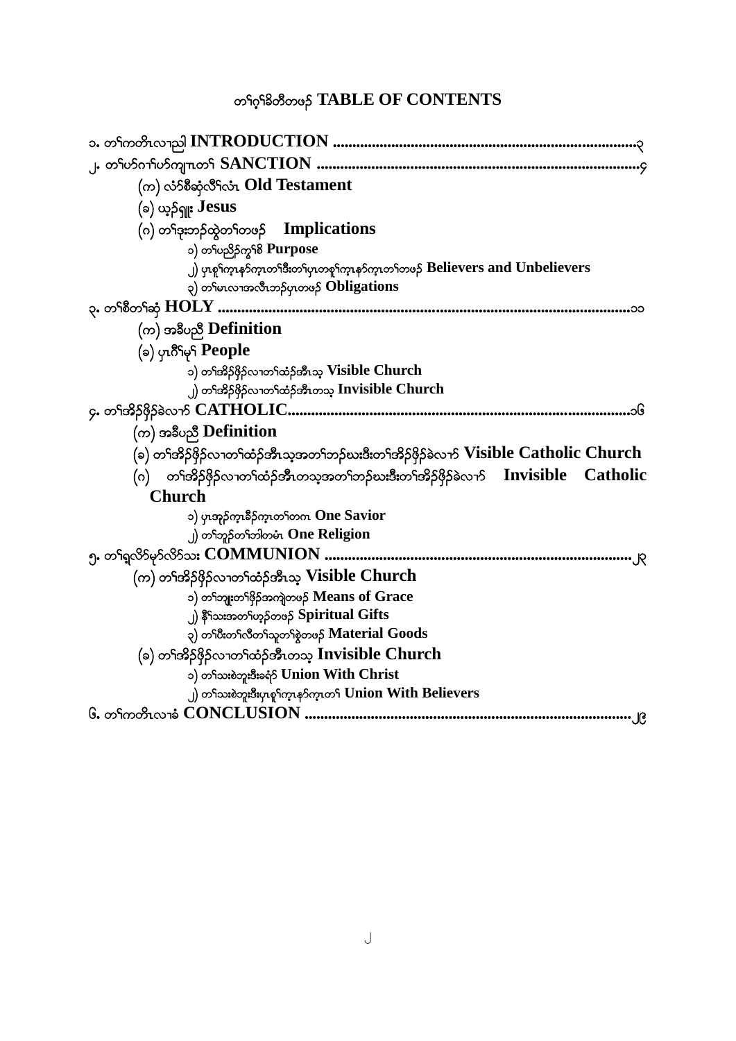# တၢ်ဂ့ၢ်ခိတီတဖၣ် TABLE OF CONTENTS

၁. တၢ်ကတိၤလၢညါ INTRODUCTION ..............................................................................၃

၂. တၢ်ပာ်ဂၢၢ်ပာ်ကျၢၤတၢ် SANCTION ...................................................................................၄

- (က) လံာ်စီဆှံလီၢ်လံၤ Old Testament
- (ခ) ယ့ၣ်ရှူး Jesus
- (ဂ) တၢ်ဒုးဘၣ်ထွဲတၢ်တဖၣ် Implications
    - ၁) တၢ်ပညိၣ်ကွၢ်စိ Purpose
    - ၂) ပှၤစူၢ်ကၤနာ်ကၤတၢ်ဒီးတၢ်ပှၤတစူၢ်ကၤနာ်ကၤတၢ်တဖၣ် Believers and Unbelievers
    - ၃) တၢ်မၤလၢအလီၤဘၣ်ပှၤတဖၣ် Obligations

၃. တၢ်စီတၢ်ဆှံ HOLY ............................................................................................................၁၁

- (က) အခီပညီ Definition
- (ခ) ပှၤဂီၢ်မုၢ် People
    - ၁) တၢ်အိၣ်ဖှိၣ်လၢတၢ်ထံၣ်အီၤသ့ Visible Church
    - ၂) တၢ်အိၣ်ဖှိၣ်လၢတၢ်ထံၣ်အီၤတသ့ Invisible Church

၄. တၢ်အိၣ်ဖှိၣ်ခဲလၢာ် CATHOLIC.........................................................................................၁၆

- (က) အခီပညီ Definition
- (ခ) တၢ်အိၣ်ဖှိၣ်လၢတၢ်ထံၣ်အီၤသ့အတၢ်ဘၣ်ဃးဒီးတၢ်အိၣ်ဖှိၣ်ခဲလၢာ် Visible Catholic Church
- (ဂ) တၢ်အိၣ်ဖှိၣ်လၢတၢ်ထံၣ်အီၤတသ့အတၢ်ဘၣ်ဃးဒီးတၢ်အိၣ်ဖှိၣ်ခဲလၢာ် Invisible Catholic Church
    - ၁) ပှၤအုၣ်ကၤခီၣ်ကၤတၢ်တဂၤ One Savior
    - ၂) တၢ်ဘူၣ်တၢ်ဘါတမံၤ One Religion

၅. တၢ်ရှလိာ်မုာ်လိာ်သး COMMUNION ..............................................................................၂၃

- (က) တၢ်အိၣ်ဖှိၣ်လၢတၢ်ထံၣ်အီၤသ့ Visible Church
    - ၁) တၢ်ဘျုးတၢ်ဖှိၣ်အကျဲတဖၣ် Means of Grace
    - ၂) နီၢ်သးအတၢ်ဟ့ၣ်တဖၣ် Spiritual Gifts
    - ၃) တၢ်ပီးတၢ်လီတၢ်သူတၢ်စွဲတဖၣ် Material Goods
- (ခ) တၢ်အိၣ်ဖှိၣ်လၢတၢ်ထံၣ်အီၤတသ့ Invisible Church
    - ၁) တၢ်သးစဲဘူးဒီးခရံာ် Union With Christ
    - ၂) တၢ်သးစဲဘူးဒီးပှၤစူၢ်ကၤနာ်ကၤတၢ် Union With Believers

၆. တၢ်ကတိၤလၢခံ CONCLUSION ....................................................................................၂၉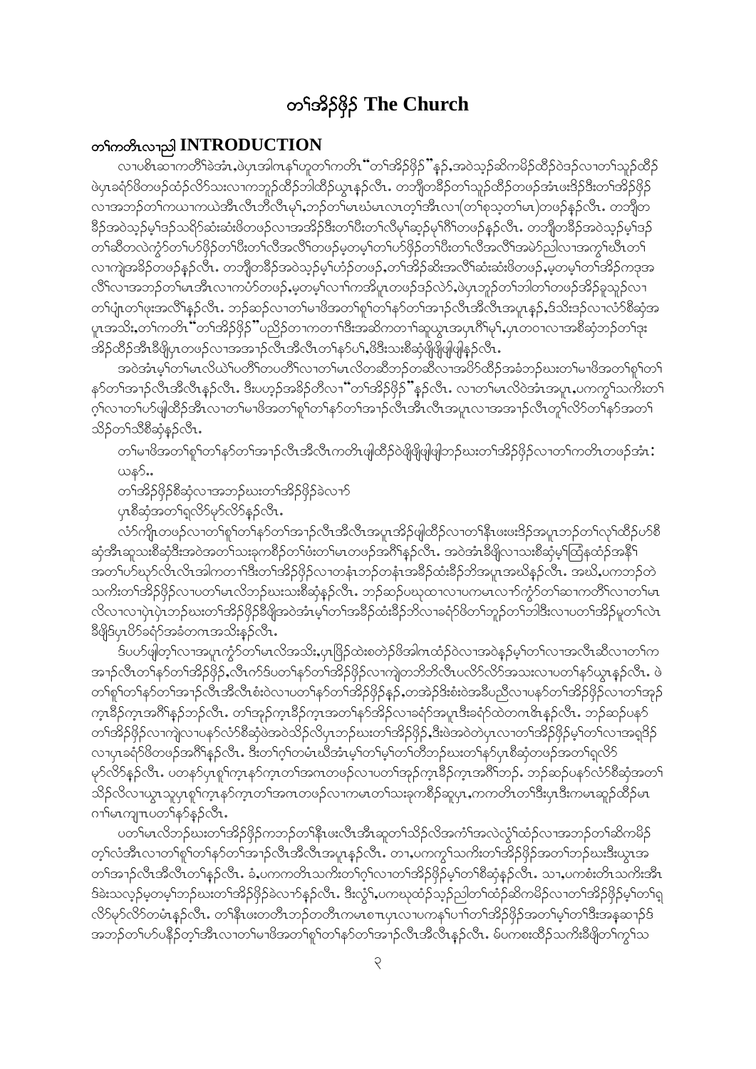# တၢ်အိၣ်ဖိုၣ် The Church

## တၢ်ကတိၤလၢညါ INTRODUCTION

လၢပစိၤဆၢကတိၢ်ခဲအံၤ,ဖဲပှၤအါဂၤနၢ်ဟူတၢ်ကတိၤ "တၢ်အိၣ်ဖိုၣ်" နှၣ်,အဝဲသ့ၣ်ဆိကမိၣ်ထီၣ်ဝဲဒၣ်လၢတၢ်သူၣ်ထိၣ်ဖဲပှၤခရံာ်ဖိတဖၣ်ထံၣ်လိာ်သးလၢကဘူၣ်ထိၣ်ဘါထီၣ်ယွၤနှၣ်လီၤ. တဘျီတခီၣ်တၢ်သူၣ်ထိၣ်တဖၣ်အံၤဖးဒိၣ်ဒိးတၢ်အိၣ်ဖိုၣ်လၢအဘၣ်တၢ်ကယၢကယဲအီၤလီၤဘီလီၤမုၢ်,ဘၣ်တၢ်မၤဃံမၤလၤတ့ၢ်အီၤလၢ(တၢ်စုသ့တၢ်မၤ)တဖၣ်နှၣ်လီၤ. တဘျီတခီၣ်အဝဲသ့ၣ်မ့ၢ်ဒၣ်သရိၣ်ဆံးဆံးဖိတဖၣ်လၢအအိၣ်ဒီးတၢ်ပီးတၢ်လီမ့ၢ်ဆ့ၣ်မုၢ်ဂိၢ်တဖၣ်နှၣ်လီၤ. တဘျီတခီၣ်အဝဲသ့ၣ်မ့ၢ်ဒၣ်တၢ်ဆီတလဲကွံာ်တၢ်ဟ်ဖိုၣ်တၢ်ပီးတၢ်လီအလီၢ်တဖၣ်မ့တမ့ၢ်တၢ်ဟ်ဖိုၣ်တၢ်ပီးတၢ်လီအလီၢ်အမဲာ်ညါလၢအကွၢ်ဃီၤတၢ်လၢကျဲအခိၣ်တဖၣ်နှၣ်လီၤ. တဘျီတခီၣ်အဝဲသ့ၣ်မ့ၢ်ဟံၣ်တဖၣ်,တၢ်အိၣ်ဆိးအလီၢ်ဆံးဆံးဖိတဖၣ်,မ့တမ့ၢ်တၢ်အိၣ်ကဒုအလိၢ်လၢအဘၣ်တၢ်မၤအီၤလၢကပံာ်တဖၣ်,မ့တမ့ၢ်လၢၢ်ကအိပူၤတဖၣ်ဒၣ်လဲာ်,ဖဲပှၤဘူၣ်တၢ်ဘါတၢ်တဖၣ်အိၣ်ခူသူၣ်လၢတၢ်ပျံၤတၢ်ဖုးအလီၢ်နှၣ်လီၤ. ဘၣ်ဆၣ်လၢတၢ်မၢဖိအတၢ်စူၢ်တၢ်နာ်တၢ်အၢၣ်လီၤအီလီၤအပူၤနှၣ်,ဒ်သိးဒၣ်လၢလံာ်စီဆှံအပူၤအသိး,တၢ်ကတိၤ "တၢ်အိၣ်ဖိုၣ်" ပညိၣ်တၢကတၢါဒီးအဆိကတၢၢ်ဆူယွၤအပှၤဂိၢ်မုၢ်,ပှၤတဝၢလၢအစီဆှံဘၣ်တၢ်ဒုးအိၣ်ထိၣ်အီၤခီဖျိပှၤတဖၣ်လၢအအၢၣ်လီၤအီလီၤတၢ်နာ်ပၢ်,ဖိဒီးသးစီဆှံဖျိဖျိဖျါနှၣ်လီၤ.

အဝဲအံၤမ့ၢ်တၢ်မၤလိယဲၢ်ပတိၢ်တပတိၢ်လၢတၢ်မၤလိတဆီဘၣ်တဆီလၢအပိာ်ထိၣ်အခံဘၣ်ဃးတၢ်မၢဖိအတၢ်စူၢ်တၢ်နာ်တၢ်အၢၣ်လီၤအီလီၤနှၣ်လီၤ. ဒီးပဟ့ၣ်အခိၣ်တီလၢ "တၢ်အိၣ်ဖိုၣ်" နှၣ်လီၤ. လၢတၢ်မၤလိဝဲအံၤအပူၤ,ပကကွၢ်သကိးတၢ်ဂ့ၢ်လၢတၢ်ဟ်ဖျါထိၣ်အီၤလၢတၢ်မၢဖိအတၢ်စူၢ်တၢ်နာ်တၢ်အၢၣ်လီၤအီလီၤအပူၤလၢအအၢၣ်လီၤတူၢ်လိာ်တၢ်နာ်အတၢ်သိၣ်တၢ်သီစီဆှံနှၣ်လီၤ.

တၢ်မၢဖိအတၢ်စူၢ်တၢ်နာ်တၢ်အၢၣ်လီၤအီလီၤကတိၤဖျါထိၣ်ဝဲဖျိဖျိဖျါဘၣ်ဃးတၢ်အိၣ်ဖိုၣ်လၢတၢ်ကတိၤတဖၣ်အံၤ:

ယနာ်..

တၢ်အိၣ်ဖိုၣ်စီဆှံလၢအဘၣ်ဃးတၢ်အိၣ်ဖိုၣ်ခဲလၢာ်

ပှၤစီဆှံအတၢ်ရှလိာ်မုာ်လိာ်နှၣ်လီၤ.

လံာ်ကျိၤတဖၣ်လၢတၢ်စူၢ်တၢ်နာ်တၢ်အၢၣ်လီၤအီလီၤအပူၤအိၣ်ဖျါထိၣ်လၢတၢ်နီၤဖးဖးဒိၣ်အပူၤဘၣ်တၢ်လုၢ်ထိၣ်ဟ်စီဆှံအီၤဆူသးစီဆှံဒီးအဝဲအတၢ်သးခုကစိၣ်တၢ်ဖံးတၢ်မၤတဖၣ်အဂိၢ်နှၣ်လီၤ. အဝဲအံၤခီဖျိလၢသးစီဆှံမ့ၢ်ထြီနထံၣ်အနီၢ်အတၢ်ဟ်ဃုာ်လီၤလီၤအါကတၢါဒီးတၢ်အိၣ်ဖိုၣ်လၢတနံၤဘၣ်တနံၤအခိၣ်ထံးခိၣ်ဘိအပူၤအဃိနှၣ်လီၤ. အဃိ,ပကဘၣ်တဲသကိးတၢ်အိၣ်ဖိုၣ်လၢပတၢ်မၤလိဘၣ်ဃးသးစီဆှံနှၣ်လီၤ. ဘၣ်ဆၣ်ပဃုထၢလၢပကမၤလၢာ်ကွံာ်တၢ်ဆၢကတိၢ်လၢတၢ်မၤလိလၢလၢပှဲၤပှဲၤဘၣ်ဃးတၢ်အိၣ်ဖိုၣ်ခီဖျိအဝဲအံၤမ့ၢ်တၢ်အခိၣ်ထံးခိၣ်ဘိလၢခရံာ်ဖိတၢ်ဘူၣ်တၢ်ဘါဒီးလၢပတၢ်အိၣ်မူတၢ်လဲၤခီဖျိဒ်ပှၤပိာ်ခရံာ်အခံတဂၤအသိးနှၣ်လီၤ.

ဒ်ပဟ်ဖျါတ့ၢ်လၢအပူၤကွံာ်တၢ်မၤလိအသိး,ပှၤဖြိၣ်ထဲးစတဲၣ်ဖိအါဂၤထံၣ်ဝဲလၢအဝဲနှၣ်မ့ၢ်တၢ်လၢအလီၤဆီလၢတၢ်ကအၢၣ်လီၤတၢ်နာ်တၢ်အိၣ်ဖိုၣ်,လီၤက်ဒ်ပတၢ်နာ်တၢ်အိၣ်ဖိုၣ်လၢကျဲတဘိလီၤပလိာ်လိာ်အသးလၢပတၢ်နာ်ယွၤနှၣ်လီၤ. ဖဲတၢ်စူၢ်တၢ်နာ်တၢ်အၢၣ်လီၤအီလီၤစံးဝဲလၢပတၢ်နာ်တၢ်အိၣ်ဖိုၣ်နှၣ်,တအဲၣ်ဒီးစံးဝဲအခီပညီလၢပနာ်တၢ်အိၣ်ဖိုၣ်လၢတၢ်အှၣ်က့ၤခီၣ်က့ၤအဂီၢ်နှၣ်ဘၣ်လီၤ. တၢ်အှၣ်က့ၤခီၣ်က့ၤအတၢ်နာ်အိၣ်လၢခရံာ်အပူၤဒီးခရံာ်ထဲတဂၤဧိၤနှၣ်လီၤ. ဘၣ်ဆၣ်ပနာ်တၢ်အိၣ်ဖိုၣ်လၢကျဲလၢပနာ်လံာ်စီဆှံဖဲအဝဲသိၣ်လိပှၤဘၣ်ဃးတၢ်အိၣ်ဖိုၣ်,ဒီးဖဲအဝဲတဲပှၤလၢတၢ်အိၣ်ဖိုၣ်မ့ၢ်တၢ်လၢအရှဒိၣ်လၢပှၤခရံာ်ဖိတဖၣ်အဂီၢ်နှၣ်လီၤ. ဒီးတၢ်ဂ့ၢ်တမံၤဃီအံၤမ့ၢ်တၢ်မ့ၢ်တၢ်တီဘၣ်ဃးတၢ်နာ်ပှၤစီဆှံတဖၣ်အတၢ်ရှလိာ်မုာ်လိာ်နှၣ်လီၤ. ပတနာ်ပှၤစူၢ်က့ၤနာ်က့ၤတၢ်အဂၤတဖၣ်လၢပတၢ်အှၣ်က့ၤခီၣ်က့ၤအဂီၢ်ဘၣ်. ဘၣ်ဆၣ်ပနာ်လံာ်စီဆှံအတၢ်သိၣ်လိလၢယွၤသူပှၤစူၢ်က့ၤနာ်က့ၤတၢ်အဂၤတဖၣ်လၢကမၤတၢ်သးခုကစိၣ်ဆူပှၤ,ကကတိၤတၢ်ဒီးပှၤဒီးကမၤဆူၣ်ထိၣ်မၤဂၢၢ်မၤကျπပတၢ်နာ်နှၣ်လီၤ.

ပတၢ်မၤလိဘၣ်ဃးတၢ်အိၣ်ဖိုၣ်ကဘၣ်တၢ်နီၤဖးလီၤအီၤဆူတၢ်သိၣ်လိအကံၢ်အလဲလွဲၢ်ထံၣ်လၢအဘၣ်တၢ်ဆိကမိၣ်တ့ၢ်လံအီၤလၢတၢ်စူၢ်တၢ်နာ်တၢ်အၢၣ်လီၤအီလီၤအပူၤနှၣ်လီၤ. တၢ,ပကကွၢ်သကိးတၢ်အိၣ်ဖိုၣ်အတၢ်ဘၣ်ဃးဒီးယွၤအတၢ်အၢၣ်လီၤအီလီၤတၢ်နှၣ်လီၤ. ခံ,ပကကတိၤသကိးတၢ်ဂ့ၢ်လၢတၢ်အိၣ်ဖိုၣ်မ့ၢ်တၢ်စီဆှံနှၣ်လီၤ. သၢ,ပကစံးတိၤသကိးအီၤဒ်ခဲးသလ့ၣ်မ့တမ့ၢ်ဘၣ်ဃးတၢ်အိၣ်ဖိုၣ်ခဲလၢာ်နှၣ်လီၤ. ဒီးလွံၢ်,ပကဃုထံၣ်သ့ၣ်ညါတၢ်ထံၣ်ဆိကမိၣ်လၢတၢ်အိၣ်ဖိုၣ်မ့ၢ်တၢ်ရှလိာ်မုာ်လိာ်တမံၤနှၣ်လီၤ. တၢ်နီၤဖးတတိၤဘၣ်တတိၤကမၤစπပှၤလၢပကနၢ်ပၢၢ်တၢ်အိၣ်ဖိုၣ်အတၢ်မ့ၢ်တၢ်ဒီးအနဆၢၣ်ဒ်အဘၣ်တၢ်ဟ်ပနီၣ်တ့ၢ်အီၤလၢတၢ်မၢဖိအတၢ်စူၢ်တၢ်နာ်တၢ်အၢၣ်လီၤအီလီၤနှၣ်လီၤ. မ်ပကစးထိၣ်သကိးခီဖျိတၢ်ကွၢ်သ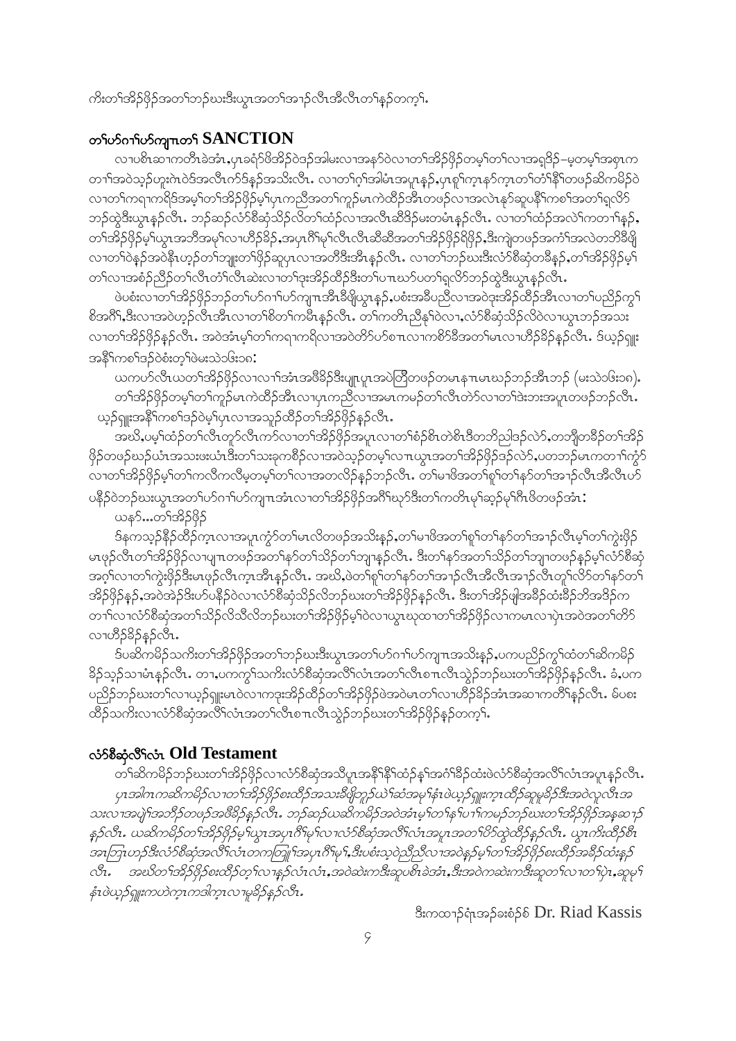ကိးတၢ်အိၣ်ဖိုၣ်အတၢ်ဘၣ်ဃးဒီးယွၤအတၢ်အၢၣ်လီၤအီလီၤတၢ်နၣ်တက့ၢ်.

## တၢ်ဟ်ဂၢၢ်ဟ်ကျၢၤတၢ် SANCTION

လၢပစီၤဆၢကတီၤခဲအံၤ,ပှၤခရံာ်ဖိအိၣ်ဝဲဒၣ်အါမးလၢအနာ်ဝဲလၢတၢ်အိၣ်ဖိုၣ်တမ့ၢ်တၢ်လၢအရှဒိၣ်–မ့တမ့ၢ်အစှၤကတၢၢ်အဝဲသ့ၣ်ဟူးဂဲၤဝဲဒ်အလီၤဂ်ာ်ဒ်နၣ်အသိးလီၤ. လၢတၢ်ဂ့ၢ်အါမံၤအပူၤန့ၣ်,ပှၤစူၢ်က့ၤနာ်က့ၤတၢ်တၢ်နီၢ်တဖၣ်ဆိကမိၣ်ဝဲလၢတၢ်ကရၢကရိဒ်အမ့ၢ်တၢ်အိၣ်ဖိုၣ်မ့ၢ်ပှၤကညီအတၢ်ကူၣ်မၤကဲထိၣ်အီၤတဖၣ်လၢအလဲၤနှာ်ဆူပနီၢ်ကစၢ်အတၢ်ရှလိာ်ဘၣ်ထွဲဒီးယွၤန့ၣ်လီၤ. ဘၣ်ဆၣ်လံာ်စီဆှံသိၣ်လိတၢ်ထံၣ်လၢအလီၤဆီဒိၣ်မးတမံၤန့ၣ်လီၤ. လၢတၢ်ထံၣ်အလဲၢ်ကတၢၢ်န့ၣ်,တၢ်အိၣ်ဖိုၣ်မ့ၢ်ယွၤအဘီအမုၢ်လၢဟဲဒိၣ်ခိၣ်,အပှၤဂီၢ်မုၢ်လီၤလီၤဆီဆီအတၢ်အိၣ်ဖိုၣ်ရိဖှိၣ်,ဒီးကျဲတဖၣ်အကံၢ်အလဲတဘိဒီဖျိလၢတၢ်ဝဲနၣ်အဝဲနီၤဟ့ၣ်တၢ်ဘျုးတၢ်ဖှိၣ်ဆူပှၤလၢအတီဒီးအီၤန့ၣ်လီၤ. လၢတၢ်ဘၣ်ဃးဒီးလံာ်စီဆှံတခီန့ၣ်,တၢ်အိၣ်ဖိုၣ်မ့ၢ်တၢ်လၢအစံၣ်ညီၣ်တၢ်လီၤတံၢ်လီၤဆဲးလၢတၢ်ဒုးအိၣ်ထိၣ်ဒီးတၢ်ပၢၤဃာ်ပတၢ်ရှလိာ်ဘၣ်ထွဲဒီးယွၤန့ၣ်လီၤ.

ဖဲပစံးလၢတၢ်အိၣ်ဖိုၣ်ဘၣ်တၢ်ဟ်ဂၢၢ်ဟ်ကျၢၤအီၤခီဖျိယွၤန့ၣ်,ပစံးအခီပညီလၢအဝဲဒုးအိၣ်ထိၣ်အီၤလၢတၢ်ပညိၣ်ကွၢ်စိအဂံၢ်,ဒီးလၢအဝဲဟ့ၣ်လီၤအီၤလၢတၢ်စိတၢ်ကမီၤန့ၣ်လီၤ. တၢ်ကတိၤညီနုၢ်ဝဲလၢ,လံာ်စီဆှံသိၣ်လိဝဲလၢယွၤဘၣ်အသးလၢတၢ်အိၣ်ဖိုၣ်န့ၣ်လီၤ. အဝဲအံၤမ့ၢ်တၢ်ကရၢကရိလၢအဝဲတိာ်ဟ်စၢၤလၢကစီဒ်ခီအတၢ်မၤလၢဟိၣ်ခိၣ်န့ၣ်လီၤ. ဒ်ယှၣ်ရှူးအနီၢ်ကစၢ်ဒၣ်ဝဲစံးတ့ၢ်ဖဲမးသဲ၁၆:၁၈:

ယကဟ်လီၤယတၢ်အိၣ်ဖိုၣ်လၢလၢၢ်အံၤအဖီခိၣ်ဒီးပျုၤပှၤအပဲတြီတဖၣ်တမၤနၢၤမၤဃဉ်တဉ်အီၤဘဉ် (မးသဲ၁၆:၁၈).

တၢ်အိၣ်ဖိုၣ်တမ့ၢ်တၢ်ကူၣ်မၤကဲထိၣ်အီၤလၢပှၤကညီလၢအမၤကမဉ်တၢ်လီၤတဲာ်လၢတၢ်ဒုးဘးအပူၤတဖၣ်ဘၣ်လီၤ. ယှၣ်ရှူးအနီၢ်ကစၢ်ဒၣ်ဝဲမ့ၢ်ပှၤလၢအသူဉ်ထိဉ်တၢ်အိၣ်ဖိုၣ်န့ၣ်လီၤ.

အဃိ,ပမ့ၢ်ထံၣ်တၢ်လီၤတူာ်လီၤကာ်လၢတၢ်အိၣ်ဖိုၣ်အပူၤလၢတၢ်စံၣ်စိၤတဲစိၤဒီတဘိညါဒၣ်လဲာ်,တဘျီတခီၣ်တၢ်အိၣ်ဖိုၣ်တဖၣ်ဃၣ်ယံၤအသးဖးယံၤဒီးတၢ်သးခုကစိၣ်လၢအဝဲသ့ၣ်တမ့ၢ်လၢယွၤအတၢ်အိၣ်ဖိုၣ်ဒၣ်လဲာ်,ပတဘၣ်မၤကတၢၢ်ကွံာ်လၢတၢ်အိၣ်ဖိုၣ်မ့ၢ်တၢ်ကလီကလီမ့တမ့ၢ်တၢ်လၢအတလိၣ်န့ၣ်ဘၣ်လီၤ. တၢ်မၢဖိအတၢ်စူၢ်တၢ်နာ်တၢ်အၢၣ်လီၤအီလီၤဟ်ပနီၣ်ဝဲဘၣ်ဃးယွၤအတၢ်ဟ်ဂၢၢ်ဟ်ကျၢၤအံၤလၢတၢ်အိၣ်ဖိုၣ်အဂိၢ်ဃာ်ဒီးတၢ်ကတိၤမုၢ်ဆ့ၣ်မုၢ်ဂီၤဖိတဖၣ်အံၤ:

ယနာ်...တၢ်အိၣ်ဖိုၣ်

ဒ်နကသ့ၣ်နီၣ်ထိၣ်က့ၤလၢအပူၤကွံာ်တၢ်မၤလိတဖၣ်အသိးန့ၣ်,တၢ်မၢဖိအတၢ်စူၢ်တၢ်နာ်တၢ်အၢၣ်လီၤမ့ၢ်တၢ်ကွဲးဖှိၣ်မၤဖုၣ်လီၤတၢ်အိၣ်ဖိုၣ်လၢပျ့ၤတဖၣ်အတၢ်နာ်တၢ်သိၣ်တၢ်ဘျၢန့ၣ်လီၤ. ဒီးတၢ်နာ်အတၢ်သိၣ်တၢ်ဘျၢတဖၣ်နၣ်မ့ၢ်လံာ်စီဆှံအဂ့ၢ်လၢတၢ်ကွဲးဖှိၣ်ဒီးမၤဖုၣ်လီၤက့ၤအီၤန့ၣ်လီၤ. အဃိ,ဖဲတၢ်စူၢ်တၢ်နာ်တၢ်အၢၣ်လီၤအီလီၤအၢၣ်လီၤတူၢ်လိာ်တၢ်နာ်တၢ်အိၣ်ဖိုၣ်န့ၣ်,အဝဲအဲၣ်ဒိးဟ်ပနီၣ်ဝဲလၢလံာ်စီဆှံသိၣ်လိဘၣ်ဃးတၢ်အိၣ်ဖိုၣ်န့ၣ်လီၤ. ဒီးတၢ်အိၣ်ဖျါအခီၣ်ထံးခီၣ်ဘိအဒိၣ်ကတၢၢ်လၢလံာ်စီဆှံအတၢ်သိၣ်လိသီလိဘၣ်ဃးတၢ်အိၣ်ဖိုၣ်မ့ၢ်ဝဲလၢယွၤဃုထၢတၢ်အိၣ်ဖိုၣ်လၢကမၤလၢပှဲၤအဝဲအတၢ်တိာ်လၢဟိၣ်ခိၣ်န့ၣ်လီၤ.

ဒ်ပဆိကမိၣ်သကိးတၢ်အိၣ်ဖိုၣ်အတၢ်ဘၣ်ဃးဒီးယွၤအတၢ်ဟ်ဂၢၢ်ဟ်ကျၢၤအသိးန့ၣ်,ပကပညိၣ်ကွၢ်ထံတၢ်ဆိကမိၣ်ခိၣ်သ့ၣ်သၢမံၤန့ၣ်လီၤ. တၢ,ပကကွၢ်သကိးလံာ်စီဆှံအလိၢ်လံၤအတၢ်လီၤစπလီၤသွဲၣ်ဘၣ်ဃးတၢ်အိၣ်ဖိုၣ်န့ၣ်လီၤ. ခံ,ပကပညိၣ်ဘၣ်ဃးတၢ်လၢယှၣ်ရှူးမၤဝဲလၢကဒုးအိၣ်ထိၣ်တၢ်အိၣ်ဖိုၣ်ဖဲအဝဲမၤတၢ်လၢဟိၣ်ခိၣ်အံၤအဆၢကတိၢ်န့ၣ်လီၤ. သၢ,ပစံးထိၣ်သကိးလၢလံာ်စီဆှံအလိၢ်လံၤအတၢ်လီၤစπလီၤသွဲၣ်ဘၣ်ဃးတၢ်အိၣ်ဖိုၣ်နၣ်တက့ၢ်.

## လံာ်စီဆှံလိၢ်လံၤ Old Testament

တၢ်ဆိကမိၣ်ဘၣ်ဃးတၢ်အိၣ်ဖိုၣ်လၢလံာ်စီဆှံအသိပူၤအနီၢ်နီၢ်ထံၣ်နှၢ်အဂံၢ်ခိၣ်ထံးဖဲလံာ်စီဆှံအလိၢ်လံၤအပူၤန့ၣ်လီၤ. *ပှၤအါဂၤကဆိကမိၣ်လၢတၢ်အိၣ်ဖိုၣ်စးထိၣ်အသးခီဖျိတ့ၣ်ယါဆံအမုၢ်နံၤဖဲယှၣ်ရှူးက့ၤထိၣ်ဆူမူခိၣ်ဒီးအဝဲလူလီၤအသးလၢအမုၢ်အဘိၣ်တဖၣ်အဖီခိၣ်န့ၣ်လီၤ. ဘၣ်ဆၣ်ယဆိကမိၣ်အဝဲအံၤမ့ၢ်တၢ်နၢ်ပၢၢ်ကမၣ်ဘၣ်ဃးတၢ်အိၣ်ဖိုၣ်အနဲ့ဆၢၣ်န့ၣ်လီၤ. ယဆိကမိၣ်တၢ်အိၣ်ဖိုၣ်မ့ၢ်ယွၤအပှၤဂီၢ်မုၢ်လၢလံာ်စီဆှံအလိၢ်လံၤအပူၤအတၢ်ပိာ်ထွဲထိၣ်န့ၣ်လီၤ. ယွၤကိးထိၣ်စီၤအၤဘြၤဟၣ်ဒီးလံာ်စီဆှံအလိၢ်လံၤတကတြူၢ်အပှၤဂီၢ်မုၢ်,ဒီးပစံးသ့ဝဲညီညီလၢအဝဲန့ၣ်မ့ၢ်တၢ်အိၣ်ဖိုၣ်စးထိၣ်အခီၣ်ထံးန့ၣ်လီၤ. အဃိတၢ်အိၣ်ဖိုၣ်စးထိၣ်တ့ၢ်လၢနၣ်လံၤလံၤ,အဝဲဆဲးကဒီးဆူပစီၤခဲအံၤ,ဒီးအဝဲကဆဲးကဒီးဆူတၢ်လၢတၢ်ပှဲၤ,ဆူမုၢ်နံၤဖဲယှၣ်ရှူးကဟဲက့ၤကဒါက့ၤလၢမူခိၣ်န့ၣ်လီၤ.*

ဒီးကထၢၣ်ရံၤအၣ်ခးစံၣ်စ် Dr. Riad Kassis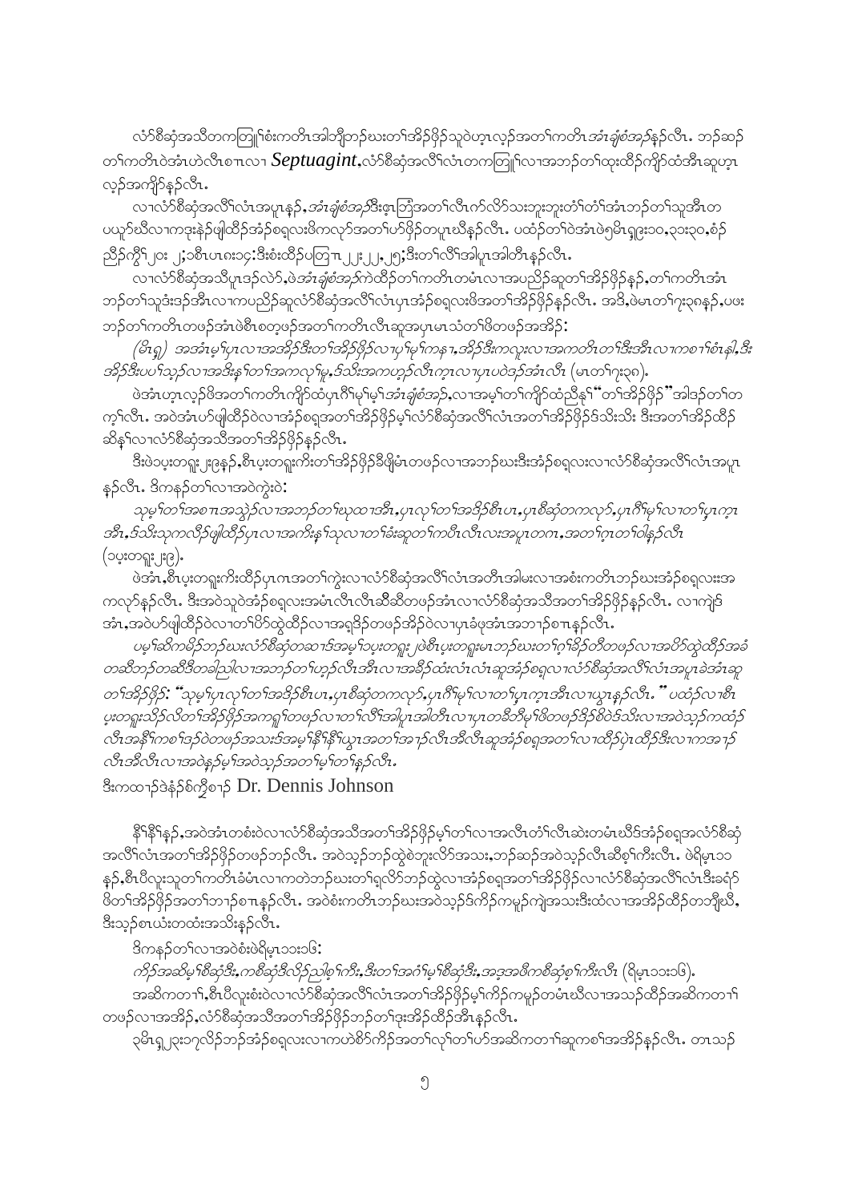လံာ်စီဆှံအသိတကတြူ၊စံးကတိၤအါဘျီဘၣ်ဃးတၢ်အိၣ်ဖိုၣ်သုဝဲဟ့ၤလ့ၣ်အတၢ်ကတိၤ *အံၤချံစံအ့ၣ်*နၣ်လီၤ. ဘၣ်ဆၣ်တၢ်ကတိၤဝဲအံၤဟဲလီၤစπလၢ *Septuagint*,လံာ်စီဆှံအလိၢ်လံၤတကတြူ၊လၢအဘၣ်တၢ်ထုးထိၣ်ကျိာ်ထံအီၤဆူဟ့ၤလ့ၣ်အကျိာ်နၣ်လီၤ.

လၢလံာ်စီဆှံအလိၢ်လံၤအပူၤန့ၣ်, *အံၤချံစံအ့ၣ်*ဒီးဖှၢတြံအတၢ်လီၤက်လိာ်သးဘူးဘူးတံၢ်တံၢ်အံၤဘၣ်တၢ်သူအီၤတပယူာ်ဃီလၢကဒုးနဲၣ်ဖျါထိၣ်အံၣ်စရူလးဖိကလုာ်အတၢ်ဟ်ဖိုၣ်တပူၤဃီနၣ်လီၤ. ပထံၣ်တၢ်ဝဲအံၤဖဲ၅မိၤရှ၉း၁၀,၃၁း၃၀,စံၣ်ညီၣ်ကွိၢ်၂၀း၂;၁စီၤပၤ၈း၁၄:ဒီးစံးထိၣ်ပတြπ၂၂း၂၂,၂၅;ဒီးတၢ်လိၢ်အါပူၤအါတီၤနၣ်လီၤ.

လၢလံာ်စီဆှံအသိပူၤဒၣ်လဲာ်,ဖဲ *အံၤချံစံအ့ၣ်*ကဲထိၣ်တၢ်ကတိၤတမံၤလၢအပညိၣ်ဆူတၢ်အိၣ်ဖိုၣ်နၣ်,တၢ်ကတိၤအံၤဘၣ်တၢ်သူဒံးဒၣ်အီၤလၢကပညိၣ်ဆူလံာ်စီဆှံအလိၢ်လံၤပူၤအံၣ်စရူလးဖိအတၢ်အိၣ်ဖိုၣ်နၣ်လီၤ. အဒိ,ဖဲမၤတၢ်၇း၃၈နၣ်,ပဖးဘၣ်တၢ်ကတိၤတဖၣ်အံၤဖဲစီၤစတ့ဖၣ်အတၢ်ကတိၤလီၤဆူအပှၤမၤသံတၢ်ဖိတဖၣ်အအိၣ်:

*(မိၤရှ) အအံၤမ့ၢ်ပှၤလၢအအိၣ်ဒီးတၢ်အိၣ်ဖိုၣ်လၢပှၢ်မုၢ်ကနၢ,အိၣ်ဒီးကလူးလၢအကတိၤတၢ်ဒီးအီၤလၢကစၢၢ်စံၤနဲၤ,ဒီးအိၣ်ဒီးပပၢ်သ့ၣ်လၢအဒိးန့ၢ်တၢ်အကလုၢ်မူ,ဒ်သိးအကဟ့ၣ်လီၤက့ၤလၢပှၤပဝဲအံၤလီၤ* (မၤတၢ်၇း၃၈).

ဖဲအံၤဟ့ၤလ့ၣ်ဖိအတၢ်ကတိၤကျိာ်ထံပှၤဂီၢ်မုၢ်မ့ၢ် *အံၤချံစံအ့ၣ်*,လၢအမ့ၢ်တၢ်ကျိာ်ထံညီနှၢ် "တၢ်အိၣ်ဖိုၣ်" အါဒၣ်တၢ်တက့ၢ်လီၤ. အဝဲအံၤဟ်ဖျါထိၣ်ဝဲလၢအံၣ်စရူအတၢ်အိၣ်ဖိုၣ်မ့ၢ်လံာ်စီဆှံအလိၢ်လံၤအတၢ်အိၣ်ဖိုၣ်ဒ်သိးသိး ဒီးအတၢ်အိၣ်ထိၣ်ဆိန့ၢ်လၢလံာ်စီဆှံအသိအတၢ်အိၣ်ဖိုၣ်နၣ်လီၤ.

ဒီးဖဲ၁ပ့းတရူး၂း၉နၣ်,စီၤပ့းတရူးကိးတၢ်အိၣ်ဖိုၣ်ခရိဖိမံၤတဖၣ်လၢအဘၣ်ဃးဒီးအံၣ်စရူလးလၢလံာ်စီဆှံအလိၢ်လံၤအပူၤနၣ်လီၤ. ဒိကနၣ်တၢ်လၢအဝဲကွဲး:

*သုမ့ၢ်တၢ်အစπအသွဲၣ်လၢအဘၣ်တၢ်ဃုထၢအီၤ,ပှၤလုၢ်တၢ်အဒိၣ်စီၤပၤ,ပှၤစီဆှံတကလုာ်,ပှၤဂီၢ်မုၢ်လၢတၢ်ပှၤက့ၤအီၤ,ဒ်သိးသုကလီၣ်ဖျါထိၣ်ပှၤလၢအကိးန့ၢ်သုလၢတၢ်ခံးဆူတၢ်ကပီၤလီၤလးအပူၤတဂၤ,အတၢ်ဂ့ၤတၢ်ဝါနၣ်လီၤ* (၁ပ့းတရူး၂း၉).

ဖဲအံၤ,စီၤပ့းတရူးကိးထိၣ်ပှၤဂၤအတၢ်ကွဲးလၢလံာ်စီဆှံအလိၢ်လံၤအတီၤအါမးလၢအစံးကတိၤဘၣ်ဃးအံၣ်စရူလးအကလုာ်နၣ်လီၤ. ဒီးအဝဲသုဝဲအံၣ်စရူလးအမံၤလီၤလီၤဆီဆီတဖၣ်အံၤလၢလံာ်စီဆှံအသိအတၢ်အိၣ်ဖိုၣ်နၣ်လီၤ. လၢကျဲဒ်အံၤ,အဝဲဟ်ဖျါထိၣ်ဝဲလၢတၢ်ပိာ်ထွဲထိၣ်လၢအရှဒိၣ်တဖၣ်အိၣ်ဝဲလၢပှၤခံဖုအံၤအဘၢၣ်စπနၣ်လီၤ.

*ပမ့ၢ်ဆိကမိၣ်ဘၣ်ဃးလံာ်စီဆှံတဆၢဒ်အမ့ၢ်၁ပ့းတရူး၂ဖဲစီၤပ့းတရူးမၤဘၣ်ဃးတၢ်ဂ့ၢ်ခိၣ်တိတဖၣ်လၢအပိာ်ထွဲထိၣ်အခံတဆီဘၣ်တဆီဒီးတခါညါလၢအဘၣ်တၢ်ဟ့ၣ်လီၤအီၤလၢအခိၣ်ထံးလံၤလံၤဆူအံၣ်စရူလၢလံာ်စီဆှံအလိၢ်လံၤအပူၤခဲအံၤဆူတၢ်အိၣ်ဖိုၣ်: "သုမ့ၢ်ပှၤလုၢ်တၢ်အဒိၣ်စီၤပၤ,ပှၤစီဆှံတကလုာ်,ပှၤဂီၢ်မုၢ်လၢတၢ်ပှၤက့ၤအီၤလၢယွၤနၣ်လီၤ." ပထံၣ်လၢစီၤပ့းတရူးသိၣ်လိတၢ်အိၣ်ဖိုၣ်အကရူၢ်တဖၣ်လၢတၢ်လိၢ်အါပူၤအါတီၤလၢပှၤတခ်ီဘီမုၢ်ဖိတဖၣ်ဒိၣ်စိဝဲဒ်သိးလၢအဝဲသ့ၣ်ကထံၣ်လီၤအနီၢ်ကစၢ်ဒၣ်ဝဲတဖၣ်အသးဒ်အမ့ၢ်နီၢ်နီၢ်ယွၤအတၢ်အၢၣ်လီၤအီၤလီၤဆူအံၣ်စရူအတၢ်လၢထိၣ်ပှဲၤထိၣ်ဒီးလၢကအၢၣ်လီၤအီၤလီၤလၢအဝဲန့ၣ်မ့ၢ်အဝဲသ့ၣ်အတၢ်မ့ၢ်တၢ်နၣ်လီၤ.*

ဒီးကထၢၣ်ဒဲနံၣ်စ်ကွိစၢၣ် Dr. Dennis Johnson

နီၢ်နီၢ်နၣ်,အဝဲအံၤတစံးဝဲလၢလံာ်စီဆှံအသိအတၢ်အိၣ်ဖိုၣ်မ့ၢ်တၢ်လၢအလီၤတံၢ်လီၤဆဲးတမံၤဃီဒ်အံၣ်စရူအလံာ်စီဆှံအလိၢ်လံၤအတၢ်အိၣ်ဖိုၣ်တဖၣ်ဘၣ်လီၤ. အဝဲသ့ၣ်ဘၣ်ထွဲစဲဘူးလိာ်အသး,ဘၣ်ဆၣ်အဝဲသ့ၣ်လီၤဆီစ့ၢ်ကီးလီၤ. ဖဲရိမ့၁၁နၣ်,စီၤပီလူးသူတၢ်ကတိၤခံမံၤလၢကတဲဘၣ်ဃးတၢ်ရှလိာ်ဘၣ်ထွဲလၢအံၣ်စရူအတၢ်အိၣ်ဖိုၣ်လၢလံာ်စီဆှံအလိၢ်လံၤဒီးခရံာ်ဖိတၢ်အိၣ်ဖိုၣ်အတၢ်ဘၢၣ်စπနၣ်လီၤ. အဝဲစံးကတိၤဘၣ်ဃးအဝဲသ့ၣ်ဒ်ကိၣ်ကမူၣ်ကျဲအသးဒီးထံလၢအအိၣ်ထိၣ်တဘျီဃီ,ဒီးသ့ၣ်စၤယံးတထံးအသိးနၣ်လီၤ.

ဒိကနၣ်တၢ်လၢအဝဲစံးဖဲရိမ့၁၁း၁၆:

*ကိၣ်အဆိမ့ၢ်စီဆှံဒီး,ကစီဆှံဒီလိၣ်ညါစ့ၢ်ကီး,ဒီးတၢ်အဂံၢ်မ့ၢ်စီဆှံဒီး,အဒ့အဖိကစီဆှံစ့ၢ်ကီးလီၤ* (ရိမ့၁၁း၁၆).

အဆိကတၢၢ်,စီၤပီလူးစံးဝဲလၢလံာ်စီဆှံအလိၢ်လံၤအတၢ်အိၣ်ဖိုၣ်မ့ၢ်ကိၣ်ကမူၣ်တမံၤဃီလၢအသ့ၣ်ထိၣ်အဆိကတၢၢ်တဖၣ်လၢအအိၣ်,လံာ်စီဆှံအသိအတၢ်အိၣ်ဖိုၣ်ဘၣ်တၢ်ဒုးအိၣ်ထိၣ်အီၤနၣ်လီၤ.

၃မိၤရှ၂၃း၁၇လိၣ်ဘၣ်အံၣ်စရူလးလၢကဟဲစိာ်ကိၣ်အတၢ်လုၢ်တၢ်ဟ်အဆိကတၢၢ်ဆူကစၢ်အအိၣ်နၣ်လီၤ. တၢသၣ်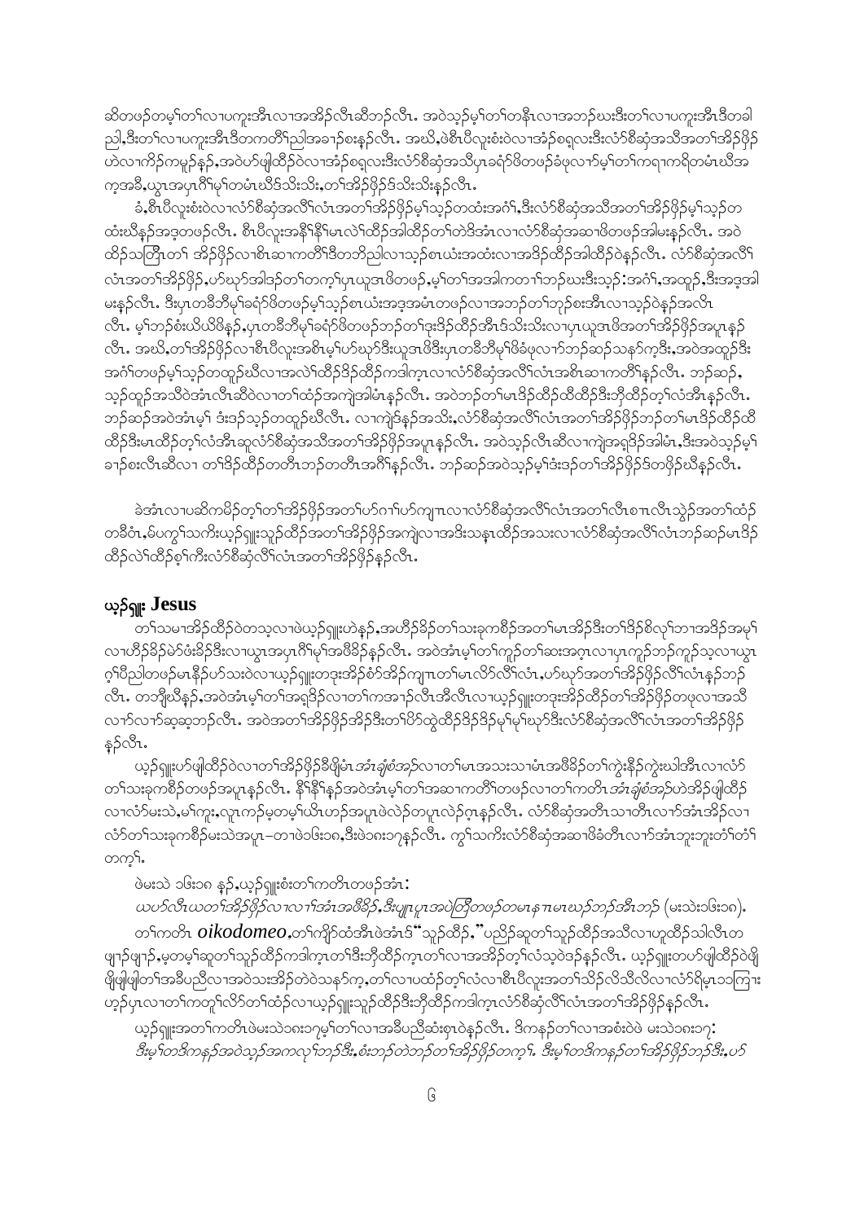ဆိတဖဉ်တမ့ၢ်တၢ်လၢပကူးအီၤလၢအအိဉ်လီၤဆီဘဉ်လီၤ. အဝဲသ့ဉ်မ့ၢ်တၢ်တနီၤလၢအဘဉ်ဃးဒီးတၢ်လၢပကူးအီၤဒီတခါ ညါ,ဒီးတၢ်လၢပကူးအီၤဒီတကတိၢ်ညါအခၢဉ်စးနဉ်လီၤ. အဃိ,ဖဲစီၤပီလူးစံးဝဲလၢအံၤစရူလးဒီးလံာ်စီဆှံအသီအတၢ်အိဉ်ဖှိဉ် ဟဲလၢကိဉ်ကမူဉ်နဉ်,အဝဲပာ်ဖျါထီဉ်ဝဲလၢအံၤစရူလးဒီးလံာ်စီဆှံအသီပှၤခရံာ်ဖိတဖဉ်ခံဖုလၢာ်မ့ၢ်တၢ်ကရၢကရိတမံၤဃီအ က့အခီ,ယွၤအပှၤဂီၢ်မုၢ်တမံၤဃီဒ်သိးသိး,တၢ်အိဉ်ဖှိဉ်ဒ်သိးသိးနဉ်လီၤ.

ခံ,စီၤပီလူးစံးဝဲလၢလံာ်စီဆှံအလိၢ်လံၤအတၢ်အိဉ်ဖှိဉ်မ့ၢ်သ့ဉ်တထံးအဂံၢ်,ဒီးလံာ်စီဆှံအသီအတၢ်အိဉ်ဖှိဉ်မ့ၢ်သ့ဉ်တ ထံးဃီနဉ်အဒ့တဖဉ်လီၤ. စီၤပီလူးအနိၢ်နိၢ်မၤလဲၢ်ထီဉ်အါထီဉ်တၢ်တဲဒ်အံၤလၢလံာ်စီဆှံအဆၢဖိတဖဉ်အါမးနဉ်လီၤ. အဝဲ ထိဉ်သတြီၤတၢ် အိဉ်ဖှိဉ်လၢစီၤဆၢကတိၢ်ဒီတဘိညါလၢသ့ဉ်စၤယံးအထံးလၢအဒိဉ်ထီဉ်အါထီဉ်ဝဲနဉ်လီၤ. လံာ်စီဆှံအလိၢ် လံၤအတၢ်အိဉ်ဖှိဉ်,ပာ်ဃုာ်အါဒဉ်တၢ်တက့ၢ်ပှၤယူဒၤဖိတဖဉ်,မ့ၢ်တၢ်အအါကတၢၢ်ဘဉ်ဃးဒီးသ့ဉ်:အဂံၢ်,အထူဉ်,ဒီးအဒ့အါ မးနဉ်လီၤ. ဒီးပှၤတဖီဘီမုၢ်ခရံာ်ဖိတဖဉ်မ့ၢ်သ့ဉ်စၤယံးအဒ့အမံၤတဖဉ်လၢအဘဉ်တၢ်ဘဉ်စးအီၤလၢသ့ဉ်ဝဲနဉ်အလိၤ လီၤ. မ့ၢ်ဘဉ်စံးဃီယိဖိနဉ်,ပှၤတဖီဘီမုၢ်ခရံာ်ဖိတဖဉ်ဘဉ်တၢ်ဒုးဒိဉ်ထီဉ်အီၤဒ်သိးသိးလၢပှၤယူဒၤဖိအတၢ်အိဉ်ဖှိဉ်အပူၤနဉ် လီၤ. အဃိ,တၢ်အိဉ်ဖှိဉ်လၢစီၤပီလူးအစိၤမ့ၢ်ပာ်ဃုာ်ဒီးယူဒၤဖိဒီးပှၤတဖီဘီမုၢ်ဖိခံဖုလၢာ်ဘဉ်ဆဉ်သနာ်က့ဒီး,အဝဲအထူဉ်ဒီး အဂံၢ်တဖဉ်မ့ၢ်သ့ဉ်တထူဉ်ဃီလၢအလဲၢ်ထီဉ်ဒိဉ်ထီဉ်ကဒါက့ၤလၢလံာ်စီဆှံအလိၢ်လံၤအစိၤဆၢကတိၢ်နဉ်လီၤ. ဘဉ်ဆဉ်, သ့ဉ်ထူဉ်အသီဝဲအံၤလီၤဆီဝဲလၢတၢ်ထံဉ်အကျဲအါမံၤနဉ်လီၤ. အဝဲဘဉ်တၢ်မၤဒိဉ်ထီဉ်ထိထိဉ်ဒီးဘှီထီဉ်တ့ၢ်လံအီၤနဉ်လီၤ. ဘဉ်ဆဉ်အဝဲအံၤမ့ၢ် ဒံးဒဉ်သ့ဉ်တထူဉ်ဃီလီၤ. လၢကျဲဒ်နဉ်အသိး,လံာ်စီဆှံအလိၢ်လံၤအတၢ်အိဉ်ဖှိဉ်ဘဉ်တၢ်မၤဒိဉ်ထီဉ်ထိ ထိထိဉ်ဒီးမၤထိဉ်တ့ၢ်လံအီၤဆူလံာ်စီဆှံအသီအတၢ်အိဉ်ဖှိဉ်အပူၤနဉ်လီၤ. အဝဲသ့ဉ်လီၤဆီလၢကျဲအရှဒိဉ်အါမံၤ,ဒီးအဝဲသ့ဉ်မ့ၢ် ခၢဉ်စးလီၤဆီလၢ တၢ်ဒိဉ်ထိဉ်တတီၤဘဉ်တတီၤအဂီၢ်နဉ်လီၤ. ဘဉ်ဆဉ်အဝဲသ့ဉ်မ့ၢ်ဒံးဒဉ်တၢ်အိဉ်ဖှိဉ်ဒ်တဖှိဉ်ဃီနဉ်လီၤ.

ခဲအံၤလၢပဆိကမိဉ်တ့ၢ်တၢ်အိဉ်ဖှိဉ်အတၢ်ပာ်ဂၢၢ်ပာ်ကျπလၢလံာ်စီဆှံအလိၢ်လံၤအတၢ်လီၤစπလီၤသွဲဉ်အတၢ်ထံဉ် တခီဝံၤ,ဖဲပကွၢ်သကိးယှဉ်ရှူးသူဉ်ထိဉ်အတၢ်အိဉ်ဖှိဉ်အကျဲလၢအဒိးသနၤထိဉ်အသးလၢလံာ်စီဆှံအလိၢ်လံၤဘဉ်ဆဉ်မၤဒိဉ် ထိဉ်လဲၢ်ထိဉ်စ့ၢ်ကီးလံာ်စီဆှံလိၢ်လံၤအတၢ်အိဉ်ဖှိဉ်နဉ်လီၤ.

## ယှဉ်ရှူး Jesus

တၢ်သမၢအိဉ်ထိဉ်ဝဲတသ့လၢဖဲယှဉ်ရှူးဟဲနဉ်,အဟီဉ်ခိဉ်တၢ်သးခုကစီဉ်အတၢ်မၤအိဉ်ဒီးတၢ်ဒိဉ်စိလုၢ်ဘၢအဒိဉ်အမုၢ် လၢဟီဉ်ခိဉ်မဲာ်ဖံးခိဉ်ဒီးလၢယွၤအပှၤဂီၢ်မုၢ်အဖိခိဉ်နဉ်လီၤ. အဝဲအံၤမ့ၢ်တၢ်ကူဉ်တၢ်ဆးအဂ္ၤလၢပှၤကူဉ်ဘဉ်ကူဉ်သ့လၢယွၤ ဂ့ၢ်ပီညါတဖဉ်မၤနီဉ်ပာ်သးဝဲလၢယှဉ်ရှူးတဒုးအိဉ်စံာ်အိဉ်ကျπတၢ်မၤလိာ်လိၢ်လံၤ,ပာ်ဃုာ်အတၢ်အိဉ်ဖှိဉ်လိၢ်လံၤနဉ်ဘဉ် လီၤ. တဘျီဃီနဉ်,အဝဲအံၤမ့ၢ်တၢ်အရှဒိဉ်လၢတၢ်ကအၢဉ်လီၤအီလီၤလၢယှဉ်ရှူးတဒုးအိဉ်ထိဉ်တၢ်အိဉ်ဖှိဉ်တဖုလၢအသီ လၢာ်လၢာ်ဆ့ဆ့ဘဉ်လီၤ. အဝဲအတၢ်အိဉ်ဖှိဉ်အိဉ်ဒီးတၢ်ပိာ်ထွဲထိဉ်ဒိဉ်ဒိဉ်မုၢ်မုၢ်ဃုာ်ဒီးလံာ်စီဆှံအလိၢ်လံၤအတၢ်အိဉ်ဖှိဉ် နဉ်လီၤ.

ယှဉ်ရှူးပာ်ဖျါထိဉ်ဝဲလၢတၢ်အိဉ်ဖှိဉ်ဒီဖှိမံၤ *အံၤချံစံအ့ဉ်*လၢတၢ်မၤအသးသၢမံၤအဖီခိဉ်တၢ်ကွဲးနိဉ်ကွဲးဃါအီၤလၢလံာ် တၢ်သးခုကစီဉ်တဖဉ်အပူၤနဉ်လီၤ. နိၢ်နိၢ်နဉ်အဝဲအံၤမ့ၢ်တၢ်အဆၢကတိၢ်တဖဉ်လၢတၢ်ကတိၤ *အံၤချံစံအ့ဉ်*ဟဲအိဉ်ဖျါထိဉ် လၢလံာ်မးသဲ,မၢ်ကူး,လူၤကဉ်မ့တမ့ၢ်ယိၤဟဉ်အပူၤဖဲလဲဉ်တပူၤလဲဉ်ဂ့ၤနဉ်လီၤ. လံာ်စီဆှံအတိၤသၢတိၤလၢာ်အံၤအိဉ်လၢ လံာ်တၢ်သးခုကစီဉ်မးသဲအပူၤ–တၢဖဲ၁၆း၁၈,ဒီးဖဲ၁၈း၁၇နဉ်လီၤ. ကွၢ်သကိးလံာ်စီဆှံအဆၢဖိခံတိၤလၢာ်အံၤဘူးဘူးတံၢ်တံၢ် တက့ၢ်.

ဖဲမးသဲ ၁၆း၁၈ နဉ်,ယှဉ်ရှူးစံးတၢ်ကတိၤတဖဉ်အံၤ:

*ယပာ်လီၤယတၢ်အိဉ်ဖှိဉ်လၢလၢၢ်အံၤအဖီခိဉ်,ဒီးပျုၤပှၤအပဲတြီတဖဉ်တမၤနπမၤဃဉ်ဘဉ်အီၤဘဉ်* (မးသဲး၁၆း၁၈).

တၢ်ကတိၤ *oikodomeo*,တၢ်ကျိာ်ထံအီၤဖဲအံၤဒ်"သူဉ်ထိဉ်,"ပညီဉ်ဆူတၢ်သူဉ်ထိဉ်အသီလၢဟူထိဉ်သါလီၤတ ဖျၢဉ်ဖျၢဉ်,မ့တမ့ၢ်ဆူတၢ်သူဉ်ထိဉ်ကဒါက့ၤတၢ်ဒီးဘှီထိဉ်က့ၤတၢ်လၢအအိဉ်တ့ၢ်လံသ့ဝဲဒဉ်နဉ်လီၤ. ယှဉ်ရှူးတပာ်ဖျါထိဉ်ဝဲဖျိ ဖျိဖျါဖျါတၢ်အခီပညီလၢအဝဲသးအိဉ်တဲဝဲသနာ်က့,တၢ်လၢပထံဉ်တ့ၢ်လံလၢစီၤပီလူးအတၢ်သိဉ်လိသီလိလၢလံာ်ရိမ့ၤ၁၁ကြၢး ဟ့ဉ်ပှၤလၢတၢ်ကတူၢ်လိာ်တၢ်ထံဉ်လၢယှဉ်ရှူးသူဉ်ထိဉ်ဒီးဘှီထိဉ်ကဒါက့ၤလံာ်စီဆှံလိၢ်လံၤအတၢ်အိဉ်ဖှိဉ်နဉ်လီၤ.

ယှဉ်ရှူးအတၢ်ကတိၤဖဲမးသဲ၁၈း၁၇မ့ၢ်တၢ်လၢအခီပညီဆံးစှၤဝဲနဉ်လီၤ. ဒ်ကနဉ်တၢ်လၢအစံးဝဲဖဲ မးသဲ၁၈း၁၇:

*ဒီးမ့ၢ်တဒိကနဉ်အဝဲသ့ဉ်အကလုၢ်ဘဉ်ဒီး,စံးဘဉ်တဲဘဉ်တၢ်အိဉ်ဖှိဉ်တက့ၢ်. ဒီးမ့ၢ်တဒိကနဉ်တၢ်အိဉ်ဖှိဉ်ဘဉ်ဒီး,ပာ်*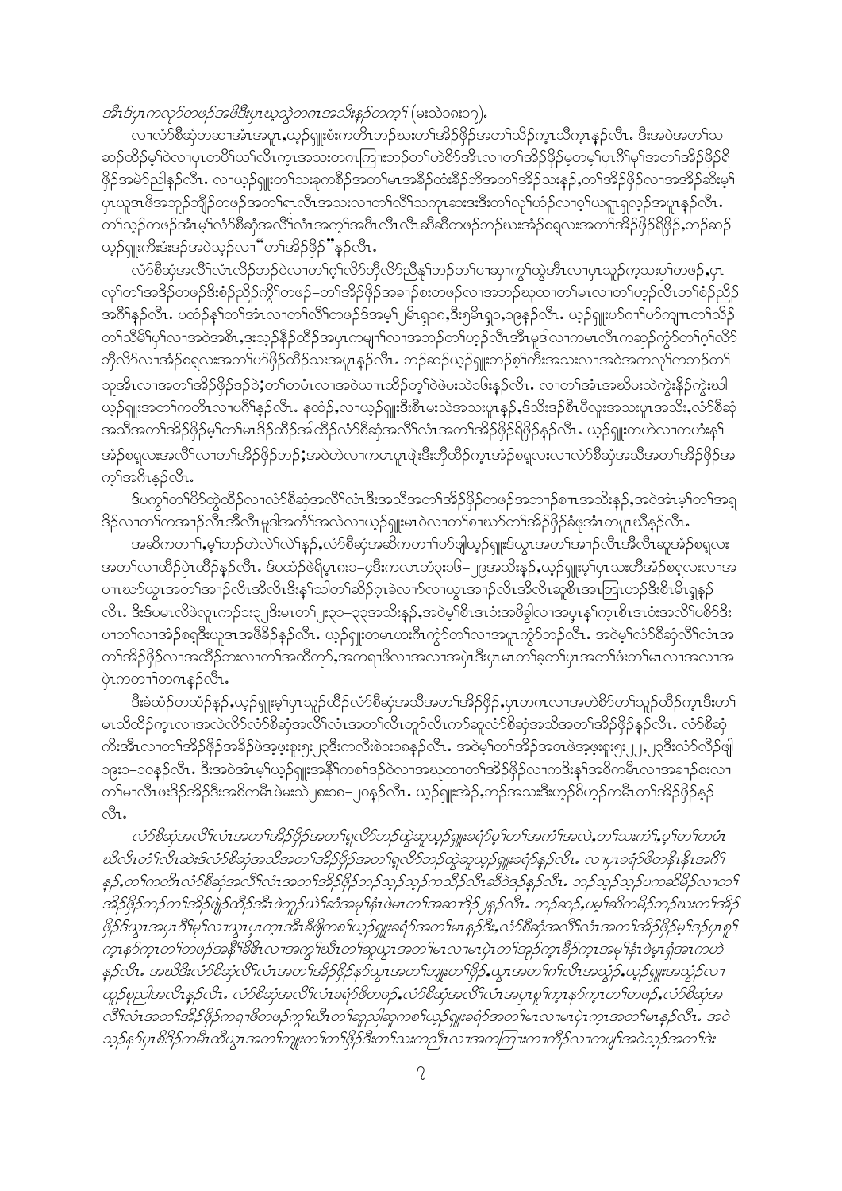*အီၤဒ်ပှၤကလုာ်တဖဉ်အဖိဒီးပှၤဃုသ့ဲတဂၤအသိးန့ၣ်တက့ၢ် (မးသဲ၁၈း၁၇).*

လၢလံာ်စီဆှံတဆၢအံၤအပူၤ,ယ့ၣ်ရှူးစံးကတိၤဘၣ်ဃးတၢ်အိၣ်ဖှိၣ်အတၢ်သိၣ်က့ၤသိက့ၤန့ၣ်လီၤ. ဒီးအဝဲအတၢ်သဆဉ်ထိဉ်မ့ၢ်ဝဲလၢပှၤတဖိၢ်ယၢ်လီၤက့ၤအသးတဂၤကြၢးဘၣ်တၢ်ဟဲစိာ်အီၤလၢတၢ်အိၣ်ဖှိၣ်မ့တမ့ၢ်ပှၤဂိၢ်မုၢ်အတၢ်အိၣ်ဖှိၣ်ရိဖှိၣ်အမဲာ်ညါန့ၣ်လီၤ. လၢယ့ၣ်ရှူးတၢ်သးခုကစိၣ်အတၢ်မၤအခိၣ်ထံးခီၣ်ဘိအတၢ်အိၣ်သးန့ၣ်,တၢ်အိၣ်ဖှိၣ်လၢအအိၣ်ဆိးမ့ၢ်ပှၤယူအၤဖိအဘူၣ်ဘျီၣ်တဖဉ်အတၢ်ရၤလီၤအသးလၢတၢ်လီၢ်သကုၤဆးဒးဒီးတၢ်လုၢ်ဟံၣ်လၢဂ့ၢ်ယရူၤရှလ့ဉ်အပူၤန့ၣ်လီၤ. တၢ်သ့ဉ်တဖဉ်အံၤမ့ၢ်လံာ်စီဆှံအလီၢ်လံၤအက့ၢ်အဂီၤလီၤလီၤဆီဆီတဖဉ်ဘၣ်ဃးအံၣ်စရူလးအတၢ်အိၣ်ဖှိၣ်ရိဖှိၣ်,ဘၣ်ဆဉ်ယ့ၣ်ရှူးကိးဒံးဒဉ်အဝဲသ့ဉ်လၢ "တၢ်အိၣ်ဖှိၣ်" န့ၣ်လီၤ.

လံာ်စီဆှံအလီၢ်လံၤလိဉ်ဘၣ်ဝဲလၢတၢ်ဂ့ၢ်လိာ်ဘိုလိာ်ညီနုၢ်ဘၣ်တၢ်ပၢဆှၢကွၢ်ထွဲအီၤလၢပှၤသ့ဉ်က့သးပှၢ်တဖဉ်,ပှၤလုၢ်တၢ်အဒိဉ်တဖဉ်ဒီးစံဉ်ညီဉ်ကွိၢ်တဖဉ်–တၢ်အိၣ်ဖှိၣ်အခၢဉ်စးတဖဉ်လၢအဘၣ်ဃုထၢတၢ်မၤလၢတၢ်ဟ့ဉ်လီၤတၢ်စံဉ်ညီဉ်အဂိၢ်န့ၣ်လီၤ. ပထံဉ်န့ၢ်တၢ်အံၤလၢတၢ်လီၢ်တဖဉ်ဒ်အမ့ၢ် ၂မီၤရှၤ၈,ဒီး၅မီၤရှၤ,၁၉န့ၣ်လီၤ. ယ့ၣ်ရှူးဟ်ဂၢၢ်ဟ်ကျπတၢ်သိဉ်တၢ်သိမိၢ်ပှၢ်လၢအဝဲအဖီၤ,ဒုးသ့ဉ်နီၣ်ထိဉ်အပှၤကမျၢၢ်လၢအဘၣ်တၢ်ဟ့ဉ်လီၤအီၤမူဒါလၢကမၤလီၤကဆှဉ်ကွံာ်တၢ်ဂ့ၢ်လိာ်ဘိုလိာ်လၢအံၣ်စရူလးအတၢ်ဟ်ဖှိဉ်ထိဉ်သးအပူၤန့ၣ်လီၤ. ဘၣ်ဆဉ်ယ့ၣ်ရှူးဘၣ်စ့ၢ်ကီးအသးလၢအဝဲအကလုၢ်ကဘၣ်တၢ်သူအီၤလၢအတၢ်အိၣ်ဖှိၣ်ဒဉ်ဝဲ;တၢ်တမံၤလၢအဝဲယπထိဉ်တ့ၢ်ဝဲဖဲမးသဲ၁၆းန့ၣ်လီၤ. လၢတၢ်အံၤအဃိမးသဲကွဲးနီၣ်ကွဲးဃါယ့ၣ်ရှူးအတၢ်ကတိၤလၢပဂိၢ်န့ၣ်လီၤ. နထံဉ်,လၢယ့ၣ်ရှူးဒီးစီၤမးသဲအသးပူၤန့ၣ်,ဒ်သိးဒဉ်စီၤပီလူးအသးပူၤအသိး,လံာ်စီဆှံအသီအတၢ်အိၣ်ဖှိၣ်မ့ၢ်တၢ်မၤဒိဉ်ထိဉ်အါထိဉ်လံာ်စီဆှံအလီၢ်လံၤအတၢ်အိၣ်ဖှိၣ်ရိဖှိၣ်န့ၣ်လီၤ. ယ့ၣ်ရှူးတဟဲလၢကဟံးနှၢ်အံၣ်စရူလးအလီၢ်လၢတၢ်အိၣ်ဖှိၣ်ဘၣ်;အဝဲဟဲလၢကမၤပှၤဖျဲးဒီးဘိုထိဉ်က့ၤအံၣ်စရူလးလၢလံာ်စီဆှံအသီအတၢ်အိၣ်ဖှိၣ်အကုၢ်အဂီၤန့ၣ်လီၤ.

ဒ်ပကွၢ်တၢ်ပိာ်ထွဲထိဉ်လၢလံာ်စီဆှံအလီၢ်လံၤဒီးအသီအတၢ်အိၣ်ဖှိၣ်တဖဉ်အဘၢဉ်စπအသိးန့ၣ်,အဝဲအံၤမ့ၢ်တၢ်အရှဒိဉ်လၢတၢ်ကအၢဉ်လီၤအီၤလီၤမူဒါအကံၢ်အလဲလၢယ့ၣ်ရှူးမၤဝဲလၢတၢ်စπဃာ်တၢ်အိၣ်ဖှိၣ်ခံဖုအံၤတပူၤဃီန့ၣ်လီၤ.

အဆိကတၢၢ်,မ့ၢ်ဘၣ်တဲလဲၢ်လဲၢ်န့ၣ်,လံာ်စီဆှံအဆိကတၢၢ်ဟ်ဖျါယ့ၣ်ရှူးဒ်ယွၤအတၢ်အၢဉ်လီၤအီၤလီၤဆူအံၣ်စရူလးအတၢ်လၢထိဉ်ပှဲၤထိဉ်န့ၣ်လီၤ. ဒ်ပထံဉ်ဖဲရိမ့ၤ၈း၁–၄ဒီးကလၤတံ၃း၁၆–၂၉အသိးန့ၣ်,ယ့ၣ်ရှူးမ့ၢ်ပှၤသးတီအံၣ်စရူလးလၢအပπဃာ်ယွၤအတၢ်အၢဉ်လီၤအီၤလီၤဒီးန့ၢ်သါတၢ်ဆိဉ်ဂ့ၤခဲလၢာ်လၢယွၤအၢဉ်လီၤအီၤဆူစီၤအၤဘြၤဟၣ်ဒီးစီၤဒါၿိဒ်န့ၣ်လီၤ. ဒီးဒ်ပမၤလိဖဲလူၤကဉ်၁း၃၂ဒီးမၤတၢ်၂း၃၁–၃၃အသိးန့ၣ်,အဝဲမ့ၢ်စီၤဒၤဝံးအဖိခွါလၢအပှၤနၢ်က့ၤစီၤဒၤဝံးအလီၢ်ပစိာ်ဒီးပπတၢ်လၢအံၣ်စရူဒီးယူအၤအဖိခိၣ်န့ၣ်လီၤ. ယ့ၣ်ရှူးတမၤဟးဂီၤကွံာ်တၢ်လၢအပူၤကွံာ်ဘၣ်လီၤ. အဝဲမ့ၢ်လံာ်စီဆှံလီၢ်လံၤအတၢ်အိၣ်ဖှိၣ်လၢအထိဉ်ဘးလၢတၢ်အထိတ့ာ်,အကရၢဖိလၢအလၢအပှဲၤဒီးပှၤမၤတၢ်ခ့တၢ်ပှၤအတၢ်ဖံးတၢ်မၤလၢအလၢအပှဲၤကတၢၢ်တဂၤန့ၣ်လီၤ.

ဒီးခံထံဉ်တထံဉ်န့ၣ်,ယ့ၣ်ရှူးမ့ၢ်ပှၤသူဉ်ထိဉ်လံာ်စီဆှံအသီအတၢ်အိၣ်ဖှိၣ်,ပှၤတဂၤလၢအဟဲစိာ်တၢ်သူဉ်ထိဉ်က့ၤဒီးတၢ်မၤသီထိဉ်က့ၤလၢအလဲလိာ်လံာ်စီဆှံအလီၢ်လံၤအတၢ်လီၤတံၢ်လီၤက်ဆူလံာ်စီဆှံအသီအတၢ်အိၣ်ဖှိၣ်န့ၣ်လီၤ. လံာ်စီဆှံကိးအီၤလၢတၢ်အိၣ်ဖှိၣ်အခိၣ်ဖဲအဖှ့ဉ်စုၤ၅း၂၃ဒီးကလီးစဲ၁း၁၈န့ၣ်လီၤ. အဝဲမ့ၢ်တၢ်အိၣ်အတၤဖဲအဖှ့ဉ်စုၤ၅း၂၂,၂၃ဒီးလံာ်လိဉ်ဖျါ၁၉း၁–၁၀န့ၣ်လီၤ. ဒီးအဝဲအံၤမ့ၢ်ယ့ၣ်ရှူးအနီၢ်ကစၢ်ဒဉ်ဝဲလၢအဃုထၢတၢ်အိၣ်ဖှိၣ်လၢကဒိးန့ၢ်အစိကမီၤလၢအခၢဉ်စးလၢတၢ်မၤလီၤဖးဒိဉ်အိၣ်ဒီးအစိကမီၤဖဲမးသဲ၂၈း၁၈–၂၀န့ၣ်လီၤ. ယ့ၣ်ရှူးအဲၣ်,ဘၣ်အသးဒီးဟ့ဉ်စိဟ့ဉ်ကမီၤတၢ်အိၣ်ဖှိၣ်န့ၣ်လီၤ.

*လံာ်စီဆှံအလီၢ်လံၤအတၢ်အိၣ်ဖှိၣ်အတၢ်ရှလိာ်ဘၣ်ထွဲဆူယ့ၣ်ရှူးခရံာ်မ့ၢ်တၢ်အကံၢ်အလဲ,တၢ်သးကံၢ်,မ့ၢ်တၢ်တမံၤဃီလီၤတံၢ်လီၤဆဲးဒ်လံာ်စီဆှံအသီအတၢ်အိၣ်ဖှိၣ်အတၢ်ရှလိာ်ဘၣ်ထွဲဆူယ့ၣ်ရှူးခရံာ်န့ၣ်လီၤ. လၢပှၤခရံာ်ဖိတနီၤနီၤအဂိၢ်န့ၣ်,တၢ်ကတိၤလံာ်စီဆှံအလီၢ်လံၤအတၢ်အိၣ်ဖှိၣ်ဘၣ်သ့ဉ်သ့ဉ်ကသိဉ်လီၤဆီဝဲဒဉ်န့ၣ်လီၤ. ဘၣ်သ့ဉ်သ့ဉ်ပကဆိမိဉ်လၢတၢ်အိၣ်ဖှိၣ်ဘၣ်တၢ်အိၣ်ဖှဲဉ်ထိဉ်အီၤဖဲဘူဉ်ယဲၢ်ဆံအမုၢ်နံၤဖဲမၤတၢ်အဆၢအဒိဉ်၂န့ၣ်လီၤ. ဘၣ်ဆဉ်,ပမ့ၢ်ဆိကမိဉ်ဘၣ်ဃးတၢ်အိၣ်ဖှိၣ်ဒ်ယွၤအပှၤဂိၢ်မုၢ်လၢယွၤပှၤက့ၤအီၤခီဖျိကစၢ်ယ့ၣ်ရှူးခရံာ်အတၢ်မၤန့ၣ်ဒီး,လံာ်စီဆှံအလီၢ်လံၤအတၢ်အိၣ်ဖှိၣ်မ့ၢ်ဒဉ်ပှၤစူၢ်က့ၤနၢ်က့ၤတၢ်တဖဉ်အနီၢ်ခိၣ်လၢအကွၢ်ဃီၤတၢ်ဆူယွၤအတၢ်မၤလၢမၤပှဲၤတၢ်အုဉ်က့ၤခီဉ်က့ၤအမုၢ်နံၤဖဲမှၢ်ရှံအၤကဟဲန့ၣ်လီၤ. အဃိဒီးလံာ်စီဆှံလီၢ်လံၤအတၢ်အိၣ်ဖှိၣ်နၢ်ယွၤအတၢ်ဘျုးတၢ်ဖှိၣ်,ယွၤအတၢ်ဂၢ်လီၤအသ့ၣ်,ယ့ၣ်ရှူးအသ့ၣ်လၢထူဉ်စုညါအလီၤန့ၣ်လီၤ. လံာ်စီဆှံအလီၢ်လံၤခရံာ်ဖိတဖဉ်,လံာ်စီဆှံအလီၢ်လံၤအပှၤစူၢ်က့ၤနၢ်က့ၤတၢ်တဖဉ်,လံာ်စီဆှံအသီအလီၢ်လံၤအတၢ်အိၣ်ဖှိၣ်ကရၢဖိတဖဉ်ကွၢ်ဃီၤတၢ်ဆူညါဆူကစၢ်ယ့ၣ်ရှူးခရံာ်အတၢ်မၤလၢမၤပှဲၤက့ၤအတၢ်မၤန့ၣ်လီၤ. အဝဲသ့ဉ်နာ်ပှၤစိဒိဉ်ကမီၤထီယွၤအတၢ်ဘျုးတၢ်ဖှိဉ်ဒီးတၢ်သးကညီၤလၢအတကြၢးကၢကီဉ်လၢကဟ့ၢ်အဝဲသ့ဉ်အတၢ်ဒိး*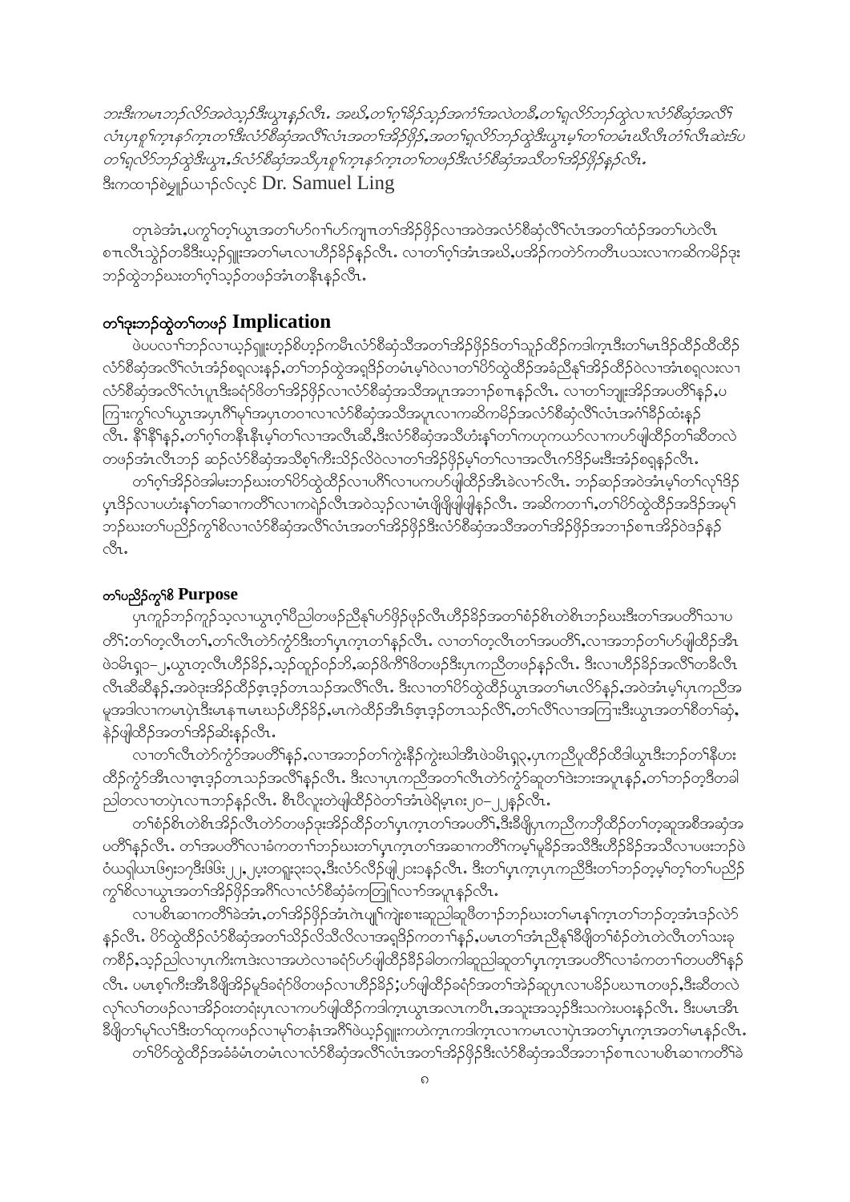*ဘးဒီးကမၤဘၣ်လိာ်အဝဲသ့ၣ်ဒီးယွၤန့ၣ်လီၤ. အဃိ,တၢ်ဂ့ၢ်ခိၣ်သ့ၣ်အကံၢ်အလဲတခီ,တၢ်ရလိာ်ဘၣ်ထွဲလၢလံာ်စီဆှံအလီၢ် လံၤပှၤစူၢ်က့ၤနဲၣ်က့ၤတၢ်ဒီးလံာ်စီဆှံအလီၢ်လံၤအတၢ်အိၣ်ဖှိၣ်,အတၢ်ရလိာ်ဘၣ်ထွဲဒီးယွၤမ့ၢ်တၢ်တမံၤဃီလီၤတံၢ်လီၤဆဲးဒ်ပ တၢ်ရလိာ်ဘၣ်ထွဲဒီးယွၤ,ဒ်လံာ်စီဆှံအသိးပှၤစူၢ်က့ၤနဲၣ်က့ၤတၢ်တဖၣ်ဒီးလံာ်စီဆှံအသိတၢ်အိၣ်ဖှိၣ်န့ၣ်လီၤ.*
ဒီးကထၢၣ်စဲမှူၣ်ဃၢၣ်လ်လ့င် Dr. Samuel Ling

တ့ၤခဲအံၤ,ပကွၢ်တ့ၢ်ယွၤအတၢ်ပာ်ဂၢၢ်ပာ်ကျၢၤတၢ်အိၣ်ဖှိၣ်လၢအဝဲအလံာ်စီဆှံလီၢ်လံၤအတၢ်ထံၣ်အတၢ်ဟဲလီၤ စπၤလီၤသွဲၣ်တခီဒီးယ့ၣ်ရှူးအတၢ်မၤလၢဟီၣ်ခိၣ်န့ၣ်လီၤ. လၢတၢ်ဂ့ၢ်အံၤအဃိ,ပအိၣ်ကတဲာ်ကတီၤပသးလၢကဆိကမိၣ်ဒုး ဘၣ်ထွဲဘၣ်ဃးတၢ်ဂ့ၢ်သ့ၣ်တဖၣ်အံၤတနီၤန့ၣ်လီၤ.

## တၢ်ဒုးဘၣ်ထွဲတၢ်တဖၣ် Implication

ဖဲပပလၢၢ်ဘၣ်လၢယ့ၣ်ရှူးဟ့ၣ်စိဟ့ၣ်ကမီၤလံာ်စီဆှံသီအတၢ်အိၣ်ဖှိၣ်ဒ်တၢ်သူၣ်ထိၣ်ကဒါက့ၤဒီးတၢ်မၤဒိၣ်ထိၣ်ထီထိၣ် လံာ်စီဆှံအလီၢ်လံၤအံၣ်စရ့လးန့ၣ်,တၢ်ဘၣ်ထွဲအရှဒိၣ်တမံၤမ့ၢ်ဝဲလၢတၢ်ပိာ်ထွဲထိၣ်အခံညီနှၢ်အိၣ်ထိၣ်ဝဲလၢအံၤစရ့လးလၢ လံာ်စီဆှံအလီၢ်လံၤပှၤဒီးခရံာ်ဖိတၢ်အိၣ်ဖှိၣ်လၢလံာ်စီဆှံအသိအပူၤအဘၢၣ်စπၤန့ၣ်လီၤ. လၢတၢ်ဘျုးအိၣ်အပတီၢ်န့ၣ်,ပ ကြၢးကွၢ်လၢ်ယွၤအပှၤဂီၢ်မုၢ်အပှၤတဝၢလၢလံာ်စီဆှံအသိအပူၤလၢကဆိကမိၣ်အလံာ်စီဆှံလီၢ်လံၤအဂံၢ်ခိၣ်ထံးန့ၣ် လီၤ. နိၢ်နိၢ်န့ၣ်,တၢ်ဂ့ၢ်တနီၤနီၤမ့ၢ်တၢ်လၢအလီၤဆီ,ဒီးလံာ်စီဆှံအသိဟံးနှၢ်တၢ်ကဟုကယာ်လၢကပာ်ဖျါထိၣ်တၢ်ဆီတလဲ တဖၣ်အံၤလီၤဘၣ် ဆ့ၣ်လံာ်စီဆှံအသိစ့ၢ်ကီးသိၣ်လိဝဲလၢတၢ်အိၣ်ဖှိၣ်မ့ၢ်တၢ်လၢအလီၤက်ဒိၣ်မးဒီးအံၣ်စရ့န့ၣ်လီၤ.

တၢ်ဂ့ၢ်အိၣ်ဝဲအါမးဘၣ်ဃးတၢ်ပိာ်ထွဲထိၣ်လၢပဂိၢ်လၢပကပာ်ဖျါထိၣ်အီၤခဲလၢာ်လီၤ. ဘၣ်ဆ့ၣ်အဝဲအံၤမ့ၢ်တၢ်လုၢ်ဒိၣ် ပှၤဒိၣ်လၢပဟံးနှၢ်တၢ်ဆၢကတီၢ်လၢကရဲၣ်လီၤအဝဲသ့ၣ်လၢမံၤဖှိဖှိဖျါန့ၣ်လီၤ. အဆိကတၢၢ်,တၢ်ပိာ်ထွဲထိၣ်အဒိၣ်အမုၢ် ဘၣ်ဃးတၢ်ပညိၣ်ကွၢ်စိလၢလံာ်စီဆှံအလီၢ်လံၤအတၢ်အိၣ်ဖှိၣ်ဒီးလံာ်စီဆှံအသိအတၢ်အိၣ်ဖှိၣ်အဘၢၣ်စπၤအိၣ်ဝဲဒၣ်န့ၣ် လီၤ.

### တၢ်ပညိၣ်ကွၢ်စိ Purpose

ပှၤကူၣ်ဘၣ်ကူၣ်သ့လၢယွၤဂ့ၢ်ပီညါတဖၣ်ညီနှၢ်ပာ်ဖှိၣ်ဖှၣ်လီၤဟီၣ်ခိၣ်အတၢ်စံၣ်စိၤတဲစိၤဘၣ်ဃးဒီးတၢ်အပတီၢ်သၢပ တီၢ်:တၢ်တ့လီၤတၢ်,တၢ်လီၤတဲာ်ကွံာ်ဒီးတၢ်ပှၤက့ၤတၢ်န့ၣ်လီၤ. လၢတၢ်တ့လီၤတၢ်အပတီၢ်,လၢအဘၣ်တၢ်ပာ်ဖျါထိၣ်အီၤ ဖဲ၁မိၤရှ၁–၂,ယွၤတ့လီၤဟီၣ်ခိၣ်,သ့ၣ်ထူၣ်ဝၣ်ဘိ,ဆၣ်ဖိကိၢ်ဖိတဖၣ်ဒီးပှၤကညီတဖၣ်န့ၣ်လီၤ. ဒီးလၢဟီၣ်ခိၣ်အလိၢ်တခီလီၤ လီၤဆီဆီန့ၣ်,အဝဲဒုးအိၣ်ထိၣ်ဧ့ၤဒ့ၣ်တၤသၣ်အလိၢ်လီၤ. ဒီးလၢတၢ်ပိာ်ထွဲထိၣ်ယွၤအတၢ်မၤလိာ်န့ၣ်,အဝဲအံၤမ့ၢ်ပှၤကညီအ မုအဒါလၢကမၤပှဲၤဒီးမၤနπၤမၤဃၣ်ဟီၣ်ခိၣ်,မၤကဲထိၣ်အီၤဒ်ဧ့ၤဒ့ၣ်တၤသၣ်လိၢ်,တၢ်လိၢ်လၢအကြၢးဒီးယွၤအတၢ်စိတၢ်ဆံ့, နဲၣ်ဖျါထိၣ်အတၢ်အိၣ်ဆိးန့ၣ်လီၤ.

လၢတၢ်လီၤတဲာ်ကွံာ်အပတီၢ်န့ၣ်,လၢအဘၣ်တၢ်ကွဲးနိၣ်ကွဲးဃါအီၤဖဲ၁မိၤရှ၃,ပှၤကညီပူထိၣ်ထီဒါယွၤဒီးဘၣ်တၢ်နီဟး ထိၣ်ကွံာ်အီၤလၢဧ့ၤဒ့ၣ်တၤသၣ်အလိၢ်န့ၣ်လီၤ. ဒီးလၢပှၤကညီအတၢ်လီၤတဲာ်ကွံာ်ဆူတၢ်ဒဲးဘးအပူၤန့ၣ်,တၢ်ဘၣ်တ့ဒီတခါ ညါတလၢတပှဲၤလၢπၤဘၣ်န့ၣ်လီၤ. စီၤပီလူးတဲဖျါထိၣ်ဝဲတၢ်အံၤဖဲရိမ့ၤ၈း၂၀–၂၂န့ၣ်လီၤ.

တၢ်စံၣ်စိၤတဲစိၤအိၣ်လီၤတဲာ်တဖၣ်ဒုးအိၣ်ထိၣ်တၢ်ပှၤက့ၤတၢ်အပတီၢ်,ဒီးခီဖျိပှၤကညီကဘိထိၣ်တၢ်တ့ဆူအစီအဆှံအ ပတီၢ်န့ၣ်လီၤ. တၢ်အပတီၢ်လၢခံကတၢၢ်ဘၣ်ဃးတၢ်ပှၤက့ၤတၢ်အဆၢကတီၢ်ကမ့ၢ်မှၣ်အသီဒီးဟီၣ်ခိၣ်အသီလၢပဖးဘၣ်ဖဲ ဝံၤယရှါယၤ၆၅း၁၇ဒီး၆၆း၂၂,၂၃းတရူးသ့း၁၃,ဒီးလံာ်လိၣ်ဖျါ၂၁း၁န့ၣ်လီၤ. ဒီးတၢ်ပှၤက့ၤပှၤကညီဒီးတၢ်ဘၣ်တ့မ့ၢ်တ့ၢ်တၢ်ပညိၣ် ကွၢ်စိလၢယွၤအတၢ်အိၣ်ဖှိၣ်အဂိၢ်လၢလံာ်စီဆှံကတြူၢ်လၢာ်အပူၤန့ၣ်လီၤ.

လၢပစိၤဆၢကတီၢ်ခဲအံၤ,တၢ်အိၣ်ဖှိၣ်အံၤကဲပျုၢ်ကျဲးစၢးဆူညါဆူဖိတၢၣ်ဘၣ်ဃးတၢ်မၤနှၢ်က့ၤတၢ်ဘၣ်တ့အံၤဒ့ၣ်လဲာ် န့ၣ်လီၤ. ပိာ်ထွဲထိၣ်လံာ်စီဆှံအတၢ်သိၣ်လိသိလိလၢအရှဒိၣ်ကတၢၢ်န့ၣ်,ပမၤတၢ်အံၤညီနှၢ်ခီဖျိတၢ်စံၣ်တဲၤတဲလီၤတၢ်သးခု ကစီၣ်,သ့ၣ်ညါလၢပှၤကီးဂπၤဒဲးလၢအဟဲလၢခရံာ်ပာ်ဖျါထိၣ်ခိၣ်ခါတကါဆူညါဆူတၢ်ပှၤက့ၤအပတီၢ်လၢခံကတၢၢ်တပတီၢ်န့ၣ် လီၤ. ပမၤစ့ၢ်ကီးအီၤခီဖျိအိၣ်မူဒ်ခရံာ်ဖိတဖၣ်လၢဟီၣ်ခိၣ်;ပာ်ဖျါထိၣ်ခရံာ်အတၢ်အဲၣ်ဆူပှၤလၢပခိၣ်ပဃπၤတဖၣ်,ဒီးဆီတလဲ လုၢ်လၢ်တဖၣ်လၢအိၣ်ဝးတရံးပှၤလၢကပာ်ဖျါထိၣ်ကဒါက့ၤယွၤအလၤကပီၤ,အသူးအသ့ၣ်ဒီးသကဲးပဝးန့ၣ်လီၤ. ဒီးပမၤအီၤ ခီဖျိတၢ်မ့ၢ်လၢ်ဒီးတၢ်ထုကဖၣ်လၢမ့ၢ်တနံၤအဂိၢ်ဖဲယ့ၣ်ရှူးကဟဲက့ၤကဒါက့ၤလၢကမၤလၢပှဲၤအတၢ်ပှၤက့ၤအတၢ်မၤန့ၣ်လီၤ.

တၢ်ပိာ်ထွဲထိၣ်အခံခံမံၤတမံၤလၢလံာ်စီဆှံအလီၢ်လံၤအတၢ်အိၣ်ဖှိၣ်ဒီးလံာ်စီဆှံအသိအဘၢၣ်စπၤလၢပစိၤဆၢကတီၢ်ခဲ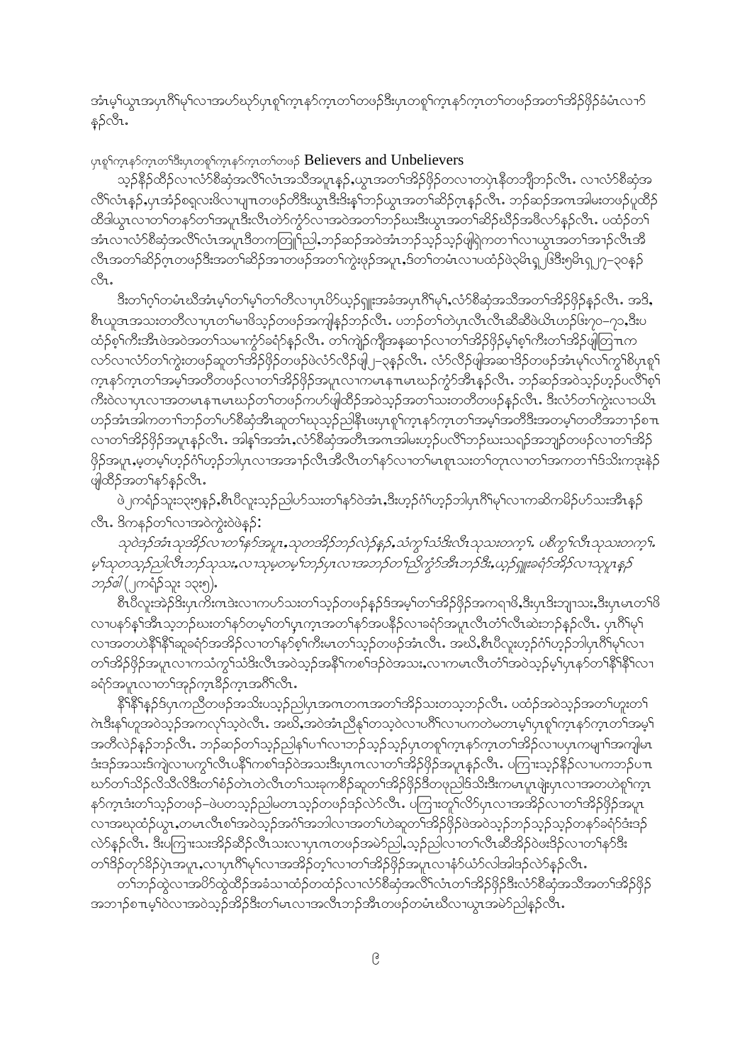အံၤမ့ၢ်ယွၤအပှၤဂီၢ်မုၢ်လၢအဟ်ဃုာ်ပှၤစူၢ်ကၠၤနဉ်ကူၤတၢ်တဖဉ်ဒီးပှၤတစူၢ်ကၠၤနဉ်ကူၤတၢ်တဖဉ်အတၢ်အိဉ်ဖှိဉ်ခံမံၤလၢာ်နဉ်လီၤ.

## ပှၤစူၢ်ကၠၤနဉ်ကူၤတၢ်ဒီးပှၤတစူၢ်ကၠၤနဉ်ကူၤတၢ်တဖဉ် Believers and Unbelievers

သ့ဉ်နီၣ်ထီဉ်လၢလံာ်စီဆှံအလိၢ်လံၤအသိအပူၤနဉ်,ယွၤအတၢ်အိဉ်ဖှိဉ်တလၢတပှဲၤနီတဘျီဘဉ်လီၤ. လၢလံာ်စီဆှံအလိၢ်လံၤနဉ်,ပှၤအံဉ်စရ့လးဖိလၢပျၢတဖဉ်တီဒီးယွၤဒီးဒိးနှၢ်ဘဉ်ယွၤအတၢ်ဆိဉ်ဂ့ၤနဉ်လီၤ. ဘဉ်ဆဉ်အဂၤအါမးတဖဉ်ပူထီဉ်ထီဒါယွၤလၢတၢ်တနာ်တၢ်အပူၤဒီးလီၤတဲာ်ကွံာ်လၢအဝဲအတၢ်ဘဉ်ဃးဒီးယွၤအတၢ်ဆိဉ်ဃိဉ်အဖီလာ်နဉ်လီၤ. ပထံဉ်တၢ်အံၤလၢလံာ်စီဆှံအလိၢ်လံၤအပူၤဒီတကတြူၢ်ညါ,ဘဉ်ဆဉ်အဝဲအံၤဘဉ်သ့ဉ်သ့ဉ်ဖျါရှဲကတၢၢ်လၢယွၤအတၢ်အၢဉ်လီၤအီလီၤအတၢ်ဆိဉ်ဂ့ၤတဖဉ်ဒီးအတၢ်ဆိဉ်အၢတဖဉ်အတၢ်ကွဲးဖှဉ်အပူၤ,ဒ်တၢ်တမံၤလၢပထံဉ်ဖဲ၃မိၤရှ၂၆ဒီး၅မိၤရှ၂၇–၃၀နဉ်လီၤ.

ဒီးတၢ်ဂ့ၢ်တမံၤဃီအံၤမ့ၢ်တၢ်မ့ၢ်တၢ်တီလၢပှၤဖိဉ်ယှဉ်ရူးအခံအပူၤဂီၢ်မုၢ်,လံာ်စီဆှံအသီအတၢ်အိဉ်ဖှိဉ်နဉ်လီၤ. အဒိ, စီၤယူဒၤအသးတတီလၢပှၤတၢ်မၢဖိသ့ဉ်တဖဉ်အကျါနဉ်ဘဉ်လီၤ. ပဘဉ်တၢ်တဲပှၤလီၤလီၤဆီဆီဖဲယိၤဟဉ်ဖး၇၀–၇၁,ဒီးပထံဉ်စ့ၢ်ကီးအီၤဖဲအဝဲအတၢ်သမၢကွံာ်ခရံာ်နဉ်လီၤ. တၢ်ကျဲၣ်ကျိအနဆၢဉ်လၢတၢ်အိဉ်ဖှိဉ်မ့ၢ်စ့ၢ်ကီးတၢ်အိဉ်ဖျါတြၢကလာ်လၢလံာ်တၢ်ကွဲးတဖဉ်ဆူတၢ်အိဉ်ဖှိဉ်တဖဉ်ဖဲလံာ်လီဉ်ဖျါ၂–၃နဉ်လီၤ. လံာ်လီဉ်ဖျါအဆၢဒိဉ်တဖဉ်အံၤမုၢ်လၢ်ကွၢ်စိပှၤစူၢ်ကၠၤနဉ်ကူၤတၢ်အမ့ၢ်အတီတဖဉ်လၢတၢ်အိဉ်ဖှိဉ်အပူၤလၢကမၤနၢမၤဃဉ်ကွံာ်အီၤနဉ်လီၤ. ဘဉ်ဆဉ်အဝဲသ့ဉ်ဟ့ဉ်ပလိၢ်စ့ၢ်ကီးဝဲလၢပှၤလၢအတမၤနၢမၤဃဉ်တၢ်တဖဉ်ကဟ်ဖျါထီဉ်အဝဲသ့ဉ်အတၢ်သးတတီတဖဉ်နဉ်လီၤ. ဒီးလံာ်တၢ်ကွဲးလၢ၁ယိၤဟဉ်အံၤအါကတၢၢ်ဘဉ်တၢ်ဟ်စီဆှံအီၤဆူတၢ်ဃုသ့ဉ်ညါနီၤဖးပှၤစူၢ်ကၠၤနဉ်ကူၤတၢ်အမ့ၢ်အတီဒီးအတမ့ၢ်တတီအဘၢဉ်စၢလၢတၢ်အိဉ်ဖှိဉ်အပူၤနဉ်လီၤ. အါနှၢ်အအံၤ,လံာ်စီဆှံအတီၤအဂၤအါမးဟ့ဉ်ပလိၢ်ဘဉ်ဃးသရဉ်အဘျၣ်တဖဉ်လၢတၢ်အိဉ်ဖှိဉ်အပူၤ,မ့တမ့ၢ်ဟ့ဉ်ဂံၢ်ဟ့ဉ်ဘါပှၤလၢအအၢဉ်လီၤအီလီၤတၢ်နာ်လၢတၢ်မၤစူၤသးတၢ်တုၤလၢတၢ်အကတၢၢ်ဒ်သိးကဒုးနဲဉ်ဖျါထီဉ်အတၢ်နာ်နဉ်လီၤ.

ဖဲ၂ကရံဉ်သူး၁၃း၅နဉ်,စီၤပီလူးသ့ဉ်ညါဟ်သးတၢ်နာ်ဝဲအံၤ,ဒီးဟ့ဉ်ဂံၢ်ဟ့ဉ်ဘါပှၤဂီၢ်မုၢ်လၢကဆိကမိဉ်ဟ်သးအီၤနဉ်လီၤ. ဒ်ကနဉ်တၢ်လၢအဝဲကွဲးဝဲဖဲနဉ်:

*သုဝဲဒဉ်အံၤသုအိဉ်လၢတၢ်နာ်အပူၤ,သုတအိဉ်ဘဉ်လဲဉ်နဉ်,သံကွၢ်သံဒိးလီၤသုသးတက့ၢ်. ပစိကွၢ်လီၤသုသးတက့ၢ်. မ့ၢ်သုတသ့ဉ်ညါလီၤဘဉ်သုသး,လၢသုမ့တမ့ၢ်ဘဉ်ပှၤလၢအဘဉ်တၢ်ညီကွံာ်အီၤဘဉ်ဒီး,ယှဉ်ရူးခရံာ်အိဉ်လၢသုပူၤနဉ်ဘဉ်ဓါ* (၂ကရံဉ်သူး ၁၃း၅).

စီၤပီလူးအဲဉ်ဒိးပှၤကီးဂၤဒဲးလၢကဟ်သးတၢ်သ့ဉ်တဖဉ်နဉ်ဒ်အမ့ၢ်တၢ်အိဉ်ဖှိဉ်အကရၢဖိ,ဒီးပှၤဒီးဘျၢသး,ဒီးပှၤမၤတၢ်ဖိလၢပနာ်နှၢ်အီၤသ့ဘဉ်ဃးတၢ်နာ်တမ့ၢ်တၢ်ပှၤကူၤအတၢ်နာ်အပနိဉ်လၢခရံာ်အပူၤလီၤတံၢ်လီၤဆဲးဘဉ်နဉ်လီၤ. ပှၤဂီၢ်မုၢ်လၢအတပဲၢ်နီၢ်နီၢ်ဆူခရံာ်အအိဉ်လၢတၢ်နာ်စ့ၢ်ကီးမၤတၢ်သ့ဉ်တဖဉ်အံၤလီၤ. အဃိ,စီၤပီလူးဟ့ဉ်ဂံၢ်ဟ့ဉ်ဘါပှၤဂီၢ်မုၢ်လၢတၢ်အိဉ်ဖှိဉ်အပူၤလၢကသံကွၢ်သံဒိးလီၤအဝဲသ့ဉ်အနီၢ်ကစၢ်ဒဉ်ဝဲအသး,လၢကမၤလီၤတံၢ်အဝဲသ့ဉ်မ့ၢ်ပှၤနာ်တၢ်နီၢ်နီၢ်လၢခရံာ်အပူၤလၢတၢ်အှဉ်ကူၤခိဉ်ကူၤအဂီၢ်လီၤ.

နီၢ်နီၢ်နဉ်ဒ်ပှၤကညီတဖဉ်အသိးပသ့ဉ်ညါပှၤအဂၤတဂၤအတၢ်အိဉ်သးတသ့ဘဉ်လီၤ. ပထံဉ်အဝဲသ့ဉ်အတၢ်ဟူးတၢ်ဂဲၤဒီးနှၢ်ဟူအဝဲသ့ဉ်အကလုၢ်သ့ဝဲလီၤ. အဃိ,အဝဲအံၤညီနှၢ်တသ့ဝဲလၢပဂိၢ်လၢပကတဲမတၤမ့ၢ်ပှၤစူၢ်ကၠၤနဉ်ကူၤတၢ်အမ့ၢ်အတီလဲဉ်နဉ်ဘဉ်လီၤ. ဘဉ်ဆဉ်တၢ်သ့ဉ်ညါနှၢ်ပၢၢ်လၢဘဉ်သ့ဉ်သ့ဉ်ပှၤတစူၢ်ကၠၤနဉ်ကူၤတၢ်အိဉ်လၢပပှၤကမျၢၢ်အကျါမၤဒံးဒဉ်အသးဒ်ကျဲလၢပကွၢ်လီၤပနီၢ်ကစၢ်ဒဉ်ဝဲအသးဒီးပှၤဂၤလၢတၢ်အိဉ်ဖှိဉ်အပူၤနဉ်လီၤ. ပကြၢးသ့ဉ်နီဉ်လၢပကဘဉ်ပၢဃာ်တၢ်သိဉ်လိသီလိဒီးတၢ်စံဉ်တဲၤတဲလီၤတၢ်သးခုကစီဉ်ဆူတၢ်အိဉ်ဖှိဉ်ဒီတဖှဉ်ဒ်သိးဒီးကမၤပူၤဖျဲးပှၤလၢအတဟဲစူၢ်ကၠၤနဉ်ကူၤဒံးတၢ်သ့ဉ်တဖဉ်–ဖဲပတသ့ဉ်ညါမတၤသ့ဉ်တဖဉ်ဒဉ်လဲာ်လီၤ. ပကြၢးတူၢ်လိာ်ပှၤလၢအအိဉ်လၢတၢ်အိဉ်ဖှိဉ်အပူၤလၢအဃုထံဉ်ယွၤ,တမၤလီၤစၢ်အဝဲသ့ဉ်အဂံၢ်အဘါလၢအတၢ်ဟဲဆူတၢ်အိဉ်ဖှိဉ်ဖဲအဝဲသ့ဉ်ဘဉ်သ့ဉ်သ့ဉ်တနာ်ခရံာ်ဒံးဒဉ်လဲာ်နဉ်လီၤ. ဒီးပကြၢးသးအိဉ်ဆိဉ်လီၤသးလၢပှၤဂၤတဖဉ်အမဲာ်ညါ,သ့ဉ်ညါလၢတၢ်လီၤဆီအိဉ်ဝဲဖးဒိဉ်လၢတၢ်နာ်ဒီးတၢ်ဒိဉ်တှာ်ခိဉ်ပှဲၤအပူၤ,လၢပှၤဂီၢ်မုၢ်လၢအအိဉ်တ့ၢ်လၢတၢ်အိဉ်ဖှိဉ်အပူၤလၢနံာ်ယံာ်လါအါဒဉ်လဲာ်နဉ်လီၤ.

တၢ်ဘဉ်ထွဲလၢအဖိ်ထွဲထီဉ်အခံဆၢထံဉ်တထံဉ်လၢလံာ်စီဆှံအလိၢ်လံၤတၢ်အိဉ်ဖှိဉ်ဒီးလံာ်စီဆှံအသီအတၢ်အိဉ်ဖှိဉ်အဘၢဉ်စၢမ့ၢ်ဝဲလၢအဝဲသ့ဉ်အိဉ်ဒီးတၢ်မၤလၢအလီၤဘဉ်အီၤတဖဉ်တမံၤဃီလၢယွၤအမဲာ်ညါနဉ်လီၤ.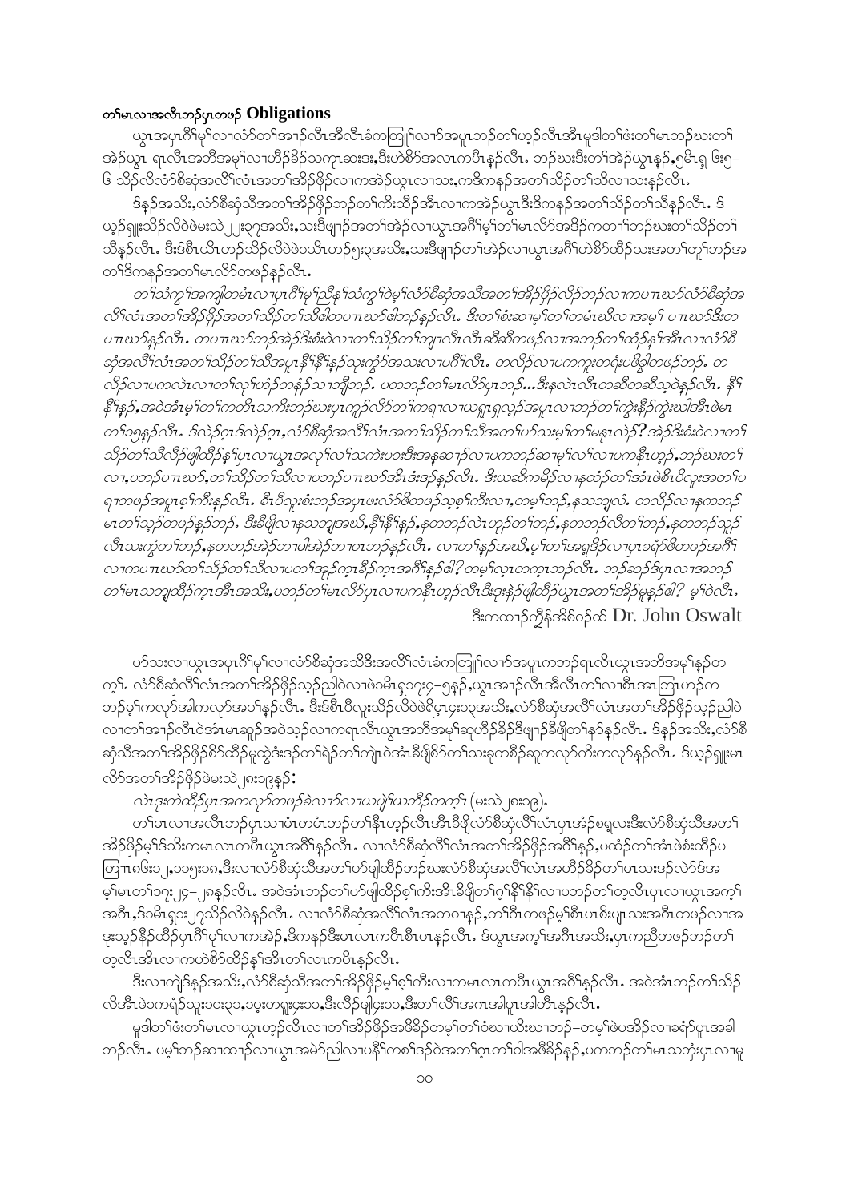## တၢ်မၤလၢအလီၤဘၣ်ပှၤတဖၣ် Obligations

ယွၤအပှၤဂီၢ်မုၢ်လၢလံာ်တၢ်အၢၣ်လီၤအီလီၤခံကတြူၢ်လၢာ်အပူၤဘၣ်တၢ်ဟ့ၣ်လီၤအီၤမူဒါတၢ်ဖံးတၢ်မၤဘၣ်ဃးတၢ်အဲၣ်ယွၤ ရၤလီၤအဘီအမုၢ်လၢဟီၣ်ခိၣ်သကုၤဆးဒး,ဒီးဟဲစိာ်အလၤကပီၤန့ၣ်လီၤ. ဘၣ်ဃးဒီးတၢ်အဲၣ်ယွၤန့ၣ်,ၡိမိၤရှ ၆း၅–၆ သိၣ်လိလံာ်စီဆှံအလိၢ်လံၤအတၢ်အိၣ်ဖှိၣ်လၢကအဲၣ်ယွၤလၢသး,ကဒိကနၣ်အတၢ်သိၣ်တၢ်သီလၢသးန့ၣ်လီၤ.

ဒ်န့ၣ်အသိး,လံာ်စီဆှံသီအတၢ်အိၣ်ဖှိၣ်ဘၣ်တၢ်ကိးထီၣ်အီၤလၢကအဲၣ်ယွၤဒီးဒိကနၣ်အတၢ်သိၣ်တၢ်သီန့ၣ်လီၤ. ဒ် ယ့ၣ်ၡူးသိၣ်လိဝဲဖဲမးသဲ ၂၂း၃၇အသိး,သးဒီဖျၢၣ်အတၢ်အဲၣ်လၢယွၤအဂီၢ်မ့ၢ်တၢ်မၤလိာ်အဒိၣ်ကတၢၢ်ဘၣ်ဃးတၢ်သိၣ်တၢ်သီန့ၣ်လီၤ. ဒီးဒ်စီၤယိၤဟၣ်သိၣ်လိဝဲဖဲ၁ယိၤဟၣ်၅း၃အသိး,သးဒီဖျၢၣ်တၢ်အဲၣ်လၢယွၤအဂီၢ်ဟဲစိာ်ထီၣ်သးအတၢ်တူၢ်ဘၣ်အတၢ်ဒိကနၣ်အတၢ်မၤလိာ်တဖၣ်န့ၣ်လီၤ.

*တၢ်သံကွၢ်အကျါတမံၤလၢပှၤဂီၢ်မုၢ်ညီနၢ်သံကွၢ်ဝဲမ့ၢ်လံာ်စီဆှံအသိအတၢ်အိၣ်ဖှိၣ်လိၣ်ဘၣ်လၢကပၢၤဃာ်လံာ်စီဆှံအလိၢ်လံၤအတၢ်အိၣ်ဖှိၣ်အတၢ်သိၣ်တၢ်သီတဖၣ်ပၢၤဃာ်ဝဲဘၣ်န့ၣ်လီၤ. ဒီးတၢ်စံးဆၢမ့ၢ်တၢ်တမံၤဃီလၢအမ့ၢ် ပၢၤဃာ်ဒီးတပၢၤဃာ်န့ၣ်လီၤ. တပၢၤဃာ်ဘၣ်အဲၣ်ဒီးစံးဝဲလၢတၢ်သိၣ်တၢ်ဘျၢလီၤလီၤဆီဆီတဖၣ်လၢအဘၣ်တၢ်ထံၣ်နၢ်အီၤလၢလံာ်စီဆှံအလိၢ်လံၤအတၢ်သိၣ်တၢ်သီအပူၤနီၢ်နီၢ်န့ၣ်သုးကွံာ်အသးလၢပဂီၢ်လီၤ. တလိၣ်လၢပကကူးတရံးပဖိခွါတဖၣ်ဘၣ်, တလိၣ်လၢပကလဲၤလၢတၢ်လုၢ်ဟံၣ်တနံၣ်သၢဘျီဘၣ်. ပတဘၣ်တၢ်မၤလိာ်ပှၤဘၣ်...ဒီးနလဲၤလီၤတဆီတဆီသ့ဝဲန့ၣ်လီၤ. နီၢ်နီၢ်န့ၣ်,အဝဲအံၤမ့ၢ်တၢ်ကတိၤသကဲာ်ဘၣ်ဃးပှၤကူၣ်လိာ်တၢ်ကရၢလၢယရူၤရှလ့ၣ်အပူၤလၢဘၣ်တၢ်ကွဲးနီၣ်ကွဲးဃါအီၤဖဲမၤတၢ်၁၅န့ၣ်လီၤ. ဒ်လဲၣ်ဂုၤဒ်လဲၣ်ဂုၤ,လံာ်စီဆှံအလိၢ်လံၤအတၢ်သိၣ်တၢ်သီအတၢ်ဟ်သးမ့ၢ်တၢ်မနုၤလဲၣ်? အဲၣ်ဒီးစံးဝဲလၢတၢ်သိၣ်တၢ်သီလိၣ်ဖျါထီၣ်နၢ်ပှၤလၢယွၤအလုၢ်လၢ်သကဲးပဝးဒီးအနဲၣ်ဆၢၣ်လၢပကဘၣ်ဆၢမုၢ်လၢ်လၢပကနီၤဟ့ၣ်,ဘၣ်ဃးတၢ်လၢ,ပဘၣ်ပၢၤဃာ်,တၢ်သိၣ်တၢ်သီလၢပဘၣ်ပၢၤဃာ်အီၤဒံးဒၣ်န့ၣ်လီၤ. ဒီးဃဆိကမိၣ်လၢနထံၣ်တၢ်အံၤဖဲစီၤပီလူးအတၢ်ပရၢတဖၣ်အပူၤစ့ၢ်ကီးန့ၣ်လီၤ. စီၤပီလူးစံးဘၣ်အပှၤဖးလံာ်ဖိတဖၣ်သ့စ့ၢ်ကီးလၢ,တမ့ၢ်ဘၣ်,နသဘျလံ. တလိၣ်လၢနကဘၣ်မၤတၢ်သ့ၣ်တဖၣ်န့ၣ်ဘၣ်. ဒီးခီဖျိလၢနသဘျအဃိ,နီၢ်နီၢ်န့ၣ်,နတဘၣ်လဲၤဟ့ၣ်တၢ်ဘၣ်,နတဘၣ်လီတၢ်ဘၣ်,နတဘၣ်သူၣ်လီၤသးကွံာ်တၢ်ဘၣ်,နတဘၣ်အဲၣ်ဘၢမါအဲၣ်ဘၢဝၤဘၣ်န့ၣ်လီၤ. လၢတၢ်နၣ်အဃိ,မ့ၢ်တၢ်အရှဒိၣ်လၢပှၤခရံာ်ဖိတဖၣ်အဂီၢ်လၢကပၢၤဃာ်တၢ်သိၣ်တၢ်သီလၢပတၢ်အုၣ်ကူၤခီၣ်ကူၤအဂီၢ်န့ၣ်ဓါ? တမ့ၢ်လၢ့တကူၤဘၣ်လီၤ. ဘၣ်ဆၣ်ဒ်ပှၤလၢအဘၣ်တၢ်မၤသဘျထီၣ်ကူၤအီၤအသိး,ပဘၣ်တၢ်မၤလိာ်ပှၤလၢပကနီၤဟ့ၣ်လီၤဒီးဒုးနဲၣ်ဖျါထီၣ်ယွၤအတၢ်အိၣ်မူန့ၣ်ဓါ? မ့ၢ်ဝဲလီၤ.*

ဒီးကထၢၣ်ကျိၣ်အိဒ်ဝၣ်ထဲ Dr. John Oswalt

ဟ်သးလၢယွၤအပှၤဂီၢ်မုၢ်လၢလံာ်စီဆှံအသီဒီးအလိၢ်လံၤခံကတြူၢ်လၢာ်အပူၤကဘၣ်ရၤလီၤယွၤအဘီအမုၢ်န့ၣ်တက့ၢ်. လံာ်စီဆှံလိၢ်လံၤအတၢ်အိၣ်ဖှိၣ်သ့ၣ်ညါဝဲလၢဖဲၡိမိၤရှ၇း၄–၅န့ၣ်,ယွၤအၢၣ်လီၤအီလီၤတၢ်လၢစီၤအၤြၤဟၣ်ကဘၣ်မ့ၢ်ကလုာ်အါကလုာ်အပၢ်န့ၣ်လီၤ. ဒီးဒ်စီၤပီလူးသိၣ်လိဝဲဖဲရိမ့၄း၁၃အသိး,လံာ်စီဆှံအလိၢ်လံၤအတၢ်အိၣ်ဖှိၣ်သ့ၣ်ညါဝဲလၢတၢ်အၢၣ်လီၤဝဲအံၤမၤဆူၣ်အဝဲသ့ၣ်လၢကရၤလီၤယွၤအဘီအမုၢ်ဆူဟီၣ်ခိၣ်ဒီဖျၢၣ်ခီဖျိတၢ်နၢ်န့ၣ်လီၤ. ဒ်န့ၣ်အသိး,လံာ်စီဆှံသီအတၢ်အိၣ်ဖှိၣ်စိာ်ထီၣ်မူထွဲဒံးဒၣ်တၢ်ရဲၣ်တၢ်ကျဲၤဝဲအံၤခီဖျိစိာ်တၢ်သးခုကစိၣ်ဆူကလုာ်ကိးကလုာ်န့ၣ်လီၤ. ဒ်ယ့ၣ်ၡူးမၤလိာ်အတၢ်အိၣ်ဖှိၣ်ဖဲမးသဲ ၂၈း၁၉နၣ်:

*လဲၤဒုးကဲထီၣ်ပှၤအကလုာ်တဖၣ်ခဲလၢာ်လၢယပျဲၢ်ဃဘိၣ်တကၠၢ်* (မးသဲ ၂၈း၁၉).

တၢ်မၤလၢအလီၤဘၣ်ပှၤသၢမံၤတမံၤဘၣ်တၢ်နီၤဟ့ၣ်လီၤအီၤခီဖျိလံာ်စီဆှံလိၢ်လံၤပှၤအံၣ်စရူလးဒီးလံာ်စီဆှံသီအတၢ်အိၣ်ဖှိၣ်မ့ၢ်ဒ်သိးကမၤလၤကပီၤယွၤအဂီၢ်န့ၣ်လီၤ. လၢလံာ်စီဆှံလိၢ်လံၤအတၢ်အိၣ်ဖှိၣ်အဂီၢ်န့ၣ်,ပထံၣ်တၢ်အံၤဖဲစံးထီၣ်ပတြၢၤ၈၆း၁၂,၁၁၅း၁၈,ဒီးလၢလံာ်စီဆှံသီအတၢ်ဟ်ဖျါထီၣ်ဘၣ်ဃးလံာ်စီဆှံအလိၢ်လံၤအဟီၣ်ခိၣ်တၢ်မၤသးဒ်လဲာ်ဒ်အမ့ၢ်မၤတၢ်၁၇း၂၄–၂၈န့ၣ်လီၤ. အဝဲအံၤဘၣ်တၢ်ဟ်ဖျါထီၣ်စ့ၢ်ကီးအီၤခီဖျိတၢ်ဂ့ၢ်နီၢ်နီၢ်လၢပဘၣ်တၢ်တ့လီၤပှၤလၢယွၤအက့ၢ်အဂီၤ,ဒ်ၡိမိၤရှ၁း၂၇သိၣ်လိဝဲန့ၣ်လီၤ. လၢလံာ်စီဆှံအလိၢ်လံၤအတဝၢန့ၣ်,တၢ်ဂီၤတဖၣ်မ့ၢ်စီၤပၤစီးပှၤသးအဂီၤတဖၣ်လၢအဒုးသ့ၣ်နီၣ်ထီၣ်ပှၤဂီၢ်မုၢ်လၢကအဲၣ်,ဒိကနၣ်ဒီးမၤလၤကပီၤစီၤပၤန့ၣ်လီၤ. ဒ်ယွၤအက့ၢ်အဂီၤအသိး,ပှၤကညီတဖၣ်ဘၣ်တၢ်တ့လီၤအီၤလၢကဟဲစိာ်ထီၣ်နၢ်အီၤတၢ်လၤကပီၤန့ၣ်လီၤ.

ဒီးလၢကျဲဒ်နၣ်အသိး,လံာ်စီဆှံသီအတၢ်အိၣ်ဖှိၣ်မ့ၢ်စ့ၢ်ကီးလၢကမၤလၤကပီၤယွၤအဂီၢ်န့ၣ်လီၤ. အဝဲအံၤဘၣ်တၢ်သိၣ်လိအီၤဖဲ၁ကရံၣ်သူး၁၀း၃၁,၁ပ့းတရူး၄း၁၁,ဒီးလီၣ်ဖျံး၁၁,ဒီးတၢ်လိၢ်အဂၤအါပှၤအါတီၤန့ၣ်လီၤ.

မူဒါတၢ်ဖံးတၢ်မၤလၢယွၤဟ့ၣ်လီၤလၢတၢ်အိၣ်ဖှိၣ်အဖီခိၣ်တမ့ၢ်တၢ်ဝံၤဃၢယီးဃၢဘၣ်–တမ့ၢ်ဖဲပအိၣ်လၢခရံာ်ပူၤအခါဘၣ်လီၤ. ပမ့ၢ်ဘၣ်ဆၢထၢၣ်လၢယွၤအမဲာ်ညါလၢပနီၢ်ကစၢ်ဒၣ်ဝဲအတၢ်ဂုၤတၢ်ဝါအဖီခိၣ်နၣ်,ပကဘၣ်တၢ်မၤသဘှံးပှၤလၢမူ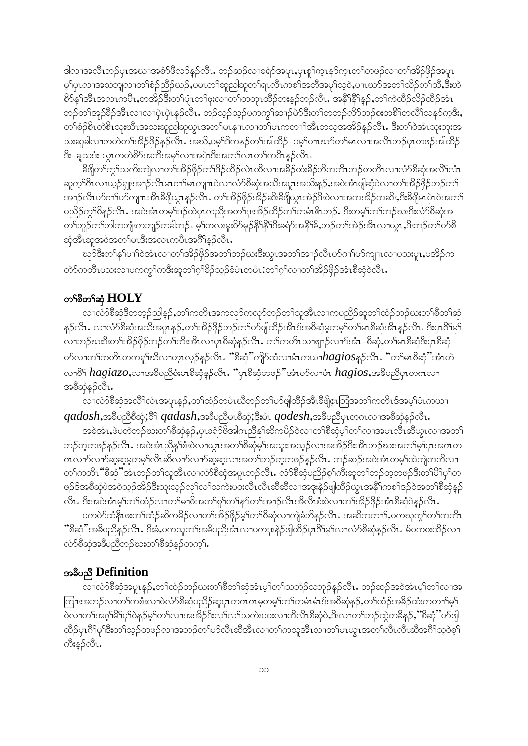ဒါလၢအလီၤဘၣ်ပှၤအဃၢအစံာ်ဖိလာ်နၣ်လီၤ. ဘၣ်ဆၣ်လၢခရံာ်အပူၤ,ပှၤစူၫကၠၤနာ်ကၠၤတၢ်တဖၣ်လၢတၢ်အိၣ်ဖှိၣ်အပူၤ မ့ၢ်ပှၤလၢအသဘျ့လၢတၢ်စံၣ်ညီၣ်ဃၣ်,ပမၤတၢ်ဆူညါဆူတၢ်ရၤလီၤကစၢ်အဘီအမုၢ်သ့ဝဲ,ပကဃာ်အတၢ်သိၣ်တၢ်သိ,ဒီးဟဲစိာ်နၢ်အီၤအလၤကပီၤ,တအိၣ်ဒီးတၢ်ပျံၤတၢ်ဖုးလၢတၢ်တတုၤထိၣ်ဘးနၣ်ဘၣ်လီၤ. အနီၢ်နီၢ်နၣ်,တၢ်ကဲထီၣ်လိၣ်ထိၣ်အံၤ ဘၣ်တၢ်အုၣ်ခီၣ်အီၤလၢလၢပုံၤပုံၤနၣ်လီၤ. ဘၣ်သ့ၣ်သ့ၣ်ပကကွၢ်ဆၢၣ်မဲာ်ဒီးတၢ်တဘၣ်လိာ်ဘၣ်စးတစိၢ်တလီၢ်သနာ်က့ဒီး, တၢ်စံၣ်စိၤတဲစိၤသုးဃီၤအသးဆူညါဆူယွၤအတၢ်မၤနπလၢတၢ်မၤကတၢၢ်အီၤတသ့အအိၣ်နၣ်လီၤ. ဒီးတၢ်ဝဲအံၤသုးဘူးအသးဆူခါလၢကဟဲတၢ်အိၣ်ဖှိၣ်နၣ်လီၤ. အၒိ,ပမ့ၢ်ဒိကနၣ်တၢ်အါထိၣ်–ပမ့ၢ်ပπဃာ်တၢ်မၤလၢအလီၤဘၣ်ပှၤတဖၣ်အါထိၣ် ဒီး–ချသဒံး ယွၤကဟဲစိာ်အဘီအမုၢ်လၢအပုံၤဒီးအတၢ်လၤတၢ်ကပီၤနၣ်လီၤ.

ခီဖျိတၢ်ကွၢ်သကိးကျဲလၢတၢ်အိၣ်ဖှိၣ်တၢ်ဒိၣ်ထိၣ်လဲၤထိလၢအခီၣ်ထံးခီၣ်ဘိတတိၤဘၣ်တတိၤလၢလံာ်စီဆှံအလိၢ်လံၤ ဆူက့ၢ်ဂီၤလၢယှၣ်ရှူးအၢၣ်လီၤမၤဂၢၢ်မၤကျπဝဲလၢလံာ်စီဆှံအသိအပူၤအသိးနၣ်,အဝဲအံၤဖျါဆုံဝဲလၢတၢ်အိၣ်ဖှိၣ်ဘၣ်တၢ် အၢၣ်လီၤဟ်ဂၢၢ်ဟ်ကျπအီၤခီဖျိယွၤနၣ်လီၤ. တၢ်အိၣ်ဖှိၣ်အိၣ်ဆိးခီဖျိယွၤအဲၣ်ဒိးဝဲလၢအကအိၣ်ကဆိး,ဒီးခီဖျိမၤပှဲၤဝဲအတၢ် ပညိၣ်ကွၢ်စိနၣ်လီၤ. အဝဲအံၤတမ့ၢ်ဒ်ၣ်ထဲပှၤကညီအတၢ်ဒုးအိၣ်ထိၣ်တၢ်တမံၤဖိၤဘၣ်. ဒီးတမ့ၢ်တၢ်ဘၣ်ဃးဒီးလံာ်စီဆှံအ တၢ်ဘူၣ်တၢ်ဘါကဘျံးကဘျၣ်တခါဘၣ်. မ့ၢ်တလးမူးပိာ်မှၣ်နီၢ်နီၢ်ဒီးခရံာ်အနီၢ်ခိ,ဘၣ်တၢ်အဲၣ်အီၤလၢယွၤ,ဒီးဘၣ်တၢ်ဟ်စီ ဆှံအီၤဆူအဝဲအတၢ်မၤဒီးအလၤကပီၤအဂီၢ်နၣ်လီၤ.

ဃာ်ဒီးတၢ်နၢ်ပၢၢ်ဝဲအံၤလၢတၢ်အိၣ်ဖှိၣ်အတၢ်ဘၣ်ဃးဒီးယွၤအတၢ်အၢၣ်လီၤဟ်ဂၢၢ်ဟ်ကျπလၢပသးပူၤ,ပအိၣ်က တဲာ်ကတိၤပသးလၢပကကွၢ်ကဒီးဆူတၢ်ဂ့ၢ်ခိၣ်သ့ၣ်ခံမံၤတမံၤ:တၢ်ဂ့ၢ်လၢတၢ်အိၣ်ဖှိၣ်အံၤစီဆှံဝဲလီၤ.

## တၢ်စီတၢ်ဆှံ HOLY

လၢလံာ်စီဆှံဒီတဘ့ၣ်ညါနၣ်,တၢ်ကတိၤအကလုာ်ကလုာ်ဘၣ်တၢ်သူအီၤလၢကပညိၣ်ဆူတၢ်ထံၣ်ဘၣ်ဃးတၢ်စီတၢ်ဆှံ နၣ်လီၤ. လၢလံာ်စီဆှံအသိအပူၤနၣ်,တၢ်အိၣ်ဖှိၣ်ဘၣ်တၢ်ဟ်ဖျါထိၣ်အီၤဒ်အစီဆှံမ့တမ့ၢ်တၢ်မၤစီဆှံအီၤနၣ်လီၤ. ဒီးပှၤဂိၢ်မုၢ် လၢဘၣ်ဃးဒီးတၢ်အိၣ်ဖှိၣ်ဘၣ်တၢ်ကိးအီၤလၢပှၤစီဆှံနၣ်လီၤ. တၢ်ကတိၤသၢဖျၢၣ်လၢာ်အံၤ–စီဆှံ,တၢ်မၤစီဆှံဒီးပှၤစီဆှံ– ဟ်လၢတၢ်ကတိၤတကရူၢ်ဃီလၢဟ့ၤလ့ၣ်နၣ်လီၤ. "စီဆှံ"ကျိာ်ထံလၢမံၤကယၢ *hagios*နၣ်လီၤ. "တၢ်မၤစီဆှံ"အံၤဟဲ လၢဝိၢ် *hagiazo*,လၢအခီပညီစံးမၤစီဆှံနၣ်လီၤ. "ပှၤစီဆှံတဖၣ်"အံၤဟ်လၢမံၤ *hagios*,အခီပညီပှၤတဂၤလၢ အစီဆှံနၣ်လီၤ.

လၢလံာ်စီဆှံအလိၢ်လံၤအပူၤနၣ်,တၢ်ထံၣ်တမံၤဃီဘၣ်တၢ်ဟ်ဖျါထိၣ်အီၤခီဖျိဧ့ၤဘြံအတၢ်ကတိၤဒ်အမ့ၢ်မံၤကယၢ *qadosh*,အခီပညီစီဆှံ;ဝိၢ် *qadash*,အခီပညီမၤစီဆှံ;ဒီးမံၤ *qodesh*,အခီပညီပှၤတဂၤလၢအစီဆှံနၣ်လီၤ.

အဝဲအံၤ,ဖဲပတဲဘၣ်ဃးတၢ်စီဆှံနၣ်,ပှၤခရံာ်ဖိအါဂၤညီနၢ်ဆိကမိၣ်ဝဲလၢတၢ်စီဆှံမ့ၢ်တၢ်လၢအမၤလီၤဆီယွၤလၢအတၢ် ဘၣ်တ့တဖၣ်နၣ်လီၤ. အဝဲအံၤညီနၢ်စံးဝဲလၢယွၤအတၢ်စီဆှံမ့ၢ်အသူးအသ့ၣ်လၢအအိၣ်ဒီးအီၤဘၣ်ဃးအတၢ်မ့ၢ်ပှၤအဂၤတ ဂၤလၢာ်လၢာ်ဆူဆူမ့တမ့ၢ်လီၤဆီလၢာ်လၢာ်ဆူဆူလၢအတၢ်ဘၣ်တ့တဖၣ်နၣ်လီၤ. ဘၣ်ဆၣ်အဝဲအံၤတမ့ၢ်ထဲကျဲတဘိလၢ တၢ်ကတိၤ"စီဆှံ"အံၤဘၣ်တၢ်သူအီၤလၢလံာ်စီဆှံအပူၤဘၣ်လီၤ. လံာ်စီဆှံပညိၣ်စ့ၢ်ကီးဆူတၢ်ဘၣ်တ့တဖၣ်ဒီးတၢ်မိၢ်ပှၢ်တ ဖၣ်ဒ်အစီဆှံဖဲအဝဲသ့ၣ်အိၣ်ဒီးသူးသ့ၣ်လုၢ်လၢ်သကဲးပဝးလီၤလီၤဆီဆီလၢအဒုးနဲၣ်ဖျါထိၣ်ယွၤအနီၢ်ကစၢ်ဒ်ၣ်ဝဲအတၢ်စီဆှံနၣ် လီၤ. ဒီးအဝဲအံၤမ့ၢ်တၢ်ထံၣ်လၢတၢ်မၢဖိအတၢ်စူၢ်တၢ်နာ်တၢ်အၢၣ်လီၤအီလီၤစံးဝဲလၢတၢ်အိၣ်ဖှိၣ်အံၤစီဆှံဝဲနၣ်လီၤ.

ပကဟဲထံနီၤဖးတၢ်ထံၣ်ဆိကမိၣ်လၢတၢ်အိၣ်ဖှိၣ်မ့ၢ်တၢ်စီဆှံလၢကျဲခံဘိနၣ်လီၤ. အဆိကတၢၢ်,ပကဃုကွၢ်တၢ်ကတိၤ "စီဆှံ"အခီပညီနၣ်လီၤ. ဒီးခံ,ပကသူတၢ်အခီပညီအံၤလၢပကဒုးနဲၣ်ဖျါထိၣ်ပှၤဂိၢ်မုၢ်လၢလံာ်စီဆှံနၣ်လီၤ. မ်ပကစးထိၣ်လၢ လံာ်စီဆှံအခီပညီဘၣ်ဃးတၢ်စီဆှံနၣ်တက့ၢ်.

## အခီပညီ Definition

လၢလံာ်စီဆှံအပူၤနၣ်,တၢ်ထံၣ်ဘၣ်ဃးတၢ်စီတၢ်ဆှံအံၤမ့ၢ်တၢ်သဘံၣ်သဘုၣ်နၣ်လီၤ. ဘၣ်ဆၣ်အဝဲအံၤမ့ၢ်တၢ်လၢအ ကြၢးအဘၣ်လၢတၢ်ကစံးလၢဖဲလံာ်စီဆှံပညိၣ်ဆူပှၤတဂၤဂၤမ့တမ့ၢ်တၢ်တမံၤမံၤဒ်အစီဆှံနၣ်,တၢ်ထံၣ်အခီၣ်ထံးကတၢၢ်မ့ၢ် ဝဲလၢတၢ်အဂ့ၢ်မိၢ်ပှၢ်ဝဲနၣ်မ့ၢ်တၢ်လၢအအိၣ်ဒီးလုၢ်လၢ်သကဲးပဝးလၢတီလီၤစီဆှံဝဲ,ဒီးလၢတၢ်ဘၣ်ထွဲတခီနၣ်,"စီဆှံ"ဟ်ဖျါ ထိၣ်ပှၤဂိၢ်မုၢ်ဒီးတၢ်သ့ၣ်တဖၣ်လၢအဘၣ်တၢ်ဟ်လီၤဆီအီၤလၢတၢ်ကသူအီၤလၢတၢ်မၤယွၤအတၢ်လီၤလီၤဆီအဂီၢ်သ့ဝဲစ့ၢ် ကီးနၣ်လီၤ.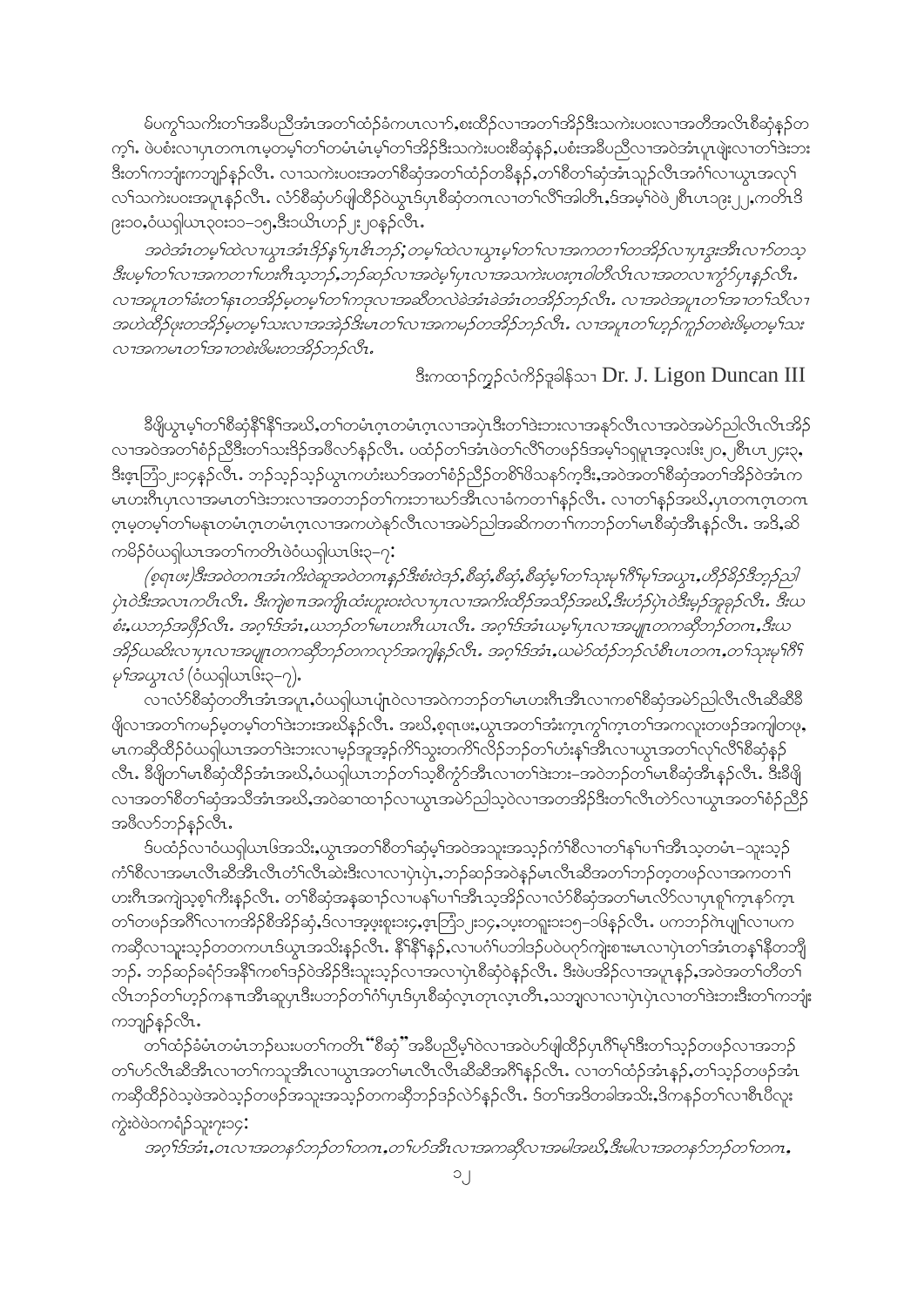ဖ်ပကွ႑်သကိးတ႑်အခ်ီပညီအံၤအတ႑်ထံဉ်ခံကပၤလၢာ်,စးထိဉ်လၢအတ႑်အိဉ်ဒီးသကဲးပဝးလၢအတီအလိၤစိဆုံနဉ်တက့႑. ဖဲပစံးလၢပုၤတဂၤဂၤမ့တမ့႑်တ႑်တမံၤမံၤမ့႑်တ႑်အိဉ်ဒီးသကဲးပဝးစိဆုံနဉ်,ပစံးအခ်ီပညီလၢအဝဲအံၤပုၤဖျဲးလၢတ႑်ဒဲးဘးဒီးတ႑်ကဘျံးကဘျဉ်နဉ်လီၤ. လၢသကဲးပဝးအတ႑်စိဆုံအတ႑်ထံဉ်တခီနဉ်,တ႑်စိတ႑်ဆုံအံၤသူဉ်လီၤအင်္ဂါလၢယွၤအလု႑်လ႑်သကဲးပဝးအပူၤနဉ်လီၤ. လံာ်စိဆုံဟ်ဖျါထိဉ်ဝဲယွၤဒ်ပုၤစိဆုံတဂၤလၢတ႑်လီ႑်အါတီၤ,ဒ်အမ့႑်ဝဲဖဲ၂စီၤပၤ၁၉း၂၂,ကတိၤဒိ၉း၁၀,ဝံယရှါယၤ၃၀း၁၁–၁၅,ဒီး၁ယိၤဟဉ်၂း၂၀နဉ်လီၤ.

*အဝဲအံၤတမ့႑်ထဲလၢယွၤအံၤဒိဉ်နှ႑်ပုၤဓိၤဘဉ်; တမ့႑်ထဲလၢယွၤမ့႑်တ႑်လၢအကတၢ႑်တအိဉ်လၢပုၤဒွးအီၤလၢာ်တသ့ဒီးပမ့႑်တ႑်လၢအကတၢ႑်ဟးဂီၤသ့ဘဉ်,ဘဉ်ဆဉ်လၢအဝဲမ့႑်ပုၤလၢအသကဲးပဝးဂ့ၤဝဲတီလိၤလၢအတလၢကွံာ်ပုၤနဉ်လီၤ. လၢအပူၤတ႑်ခံးတ႑်နၤတအိဉ်မ့တမ့႑်တ႑်ကဒုလၢအဆီတလဲခဲအံၤခဲအံၤတအိဉ်ဘဉ်လီၤ. လၢအဝဲအပူၤတ႑်အၢတ႑်သီလၢအဟဲထိဉ်ဖုးတအိဉ်မ့တမ့႑်သးလၢအအဲဉ်ဒီးမၤတ႑်လၢအကမဉ်တအိဉ်ဘဉ်လီၤ. လၢအပူၤတ႑်ဟ့ဉ်ကူဉ်တစဲးဖိမ့တမ့႑်သးလၢအကမၤတ႑်အၢတစဲးဖိမ့းတအိဉ်ဘဉ်လီၤ.*

ဒီးကထၢဉ်ကွဉ်လံကိဉ်ဒွခါန်သၢ Dr. J. Ligon Duncan III

ခီဖျိယွၤမ့႑်တ႑်စိဆုံနီ႑်နီ႑်အဃိ,တ႑်တမံၤဂ့ၤတမံၤဂ့ၤလၢအပှဲၤဒီးတ႑်ဒဲးဘးလၢအနုာ်လီၤလၢအဝဲအမဲာ်ညါလီၤလီၤအိဉ်လၢအဝဲအတ႑်စံဉ်ညီဒီးတ႑်သးဒိဉ်အဖီလာ်နဉ်လီၤ. ပထံဉ်တ႑်အံၤဖဲတ႑်လီ႑်တဖဉ်ဒ်အမ့႑်၁ရှမူၤအ့လၤဖး၂၀,၂စီၤပၤ၂၄း၃,ဒီးဇ့ၤဘြံ၁၂း၁၄နဉ်လီၤ. ဘဉ်သ့ဉ်သ့ဉ်ယွၤကဟံးဃာ်အတ႑်စံဉ်ညီဉ်တစိ႑်ဖိသနာ်က့ဒီး,အဝဲအတ႑်စိဆုံအတ႑်အိဉ်ဝဲအံၤကမၤဟးဂီၤပုၤလၢအမၤတ႑်ဒဲးဘးလၢအတဘဉ်တ႑်ကးဘၢဃာ်အီၤလၢခံကတၢ႑်နဉ်လီၤ. လၢတ႑်နဉ်အဃိ,ပုၤတဂၤဂ့ၤတဂၤဂ့ၤမ့တမ့႑်တ႑်မနုၤတမံၤဂ့ၤတမံၤဂ့ၤလၢအကဟဲနုာ်လီၤလၢအမဲာ်ညါအဆိကတၢ႑်ကဘဉ်တ႑်မၤစိဆုံအီၤနဉ်လီၤ. အဒိ,ဆိကမိဉ်ဝံယရှါယၤအတ႑်ကတိၤဖဲဝံယရှါယၤ၆း၃–၇:

*(စရၤဖး)ဒီးအဝဲတဂၤအံၤကိးဝဲဆူအဝဲတဂၤနဉ်ဒီးစံးဝဲဒဉ်,စီဆုံ,စီဆုံ,စီဆုံမ့႑်တ႑်သးမု႑်ဂိ႑်မု႑်အယွၤ,ဟိဉ်ခိဉ်ဒီဘှဉ်ညါပှဲၤဝဲဒီးအလၤကပီၤလီၤ. ဒီးကျဲစၢၤအကျိၤထံးဟူးဝးဝဲလၢပုၤလၢအကိးထိဉ်အသီဉ်အဃိ,ဒီးဟံဉ်ပှဲၤဝဲဒီးမ့ဉ်အူခုဉ်လီၤ. ဒီးယစံး,ယဘဉ်အဖှိဉ်လီၤ. အဂ့႑်ဒ်အံၤ,ယဘဉ်တ႑်မၤဟးဂီၤယၤလီၤ. အဂ့႑်ဒ်အံၤယမ့႑်ပုၤလၢအပျူၤတကဆိုဘဉ်တဂၤ,ဒီးယအိဉ်ယဆိးလၢပုၤလၢအပျူၤတကဆိုဘဉ်တကလုာ်အကျါနဉ်လီၤ. အဂ့႑်ဒ်အံၤ,ယမဲာ်ထံဉ်ဘဉ်လံစီၤပၤတဂၤ,တ႑်သးမု႑်ဂိ႑်မု႑်အယွၤလံ (ဝံယရှါယၤ၆း၃–၇).*

လၢလံာ်စိဆုံတတီၤအံၤအပူၤ,ဝံယရှါယၤပျံၤဝဲလၢအဝဲကဘဉ်တ႑်မၤဟးဂီၤအီၤလၢကစၢ႑်စိဆုံအမဲာ်ညါလီၤဆီဆီခီဖျိလၢအတ႑်ကမဉ်မ့တမ့႑်တ႑်ဒဲးဘးအဃိနဉ်လီၤ. အဃိ,စရၤဖး,ယွၤအတ႑်အံးကုၤကွ႑်ကုၤတ႑်အကလုးတဖဉ်အကျါတဖု,မၤကဆိုထိဉ်ဝံယရှါယၤအတ႑်ဒဲးဘးလၢမ့ဉ်အူအုဉ်တ႑်သွးတကိ႑်လိဉ်ဘဉ်တ႑်ဟံးန့႑်အီၤလၢယွၤအတ႑်လု႑်လီ႑်စိဆုံနဉ်လီၤ. ခီဖျိတ႑်မၤစိဆုံထိဉ်အံၤအဃိ,ဝံယရှါယၤဘဉ်တ႑်သ့စိကွံာ်အီၤလၢတ႑်ဒဲးဘး–အဝဲဘဉ်တ႑်မၤစိဆုံအီၤနဉ်လီၤ. ဒီးခီဖျိလၢအတ႑်စိတ႑်ဆုံအသီအံၤအဃိ,အဝဲဆၢထၢဉ်လၢယွၤအမဲာ်ညါသ့ဝဲလၢအတအိဉ်ဒီးတ႑်လီၤတဲာ်လၢယွၤအတ႑်စံဉ်ညီဉ်အဖီလာ်ဘဉ်နဉ်လီၤ.

ဒ်ပထံဉ်လၢဝံယရှါယၤဖြဲအသိး,ယွၤအတ႑်စိတ႑်ဆုံမ့႑်အဝဲအသူးအသ့ဉ်ကဲ႑်စိလၢတ႑်နှ႑်ပၢ႑်အီၤသ့တမံၤ–သူးသ့ဉ်ကဲ႑်စိလၢအမၤလီၤဆီအီၤလီၤတံ႑်လီၤဆဲးဒီးလၢလၢပှဲၤပှဲၤ,ဘဉ်ဆဉ်အဝဲနဉ်မၤလီၤဆီအတ႑်ဘဉ်တ့တဖဉ်လၢအကတၢ႑်ဟးဂီၤအကျဲသ့စ့႑်ကီးနဉ်လီၤ. တ႑်စိဆုံအနဲ့ဆၢဉ်လၢပန႑်ပၢ႑်အီၤသ့အိဉ်လၢလံာ်စိဆုံအတ႑်မၤလိာ်လၢပုၤစူ႑်ကုၤနဉ်က့ၤတ႑်တဖဉ်အဂိ႑်လၢကအိဉ်စိအိဉ်ဆုံ,ဒ်လၢအဒ့ဖုံးရူးသး၄,ဇ့ၤဘြံ၁၂း၁၄,၁ပ့းတရူးအံ၁၅–၁၆နဉ်လီၤ. ပကဘဉ်ဂဲၤပျု႑်လၢပကကဆိုလၢသူးသ့ဉ်တတကပၤဒ်ယွၤအသိးနဉ်လီၤ. နီ႑်နီ႑်နဉ်,လၢပဂံ႑်ပဘါဒဉ်ပဝဲပဂ့ာ်ကျဲးစၢးမၤလၢပှဲၤတ႑်အံၤတန့႑်နီတဘျီဘဉ်. ဘဉ်ဆဉ်ခရံာ်အနီ႑်ကစၢ႑်ဒဉ်ဝဲအိဉ်ဒီးသူးသ့ဉ်လၢအလၢပှဲၤစိဆုံဝဲနဉ်လီၤ. ဒီးဖဲပအိဉ်လၢအပူၤနဉ်,အဝဲအတ႑်တီတ႑်လီၤဘဉ်တ႑်ဟ့ဉ်ကနၢၤအီၤဆူပုၤဒီးပဘဉ်တ႑်ဂ႑်ပုၤဒ်ပုၤစိဆုံလ့ၤတုၤလ့ၤတီၤ,သဘျ့လၢလၢပှဲၤပှဲၤလၢတ႑်ဒဲးဘးဒီးတ႑်ကဘျံးကဘျဉ်နဉ်လီၤ.

တ႑်ထံဉ်ခံမံၤတမံၤဘဉ်ဃးပတ႑်ကတိၤ "စိဆုံ" အခ်ီပညီမ့႑်ဝဲလၢအဝဲဟ်ဖျါထိဉ်ပုၤဂိ႑်မု႑်ဒီးတ႑်သ့ဉ်တဖဉ်လၢအဘဉ်တ႑်ဟ်လီၤဆီအီၤလၢတ႑်ကသူအီၤလၢယွၤအတ႑်မၤလီၤလီၤဆီဆီအဂိ႑်နဉ်လီၤ. လၢတ႑်ထံဉ်အံၤနဉ်,တ႑်သ့ဉ်တဖဉ်အံၤကဆိုထိဉ်ဝဲသ့ဖဲအဝဲသ့ဉ်တဖဉ်အသူးအသ့ဉ်တကဆိုဘဉ်ဒဉ်လဲာ်နဉ်လီၤ. ဒ်တ႑်အဒိတခါအသိး,ဒိကနဉ်တ႑်လၢစီၤပီလူးကွဲးဝဲဖဲ၁ကရံဉ်သူး၇း၁၄:

*အဂ့႑်ဒ်အံၤ,ဝၤလၢအတနာ်ဘဉ်တ႑်တဂၤ,တ႑်ဟ်အီၤလၢအကဆိုလၢအမါအဃိ,ဒီးမါလၢအတနာ်ဘဉ်တ႑်တဂၤ,*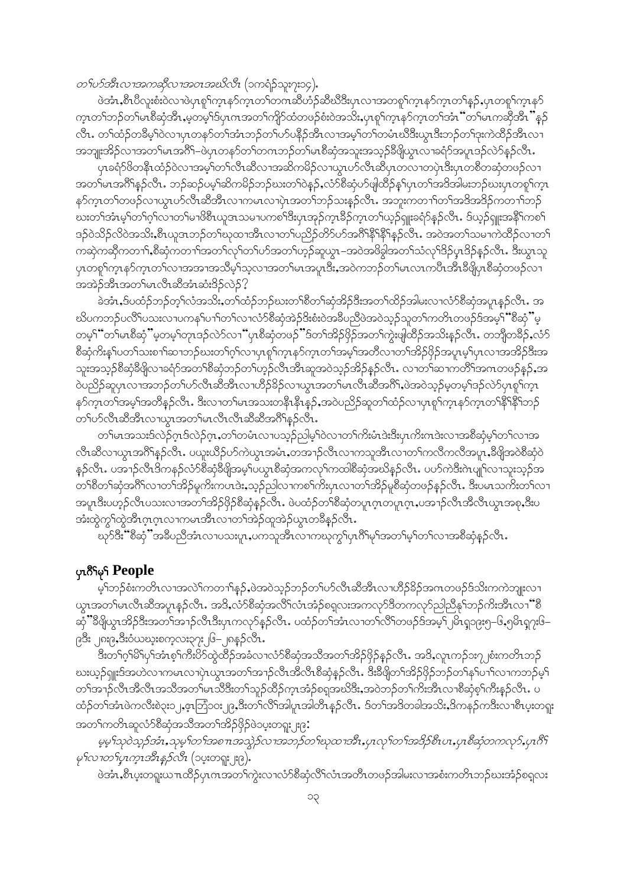*တၢ်ဟ်အီၤလၢအကဆိုလၢအဝဲၤအဃိလီၤ (၁ကရံၣ်သူး၇း၁၄).*

ဖဲအံၤ,စီၤပီလူးစံးဝဲလၢဖဲပှၤစူၢ်က့ၤနဲၣ်က့ၤတၢ်တဂၤဆီဟံၣ်ဆီဃီဒီးပှၤလၢအတစူၢ်က့ၤနဲၣ်က့ၤတၢ်နၣ်,ပှၤတစူၢ်က့ၤနဲၣ်က့ၤတၢ်ဘၣ်တၢ်မၤစီဆှံအီၤ,မ့တမ့ၢ်ဒ်ပှၤဂၤအတၢ်ကျိၣ်ထံတဖၣ်စံးဝဲအသိး,ပှၤစူၢ်က့ၤနဲၣ်က့ၤတၢ်အံၤ "တၢ်မၤကဆိုအီၤ" နၣ်လီၤ. တၢ်ထံၣ်တခီမ့ၢ်ဝဲလၢပှၤတနဲၣ်တၢ်အံၤဘၣ်တၢ်ဟ်ပနီၣ်အီၤလၢအမ့ၢ်တၢ်တမံၤဃိဒီးယွၤဒီးဘၣ်တၢ်ဒုးကဲထီၣ်အီၤလၢအဘျုးအိၣ်လၢအတၢ်မၤအဂီၢ်–ဖဲပှၤတနဲၣ်တၢ်တဂၤဘၣ်တၢ်မၤစီဆှံအသုးအသ့ၣ်ခီဖျိယွၤလၢခရံၣ်အပူၤဒၣ်လဲာ်နၣ်လီၤ.

ပှၤခရံၣ်ဖိတနီၤထံၣ်ဝဲလၢအမ့ၢ်တၢ်လီၤဆီလၢအဆိကမိၣ်လၢယွၤဟ်လီၤဆီပှၤတလၢတပှဲၤဒီးပှၤတစိတဆုံတဖၣ်လၢအတၢ်မၤအဂီၢ်နၣ်လီၤ. ဘၣ်ဆၣ်ပမ့ၢ်ဆိကမိၣ်ဘၣ်ဃးတၢ်ဝဲနၣ်,လံာ်စီဆှံဟ်ဖျါထိၣ်နၢ်ပှၤတၢ်အဒိအါမးဘၣ်ဃးပှၤတစူၢ်က့ၤနဲၣ်က့ၤတၢ်တဖၣ်လၢယွၤဟ်လီၤဆီအီၤလၢကမၤလၢပှဲၤအတၢ်ဘၣ်သးနၣ်လီၤ. အဘူးကတၢၢ်တၢ်အဒိအဒိၣ်ကတၢၢ်ဘၣ်ဃးတၢ်အံၤမ့ၢ်တၢ်ဂ့ၢ်လၢတၢ်မၢဖိစီၤယူအၤသမၢပကစၢ်ဒီးပှၤအ့ၣ်က့ၤခီၣ်က့ၤတၢ်ယှၣ်ရှူးခရံၣ်နၣ်လီၤ. ဒ်ယှၣ်ရှူးအနီၢ်ကစၢ်ဒၣ်ဝဲသိၣ်လိဝဲအသိး,စီၤယူအၤဘၣ်တၢ်ဃုထၢအီၤလၢတၢ်ပညိၣ်တိာ်ဟ်အဂီၢ်နီၢ်နီၢ်နၣ်လီၤ. အဝဲအတၢ်သမၢကဲထိၣ်လၢတၢ်ကဆဲ့ကဆိုကတၢၢ်,စီဆှံကတၢၢ်အတၢ်လုၢ်တၢ်ဟ်အတၢ်ဟ့ၣ်ဆူယွၤ–အဝဲအဖိခွါအတၢ်သံလုၢ်ဒိၣ်ပှၤဒိၣ်နၣ်လီၤ. ဒီးယွၤသူပှၤတစူၢ်က့ၤနဲၣ်က့ၤတၢ်လၢအအၢအသီမ့ၢ်သ့လၢအတၢ်မၤအပူၤဒီး,အဝဲကဘၣ်တၢ်မၤလၤကပီၤအီၤခီဖျိပှၤစီဆှံတဖၣ်လၢအအဲၣ်အီၤအတၢ်မၤလီၤဆီအံၤဆံးဒိၣ်လဲၣ်?

ခဲအံၤ,ဒ်ပထံၣ်ဘၣ်တ့ၢ်လံအသိး,တၢ်ထံၣ်ဘၣ်ဃးတၢ်စီတၢ်ဆှံအိၣ်ဒီးအတၢ်ထိၣ်အါမးလၢလံာ်စီဆှံအပူၤနၣ်လီၤ. အဃိပကဘၣ်ပလိၢ်ပသးလၢပကနၢ်ပၢၢ်တၢ်လၢလံာ်စီဆှံအဲၣ်ဒိးစံးဝဲအခီပညီဖဲအဝဲသ့ၣ်သူတၢ်ကတိၤတဖၣ်ဒ်အမ့ၢ် "စီဆှံ" မ့တမ့ၢ် "တၢ်မၤစီဆှံ" မ့တမ့ၢ်တုၤဒၣ်လဲာ်လၢ "ပှၤစီဆှံတဖၣ်" ဒ်တၢ်အိၣ်ဖှိၣ်အတၢ်ကွဲးဖျါထိၣ်အသိးနၣ်လီၤ. တဘျီတခီၣ်,လံာ်စီဆှံကိးနၢ်ပတၢ်သးစၢၢ်ဆၢဘၣ်ဃးတၢ်ဂ့ၢ်လၢပှၤစူၢ်က့ၤနဲၣ်က့ၤတၢ်အမ့ၢ်အတိလၢတၢ်အိၣ်ဖှိၣ်အပူၤမ့ၢ်ပှၤလၢအအိၣ်ဒီးအသုးအသ့ၣ်စီဆှံခီဖျိလၢခရံၣ်အတၢ်စီဆှံဘၣ်တၢ်ဟ့ၣ်လီၤအီၤဆူအဝဲသ့ၣ်အိၣ်နၣ်လီၤ. လၢတၢ်ဆၢကတိၢ်အဂၤတဖၣ်နၣ်,အဝဲပညိၣ်ဆူပှၤလၢအဘၣ်တၢ်ဟ်လီၤဆီအီၤလၢဟိၣ်ခိၣ်လၢယွၤအတၢ်မၤလီၤဆီအဂီၢ်,ဖဲအဝဲသ့ၣ်မ့တမ့ၢ်ဒၣ်လဲာ်ပှၤစူၢ်က့ၤနဲၣ်က့ၤတၢ်အမ့ၢ်အတိနၣ်လီၤ. ဒီးလၢတၢ်မၤအသးတနီၤနၣ်,အဝဲပညိၣ်ဆူတၢ်ထံၣ်လၢပှၤစူၢ်က့ၤနဲၣ်က့ၤတၢ်နီၢ်နီၢ်ဘၣ်တၢ်ဟ်လီၤဆီအီၤလၢယွၤအတၢ်မၤလီၤလီၤဆီဆီအဂီၢ်နၣ်လီၤ.

တၢ်မၤအသးဒ်လဲၣ်ဂ့ၤဒ်လဲၣ်ဂ့ၤ,တၢ်တမံၤလၢပသ့ၣ်ညါမ့ၢ်ဝဲလၢတၢ်ကိးမံၤဒဲးဒီးပှၤကိးဂၤဒဲးလၢအစီဆှံမ့ၢ်တၢ်လၢအလီၤဆီလၢယွၤအဂီၢ်နၣ်လီၤ. ပယုးယီၣ်ဟ်ကဲယွၤအမံၤ,တအၢၣ်လီၤလၢကသူအီၤလၢတၢ်ကလီကလီအပူၤ,ခီဖျိအဝဲစီဆှံဝဲနၣ်လီၤ. ပအၢၣ်လီၤဒိကနၣ်လံာ်စီဆှံခီဖျိအမ့ၢ်ပယွၤစီဆှံအကလုၢ်ကထါစီဆှံအဃိနၣ်လီၤ. ပဟ်ကဲဒီးဂဲၤပျုၢ်လၢသုးသ့ၣ်အတၢ်စီတၢ်ဆှံအဂီၢ်လၢတၢ်အိၣ်မူကိးကပၤဒဲး,သ့ၣ်ညါလၢကစၢ်ကိးပှၤလၢတၢ်အိၣ်မူစီဆှံတဖၣ်နၣ်လီၤ. ဒီးပမၤသကိးတၢ်လၢအပူၤဒီးပဟ့ၣ်လီၤပသးလၢအတၢ်အိၣ်ဖှိၣ်စီဆှံနၣ်လီၤ. ဖဲပထံၣ်တၢ်စီဆှံတပူၤဂ့ၤတပူၤဂ့ၤ,ပအၢၣ်လီၤအီလီၤယွၤအစု,ဒီးပအံးထွဲကွၢ်ထွဲအီၤဂ့ၤဂ့ၤလၢကမၤအီၤလၢတၢ်အဲၣ်ထူအဲၣ်ယွၤတခီနၣ်လီၤ.

ဃာ်ဒီး "စီဆှံ" အခီပညီအံၤလၢပသးပူၤ,ပကသူအီၤလၢကဃုကွၢ်ပှၤဂီၢ်မုၢ်အတၢ်မ့ၢ်တၢ်လၢအစီဆှံနၣ်လီၤ.

## ပှၤဂီၢ်မုၢ် People

မ့ၢ်ဘၣ်စံးကတိၤလၢအလဲၢ်ကတၢၢ်နၣ်,ဖဲအဝဲသ့ၣ်ဘၣ်တၢ်ဟ်လီၤဆီအီၤလၢဟိၣ်ခိၣ်အဂၤတဖၣ်ဒ်သိးကကဲဘျုးလၢယွၤအတၢ်မၤလီၤဆီအပူၤနၣ်လီၤ. အဒိ,လံာ်စီဆှံအလိၢ်လံၤအံၣ်စရူလးအကလုာ်ဒိတကလုာ်ညါညီနၢ်ဘၣ်ကိးအီၤလၢ "စီဆှံ" ခီဖျိယွၤအိၣ်ဒီးအတၢ်အၢၣ်လီၤဒီးပှၤကလုာ်နၣ်လီၤ. ပထံၣ်တၢ်အံၤလၢတၢ်လိၢ်တဖၣ်ဒ်အမ့ၢ် ၂မိၤရှ၁၉း၅–၆,၅မိၤရှ၇း၆–၉ဒီး ၂၈း၉,ဒီးဝံယၤဃးစကၤလး၃း ၆–၂၈နၣ်လီၤ.

ဒီးတၢ်ဂ့ၢ်မိၢ်ပှၢ်အံၤစ့ၢ်ကီးပိာ်ထွဲထိၣ်အခံလၢလံာ်စီဆှံအသီအတၢ်အိၣ်ဖှိၣ်နၣ်လီၤ. အဒိ,လူၤကၣ်၁း၇၂စံးကတိၤဘၣ်ဃးယှၣ်ရှူးဒ်အဟဲလၢကမၤလၢပှဲၤယွၤအတၢ်အၢၣ်လီၤအီလီၤစီဆှံနၣ်လီၤ. ဒီးခီဖျိတၢ်အိၣ်ဖှိၣ်ဘၣ်တၢ်နၢ်ပၢၢ်လၢကဘၣ်မ့ၢ်တၢ်အၢၣ်လီၤအီလီၤအသီအတၢ်မၤသိးတၢ်သူၣ်ထိၣ်က့ၤအံၣ်စရူအဃိဒီး,အဝဲဘၣ်တၢ်ကိးအီၤလၢစီဆှံစ့ၢ်ကီးနၣ်လီၤ. ပထံၣ်တၢ်အံၤဖဲကလီးစဲ၃း၁၂,၄ၤဘြံ၁၀း၂၉,ဒီးတၢ်လိၢ်အါပူၤအါတိၤနၣ်လီၤ. ဒ်တၢ်အဒိတခါအသိး,ဒ်ကနၣ်ကဒိးလၢစီၤပ့းတရူး ၂း၉:

*မ့မ့ၢ်သုဝဲသ့ၣ်အံၤ,သုမ့ၢ်တၢ်အစၢၤအသွဲၣ်လၢအဘၣ်တၢ်ဃုထၢအီၤ,ပှၤလုၢ်တၢ်အဒိၣ်စီၤပၤ,ပှၤစီဆှံတကလုာ်,ပှၤဂီၢ်မုၢ်လၢတၢ်ပှၤက့ၤအီၤနၣ်လီၤ* (၁ပ့းတရူး ၂း၉).

ဖဲအံၤ,စီၤပ့းတရူးယၢၤထိၣ်ပှၤဂၤအတၢ်ကွဲးလၢလံာ်စီဆှံလိၢ်လံၤအတိၤတဖၣ်အါမးလၢအစံးကတိၤဘၣ်ဃးအံၣ်စရူလး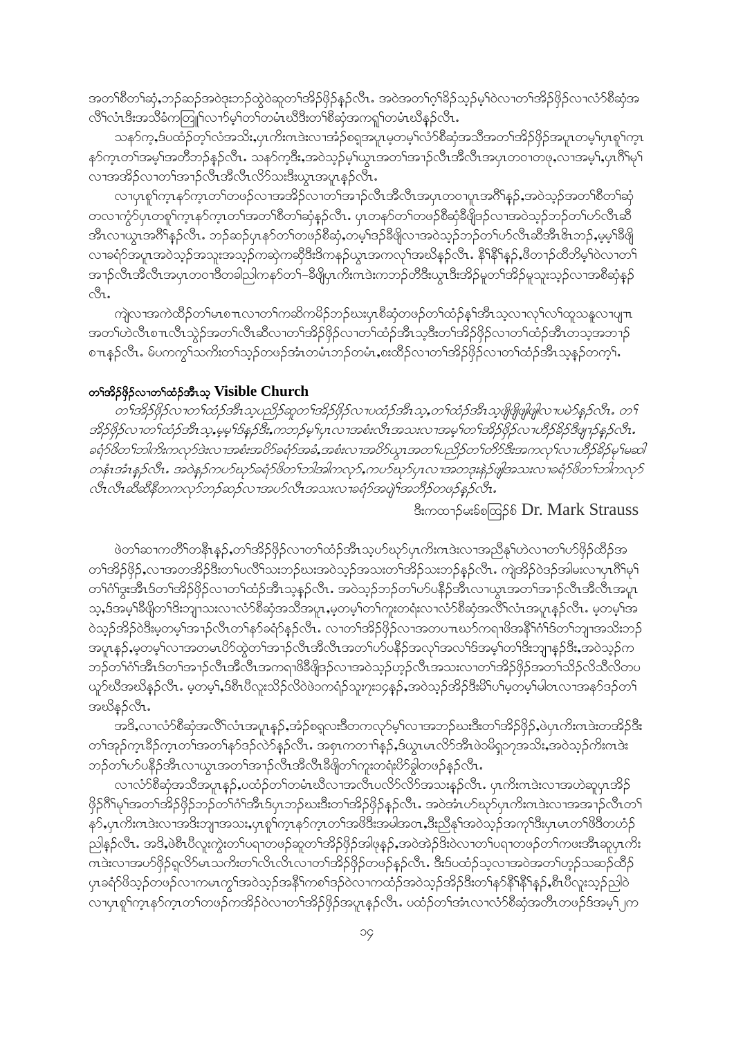အတၢ်စိတၢ်ဆုံ,ဘဉ်ဆဉ်အဝဲဒုးဘဉ်ထွဲဝဲဆူတၢ်အိဉ်ဖိုဉ်နဉ်လီၤ. အဝဲအတၢ်ဂ့ၢ်ခိဉ်သ့ဉ်မ့ၢ်ဝဲလၢတၢ်အိဉ်ဖိုဉ်လၢလံာ်စိဆုံအလိၢ်လံၤဒီးအသိခံကတြူၢ်လၢာ်မ့ၢ်တၢ်တမံၤဃီဒီးတၢ်စိဆုံအကရူၢ်တမံၤဃီနဉ်လီၤ.

သနာ်က့,ဒ်ပထံဉ်တ့ၢ်လံအသိး,ပှၤကြိၤလၢအံဉ်စရ့အပူၤမ့တမ့ၢ်လံာ်စိဆုံအသီအတၢ်အိဉ်ဖိုဉ်အပူၤတမ့ၢ်ပှၤစူၢ်က့ၤနာ်က့ၤတၢ်အမ့ၢ်အတီဘဉ်နဉ်လီၤ. သနာ်က့ဒီး,အဝဲသ့ဉ်မ့ၢ်ယွၤအတၢ်အၢဉ်လီၤအီလီၤအပှၤတဝၢတဖု,လၢအမ့ၢ်,ပှၤဂီၢ်မုၢ်လၢအအိဉ်လၢတၢ်အၢဉ်လီၤအီလီၤလိာ်သးဒီးယွၤအပူၤနဉ်လီၤ.

လၢပှၤစူၢ်က့ၤနာ်က့ၤတၢ်တဖဉ်လၢအအိဉ်လၢတၢ်အၢဉ်လီၤအီလီၤအပှၤတဝၢပူၤအဂီၢ်နဉ်,အဝဲသ့ဉ်အတၢ်စိတၢ်ဆုံတလၢကွံာ်ပှၤတစူၢ်က့ၤနာ်က့ၤတၢ်အတၢ်စိတၢ်ဆုံနဉ်လီၤ. ပှၤတနာ်တၢ်တဖဉ်စိဆုံခီဖျိဒ်လၢအဝဲသ့ဉ်ဘဉ်တၢ်ဟ်လီၤဆီအီၤလၢယွၤအဂီၢ်နဉ်လီၤ. ဘဉ်ဆဉ်ပှၤနာ်တၢ်တဖဉ်စိဆုံ,တမ့ၢ်ဒဉ်ခီဖျိလၢအဝဲသ့ဉ်ဘဉ်တၢ်ဟ်လီၤဆီအီၤဇီၤဘဉ်,မ့မ့ၢ်ခီဖျိလၢခရံာ်အပူၤအဝဲသ့ဉ်အသူးအသ့ဉ်ကဆဲ့ကဆှိဒီးဒိကနဉ်ယွၤအကလုၢ်အဃိနဉ်လီၤ. နီၢ်နီၢ်နဉ်,ဖိတၢဉ်ထိဘိမ့ၢ်ဝဲလၢတၢ်အၢဉ်လီၤအီလီၤအပှၤတဝၢဒီတခါညါကနာ်တၢ်–ခီဖျိပှၤကြိၤဒဲးကဘဉ်တီဒီးယွၤဒီးအိဉ်မူတၢ်အိဉ်မူသူးသ့ဉ်လၢအစိဆုံနဉ်လီၤ.

ကျဲလၢအကဲထိဉ်တၢ်မၤစπလၢတၢ်ကဆိကမိဉ်ဘဉ်ဃးပှၤစိဆုံတဖဉ်တၢ်ထံဉ်နၢ်အီၤသ့လၢလုၢ်လၢ်ထူသနူလၢပျπအတၢ်ဟဲလီၤစπလီၤသွဲဉ်အတၢ်လီၤဆီလၢတၢ်အိဉ်ဖိုဉ်လၢတၢ်ထံဉ်အီၤသ့ဒီးတၢ်အိဉ်ဖိုဉ်လၢတၢ်ထံဉ်အီၤတသ့အဘၢဉ်စπနဉ်လီၤ. မ်ပကကွၢ်သကိးတၢ်သ့ဉ်တဖဉ်အံၤတမံၤဘဉ်တမံၤ,စးထိဉ်လၢတၢ်အိဉ်ဖိုဉ်လၢတၢ်ထံဉ်အီၤသ့နဉ်တက့ၢ်.

## တၢ်အိဉ်ဖိုဉ်လၢတၢ်ထံဉ်အီၤသ့ Visible Church

*တၢ်အိဉ်ဖိုဉ်လၢတၢ်ထံဉ်အီၤသ့ပညိဉ်ဆူတၢ်အိဉ်ဖိုဉ်လၢပထံဉ်အီၤသ့,တၢ်ထံဉ်အီၤသ့ဖျိဖျိဖျါဖျါလၢပမဲာ်နဉ်လီၤ. တၢ်အိဉ်ဖိုဉ်လၢတၢ်ထံဉ်အီၤသ့,မ့မ့ၢ်ဒ်နဉ်ဒီး,ကဘဉ်မ့ၢ်ပှၤလၢအစံးလီၤအသးလၢအမ့ၢ်တၢ်အိဉ်ဖိုဉ်လၢဟီဉ်ခိဉ်ဒီဖျၢဉ်နဉ်လီၤ. ခရံာ်ဖိတၢ်ဘါကိးကလုာ်ဒဲးလၢအစံးအဖိဉ်ခရံာ်အခံ,အစံးလၢအဖိဉ်ယွၤအတၢ်ပညိဉ်တၢ်တိာ်ဒီးအကလုၢ်လၢဟီဉ်ခိဉ်မုၢ်မဆါတနံၤအံၤနဉ်လီၤ. အဝဲနဉ်ကပာ်ဃုာ်ခရံာ်ဖိတၢ်ဘါအါကလုာ်,ကပာ်ဃုာ်ပှၤလၢအတဒုးနဲဉ်ဖျါအသးလၢခရံာ်ဖိတၢ်ဘါကလုာ်လီၤလီၤဆီဆီနီတကလုာ်ဘဉ်ဆဉ်လၢအပာ်လီၤအသးလၢခရံာ်အမဲ့ၢ်အဘီဉ်တဖဉ်နဉ်လီၤ.*

ဒီးကထၢဉ်မးဖံစတြဉ်စ် Dr. Mark Strauss

ဖဲတၢ်ဆၢကတီၢ်တနီၤနဉ်,တၢ်အိဉ်ဖိုဉ်လၢတၢ်ထံဉ်အီၤသ့ဟ်ဃုာ်ပှၤကြိၤဒဲးလၢအညီနုၢ်ဟဲလၢတၢ်ဟ်ဖိုဉ်ထိဉ်အတၢ်အိဉ်ဖိုဉ်,လၢအတအိဉ်ဒီးတၢ်ပလိၢ်သးဘဉ်ဃးအဝဲသ့ဉ်အသးတၢ်အိဉ်သးဘဉ်နဉ်လီၤ. ကျဲအိဉ်ဝဲဒဉ်အါမးလၢပှၤဂီၢ်မုၢ်တၢ်ဂံၢ်ဒွးအီၤဒ်တၢ်အိဉ်ဖိုဉ်လၢတၢ်ထံဉ်အီၤသ့နဉ်လီၤ. အဝဲသ့ဉ်ဘဉ်တၢ်ဟ်ပနီဉ်အီၤလၢယွၤအတၢ်အၢဉ်လီၤအီလီၤအပူၤသ့,ဒ်အမ့ၢ်ခီဖျိတၢ်ဒီးဘျၢသးလၢလံာ်စိဆုံအသီအပူၤ,မ့တမ့ၢ်တၢ်ကူးတရံးလၢလံာ်စိဆုံအလိၢ်လံၤအပူၤနဉ်လီၤ. မ့တမ့ၢ်အဝဲသ့ဉ်အိဉ်ဝဲဒီးမ့တမ့ၢ်အၢဉ်လီၤတၢ်နာ်ခရံာ်နဉ်လီၤ. လၢတၢ်အိဉ်ဖိုဉ်လၢအတပπဃာ်ကရၢဖိအနီၢ်ဂံၢ်ဒ်တၢ်ဘျၢအသိးဘဉ်အပူၤနဉ်,မ့တမ့ၢ်လၢအတမၤပိာ်ထွဲတၢ်အၢဉ်လီၤအီလီၤအတၢ်ဟ်ပနီဉ်အလုၢ်အလၢ်ဒ်အမ့ၢ်တၢ်ဒိးဘျၢနဉ်ဒီး,အဝဲသ့ဉ်ကဘဉ်တၢ်ဂံၢ်အီၤဒ်တၢ်အၢဉ်လီၤအီလီၤအကရၢဖိခီဖျိဒ်လၢအဝဲသ့ဉ်ဟ့ဉ်လီၤအသးလၢတၢ်အိဉ်ဖိုဉ်အတၢ်သိဉ်လိသီလိတပယုာ်ဃီအဃိနဉ်လီၤ. မ့တမ့ၢ်,ဒ်စီၤပီလူးသိဉ်လိဝဲဖဲဝကရံဉ်သူးၥးၥ၄နဉ်,အဝဲသ့ဉ်အိဉ်ဒီးမိၢ်ပၢ်မ့တမ့ၢ်မါတၤလၢအနာ်ဒဉ်တၢ်အဃိနဉ်လီၤ.

အဒိ,လၢလံာ်စိဆုံအလိၢ်လံၤအပူၤနဉ်,အံဉ်စရ့လးဒီတကလုာ်မ့ၢ်လၢအဘဉ်ဃးဒီးတၢ်အိဉ်ဖိုဉ်,ဖဲပှၤကြိၤဒဲးတအိဉ်ဒီးတၢ်အှဉ်က့ၤခီဉ်က့ၤတၢ်အတၢ်နာ်ဒဉ်လဲာ်နဉ်လီၤ. အစှၤကတၢၢ်နဉ်,ဒ်ယွၤမၤလိာ်အီၤဖဲခမိၣ်ရှ၁၇အသိး,အဝဲသ့ဉ်ကိးကဒဲးဘဉ်တၢ်ဟ်ပနီဉ်အီၤလၢယွၤအတၢ်အၢဉ်လီၤအီလီၤခီဖျိတၢ်ကူးတရံးပိာ်ခွါတဖဉ်နဉ်လီၤ.

လၢလံာ်စိဆုံအသီအပူၤနဉ်,ပထံဉ်တၢ်တမံၤဃီလၢအလီၤပလိာ်လိာ်အသးနဉ်လီၤ. ပှၤကြိၤဒဲးလၢအဟဲဆူပှၤအိဉ်ဖိုဉ်ဂီၢ်မုၢ်အတၢ်အိဉ်ဖိုဉ်ဘဉ်တၢ်ဂံၢ်အီၤဒ်ပှၤဘဉ်ဃးဒီးတၢ်အိဉ်ဖိုဉ်နဉ်လီၤ. အဝဲအံၤဟ်ဃုာ်ပှၤကြိၤဒဲးလၢအအၢဉ်လီၤတၢ်နာ်,ပှၤကြိၤဒဲးလၢအဒိးဘျၢအသး,ပှၤစူၢ်က့ၤနာ်က့ၤတၢ်အဖိဒီးအမါအတၤ,ဒီးညီနုၢ်အဝဲသ့ဉ်အကုၢ်ဒီးပှၤမၤတၢ်ဖိဒီတဟံဉ်ညါနဉ်လီၤ. အဒိ,ဖဲစီၤပီလူးကွဲးတၢ်ပရၢတဖဉ်ဆူတၢ်အိဉ်ဖိုဉ်အါဖုနဉ်,အဝဲအဲဉ်ဒီးဝဲလၢတၢ်ပရၢတဖဉ်တၢ်ကဖးအီၤဆူပှၤကြိၤဒဲးလၢအဟ်ဖိုဉ်ရှလိာ်မၤသကိးတၢ်လီၤလီၤလၢတၢ်အိဉ်ဖိုဉ်တဖဉ်နဉ်လီၤ. ဒီးဒ်ပထံဉ်သ့လၢအဝဲအတၢ်ဟ့ဉ်သဆဉ်ထိဉ်ပှၤခရံာ်ဖိသ့ဉ်တဖဉ်လၢကမၤကွၢ်အဝဲသ့ဉ်အနီၢ်ကစၢ်ဒဉ်ဝဲလၢကထံဉ်အဝဲသ့ဉ်အိဉ်ဒီးတၢ်နာ်နီၢ်နီၢ်နဉ်,စီၤပီလူးသ့ဉ်ညါဝဲလၢပှၤစူၢ်က့ၤနာ်က့ၤတၢ်တဖဉ်ကအိဉ်ဝဲလၢတၢ်အိဉ်ဖိုဉ်အပူၤနဉ်လီၤ. ပထံဉ်တၢ်အံၤလၢလံာ်စိဆုံအတိၤတဖဉ်ဒ်အမ့ၢ်၂က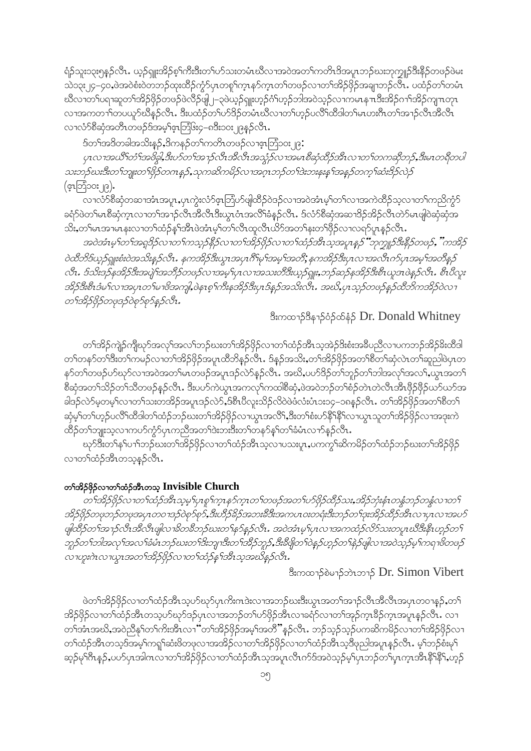ရံၣ်သူးသ့း၅နၣ်လီၤ. ယှၣ်ရှူးအိၣ်စ့ၢ်ကီးဒီးတၢ်ဟ်သးတမံၤဃီလၢအဝဲအတၢ်ကတိၤဒိအပူၤဘၣ်ဃးဘ့ကျူၣ်ဒီးနီၣ်တဖၣ်ဖဲမးသဲဝ့း၂၄-၄၀,ဖဲအဝဲစံးဝဲတဘၣ်ထုးထိၣ်ကွံာ်ပှၤတစူၢ်က့ၤနာ်က့ၤတၢ်တဖၣ်လၢတၢ်အိၣ်ဖိုၣ်အချၢဘၣ်လီၤ. ပထံၣ်တၢ်တမံၤဃီလၢတၢ်ပရၢဆူတၢ်အိၣ်ဖိုၣ်တဖၣ်ဖဲလံာ်ဖျါ၂-၃ဖဲယှၣ်ရှူးဟ့ၣ်ဂံၢ်ဟ့ၣ်ဘါအဝဲသ့ၣ်လၢကမၤနၢၤဒီးအိၣ်ဂၢၢ်အိၣ်ကျၤတုၤလၢအကတၢၢ်တပယူာ်ဃိနၣ်လီၤ. ဒီးပထံၣ်တၢ်ဟ်ဒိၣ်တမံၤဃီလၢတၢ်ဟ့ၣ်ပလိၢ်ထီဒါတၢ်မၤဟးဂီၤတၢ်အၢၣ်လီၤအီလီၤလၢလံာ်စီဆှံအတိၤတဖၣ်ဒ်အမ့ၢ်ဖ့ၤဘြံဖိး၄-၈ဒီး၁၀း၂၉နၣ်လီၤ.

ဒ်တၢ်အဒိတခါအသိးနၣ်,ဒိကနၣ်တၢ်ကတိၤတဖၣ်လၢဖ့ၤဘြံ၁၀း၂၉:

*ပှၤလၢအယိၢ်ဟံၢ်အဖိခွါ,ဒီးဟ်တၢ်အၢၣ်လီၤအီလီၤအသွံၣ်လၢအမၤစီဆှံထိၣ်အီၤလၢတၢ်တကဆိုဘၣ်,ဒီးမၤတရီတပါသးဘၣ်ဃးဒီးတၢ်ဘျုးတၢ်ဖိၣ်တကနၣ်,သုကဆိကမိၣ်လၢအဝ့ၤဘၣ်တၢ်ဒဲးဘးနးနၢ်အနၣ်တက့ၢ်ဆံးဒိၣ်လဲၣ်* (ဖ့ၤဘြံ၁၀း၂၉).

လၢလံာ်စီဆှံတဆၢအံၤအပူၤ,ပှၤကွဲးလံာ်ဖ့ၤဘြံဟ်ဖျါထိၣ်ဝဲဒၣ်လၢအဝဲအံၤမ့ၢ်တၢ်လၢအကဲထိၣ်သ့လၢတၢ်ကညီကွံာ်ခရံာ်ဖဲတၢ်မၤစီဆှံက့ၤလၢတၢ်အၢၣ်လီၤအီလီၤဒီးယွၤဝံၤအလိၢ်ခံနၣ်လီၤ. ဒ်လံာ်စီဆှံအဆၢဒိၣ်အိၣ်လီၤတဲာ်မၤဖျါဝဲဆှံဆှံအသိး,တၢ်မၤအၢမၤနးလၢတၢ်ထံၣ်နှၢ်အီၤဖဲအံၤမ့ၢ်တၢ်လီၤထူလီၤယိာ်အတၢ်နးတၢ်ဖိုၣ်လၢလၢၢ်ပူၤနၣ်လီၤ.

*အဝဲအံၤမ့ၢ်တၢ်အရှဒိၣ်လၢတၢ်ကသ့ဒ်နိၣ်လၢတၢ်အိၣ်ဖိုၣ်လၢတၢ်ထံၣ်အီၤသ့အပူၤနၣ် "ဘ့ကျူၣ်ဒီးနီၣ်တဖၣ်," ကအိၣ်ဝဲထီဘိဒ်ယှၣ်ရှူးစံးဝဲအသိးနၣ်လီၤ. နကအိၣ်ဒီးယွၤအပှၤဂီၢ်မုၢ်အမ့ၢ်အတိၣ်; နကအိၣ်ဒီးပှၤလၢအလီၤက်ပှၤအမ့ၢ်အတိၤနၣ်လီၤ. ဒ်သိးဒၣ်နအိၣ်ဒီးအပျဲၢ်အတိၣ်တဖၣ်လၢအမ့ၢ်ပှၤလၢအသးတိဒီးယှၣ်ရှူး,ဘၣ်ဆၣ်နအိၣ်ဒီးစီၤယူဒၤဖဲနၣ်လီၤ. စီၤပီလူးအိၣ်ဒီးစီၤဒံမၢ်လၢအပှၤတၢ်မၢဖိအကျါ,ဖဲနၤစ့ၢ်ကီးနအိၣ်ဒီးပှၤဒ်နၣ်အသိးလီၤ. အဃိ,ပှၤသ့ၣ်တဖၣ်နၣ်ထိတဲာ်ကအိၣ်ဝဲလၢတၢ်အိၣ်ဖိုၣ်တဖုဒၣ်ဝဲစုာ်စုာ်နၣ်လီၤ.*

ဒီးကထၢၣ်ဒိနၢၣ်ဝံၣ်ထံနံၣ် Dr. Donald Whitney

တၢ်အိၣ်ကျဲၣ်ကျီၤဃုာ်အလုၢ်အလၢ်ဘၣ်ဃးတၢ်အိၣ်ဖိုၣ်လၢတၢ်ထံၣ်အီၤသ့အဲၣ်ဒိးစံးအခီပညီလၢပကဘၣ်အိၣ်ခိးထီဒါတၢ်တနာ်တၢ်ဒီးတၢ်ကမဉ်လၢတၢ်အိၣ်ဖိုၣ်အပူၤထိဘိနၣ်လီၤ. ဒ်နၣ်အသိး,တၢ်အိၣ်ဖိုၣ်အတၢ်စိတၢ်ဆှံလဲၤတၢ်ဆူညါဖဲပှၤတနာ်တၢ်တဖၣ်ဟ်ဃုာ်လၢအဝဲအတၢ်မၤတဖၣ်အပူၤဒၣ်လဲာ်နၣ်လီၤ. အဃိ,ပဟ်ဒိၣ်တၢ်ဘူၣ်တၢ်ဘါအလုၢ်အလၢ်,ယွၤအတၢ်စီဆှံအတၢ်သိၣ်တၢ်သီတဖၣ်နၣ်လီၤ. ဒီးပဟ်ကဲယွၤအကလုၢ်ကထါစီဆှံ,ဖဲအဝဲဘၣ်တၢ်စံၣ်တဲၤတဲလီၤအီၤဖိုၣ်ဖိုၣ်ယာ်ယာ်အခါဒၣ်လဲာ်မ့တမ့ၢ်လၢတၢ်သးတအိၣ်အပူၤဒၣ်လဲာ်,ဒ်စီၤပီလူးသိၣ်လိဝဲဖဲဖံလံးပံၤ၁း၁၄-၁၈နၣ်လီၤ. တၢ်အိၣ်ဖိုၣ်အတၢ်စိတၢ်ဆှံမ့ၢ်တၢ်ဟ့ၣ်ပလိၢ်ထီဒါတၢ်ထံၣ်ဘၣ်ဃးတၢ်အိၣ်ဖိုၣ်လၢယွၤအလိၢ်,ဒီးတၢ်စံးဟ်နီၢ်နီၢ်လၢယွၤသူတၢ်အိၣ်ဖိုၣ်လၢအဒုးကဲထိၣ်တၢ်ဘျုးသ့လၢကဟ်ကွံာ်ပှၤကညီအတၢ်ဒဲးဘးဒီးတၢ်တနာ်နှၢ်တၢ်ခံမံၤလၢာ်နၣ်လီၤ.

ဃုာ်ဒီးတၢ်နၢ်ပၢၢ်ဘၣ်ဃးတၢ်အိၣ်ဖိုၣ်လၢတၢ်ထံၣ်အီၤသ့လၢပသးပူၤ,ပကကွၢ်ဆိကမိၣ်တၢ်ထံၣ်ဘၣ်ဃးတၢ်အိၣ်ဖိုၣ်လၢတၢ်ထံၣ်အီၤတသ့နၣ်လီၤ.

### တၢ်အိၣ်ဖိုၣ်လၢတၢ်ထံၣ်အီၤတသ့ Invisible Church

*တၢ်အိၣ်ဖိုၣ်လၢတၢ်ထံၣ်အီၤသ့မ့ၢ်ပှၤစူၢ်က့ၤနာ်က့ၤတၢ်တဖၣ်အတၢ်ဟ်ဖိုၣ်ထိၣ်သး,အိၣ်ဘုံးနံၤတနွံဘၣ်တနွံလၢတၢ်အိၣ်ဖိုၣ်တဖုဘၣ်တဖုအပူၤတဝၢဒၣ်ဝဲစုာ်စုာ်,ဒီးဟိၣ်ခိၣ်အဘၢၣ်စၢၤဒီးအကပၤဝးတရံးဒီးဘၣ်တၢ်ဒုးအိၣ်ထိၣ်အီၤလၢပှၤလၢအပာ်ဖျါထိၣ်တၢ်အၢၣ်လီၤအီလီၤဖျါလၢခီတခီဘၣ်ဃးတၢ်နာ်နၣ်လီၤ. အဝဲအံၤမ့ၢ်ပှၤလၢအကထံၣ်လိာ်သးတပူၤဃီဒီးနီၢ်ဟ့ၣ်တၢ်ဘူၣ်တၢ်ဘါအလုၢ်အလၢ်ခံမံၤဘၣ်ဃးတၢ်ဒီးဘျၢဒီးတၢ်အိၣ်ဘူၣ်,ဒီးခီဖျိတၢ်ဖဲနၣ်ဟ့ၣ်တၢ်နဲၣ်ဖျါလၢအဝဲသ့ၣ်မ့ၢ်ကရၢဖိတဖၣ်လၢပှူးဂဲၤလၢယွၤအတၢ်အိၣ်ဖိုၣ်လၢတၢ်ထံၣ်နှၢ်အီၤသ့အဃိနၣ်လီၤ.*

ဒီးကထၢၣ်စဲမၢၣ်ဘဲၤဘၢၣ် Dr. Simon Vibert

ဖဲတၢ်အိၣ်ဖိုၣ်လၢတၢ်ထံၣ်အီၤသ့ပာ်ဃုာ်ပှၤကိးဂၤဒဲးလၢအဘၣ်ဃးဒီးယွၤအတၢ်အၢၣ်လီၤအီလီၤအပှၤတဝၢနၣ်,တၢ်အိၣ်ဖိုၣ်လၢတၢ်ထံၣ်အီၤတသ့ပာ်ဃုာ်ဒၣ်ပှၤလၢအဘၣ်တၢ်ဟ်ဖိုၣ်အီၤလၢခရံာ်လၢတၢ်အုၣ်က့ၤခီၣ်က့ၤအပူၤနၣ်လီၤ. လၢတၢ်အံၤအဃိ,အဝဲညီနှၢ်တၢ်ကိးအီၤလၢ "တၢ်အိၣ်ဖိုၣ်အမ့ၢ်အတိ" နၣ်လီၤ. ဘၣ်သ့ၣ်သ့ၣ်ပကဆိကမိၣ်လၢတၢ်အိၣ်ဖိုၣ်လၢတၢ်ထံၣ်အီၤတသ့ဒ်အမ့ၢ်ကရူၢ်ဆံးဖိတဖုလၢအအိၣ်လၢတၢ်အိၣ်ဖိုၣ်လၢတၢ်ထံၣ်အီၤသ့ဒီဖုညါအပူၤနၣ်လီၤ. မ့ၢ်ဘၣ်စံးမ့ၢ်ဆၣ်မ့ၢ်ဂီၤနၣ်,ပဟ်ပှၤအါဂၤလၢတၢ်အိၣ်ဖိုၣ်လၢတၢ်ထံၣ်အီၤသ့အပူၤလီၤက်ဒ်အဝဲသ့ၣ်မ့ၢ်ပှၤဘၣ်တၢ်ပှၤက့ၤအီၤနီၢ်နီၢ်,ဟ့ၣ်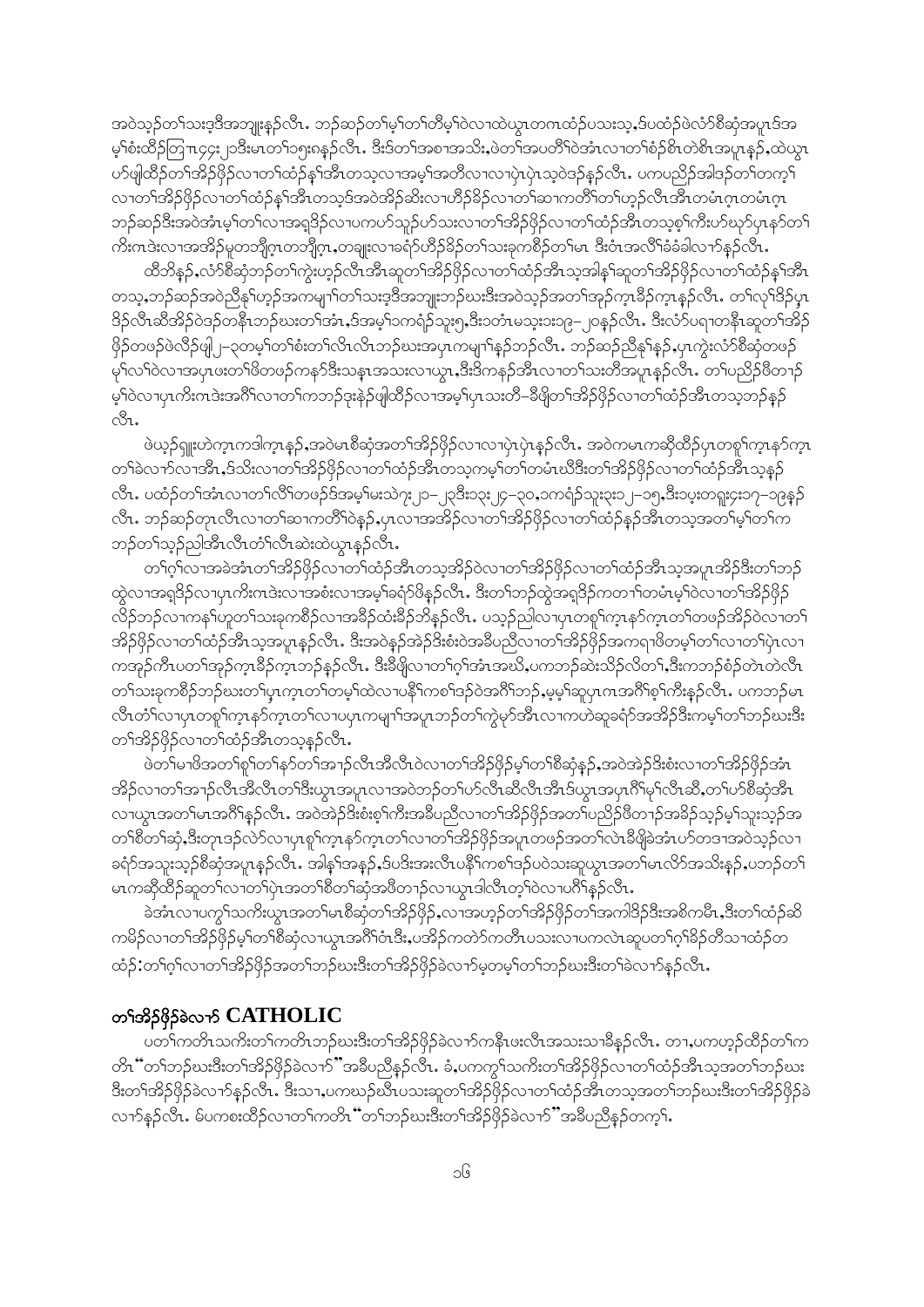အဝဲသ့ၣ်တၢ်သးဒ့ဒီအဘျုးန့ၣ်လီၤ. ဘၣ်ဆၣ်တၢ်မ့ၢ်တၢ်တိမ့ၢ်ဝဲလၢထဲယွၤတဂၤထဲၣ်ပသးသ့,ဒ်ပထံၣ်ဖဲလံာ်စီဆှံအပူၤဒ်အမ့ၢ်စံးထိၣ်တြၢ၅၄း၂၁ဒီးမၤတၢ်၁၅းဂနၣ်လီၤ. ဒီးဒ်တၢ်အစၢအသိး,ဖဲတၢ်အပတိၢ်ဝဲအံၤလၢတၢ်စံၣ်စိၤတဲစိၤအပူၤန့ၣ်,ထဲယွၤဟ်ဖျါထိၣ်တၢ်အိၣ်ဖှိၣ်လၢတၢ်ထံၣ်နၢ်အီၤတသ့လၢအမ့ၢ်အတိလၢလၢပှဲပှဲသ့ဝဲဒၣ်န့ၣ်လီၤ. ပကပညိၣ်အါဒၣ်တၢ်တက့ၢ်လၢတၢ်အိၣ်ဖှိၣ်လၢတၢ်ထံၣ်နၢ်အီၤတသ့ဒ်အဝဲအိၣ်ဆိးလၢဟိၣ်ခိၣ်လၢတၢ်ဆၢကတိၢ်တၢ်ဟ့ၣ်လီၤအီၤတမံၤဂ့ၤတမံၤဂ့ၤ ဘၣ်ဆၣ်ဒီးအဝဲအံၤမ့ၢ်တၢ်လၢအရှ့ဒိၣ်လၢပကပာ်သူၣ်ပာ်သးလၢတၢ်အိၣ်ဖှိၣ်လၢတၢ်ထံၣ်အီၤတသ့စ့ၢ်ကီးဟ်ဃုာ်ပှၤနာ်တၢ်ကီးဂၤဒဲးလၢအအိၣ်မူတဘိုဂ့ၤတဘိုဂ့ၤ,တချုးလၢခရံာ်ဟဲၣ်ခိၣ်တၢ်သးခုကစီၣ်တၢ်မၤ ဒီးဝံၤအလိၢ်ခံခံခါလၢာ်န့ၣ်လီၤ.

ထိတိန့ၣ်,လံာ်စီဆှံဘၣ်တၢ်ကွဲးဟ့ၣ်လီၤအီၤဆူတၢ်အိၣ်ဖှိၣ်လၢတၢ်ထံၣ်အီၤသ့အါန့ၢ်ဆူတၢ်အိၣ်ဖှိၣ်လၢတၢ်ထံၣ်နၢ်အီၤတသ့,ဘၣ်ဆၣ်အဝဲညီနုၢ်ဟ့ၣ်အကမျၢ်တၢ်သးဒ့ဒီအဘျုးဘၣ်ဃးဒီးအဝဲသ့ၣ်အတၢ်အုၣ်ကူၤခီၣ်ကူၤန့ၣ်လီၤ. တၢ်လုၢ်ဒိၣ်ပှၤဒိၣ်လီၤဆီအိၣ်ဝဲဒၣ်တနီၤဘၣ်ဃးတၢ်အံၤ,ဒ်အမ့ၢ်ဝဲကရံၣ်သူး၅,ဒီး၁တံၤမသူး၁း၁၉–၂၀န့ၣ်လီၤ. ဒီးလံာ်ပရၢတနီၤဆူတၢ်အိၣ်ဖှိၣ်တဖၣ်ဖဲလိၣ်ဖျါ၂–၃တမ့ၢ်တၢ်စံးတၢ်လိၢ်လီၤလီၤဘၣ်ဃးအပှၤကမျၢ်န့ၣ်ဘၣ်လီၤ. ဘၣ်ဆၣ်ညီနုၢ်န့ၣ်,ပှၤကွဲးလံာ်စီဆှံတဖၣ်မ့ၢ်လၢ်ဝဲလၢအပှၤဖးတၢ်ဖိတဖၣ်ကနာ်ဒီးသနၢအသးလၢယွၤ,ဒီးဒိကနၣ်အီၤလၢတၢ်သးတီအပူၤန့ၣ်လီၤ. တၢ်ပညိၣ်ဖိတၢၣ်မ့ၢ်ဝဲလၢပှၤကီးဂၤဒဲးအဂိၢ်လၢတၢ်ကဘၣ်ဒုးနဲၣ်ဖျါထိၣ်လၢအမ့ၢ်ပှၤသးတီ–ခီဖျိတၢ်အိၣ်ဖှိၣ်လၢတၢ်ထံၣ်အီၤတသ့ဘၣ်န့ၣ်လီၤ.

ဖဲယ့ၣ်ရှူးဟဲက့ၤကဒါက့ၤန့ၣ်,အဝဲမၤစီဆှံအတၢ်အိၣ်ဖှိၣ်လၢလၢပှဲပှဲန့ၣ်လီၤ. အဝဲကမၤကဆိုထိၣ်ပှၤတစူၢ်ကူၤနာ်ကူၤတၢ်ခဲလၢာ်လၢအီၤ,ဒ်သိးလၢတၢ်အိၣ်ဖှိၣ်လၢတၢ်ထံၣ်အီၤတသ့ကမ့ၢ်တၢ်တမံၤဃီဒီးတၢ်အိၣ်ဖှိၣ်လၢတၢ်ထံၣ်အီၤသ့န့ၣ်လီၤ. ပထံၣ်တၢ်အံၤလၢတၢ်လိၢ်တဖၣ်ဒ်အမ့ၢ်မးသဲ၇း၂၁–၂၃ဒီး၁၃း၂၄–၃၀,၁ကရံၣ်သူး၃း၁၂–၁၅,ဒီး၁ပ့းတရူး၄း၁၇–၁၉န့ၣ်လီၤ. ဘၣ်ဆၣ်တုၤလီၤလၢတၢ်ဆၢကတိၢ်ဝံန့ၣ်,ပှၤလၢအအိၣ်လၢတၢ်အိၣ်ဖှိၣ်လၢတၢ်ထံၣ်နၣ်အီၤတသ့အတၢ်မ့ၢ်တၢ်ကဘၣ်တၢ်သ့ၣ်ညါအီၤလီၤတံၢ်လီၤဆဲးထဲယွၤန့ၣ်လီၤ.

တၢ်ဂ့ၢ်လၢအခဲအံၤတၢ်အိၣ်ဖှိၣ်လၢတၢ်ထံၣ်အီၤတသ့အိၣ်ဝဲလၢတၢ်အိၣ်ဖှိၣ်လၢတၢ်ထံၣ်အီၤသ့အပူၤအိၣ်ဒီးတၢ်ဘၣ်ထွဲလၢအရှ့ဒိၣ်လၢပှၤကီးဂၤဒဲးလၢအစံးလၢအမ့ၢ်ခရံာ်ဖိန့ၣ်လီၤ. ဒီးတၢ်ဘၣ်ထွဲအရှ့ဒိၣ်ကတၢၢ်တမံၤမ့ၢ်ဝဲလၢတၢ်အိၣ်ဖှိၣ်လိၣ်ဘၣ်ဝဲလၢကနၢ်ဟူတၢ်သးခုကစီၣ်လၢအခီၣ်ထံးခီၣ်ဘိန့ၣ်လီၤ. ပသ့ၣ်ညါလၢပှၤတစူၢ်ကူၤနာ်ကူၤတၢ်တဖၣ်အိၣ်ဝဲလၢတၢ်အိၣ်ဖှိၣ်လၢတၢ်ထံၣ်အီၤသ့အပူၤန့ၣ်လီၤ. ဒီးအဝဲန့ၣ်အဲၣ်ဒိးစံးဝဲအခီပညီလၢတၢ်အိၣ်ဖှိၣ်အကရၢဖိတမ့ၢ်တၢ်လၢတၢ်ပှဲၤလၢကအုၣ်ကီၤပတၢ်အုၣ်ကူၤခီၣ်ကူၤဘၣ်န့ၣ်လီၤ. ဒီးခီဖျိလၢတၢ်ဂ့ၢ်အံၤအဃိ,ပကဘၣ်ဆဲးသိၣ်လိတၢ်,ဒီးကဘၣ်စံၣ်တဲၤတဲလီၤတၢ်သးခုကစီၣ်ဘၣ်ဃးတၢ်ပှၤကူၤတၢ်တမ့ၢ်ထဲလၢပနီၢ်ကစၢ်ဒၣ်ဝဲအဂိၢ်ဘၣ်,မ့မ့ၢ်ဆူပှၤဂၤအဂိၢ်စ့ၢ်ကီးန့ၣ်လီၤ. ပကဘၣ်မၤလီၤတံၢ်လၢပှၤတစူၢ်ကူၤနာ်ကူၤတၢ်လၢပှၤကမျၢ်အပူၤဘၣ်တၢ်ကွဲမုာ်အီၤလၢကဟဲဆူခရံာ်အအိၣ်ဒီးကမ့ၢ်တၢ်ဘၣ်ဃးဒီးတၢ်အိၣ်ဖှိၣ်လၢတၢ်ထံၣ်အီၤတသ့န့ၣ်လီၤ.

ဖဲတၢ်မၢဖိအတၢ်စူၢ်တၢ်နာ်တၢ်အၢၣ်လီၤအီလီၤဝဲလၢတၢ်အိၣ်ဖှိၣ်မ့ၢ်တၢ်စီဆှံန့ၣ်,အဝဲအဲၣ်ဒိးစံးလၢတၢ်အိၣ်ဖှိၣ်အံၤအိၣ်လၢတၢ်အၢၣ်လီၤအီလီၤတၢ်ဒီးယွၤအပူၤလၢအဝဲဘၣ်တၢ်ဟ်လီၤဆီလီၤအီၤဒ်ယွၤအပှၤဂိၢ်မုၢ်လီၤဆီ,တၢ်ဟ်စီဆှံအီၤလၢယွၤအတၢ်မၤအဂိၢ်န့ၣ်လီၤ. အဝဲအဲၣ်ဒိးစံးစ့ၢ်ကီးအခီပညီလၢတၢ်အိၣ်ဖှိၣ်အတၢ်ပညိၣ်ဖိတၢၣ်အခိၣ်သ့ၣ်မ့ၢ်သူၣ်သ့ၣ်အတၢ်စီတၢ်ဆှံ,ဒီးတုၤဒၣ်လဲာ်လၢပှၤစူၢ်ကူၤနာ်ကူၤတၢ်လၢတၢ်အိၣ်ဖှိၣ်အပူၤတဖၣ်အတၢ်လဲၤခီဖျိခဲအံၤဟ်တဒၢအဝဲသ့ၣ်လၢခရံာ်အသူးသ့ၣ်စီဆှံအပူၤန့ၣ်လီၤ. အါန့ၢ်အနၣ်,ဒ်ပဒိးအးလီၤပနီၢ်ကစၢ်ဒၣ်ပဝဲသးဆူယွၤအတၢ်မၤလိာ်အသိးန့ၣ်,ပဘၣ်တၢ်မၤကဆိုထိၣ်ဆူတၢ်လၢတၢ်ပှဲၤအတၢ်စီတၢ်ဆှံအဖိတၢၣ်လၢယွၤဒါလီၤတ့ၢ်ဝဲလၢပဂိၢ်န့ၣ်လီၤ.

ခဲအံၤလၢပကွၢ်သကိးယွၤအတၢ်မၤစီဆှံတၢ်အိၣ်ဖှိၣ်,လၢအဟ့ၣ်တၢ်အိၣ်ဖှိၣ်တၢ်အကါဒိၣ်ဒီးအစိကမီၤ,ဒီးတၢ်ထံၣ်ဆိကမိၣ်လၢတၢ်အိၣ်ဖှိၣ်မ့ၢ်တၢ်စီဆှံလၢယွၤအဂိၢ်ဝံၤဒီး,ပအိၣ်ကတဲာ်ကတီၤပသးလၢပကလဲၤဆူပတၢ်ဂ့ၢ်ခိၣ်တီသၢထံၣ်တထံၣ်:တၢ်ဂ့ၢ်လၢတၢ်အိၣ်ဖှိၣ်အတၢ်ဘၣ်ဃးဒီးတၢ်အိၣ်ဖှိၣ်ခဲလၢာ်မ့တမ့ၢ်တၢ်ဘၣ်ဃးဒီးတၢ်ခဲလၢာ်န့ၣ်လီၤ.

## တၢ်အိၣ်ဖှိၣ်ခဲလၢာ် CATHOLIC

ပတၢ်ကတိၤသကိးတၢ်ကတိၤဘၣ်ဃးဒီးတၢ်အိၣ်ဖှိၣ်ခဲလၢာ်ကနီၤဖးလီၤအသးသၢခီန့ၣ်လီၤ. တၢ,ပကဟ့ၣ်ထိၣ်တၢ်ကတိၤ "တၢ်ဘၣ်ဃးဒီးတၢ်အိၣ်ဖှိၣ်ခဲလၢာ်" အခီပညီန့ၣ်လီၤ. ခံ,ပကကွၢ်သကိးတၢ်အိၣ်ဖှိၣ်လၢတၢ်ထံၣ်အီၤသ့အတၢ်ဘၣ်ဃးဒီးတၢ်အိၣ်ဖှိၣ်ခဲလၢာ်န့ၣ်လီၤ. ဒီးသၢ,ပကဃၣ်ဃီၤပသးဆူတၢ်အိၣ်ဖှိၣ်လၢတၢ်ထံၣ်အီၤတသ့အတၢ်ဘၣ်ဃးဒီးတၢ်အိၣ်ဖှိၣ်ခဲလၢာ်န့ၣ်လီၤ. မ်ပကစးထိၣ်လၢတၢ်ကတိၤ "တၢ်ဘၣ်ဃးဒီးတၢ်အိၣ်ဖှိၣ်ခဲလၢာ်" အခီပညီန့ၣ်တက့ၢ်.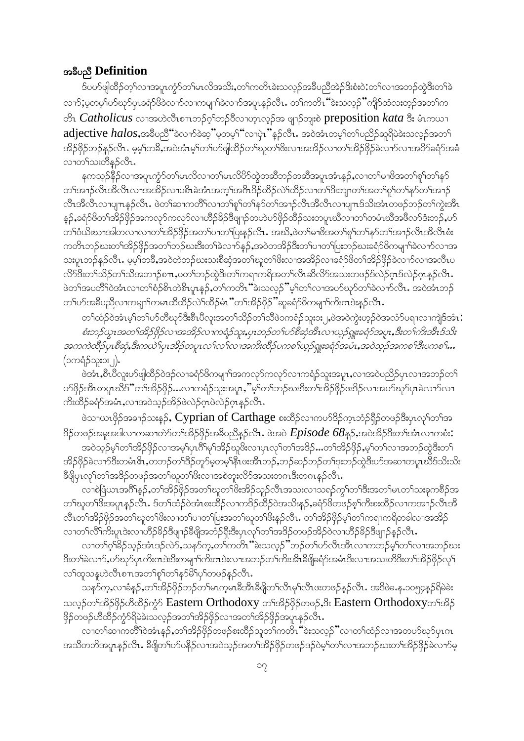### အခီပညီ Definition

ဒ်ပပာ်ဖျါထီၣ်တ့ၢ်လၢအပူၤကွံာ်တၢ်မၤလိအသိး,တၢ်ကတိၤခဲးသလ့ၣ်အခီပညီအဲၣ်ဒိးစံးဝဲ:တၢ်လၢအဘၣ်ထွဲဒီးတၢ်ခဲလၢာ်;မ့တမ့ၢ်ဟ်ဃုာ်ပှၤခရံာ်ဖိခဲလၢာ်လၢကမျၢၢ်ခဲလၢာ်အပူၤန့ၣ်လီၤ. တၢ်ကတိၤ "ခဲးသလ့ၣ်" ကျိာ်ထံလဲၤတ့ၢ်အတၢ်ကတိၤ *Catholicus* လၢအဟဲလီၤစၢၤဘၣ်ဂ့ၢ်ဘၣ်ဝီလၢဟ့ၤလ့ၣ်အ ဖျၢၣ်ဘျးစဲ preposition *kata* ဒီး မံၤကယၢ adjective *halos*,အခီပညီ "ခဲလၢာ်ခဲဆ့ၢ်" မ့တမ့ၢ် "လၢပှဲၤ" န့ၣ်လီၤ. အဝဲအံၤတမ့ၢ်တၢ်ပညီၣ်ဆူရိမဲခဲးသလ့ၣ်အတၢ်အိၣ်ဖှိၣ်ဘၣ်န့ၣ်လီၤ. မ့မ့ၢ်တခီ,အဝဲအံၤမ့ၢ်တၢ်ဟ်ဖျါထီၣ်တၢ်ဃုတၢ်ဖိးလၢအအိၣ်လၢတၢ်အိၣ်ဖှိၣ်ခဲလၢာ်လၢအပိာ်ခရံာ်အခံလၢတၢ်သးတီန့ၣ်လီၤ.

နကသ့ၣ်နီၣ်လၢအပူၤကွံာ်တၢ်မၤလိလၢတၢ်မၤလိပိာ်ထွဲတဆီဘၣ်တဆီအပူၤအံၤန့ၣ်,လၢတၢ်မၢဖိအတၢ်စူၢ်တၢ်နာ်တၢ်အၢၣ်လီၤအီလီၤလၢအအိၣ်လၢပစီၤခဲအံၤအက့ၢ်အဂီၤဒိၣ်ထိၣ်လဲၢ်ထိၣ်လၢတၢ်ဒိးဘျၢတၢ်အတၢ်စူၢ်တၢ်နာ်တၢ်အၢၣ်လီၤအီလီၤလၢပျπန့ၣ်လီၤ. ဖဲတၢ်ဆၢကတီၢ်လၢတၢ်စူၢ်တၢ်နာ်တၢ်အၢၣ်လီၤအီလီၤလၢပျπဒ်သိးအံၤတဖၣ်ဘၣ်တၢ်ကွဲးအီၤန့ၣ်,ခရံာ်ဖိတၢ်အိၣ်ဖှိၣ်အကလုာ်ကလုာ်လၢဟီၣ်ခိၣ်ဒီဖျာၣ်တဟဲဟ်ဖှိၣ်ထိၣ်သးတပူၤဃီလၢတၢ်တမံၤဃီအဖီလာ်ဒ်းဘၣ်,ဟ်တၢ်ဝံယိးဃၢအါတလၢလၢတၢ်အိၣ်ဖှိၣ်အတၢ်ပၢတၢ်ပြးန့ၣ်လီၤ. အဃိ,ဖဲတၢ်မၢဖိအတၢ်စူၢ်တၢ်နာ်တၢ်အၢၣ်လီၤအီလီၤစံးကတိၤဘၣ်ဃးတၢ်အိၣ်ဖှိၣ်အတၢ်ဘၣ်ဃးဒီးတၢ်ခဲလၢာ်န့ၣ်,အဝဲတအိၣ်ဒီးတၢ်ပၢတၢ်ပြးဘၣ်ဃးခရံာ်ဖိကမျၢၢ်ခဲလၢာ်လၢအသးပူၤဘၣ်န့ၣ်လီၤ. မ့မ့ၢ်တခီ,အဝဲတဲဘၣ်ဃးသးစီဆှံအတၢ်ဃုတၢ်ဖိးလၢအအိၣ်လၢခရံာ်ဖိတၢ်အိၣ်ဖှိၣ်ခဲလၢာ်လၢအလီၤပလိာ်ဒီးတၢ်သိၣ်တၢ်သီအဘၣ်စπ,ပတၢ်ဘၣ်ထွဲဒီးတၢ်ကရၢကရိအတၢ်လီၤဆီလိာ်အသးတဖၣ်ဒ်လဲၣ်ဂ့ၤဒ်လဲၣ်ဂ့ၤန့ၣ်လီၤ. ဖဲတၢ်အပတိၢ်ဝဲအံၤလၢတၢ်စံၣ်စိၤတဲစိၤပူၤန့ၣ်,တၢ်ကတိၤ "ခဲးသလ့ၣ်" မ့ၢ်တၢ်လၢအဟ်ဃုာ်တၢ်ခဲလၢာ်လီၤ. အဝဲအံၤဘၣ်တၢ်ဟ်အခီပညီလၢကမျၢၢ်ကမၤထီထီၣ်လဲၢ်ထိၣ်မံၤ "တၢ်အိၣ်ဖှိၣ်" ဆူခရံာ်ဖိကမျၢၢ်ကိးကဒဲးန့ၣ်လီၤ.

တၢ်ထံၣ်ဝဲအံၤမ့ၢ်တၢ်ဟ်တီဃုာ်ဒီးစီၤပီလူးအတၢ်သိၣ်တၢ်သီဖဲဧဖ့ရံၣ်သူး၁း၂,ဖဲအဝဲကွဲးဟ့ၣ်ဝဲအလံာ်ပရၢလၢကျဲၤဒ်အံၤ:

*စံးဘၣ်ယွၤအတၢ်အိၣ်ဖှိၣ်လၢအအိၣ်လၢဧဖ့ရံၣ်သူး,ပှၤဘၣ်တၢ်ဟ်စီဆှံအီၤလၢယ့ၣ်ရှူးခရံာ်အပူၤ,ဒီးတၢ်ကိးအီၤဒ်သိးအကကဲထိၣ်ပှၤစီဆှံ,ဒီးကယဲၢ်ပှၤအိၣ်တပူၤလၢ်လၢ်လၢအကိးထိၣ်ပကစၢ်ယ့ၣ်ရှူးခရံာ်အမံၤ,အဝဲသ့ၣ်အကစၢ်ဒီးပကစၢ်...* (၁ကရံၣ်သူး၁း၂).

ဖဲအံၤ,စီၤပီလူးဟ်ဖျါထီၣ်ဝဲဒၣ်လၢခရံာ်ဖိကမျၢၢ်အကလုာ်ကလုာ်လၢကရံၣ်သူးအပူၤ,လၢအဝဲပညီၣ်ပှၤလၢအဘၣ်တၢ်ဟ်စီဆှံအီၤတပူၤဃီဒ် "တၢ်အိၣ်ဖှိၣ်...လၢကရံၣ်သူးအပူၤ," မ့ၢ်တၢ်ဘၣ်ဃးဒီးတၢ်အိၣ်ဖှိၣ်ဖးဒိၣ်လၢအဟ်ဃုာ်ပှၤခဲလၢာ်လၢကိးထိၣ်ခရံာ်အမံၤ,လၢအဝဲသ့ၣ်အိၣ်ဖဲလဲၣ်ဂ့ၤဖဲလဲၣ်ဂ့ၤန့ၣ်လီၤ.

ဖဲသၢဃၤဖှိၣ်အခၢၣ်သးန့ၣ်, Cyprian of Carthage စးထိၣ်လၢကဟ်ဒိၣ်က့ၤဘံၣ်ရှိၣ်တဖၣ်ဒီးပှၤလုၢ်တၢ်အဒိၣ်တဖၣ်အမူအဒါလၢကဆၢတဲာ်တၢ်အိၣ်ဖှိၣ်အခီပညီန့ၣ်လီၤ. ဖဲအဝဲ *Episode 68*န့ၣ်,အဝဲအိၣ်ဒီးတၢ်အံၤလၢကစံး:

အဝဲသ့ၣ်မ့ၢ်တၢ်အိၣ်ဖှိၣ်လၢအမ့ၢ်ပှၤဂီၢ်မုၢ်အိၣ်ဃုဖိးလၢပှၤလုၢ်တၢ်အဒိၣ်...တၢ်အိၣ်ဖှိၣ်,မ့ၢ်တၢ်လၢအဘၣ်ထွဲဒီးတၢ်အိၣ်ဖှိၣ်ခဲလၢာ်ဒီးတမံၤဖိၤ,တဘၣ်တၢ်ဒိၣ်တူာ်မ့တမ့ၢ်နီၤဖးအီၤဘၣ်,ဘၣ်ဆၣ်ဘၣ်တၢ်ဒုးဘၣ်ထွဲဒီးဟ်အဆၢတပူၤဃီဒ်သိးသိးခီဖျိပှၤလုၢ်တၢ်အဒိၣ်တဖၣ်အတၢ်ဃုတၢ်ဖိးလၢအစဲဘူးလိာ်အသးတဂၤဒီးတဂၤန့ၣ်လီၤ.

လၢစဲဖြံယၤအဂီၢ်န့ၣ်,တၢ်အိၣ်ဖှိၣ်အတၢ်ဃုတၢ်ဖိးအိၣ်သူၣ်လီၤအသးလၢသရၣ်ကွၢ်တၢ်ဒီးအတၢ်မၤတၢ်သးခုကစီၣ်အတၢ်ဃုတၢ်ဖိးအပူၤန့ၣ်လီၤ. ဒ်တၢ်ထံၣ်ဝဲအံၤစးထိၣ်လၢကဒိၣ်ထိၣ်ဝဲအသိးန့ၣ်,ခရံာ်ဖိတဖၣ်စ့ၢ်ကီးစးထိၣ်လၢကအၢၣ်လီၤအီလီၤတၢ်အိၣ်ဖှိၣ်အတၢ်ဃုတၢ်ဖိးလၢတၢ်ပၢတၢ်ပြးအတၢ်ဃုတၢ်ဖိးန့ၣ်လီၤ. တၢ်အိၣ်ဖှိၣ်မ့ၢ်တၢ်ကရၢကရိတခါလၢအအိၣ်လၢတၢ်လိၢ်ကိးပူၤဒဲးလၢဟီၣ်ခိၣ်ဒီဖျာၣ်ခီဖျိအဘံၣ်ရှိၣ်ဒီးပှၤလုၢ်တၢ်အဒိၣ်တဖၣ်အိၣ်ဝဲလၢဟီၣ်ခိၣ်ဒီဖျာၣ်န့ၣ်လီၤ.

လၢတၢ်ဂ့ၢ်ခိၣ်သ့ၣ်အံၤဒၣ်လဲာ်,သနာ်က့,တၢ်ကတိၤ "ခဲးသလ့ၣ်" ဘၣ်တၢ်ဟ်လီၤအီၤလၢကဘၣ်မ့ၢ်တၢ်လၢအဘၣ်ဃးဒီးတၢ်ခဲလၢာ်,ဟ်ဃုာ်ပှၤကိးကဒဲးဒီးကမျၢၢ်ကိးကဒဲးလၢအဘၣ်တၢ်ကိးအီၤခီဖျိခရံာ်အမံၤဒီးလၢအသးတီဒီးတၢ်အိၣ်ဖှိၣ်လုၢ်လၢ်ထူသနူဟဲလီၤစπအတၢ်စူၢ်တၢ်နာ်မိၢ်ပှၢ်တဖၣ်န့ၣ်လီၤ.

သနာ်က့,လၢခံန့ၣ်,တၢ်အိၣ်ဖှိၣ်ဘၣ်တၢ်မၤက္ခမၤခီအီၤခီဖျိတၢ်လီၤမုၢ်လီၤဖးတဖၣ်န့ၣ်လီၤ. အဒိဖဲ.န.၁၀၅၄န့ၣ်ရိမဲခဲးသလ့ၣ်တၢ်အိၣ်ဖှိၣ်ဟီထိၣ်ကွံာ် Eastern Orthodoxy တၢ်အိၣ်ဖှိၣ်တဖၣ်,ဒီး Eastern Orthodoxyတၢ်အိၣ်ဖှိၣ်တဖၣ်ဟီထိၣ်ကွံာ်ရိမဲခဲးသလ့ၣ်အတၢ်အိၣ်ဖှိၣ်လၢအတၢ်အိၣ်ဖှိၣ်အပူၤန့ၣ်လီၤ.

လၢတၢ်ဆၢကတီၢ်ဝဲအံၤန့ၣ်,တၢ်အိၣ်ဖှိၣ်တဖၣ်စးထိၣ်သူတၢ်ကတိၤ "ခဲးသလ့ၣ်" လၢတၢ်ထံၣ်လၢအတဟ်ဃုာ်ပှၤကအသိတဘိအပူၤန့ၣ်လီၤ. ခီဖျိတၢ်ဟ်ပနီၣ်လၢအဝဲသ့ၣ်အတၢ်အိၣ်ဖှိၣ်တဖၣ်ဒၣ်ဝဲမ့ၢ်တၢ်လၢအဘၣ်ဃးတၢ်အိၣ်ဖှိၣ်ခဲလၢာ်မ့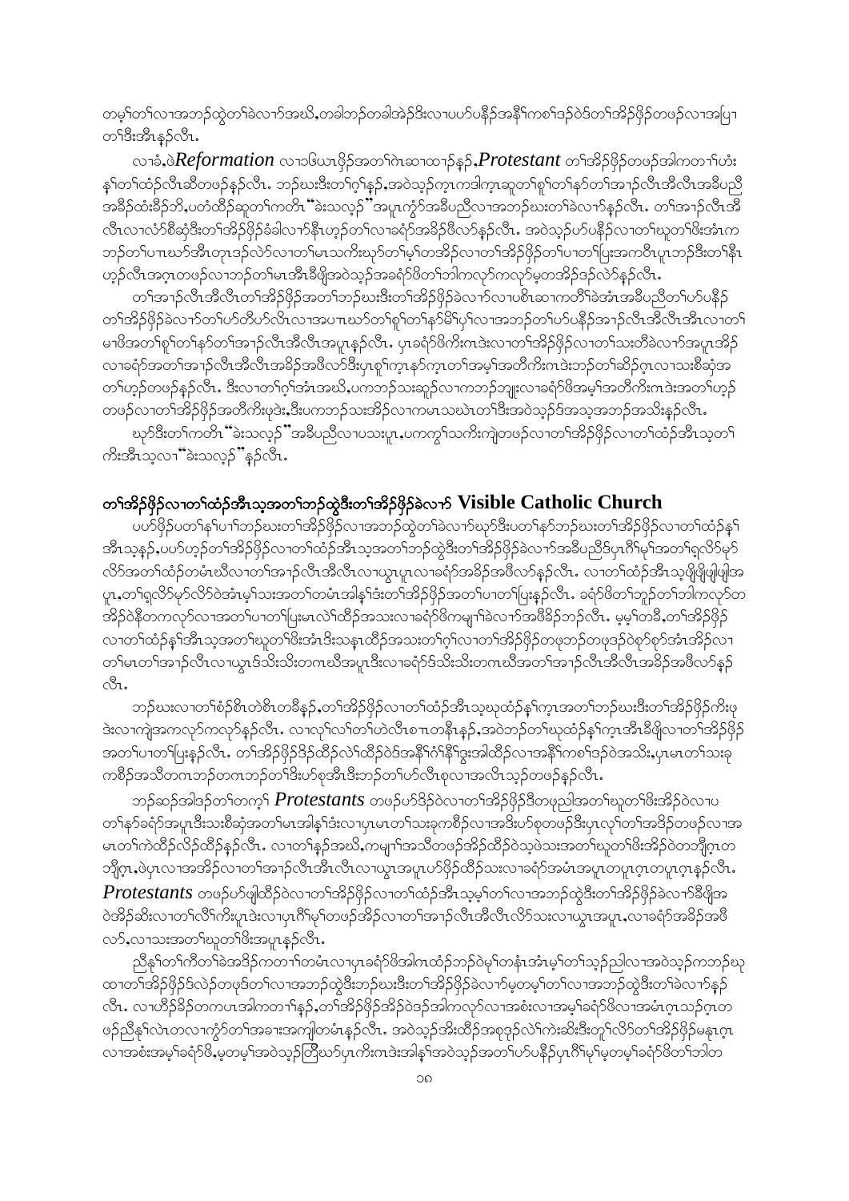တမ့္ဒ္ဒတ္ဒ္ဒလၢအဘဉ်ထွဲတ္ဒ္ဒခဲလၢာ်အဃိ,တခါဘဉ်တခါအဲဉ်ဒိးလၢပဟ်ပနီဉ်အနိ္ဒကစ္ဒါဒဉ်ဝဲဒ္ဒတ္ဒ္ဒအိဉ်ဖှိဉ်တဖဉ်လၢအပြၢ တ္ဒါဒီးအီၤန္ဉ်လီၤ.

လၢခံ,ဖဲ*Reformation* လၢ၁၆ယၤဖှိဉ်အတ္ဒါဂဲၤဆၢထၢဉ်န့ဉ်,*Protestant* တ္ဒါအိဉ်ဖှိဉ်တဖဉ်အါကတၢၢ်ဟံး န္ဒါတ္ဒါထံဉ်လီၤဆီတဖဉ်န့ဉ်လီၤ. ဘဉ်ဃးဒီးတ္ဒါဂ့ၢ်န့ဉ်,အဝဲသ့ဉ်ကွၤကဒါက္ၤဆူတ္ဒါစူ္ဒါတ္ဒါနာ်တ္ဒါအၢဉ်လီၤအီလီၤအခ်ီပညီ အခ်ီဉ်ထံးခ်ီဉ်ဘိ,ပတံထိဉ်ဆူတ္ဒါကတိၤ "ခဲးသလ့ဉ်"အပူၤကွံာ်အခ်ီပညီလၢအဘဉ်ဃးတ္ဒါခဲလၢာ်န့ဉ်လီၤ. တ္ဒါအၢဉ်လီၤအီ လီၤလၢလံာ်စီဆုံဒီးတ္ဒါအိဉ်ဖှိဉ်ခံခါလၢာ်နီၤဟ့ဉ်တ္ဒါလၢခရံာ်အခ်ိဉ်ဖီလာ်န့ဉ်လီၤ. အဝဲသ့ဉ်ဟ်ပနီဉ်လၢတ္ဒါဃုတ္ဒါဖိးအံၤက ဘဉ်တ္ဒါပπၤဃာ်အီၤတုၤဒဉ်လဲဉ်လၢတ္ဒါမၤသကိးဃုာ်တ္ဒါမ့္ဒါတအိဉ်လၢတ္ဒါအိဉ်ဖှိဉ်တ္ဒါပၢတ္ဒါပြးအကတီၤပူၤဘဉ်ဒီးတ္ဒါနီၤ ဟ့ဉ်လီၤအဂ့ၤတဖဉ်လၢဘဉ်တ္ဒါမၤအီၤခ်ီဖှိအဝဲသ့ဉ်အခရံာ်ဖိတ္ဒါဘါကလုာ်ကလုာ်မ့တအိဉ်ဒဉ်လဲဉ်န့ဉ်လီၤ.

တ္ဒါအၢဉ်လီၤအီလီၤတ္ဒါအိဉ်ဖှိဉ်အတ္ဒါဘဉ်ဃးဒီးတ္ဒါအိဉ်ဖှိဉ်ခဲလၢာ်လၢပစိၤဆၢကတီၢ်ခဲအံၤအခ်ီပညီတ္ဒါဟ်ပနီဉ် တ္ဒါအိဉ်ဖှိဉ်ခဲလၢာ်တ္ဒါဟ်တီဟ်လိၤလၢအပπၤဃာ်တ္ဒါစူ္ဒါတ္ဒါနာ်မိ္ဒါပှ္ဒါလၢအဘဉ်တ္ဒါဟ်ပနီဉ်အၢဉ်လီၤအီလီၤအီၤလၢတ္ဒါ မၢဖိအတ္ဒါစူ္ဒါတ္ဒါနာ်တ္ဒါအၢဉ်လီၤအီလီၤအပူၤန့ဉ်လီၤ. ပှၤခရံာ်ဖိကိးကဒဲးလၢတ္ဒါအိဉ်ဖှိဉ်လၢတ္ဒါသးတီခဲလၢာ်အပူၤအိဉ် လၢခရံာ်အတ္ဒါအၢဉ်လီၤအီလီၤအခ်ိဉ်အဖီလာ်ဒီးပှၤစူ္ဒါကွၤနာ်ကွၤတ္ဒါအမ့္ဒါအတီကိးကဒဲးဘဉ်တ္ဒါဆိဉ်ဂ့ၤလၢသးစီဆုံအ တ္ဒါဟ့ဉ်တဖဉ်န့ဉ်လီၤ. ဒီးလၢတ္ဒါဂ့ၢ်အံၤအဃိ,ပကဘဉ်သးဆူဉ်လၢကဘဉ်ဘျုးလၢခရံာ်ဖိအမ့္ဒါအတီကိးကဒဲးအတ္ဒါဟ့ဉ် တဖဉ်လၢတ္ဒါအိဉ်ဖှိဉ်အတီကိးဖုဒဲး,ဒီးပကဘဉ်သးအိဉ်လၢကမၤသဃဲၤတ္ဒါဒီးအဝဲသ့ဉ်ဒ်အသ့အဘဉ်အသိးန့ဉ်လီၤ.

ဃုာ်ဒီးတ္ဒါကတိၤ "ခဲးသလ့ဉ်"အခ်ီပညီလၢပသးပူၤ,ပကကွ္ဒါသကိးကျဲတဖဉ်လၢတ္ဒါအိဉ်ဖှိဉ်လၢတ္ဒါထံဉ်အီၤသ့တ္ဒါ ကိးအီၤသ့လၢ "ခဲးသလ့ဉ်"န့ဉ်လီၤ.

## တ္ဒါအိဉ်ဖှိဉ်လၢတ္ဒါထံဉ်အီၤသ့အတ္ဒါဘဉ်ထွဲဒီးတ္ဒါအိဉ်ဖှိဉ်ခဲလၢာ် Visible Catholic Church

ပဟ်ဖှိဉ်ပတ္ဒါနာ်ပπၤ်ဘဉ်ဃးတ္ဒါအိဉ်ဖှိဉ်လၢအဘဉ်ထွဲတ္ဒါခဲလၢာ်ဃုာ်ဒီးပတ္ဒါနာ်ဘဉ်ဃးတ္ဒါအိဉ်ဖှိဉ်လၢတ္ဒါထံဉ်န္ဒါ အီၤသ့န့ဉ်,ပဟ်ဟ့ဉ်တ္ဒါအိဉ်ဖှိဉ်လၢတ္ဒါထံဉ်အီၤသ့အတ္ဒါဘဉ်ထွဲဒီးတ္ဒါအိဉ်ဖှိဉ်ခဲလၢာ်အခ်ီပညီဒ်ပှၤဂိ္ဒါမု္ဒါအတ္ဒါရှလိာ်မှာ် လိာ်အတ္ဒါထံဉ်တမံၤဃီလၢတ္ဒါအၢဉ်လီၤအီလီၤလၢယွၤပူၤလၢခရံာ်အခ်ိဉ်အဖီလာ်န့ဉ်လီၤ. လၢတ္ဒါထံဉ်အီၤသ့ဖှိဖှိဖျါဖျါအ ပူၤ,တ္ဒါရှလိာ်မှာ်လိာ်ဝဲအံၤမ့္ဒါသးအတ္ဒါတမံၤအါန္ဒါဒံးတ္ဒါအိဉ်ဖှိဉ်အတ္ဒါပၢတ္ဒါပြးန့ဉ်လီၤ. ခရံာ်ဖိတ္ဒါဘူဉ်တ္ဒါဘါကလုာ်တ အိဉ်ဝဲနီတကလုာ်လၢအတ္ဒါပၢတ္ဒါပြးမၤလဲ္ဒါထိဉ်အသးလၢခရံာ်ဖိကမျၢၢ်ခဲလၢာ်အဖီခ်ိဉ်ဘဉ်လီၤ. မ့မ့္ဒါတခ်ီ,တ္ဒါအိဉ်ဖှိဉ် လၢတ္ဒါထံဉ်န္ဒါအီၤသ့အတ္ဒါဃုတ္ဒါဖိးအံၤဒိးသနၤထိဉ်အသးတ္ဒါဂ့္ဒါလၢတ္ဒါအိဉ်ဖှိဉ်တဖုဘဉ်တဖုဒဉ်ဝဲစှာ်စှာ်အံၤအိဉ်လၢ တ္ဒါမၤတ္ဒါအၢဉ်လီၤလၢယွၤဒ်သိးသိးတဂၤဃီအပူၤဒီးလၢခရံာ်ဒ်သိးသိးတဂၤဃီအတ္ဒါအၢဉ်လီၤအီလီၤအခ်ိဉ်အဖီလာ်န့ဉ် လီၤ.

ဘဉ်ဃးလၢတ္ဒါစံဉ်စိၤတဲစိၤတခ်ီန့ဉ်,တ္ဒါအိဉ်ဖှိဉ်လၢတ္ဒါထံဉ်အီၤသ့ဃုထံဉ်န္ဒါကွၤအတ္ဒါဘဉ်ဃးဒီးတ္ဒါအိဉ်ဖှိဉ်ကိးဖု ဒဲးလၢကျဲအကလုာ်ကလုာ်န့ဉ်လီၤ. လၢလှ္ဒါလ္ဒါတ္ဒါဟဲလီၤစπၤတနီၤန့ဉ်,အဝဲဘဉ်တ္ဒါဃုထံဉ်န္ဒါကွၤအီၤခ်ီဖှိလၢတ္ဒါအိဉ်ဖှိဉ် အတ္ဒါပၢတ္ဒါပြးန့ဉ်လီၤ. တ္ဒါအိဉ်ဖှိဉ်ဒိဉ်ထိဉ်လဲ္ဒါထိဉ်ဝဲဒ်အနိ္ဒါဂံ္ဒါနိ္ဒါဒွးအါထိဉ်လၢအနိ္ဒါကစ္ဒါဒဉ်ဝဲအသိး,ပှၤမၤတ္ဒါသးခု ကစီဉ်အသီတဂၤဘဉ်တဂၤဘဉ်တ္ဒါဒိးဟ်စုအီၤဒီးဘဉ်တ္ဒါဟ်လီၤစုလၢအလိၤသ့ဉ်တဖဉ်န့ဉ်လီၤ.

ဘဉ်ဆဉ်အါဒဉ်တ္ဒါတက့္ဒါ *Protestants* တဖဉ်ဟ်ဒိဉ်ဝဲလၢတ္ဒါအိဉ်ဖှိဉ်ဒိတဖုညါအတ္ဒါဃုတ္ဒါဖိးအိဉ်ဝဲလၢပ တ္ဒါနာ်ခရံာ်အပူၤဒီးသးစီဆုံအတ္ဒါမၤအါန္ဒါဒံးလၢပှၤမၤတ္ဒါသးခုကစီဉ်လၢအဒိးဟ်စုတဖဉ်ဒီးပှၤလှ္ဒါတ္ဒါအဒိဉ်တဖဉ်လၢအ မၤတ္ဒါကဲထိဉ်လိဉ်ထိဉ်န့ဉ်လီၤ. လၢတ္ဒါန့ဉ်အဃိ,ကမျၢၢ်အသီတဖဉ်အိဉ်ထိဉ်ဝဲသ့ဖဲသးအတ္ဒါဃုတ္ဒါဖိးအိဉ်ဝဲတဘျီဂ့ၤတ ဘျီဂ့ၤ,ဖဲပှၤလၢအအိဉ်လၢတ္ဒါအၢဉ်လီၤအီၤလီၤလၢယွၤအပူၤဟ်ဖှိဉ်ထိဉ်သးလၢခရံာ်အမံၤအပူၤတပူၤဂ့ၤတပူၤဂ့ၤန့ဉ်လီၤ. *Protestants* တဖဉ်ဟ်ဖျါထိဉ်ဝဲလၢတ္ဒါအိဉ်ဖှိဉ်လၢတ္ဒါထံဉ်အီၤသ့မ့္ဒါတ္ဒါလၢအဘဉ်ထွဲဒီးတ္ဒါအိဉ်ဖှိဉ်ခဲလၢာ်ခ်ီဖှိအ ဝဲအိဉ်ဆိးလၢတ္ဒါလိ္ဒါကိးပူၤဒဲးလၢပှၤဂိ္ဒါမု္ဒါတဖဉ်အိဉ်လၢတ္ဒါအၢဉ်လီၤအီလီၤလိာ်သးလၢယွၤအပူၤ,လၢခရံာ်အခ်ိဉ်အဖီ လာ်,လၢသးအတ္ဒါဃုတ္ဒါဖိးအပူၤန့ဉ်လီၤ.

ညီနု္ဒါတ္ဒါကီတ္ဒါခဲအဒိဉ်ကတၢၢ်တမံၤလၢပှၤခရံာ်ဖိအါကထံဉ်ဘဉ်ဝဲမ့္ဒါတနံၤအံၤမ့္ဒါတ္ဒါသ့ဉ်ညါလၢအဝဲသ့ဉ်ကဘဉ်ဃု ထၢတ္ဒါအိဉ်ဖှိဉ်ဒ်လဲဉ်တဖုဒ်တ္ဒါလၢအဘဉ်ထွဲဒီးဘဉ်ဃးဒီးတ္ဒါအိဉ်ဖှိဉ်ခဲလၢာ်မ့တမ့္ဒါတ္ဒါလၢအဘဉ်ထွဲဒီးတ္ဒါခဲလၢာ်န့ဉ် လီၤ. လၢဟီဉ်ခ်ိဉ်တကပၤအါကတၢၢ်န့ဉ်,တ္ဒါအိဉ်ဖှိဉ်အိဉ်ဝဲဒဉ်အါကလုာ်လၢအစံးလၢအမ့္ဒါခရံာ်ဖိလၢအမံၤဂ့ၤသဉ်ဂ့ၤတ ဖဉ်ညီနု္ဒါလဲၤတလၢကွံာ်တ္ဒါအခၢးအကျါတမံၤန့ဉ်လီၤ. အဝဲသ့ဉ်အီးထိဉ်အစုဒဉ်လဲ္ဒါကဲးဆိးဒီးတူ္ဒါလိာ်တ္ဒါအိဉ်ဖှိဉ်မနုၤဂ့ၤ လၢအစံးအမ့္ဒါခရံာ်ဖိ,မ့တမ့္ဒါအဝဲသ့ဉ်တြီဃာ်ပှၤကိးကဒဲးအါန္ဒါအဝဲသ့ဉ်အတ္ဒါဟ်ပနီဉ်ပှၤဂိ္ဒါမု္ဒါမ့တမ့္ဒါခရံာ်ဖိတ္ဒါဘါတ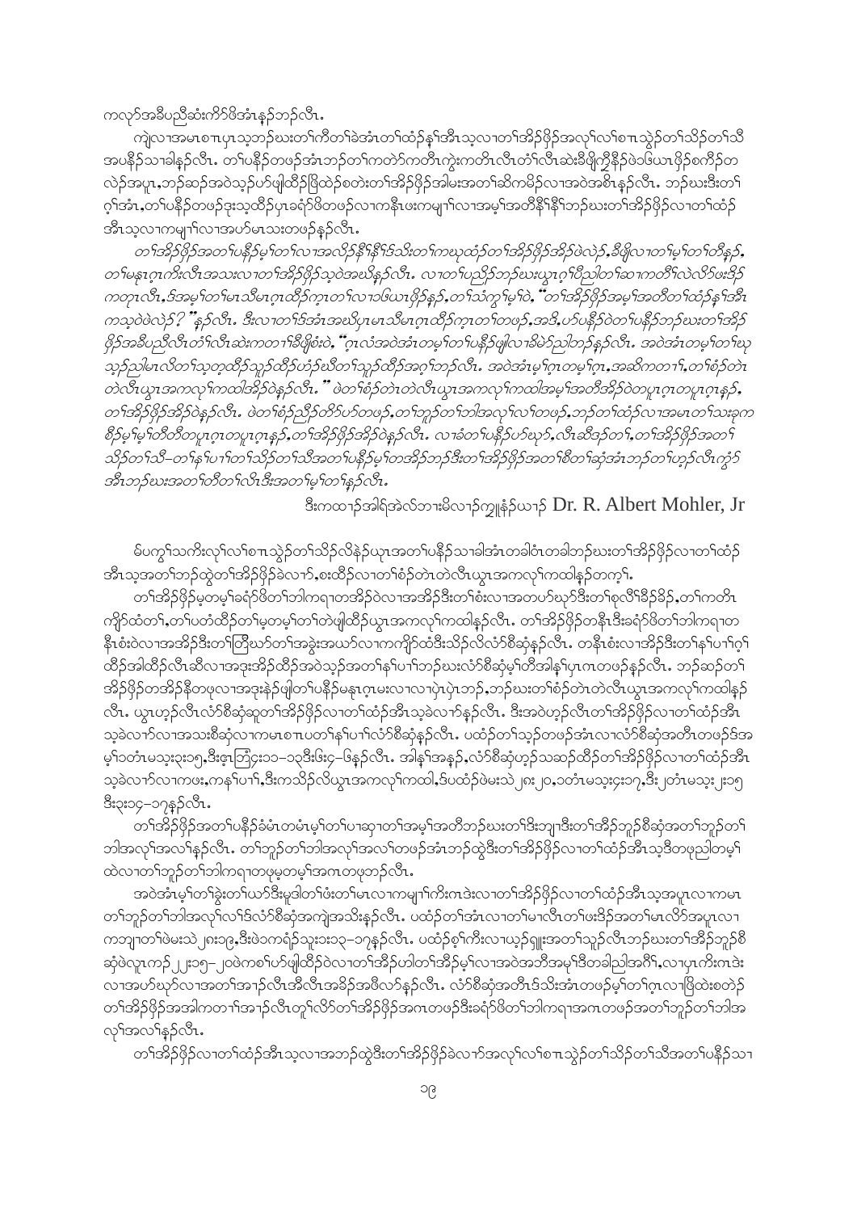ကလုာ်အခီပညီဆံးကိာ်ဖိအံၤန့ၣ်လီၤ.

ကျဲလၢအမၤစၢၤပှၤသ့ဘၣ်ဃးတၢ်ကီတၢ်ခဲအံၤတၢ်ထံၣ်န့ၢ်အီၤသ့လၢတၢ်အိၣ်ဖှိၣ်အလုၢ်လၢ်စၢၤသ့ဲၣ်တၢ်သိၣ်တၢ်သိအပနီၣ်သၢခါန့ၣ်လီၤ. တၢ်ပနီၣ်တဖဉ်အံၤဘၣ်တၢ်ကတဲာ်ကတီၤကွဲးကတိၤလီၤတံၢ်လီၤဆဲးခီဖျိကိုနီၣ်ဖဲဖေါယၤဖှိၣ်စကိၣ်တလဲၣ်အပူၤ,ဘၣ်ဆၣ်အဝဲသ့ၣ်ဟ်ဖျါထီၣ်ဖြိထဲၣ်စတဲးတၢ်အိၣ်ဖှိၣ်အါမးအတၢ်ဆိကမိၣ်လၢအဝဲအစိၤန့ၣ်လီၤ. ဘၣ်ဃးဒီးတၢ်ဂ့ၢ်အံၤ,တၢ်ပနီၣ်တဖဉ်ဒုးသ့ထိၣ်ပှၤခရံာ်ဖိတဖဉ်လၢကနီၤဖးကမျၢ်လၢအမ့ၢ်အတီနီၢ်နီၢ်ဘၣ်ဃးတၢ်အိၣ်ဖှိၣ်လၢတၢ်ထံၣ်အီၤသ့လၢကမျၢ်လၢအပာ်မၤသးတဖဉ်န့ၣ်လီၤ.

*တၢ်အိၣ်ဖှိၣ်အတၢ်ပနီၣ်မ့ၢ်တၢ်လၢအလိၣ်နီၢ်နီၢ်ဒ်သိးတၢ်ကၰထံၣ်တၢ်အိၣ်ဖှိၣ်အိၣ်ဖဲလဲၣ်,ခီဖျိလၢတၢ်မ့ၢ်တၢ်တီန့ၣ်, တၢ်မနုၤဂ့ၤကိးလီၤအသးလၢတၢ်အိၣ်ဖှိၣ်သ့ဖဲအဃိန့ၣ်လီၤ. လၢတၢ်ပညိၣ်ဘၣ်ဃးယွၤဂ့ၢ်ပိညါတၢ်ဆၢကတီၢ်လဲလိာ်ဖးဒိၣ်ကတုၤလီၤ,ဒ်အမ့ၢ်တၢ်မၤသီမၤဂ့ၤထိၣ်က့ၤတၢ်လၢ၁၆ယၤဖှိၣ်နၣ်,တၢ်သံကွၢ်မ့ၢ်ဖဲ, "တၢ်အိၣ်ဖှိၣ်အမ့ၢ်အတီတၢ်ထံၣ်န့ၢ်အီၤကသ့ဖဲဖဲလဲၣ်?"န့ၣ်လီၤ. ဒီးလၢတၢ်ဒ်အံၤအဃိပှၤမၤသီမၤဂ့ၤထိၣ်က့ၤတၢ်တဖဉ်,အဒိ,ဟ်ပနီၣ်ဝဲတၢ်ပနီၣ်ဘၣ်ဃးတၢ်အိၣ်ဖှိၣ်အခီပညီလီၤတံၢ်လီၤဆဲးကတၢၢ်ခီဖျိစံးဝဲ, "ဂ့ၤလံအဝဲအံၤတမ့ၢ်တၢ်ပနီၣ်ဖျါလၢခီမဲာ်ညါဘၣ်န့ၣ်လီၤ. အဝဲအံၤတမ့ၢ်တၢ်ဃုသ့ၣ်ညါမၤလိတၢ်သူတ့ထိၣ်သူၣ်ထိၣ်ပံၣ်ဃီတၢ်သူၣ်ထိၣ်အဂ့ၢ်ဘၣ်လီၤ. အဝဲအံၤမ့ၢ်ဂ့ၤတမ့ၢ်ဂ့ၤ,အဆိကတၢၢ်,တၢ်စံၣ်တဲၤတဲလီၤယွၤအကလုၢ်ကထါအိၣ်ဝဲန့ၣ်လီၤ." ဖဲတၢ်စံၣ်တဲၤတဲလီၤယွၤအကလုၢ်ကထါအမ့ၢ်အတီအိၣ်ဝဲတပူၤဂ့ၤတပူၤဂ့ၤန့ၣ်, တၢ်အိၣ်ဖှိၣ်အိၣ်ဝဲန့ၣ်လီၤ. ဖဲတၢ်စံၣ်ညီၣ်တိာ်ဟ်တဖဉ်,တၢ်ဘူၣ်တၢ်ဘါအလုၢ်လၢ်တဖဉ်,ဘၣ်တၢ်ထံၣ်လၢအမၤတၢ်သးခုကစိၣ်မ့ၢ်မ့ၢ်တိတိတပူၤဂ့ၤတပူၤဂ့ၤန့ၣ်,တၢ်အိၣ်ဖှိၣ်အိၣ်ဝဲန့ၣ်လီၤ. လၢခံတၢ်ပနီၣ်ဟ်ဃုာ်,လီၤဆီဒၣ်တၢ်,တၢ်အိၣ်ဖှိၣ်အတၢ်သိၣ်တၢ်သိ–တၢ်နၢ်ပၢၢ်တၢ်သိၣ်တၢ်သိအတၢ်ပနီၣ်မ့ၢ်တအိၣ်ဘၣ်ဒီးတၢ်အိၣ်ဖှိၣ်အတၢ်စိတၢ်ဆှံအံၤဘၣ်တၢ်ဟ့ၣ်လီၤကွဲာ်အီၤဘၣ်ဃးအတၢ်တိတၢ်လိၤဒီးအတၢ်မ့ၢ်တၢ်န့ၣ်လီၤ.*

ဒီးကထၢၣ်အါရံအဲလ်ဘၢးမိလၢၣ်ကျူနံၣ်ယၢၣ် Dr. R. Albert Mohler, Jr

ဖ်ပကွၢ်သကိးလုၢ်လၢ်စၢၤသ့ဲၣ်တၢ်သိၣ်လိနဲၣ်ယှၤအတၢ်ပနီၣ်သၢခါအံၤတခါဝံၤတခါဘၣ်ဃးတၢ်အိၣ်ဖှိၣ်လၢတၢ်ထံၣ်အီၤသ့အတၢ်ဘၣ်ထွဲတၢ်အိၣ်ဖှိၣ်ခဲလၢာ်,စးထိၣ်လၢတၢ်စံၣ်တဲၤတဲလီၤယွၤအကလုၢ်ကထါန့ၣ်တက့ၢ်.

တၢ်အိၣ်ဖှိၣ်မ့တမ့ၢ်ခရံာ်ဖိတၢ်ဘါကရၢတအိၣ်ဝဲလၢအအိၣ်ဒီးတၢ်စံးလၢအတဟ်ဃုာ်ဒီးတၢ်စူလိၢ်ခိၣ်ခိၣ်,တၢ်ကတိၤကျိာ်ထံတၢ်,တၢ်ပတံထိၣ်တၢ်မ့တမ့ၢ်တၢ်တဲဖျါထိၣ်ယွၤအကလုၢ်ကထါန့ၣ်လီၤ. တၢ်အိၣ်ဖှိၣ်တနီၤဒီးခရံာ်ဖိတၢ်ဘါကရၢတနီၤစံးဝဲလၢအအိၣ်ဒီးတၢ်ကြိၤဃာ်တၢ်အခွဲးအယာ်လၢကကိုာ်ထံဒီးသိၣ်လိလံာ်စီဆှံန့ၣ်လီၤ. တနီၤစံးလၢအိၣ်ဒီးတၢ်နၢ်ပၢၢ်ဂ့ၢ်ထိၣ်အါထိၣ်လီၤဆီလၢအဒုးအိၣ်ထိၣ်အဝဲသ့ၣ်အတၢ်နၢ်ပၢၢ်ဘၣ်ဃးလံာ်စီဆှံမ့ၢ်တီအါန့ၢ်ပှၤဂၤတဖဉ်န့ၣ်လီၤ. ဘၣ်ဆၣ်တၢ်အိၣ်ဖှိၣ်တအိၣ်နီတဖုလၢအဒုးနဲၣ်ဖျါတၢ်ပနီၣ်မနုၤဂ့ၤမးလၢလၢပှဲၤပှဲၤဘၣ်,ဘၣ်ဃးတၢ်စံၣ်တဲၤတဲလီၤယွၤအကလုၢ်ကထါန့ၣ်လီၤ. ယွၤဟ့ၣ်လီၤလံာ်စီဆှံဆူတၢ်အိၣ်ဖှိၣ်လၢတၢ်ထံၣ်အီၤသ့ခဲလၢာ်န့ၣ်လီၤ. ဒီးအဝဲဟ့ၣ်လီၤတၢ်အိၣ်ဖှိၣ်လၢတၢ်ထံၣ်အီၤသ့ခဲလၢာ်လၢအသးစီဆှံလၢကမၤစၢၤပတၢ်နၢ်ပၢၢ်လံာ်စီဆှံန့ၣ်လီၤ. ပထံၣ်တၢ်သ့ၣ်တဖဉ်အံၤလၢလံာ်စီဆှံအတီၤတဖဉ်ဒ်အမ့ၢ်၁တံၤမသ့း၃း၁၅,ဒီးဇ့ၤကြံ၄း၁၁–၁၃ဒီး၆း၄–၆န့ၣ်လီၤ. အါန့ၢ်အန့ၣ်,လံာ်စီဆှံဟ့ၣ်သဆၣ်ထိၣ်တၢ်အိၣ်ဖှိၣ်လၢတၢ်ထံၣ်အီၤသ့ခဲလၢာ်လၢကဖး,ကနၢ်ပၢၢ်,ဒီးကသိၣ်လိယွၤအကလုၢ်ကထါ,ဒ်ပထံၣ်ဖဲမးသဲ၂၈း၂၀,၁တံၤမသ့း၄း၁၇,ဒီး၂တံၤမသ့း၂း၁၅ဒီး၃း၁၄–၁၇န့ၣ်လီၤ.

တၢ်အိၣ်ဖှိၣ်အတၢ်ပနီၣ်ခံမံၤတမံၤမ့ၢ်တၢ်ပၢဆှၢတၢ်အမ့ၢ်အတီဘၣ်ဃးတၢ်ဒီးဘျၢဒီးတၢ်အိၣ်ဘှၣ်စီဆှံအတၢ်ဘူၣ်တၢ်ဘါအလုၢ်အလၢ်န့ၣ်လီၤ. တၢ်ဘူၣ်တၢ်ဘါအလုၢ်အလၢ်တဖဉ်အံၤဘၣ်ထွဲဒီးတၢ်အိၣ်ဖှိၣ်လၢတၢ်ထံၣ်အီၤသ့ဒီတဖုညါတမ့ၢ်ထဲလၢတၢ်ဘူၣ်တၢ်ဘါကရၢတဖုမ့တမ့ၢ်အဂၤတဖုဘၣ်လီၤ.

အဝဲအံၤမ့ၢ်တၢ်ခွဲးတၢ်ဃာ်ဒီးမူဒါတၢ်ဖံးတၢ်မၤလၢကမျၢ်ကိးဂၤဒဲးလၢတၢ်အိၣ်ဖှိၣ်လၢတၢ်ထံၣ်အီၤသ့အပူၤလၢကမၤတၢ်ဘူၣ်တၢ်ဘါအလုၢ်လၢ်ဒ်လံာ်စီဆှံအကျဲအသိးန့ၣ်လီၤ. ပထံၣ်တၢ်အံၤလၢတၢ်မၢလီၤတၢ်ဖးဒိၣ်အတၢ်မၤလိာ်အပူၤလၢကဘျၢတၢ်ဖဲမးသဲ၂၈း၁၉,ဒီးဖဲ၁ကရံၣ်သူး၁း၁၃–၁၇န့ၣ်လီၤ. ပထံၣ်စ့ၢ်ကီးလၢယှၣ်ရှူးအတၢ်သူၣ်လီၤဘၣ်ဃးတၢ်အိၣ်ဘှၣ်စီဆှံဖဲလူၤကၣ်၂၂း၁၅–၂၀ဖဲကစၢ်ဟ်ဖျါထိၣ်ဝဲလၢတၢ်အီၣ်ဟါတၢ်အီမ့ၢ်လၢအဝဲအဘီအမု်ဒီတခါညါအဂီၢ်,လၢပှၤကိးဂၤဒဲးလၢအပာ်ဃုာ်လၢအတၢ်အၢၣ်လီၤအီလီၤအခိၣ်အဖိလာ်န့ၣ်လီၤ. လံာ်စီဆှံအတီၤဒ်သိးအံၤတဖဉ်မ့ၢ်တၢ်ဂ့ၤလၢဖြိထဲးစတဲၣ်တၢ်အိၣ်ဖှိၣ်အအါကတၢၢ်အၢၣ်လီၤတူၢ်လိာ်တၢ်အိၣ်ဖှိၣ်အဂၤတဖဉ်ဒီးခရံာ်ဖိတၢ်ဘါကရၢအဂၤတဖဉ်အတၢ်ဘူၣ်တၢ်ဘါအလုၢ်အလၢ်န့ၣ်လီၤ.

တၢ်အိၣ်ဖှိၣ်လၢတၢ်ထံၣ်အီၤသ့လၢအဘၣ်ထွဲဒီးတၢ်အိၣ်ဖှိၣ်ခဲလၢာ်အလုၢ်လၢ်စၢၤသ့ဲၣ်တၢ်သိၣ်တၢ်သိအတၢ်ပနီၣ်သၢ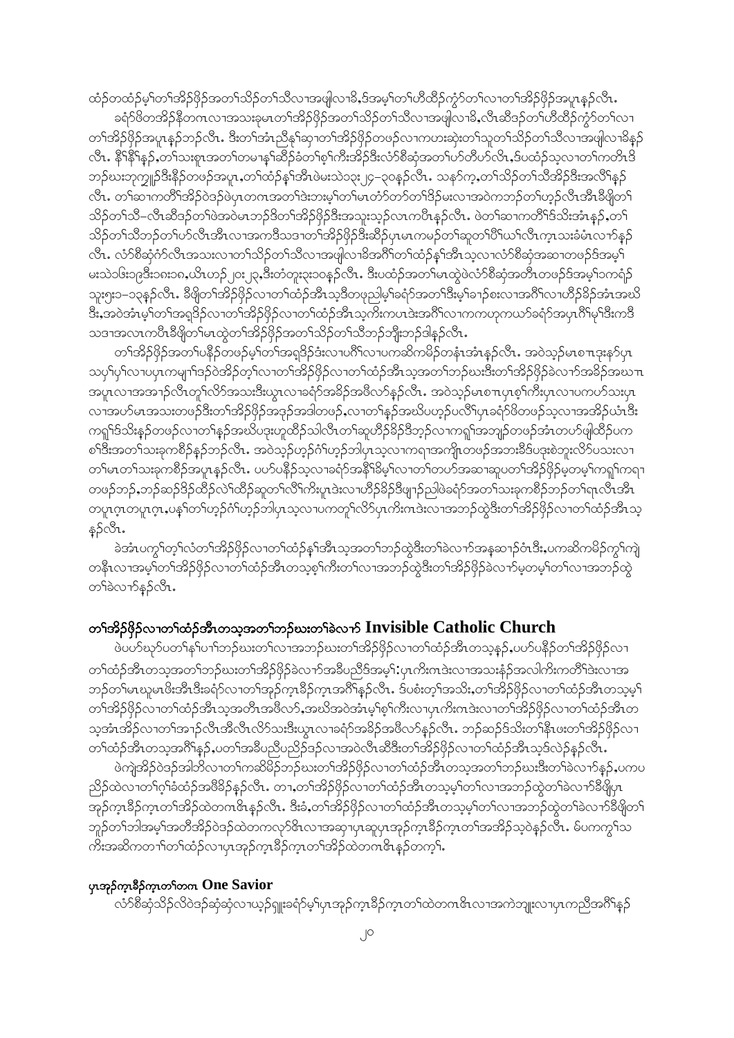ထံဉ်တထံဉ်မ့ၢ်တၢ်အိဉ်ဖှိဉ်အတၢ်သိဉ်တၢ်သီလၢအဖျါလၢခိ,ဒ်အမ့ၢ်တၢ်ဟီထိဉ်ကွံာ်တၢ်လၢတၢ်အိဉ်ဖှိဉ်အပူၤန့ၣ်လီၤ.

ခရံာ်ဖိတအိဉ်နီတဂၤလၢအသးခုမၤတၢ်အိဉ်ဖှိဉ်အတၢ်သိဉ်တၢ်သီလၢအဖျါလၢခိ,လီၤဆီဒဉ်တၢ်ဟီထိဉ်ကွံာ်တၢ်လၢ တၢ်အိဉ်ဖှိဉ်အပူၤန့ၣ်ဘဉ်လီၤ. ဒီးတၢ်အံၤညီနၢ်ဆုၢတၢ်အိဉ်ဖှိဉ်တဖဉ်လၢကဟးဆှဲးတၢ်သူတၢ်သိဉ်တၢ်သီလၢအဖျါလၢခိန့ၣ် လီၤ. နိၢ်နိၢ်န့ၣ်,တၢ်သးစူၤအတၢ်တမၤန့ၢ်ဆီဉ်ခံတၢ်စ့ၢ်ကီးအိဉ်ဒီးလံာ်စီဆှံအတၢ်ဟ်တီဟ်လိၤ,ဒ်ပထံဉ်သ့လၢတၢ်ကတိၤဒိ ဘဉ်ဃးဘုကျၢၣ်ဒီးနီဉ်တဖဉ်အပူၤ,တၢ်ထံဉ်နၢ်အီၤဖဲမးသဲ၁၃း၂၄–၃၀န့ၣ်လီၤ. သနာ်က့,တၢ်သိဉ်တၢ်သီအိဉ်ဒီးအလိၢ်န့ၣ် လီၤ. တၢ်ဆၢကတီၢ်အိဉ်ဝဲဒဉ်ဖဲပှၤတဂၤအတၢ်ဒဲးဘးမ့ၢ်တၢ်မၤတံာ်တာ်တၢ်ဒိဉ်မးလၢအဝဲကဘဉ်တၢ်ဟ့ဉ်လီၤအီၤခီဖျိတၢ် သိဉ်တၢ်သီ–လီၤဆီဒဉ်တၢ်ဖဲအဝဲမၤဘဉ်ဒိတၢ်အိဉ်ဖှိဉ်ဒီးအသူးသ့ဉ်လၤကပီၤန့ၣ်လီၤ. ဖဲတၢ်ဆၢကတီၢ်ဒ်သိးအံၤန့ၣ်,တၢ် သိဉ်တၢ်သီဘဉ်တၢ်ဟ်လီၤအီၤလၢအကဒီသဒၢတၢ်အိဉ်ဖှိဉ်ဒီးဆီဉ်ပှၤမၤကမဉ်တၢ်ဆူတၢ်ပိၢ်ယၢ်လီၤက့ၤသးခံမံၤလၢာ်န့ၣ် လီၤ. လံာ်စီဆှံဂံာ်လီၤအသးလၢတၢ်သိဉ်တၢ်သီလၢအဖျါလၢခိအဂီၢ်တၢ်ထံဉ်နၢ်အီၤသ့လၢလံာ်စီဆှံအဆၢတဖဉ်ဒ်အမ့ၢ် မးသဲ၁၆း၁၉ဒီး၁၈း၁၈,ယိၤဟဉ်၂၀း၂၃,ဒီးတံၤ၃း၁၀န့ၣ်လီၤ. ဒီးပထံဉ်အတၢ်မၤထွဲဖဲလံာ်စီဆှံအတိၤတဖဉ်ဒ်အမ့ၢ်၁ကရံဉ် သူး၅း၁–၁၃န့ၣ်လီၤ. ခီဖျိတၢ်အိဉ်ဖှိဉ်လၢတၢ်ထံဉ်အီၤသ့ဒီတဖုညါမ့ၢ်ခရံာ်အတၢ်ဒီးမ့ၢ်ခၢဉ်စးလၢအဂီၢ်လၢဟ်ဒိဉ်နိဉ်အံၤအဃိ ဒီး,အဝဲအံၤမ့ၢ်တၢ်အရှဒိဉ်လၢတၢ်အိဉ်ဖှိဉ်လၢတၢ်ထံဉ်အီၤသ့ကီးကဟၤဒဲးအဂီၢ်လၢကကဟ့ကယာ်ခရံာ်အပှၤဂိၢ်မုၢ်ဒီးကဒီ သဒၢအလၤကပီၤခီဖျိတၢ်မၤထွဲတၢ်အိဉ်ဖှိဉ်အတၢ်သိဉ်တၢ်သီဘဉ်ဘျီးဘဉ်ဒါန့ၣ်လီၤ.

တၢ်အိဉ်ဖှိဉ်အတၢ်ပနီဉ်တဖဉ်မ့ၢ်တၢ်အရှဒိဉ်ဒံးလၢပဂီၢ်လၢပကဆိကမိဉ်တနံၤအံၤန့ၣ်လီၤ. အဝဲသ့ဉ်မၤစၢၤဒုးနဲဉ်ပှၤ သပှ်ၢ်ပှ်ၢ်လၢပှၤကမျၢ်ဒဉ်ဝဲအိဉ်တ့ၢ်လၢတၢ်အိဉ်ဖှိဉ်လၢတၢ်ထံဉ်အီၤသ့အတၢ်ဘဉ်ဃးဒီးတၢ်အိဉ်ဖှိဉ်ခဲလၢာ်အခိဉ်အဃၢၤ အပူၤလၢအအၢၣ်လီၤတူၢ်လိာ်အသးဒီးယွၤလၢခရံာ်အခိဉ်အဖီလာ်န့ၣ်လီၤ. အဝဲသ့ဉ်မၤစၢၤပှၤစ့ၢ်ကီးပှၤလၢပကဟ်သးပှၤ လၢအဟ်မၤအသးတဖဉ်ဒီးတၢ်အိဉ်ဖှိဉ်အဒုဉ်အဒါတဖဉ်,လၢတၢ်နဉ်အဃိပဟ့ဉ်ပလိၢ်ပှၤခရံာ်ဖိတဖဉ်သ့လၢအအိဉ်ယံၤဒီး ကရူၢ်ဒ်သိးန့ၣ်တဖဉ်လၢတၢ်နဉ်အဃိပဒုးဟူထိဉ်သါလီၤတၢ်ဆူဟိခိဉ်ဒီဘ့ဉ်လၢကရူၢ်အဘျၣ်တဖဉ်အံၤတဟ်ဖျါထိဉ်ပက စၢ်ဒီးအတၢ်သးခုကစိဉ်န့ၣ်ဘဉ်လီၤ. အဝဲသ့ဉ်ဟ့ဉ်ဂံၢ်ဟ့ဉ်ဘါပှၤသ့လၢကရၢအကျါတဖဉ်အဘးခိဒ်ပဒုးစဲဘူးလိာ်ပသးလၢ တၢ်မၤတၢ်သးခုကစိဉ်အပူၤန့ၣ်လီၤ. ပပာ်ပနီဉ်သ့လၢခရံာ်အနိၢ်ခိမ့ၢ်လၢတၢ်တဟ်အဆၢဆူပတၢ်အိဉ်ဖှိဉ်မ့တမ့ၢ်ကရူၢ်ကရၢ တဖဉ်ဘဉ်,ဘဉ်ဆဉ်ဒိဉ်ထိဉ်လဲၢ်ထိဉ်ဆူတၢ်လိၢ်ကိးပူၤဒဲးလၢဟိခိဉ်ဒီဖျၢဉ်ညါဖဲခရံာ်အတၢ်သးခုကစိဉ်ဘဉ်တၢ်ရၤလီၤအီၤ တပူၤဂ့ၤတပူၤဂ့ၤ,ပနၢ်တၢ်ဟ့ဉ်ဂံၢ်ဟ့ဉ်ဘါပှၤသ့လၢပကတူၢ်လိာ်ပှၤကိးဂၤဒဲးလၢအဘဉ်ထွဲဒီးတၢ်အိဉ်ဖှိဉ်လၢတၢ်ထံဉ်အီၤသ့ န့ၣ်လီၤ.

ခဲအံၤပကွၢ်တ့ၢ်လံတၢ်အိဉ်ဖှိဉ်လၢတၢ်ထံဉ်နၢ်အီၤသ့အတၢ်ဘဉ်ထွဲဒီးတၢ်ခဲလၢာ်အနဲဆၢဉ်ဝဲၤဒီး,ပကဆိကမိဉ်ကွၢ်ကျဲ တနီၤလၢအမ့ၢ်တၢ်အိဉ်ဖှိဉ်လၢတၢ်ထံဉ်အီၤတသ့စ့ၢ်ကီးတၢ်လၢအဘဉ်ထွဲဒီးတၢ်အိဉ်ဖှိဉ်ခဲလၢာ်မ့တမ့ၢ်တၢ်လၢအဘဉ်ထွဲ တၢ်ခဲလၢာ်န့ၣ်လီၤ.

## တၢ်အိဉ်ဖှိဉ်လၢတၢ်ထံဉ်အီၤတသ့အတၢ်ဘဉ်ဃးတၢ်ခဲလၢာ် Invisible Catholic Church

ဖဲပပာ်ဃုာ်ပတၢ်နၢ်ပၢၢ်ဘဉ်ဃးတၢ်လၢအဘဉ်ဃးတၢ်အိဉ်ဖှိဉ်လၢတၢ်ထံဉ်အီၤတသ့န့ၣ်,ပပာ်ပနီဉ်တၢ်အိဉ်ဖှိဉ်လၢ တၢ်ထံဉ်အီၤတသ့အတၢ်ဘဉ်ဃးတၢ်အိဉ်ဖှိဉ်ခဲလၢာ်အခီပညီဒ်အမ့ၢ်:ပှၤကိးဂၤဒဲးလၢအသးနံဉ်အလါကိးကတိၢ်ဒဲးလၢအ ဘဉ်တၢ်မၤဃုမၤဖိးအီၤဒီးခရံာ်လၢတၢ်အှဉ်က့ၤခီဉ်က့ၤအဂီၢ်န့ၣ်လီၤ. ဒ်ပစံးတ့ၢ်အသိး,တၢ်အိဉ်ဖှိဉ်လၢတၢ်ထံဉ်အီၤတသ့မ့ၢ် တၢ်အိဉ်ဖှိဉ်လၢတၢ်ထံဉ်အီၤသ့အတိၤအဖီလာ်,အဃိအဝဲအံၤမ့ၢ်စ့ၢ်ကီးလၢပှၤကိးဂၤဒဲးလၢတၢ်အိဉ်ဖှိဉ်လၢတၢ်ထံဉ်အီၤတ သ့အံၤအိဉ်လၢတၢ်အၢၣ်လီၤအီၤလိာ်သးဒီးယွၤလၢခရံာ်အခိဉ်အဖီလာ်န့ၣ်လီၤ. ဘဉ်ဆဉ်ဒ်သိးတၢ်နီၤဖးတၢ်အိဉ်ဖှိဉ်လၢ တၢ်ထံဉ်အီၤတသ့အဂီၢ်န့ၣ်,ပတၢ်အခီပညီပညိဉ်ဒဉ်လၢအဝဲလီၤဆီဒီးတၢ်အိဉ်ဖှိဉ်လၢတၢ်ထံဉ်အီၤသ့ဒ်လဲဉ်န့ၣ်လီၤ.

ဖဲကျဲအိဉ်ဝဲဒဉ်အါတါလၢတၢ်ကဆိမိဉ်ဘဉ်ဃးတၢ်အိဉ်ဖှိဉ်လၢတၢ်ထံဉ်အီၤတသ့အတၢ်ဘဉ်ဃးဒီးတၢ်ခဲလၢာ်န့ၣ်,ပကပ ညိဉ်ထဲလၢတၢ်ဂ့ၢ်ခံထံဉ်အဖိခိဉ်န့ၣ်လီၤ. တၢ,တၢ်အိဉ်ဖှိဉ်လၢတၢ်ထံဉ်အီၤတသ့မ့ၢ်တၢ်လၢအဘဉ်ထွဲတၢ်ခဲလၢာ်ခီဖျိပှၤ အှဉ်က့ၤခီဉ်က့ၤတၢ်အိဉ်ထဲတဂၤဇိၤန့ၣ်လီၤ. ဒီးခံ,တၢ်အိဉ်ဖှိဉ်လၢတၢ်ထံဉ်အီၤတသ့မ့ၢ်တၢ်လၢအဘဉ်ထွဲတၢ်ခဲလၢာ်ခီဖျိတၢ် ဘူဉ်တၢ်ဘါအမ့ၢ်အတိၢ်အိဉ်ဝဲဒဉ်ထဲတကလှာ်ဇိၤလၢအဆု့ၢ်ပှၤဆူပှၤအှဉ်က့ၤခီဉ်က့ၤတၢ်အအိဉ်သ့ဝဲန့ၣ်လီၤ. မ်ပကကွၢ်သ ကိးအဆိကတၢၢ်တၢ်ထံဉ်လၢပှၤအှဉ်က့ၤခီဉ်က့ၤတၢ်အိဉ်ထဲတဂၤဇိၤန့ၣ်တက့ၢ်.

### ပှၤအှဉ်က့ၤခီဉ်က့ၤတၢ်တဂၤ One Savior

လံာ်စီဆှံသိဉ်လိဝဲဒဉ်ဆှံဆှံလၢယ့ဉ်ရှူးခရံာ်မ့ၢ်ပှၤအှဉ်က့ၤခီဉ်က့ၤတၢ်ထဲတဂၤဇိၤလၢအကဲဘျုးလၢပှၤကညီအဂီၢ်န့ၣ်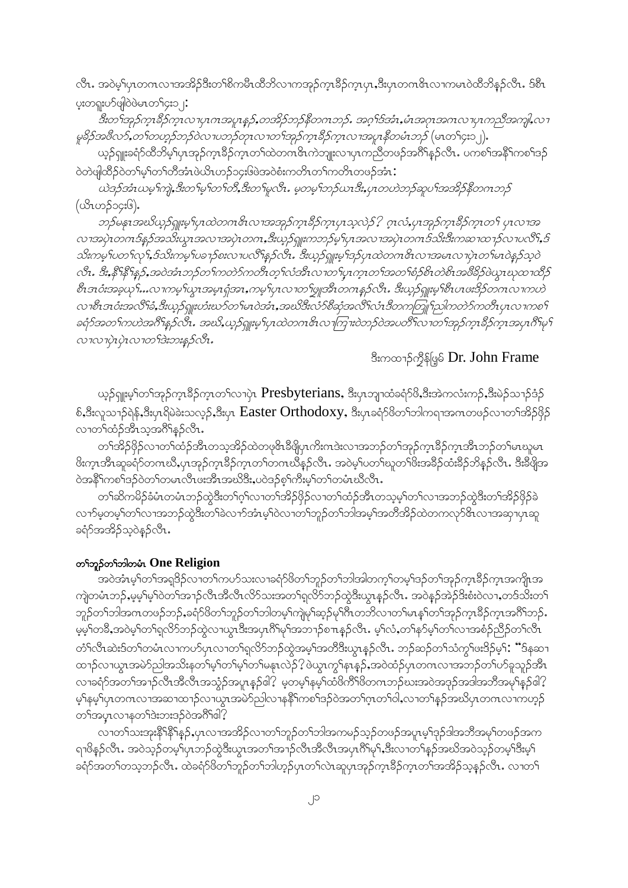လီၤ. အဝဲမ့ၢ်ပှၤတဂၤလၢအအိၣ်ဒီးတၢ်စိကမီၤထိဘိလၢကအုၣ်ကၠၢၼိၣ်ကၠၢပှၤ,ဒီးပှၤတဂၤဖိၤလၢကမၤဝဲထိဘိနၣ်လီၤ. ဒ်စီၤပ့းတရူးပာ်ဖျါဝဲဖဲမၤတၢ်၄း၁၂:

*ဒီးတၢ်အုၣ်ကၠၢၼိၣ်ကၠၢလၢပှၤဂၤအပူၤန့ၣ်,တအိၣ်ဘၣ်နီတဂၤဘၣ်. အဂ့ၢ်ဒ်အံၤ,မံၤအဂၤအဂၤလၢပှၤကညီအကျါ,လၢမူခိၣ်အဖီလာ်,တၢ်တဟ့ၣ်ဘၣ်ဝဲလၢပဘၣ်တုၤလၢတၢ်အုၣ်ကၠၢၼိၣ်ကၠၢလၢအပူၤနီတမံၤဘၣ်* (မၤတၢ်၄း၁၂).

ယ့ၣ်ရှူးခရံာ်ထိဘိမ့ၢ်ပှၤအုၣ်ကၠၢၼိၣ်ကၠၢတၢ်ထဲတဂၤဖိၤကဲဘျုးလၢပှၤကညီတဖၣ်အဂီၢ်နၣ်လီၤ. ပကစၢ်အနီၢ်ကစၢ်ဒၣ်ဝဲတဲဖျါထီၣ်ဝဲတၢ်မ့ၢ်တၢ်တီအံၤဖဲယိၤဟ၁၄း၆အဝဲစံးကတိၤတၢ်ကတိၤတဖၣ်အံၤ:

*ယဲဒၣ်အံၤယမ့ၢ်ကျဲ,ဒီးတၢ်မ့ၢ်တၢ်တီ,ဒီးတၢ်မူလီၤ. မ့တမ့ၢ်ဘၣ်ယၤဒီး,ပှၤတဟဲဘၣ်ဆူပၢ်အအိၣ်နီတဂၤဘၣ်* (ယိၤဟ၁၄း၆).

*ဘၣ်မနုၤအဃိယ့ၣ်ရှူးမ့ၢ်ပှၤထဲတဂၤဖိၤလၢအအုၣ်ကၠၢၼိၣ်ကၠၢပှၤသ့လဲၣ်? ဂ့ၤလံ,ပှၤအုၣ်ကၠၢၼိၣ်ကၠၢတၢ် ပှၤလၢအလၢအပှဲၤတဂၤဒ်နှၣ်အသိးယွၤအလၢအပှဲၤတဂၤ,ဒီးယ့ၣ်ရှူးကဘၣ်မ့ၢ်ပှၤအလၢအပှဲၤတဂၤဒ်သိးဒီးကဆၢထၢၣ်လၢပလိၢ်,ဒ်သိးကမ့ၢ်ပတၢ်လုၢ်,ဒ်သိးကမ့ၢ်ပခၢၣ်စးလၢပလိၢ်နၣ်လီၤ. ဒီးယ့ၣ်ရှူးမ့ၢ်ဒၣ်ပှၤထဲတဂၤဖိၤလၢအမၤလၢပှဲၤတၢ်မၤဝဲန့ၣ်သ့ဝဲလီၤ. ဒီး,နီၢ်နီၢ်နှၣ်,အဝဲအံၤဘၣ်တၢ်ကတဲာ်ကတီၤတ့ၢ်လံအီၤလၢတၢ်ပှၤကၠၢတၢ်အတၢ်စံၣ်စိၤတဲစိၤအဖီခိၣ်ဖဲယွၤဃုထၢထိၣ်စီၤအဝံးအခ့ၤယှၢ်...လၢကမ့ၢ်ယွၤအမှၤရှံအၤ,ကမ့ၢ်ပှၤလၢတၢ်ဖှူအီၤတဂၤနၣ်လီၤ. ဒီးယ့ၣ်ရှူးမ့ၢ်စီၤပၤဖးဒိၣ်တဂၤလၢကဟဲလၢစီၤအဝံးအလိၢ်ခံ,ဒီးယ့ၣ်ရှူးဟံးဃာ်တၢ်မၤဝဲအံၤ,အဃိဒီးလံာ်စီဆှံအလိၢ်လံၤဒီတကတြူၢ်ညါကတဲာ်ကတီၤပှၤလၢကစၢ်ခရံာ်အတၢ်ကဟဲအဂီၢ်နၣ်လီၤ. အဃိ,ယ့ၣ်ရှူးမ့ၢ်ပှၤထဲတဂၤဖိၤလၢကြၢးဝဲဘၣ်ဝဲအပတီၢ်လၢတၢ်အုၣ်ကၠၢၼိၣ်ကၠၢအပှၤဂီၢ်မ့ၢ်လၢလၢပှဲၤပှဲၤလၢတၢ်ဒဲးဘးနှၣ်လီၤ.*

ဒိးကထၢၣ်ကွိန်ဖြဓ် Dr. John Frame

ယ့ၣ်ရှူးမ့ၢ်တၢ်အုၣ်ကၠၢၼိၣ်ကၠၢတၢ်လၢပှဲၤ Presbyterians, ဒီးပှၤဘျၢထံခရံာ်ဖိ,ဒီးအဲကလံးကၣ်,ဒီးမဲၣ်သၢၣ်ဒံၣ်စ်,ဒီးလူသၢၣ်ရဲန်,ဒီးပှၤရိမဲခဲးသလ့ၣ်,ဒီးပှၤ Easter Orthodoxy, ဒီးပှၤခရံာ်ဖိတၢ်ဘါကရၢအဂၤတဖၣ်လၢတၢ်အိၣ်ဖိုၣ်လၢတၢ်ထံၣ်အီၤသ့အဂီၢ်နၣ်လီၤ.

တၢ်အိၣ်ဖိုၣ်လၢတၢ်ထံၣ်အီၤတသ့အိၣ်ထဲတဖုဖိၤခီဖျိပှၤကိးဂၤဒဲးလၢအဘၣ်တၢ်အုၣ်ကၠၢၼိၣ်ကၠၢအီၤဘၣ်တၢ်မၤဃူမၤဖိးကၠၢအီၤဆူခရံာ်တဂၤဃီ,ပှၤအုၣ်ကၠၢၼိၣ်ကၠၢတၢ်တဂၤဃီနၣ်လီၤ. အဝဲမ့ၢ်ပတၢ်ဃူတၢ်ဖိးအခီၣ်ထံးခီၣ်ဘိနၣ်လီၤ. ဒီးခီဖျိအဝဲအနီၢ်ကစၢ်ဒၣ်ဝဲတၢ်တမၤလီၤဖးအီၤအဃိဒီး,ပဝဲဒၣ်စ့ၢ်ကီးမ့ၢ်တၢ်တမံၤဃိလီၤ.

တၢ်ဆိကမိၣ်ခံမံၤတမံၤဘၣ်ထွဲဒီးတၢ်ဂ့ၢ်လၢတၢ်အိၣ်ဖိုၣ်လၢတၢ်ထံၣ်အီၤတသ့မ့ၢ်တၢ်လၢအဘၣ်ထွဲဒီးတၢ်အိၣ်ဖိုၣ်ခဲလၢာ်မ့တမ့ၢ်တၢ်လၢအဘၣ်ထွဲဒီးတၢ်ခဲလၢာ်အံၤမ့ၢ်ဝဲလၢတၢ်ဘူၣ်တၢ်ဘါအမ့ၢ်အတီၢ်အိၣ်ထဲတကလုာ်ဖိၤလၢအဆ့ၢပှၤဆူခရံာ်အအိၣ်သ့ဝဲနၣ်လီၤ.

### တၢ်ဘူၣ်တၢ်ဘါတမံၤ One Religion

အဝဲအံၤမ့ၢ်တၢ်အရှဒိၣ်လၢတၢ်ကပာ်သးလၢခရံာ်ဖိတၢ်ဘူၣ်တၢ်ဘါအါတက့ၢ်တမ့ၢ်ဒၣ်တၢ်အုၣ်ကၠၢၼိၣ်ကၠၢအကျိၤအကျဲတမံၤဘၣ်,မ့မ့ၢ်မ့ၢ်ဝဲတၢ်အၢၣ်လီၤအီလီၤလိာ်သးအတၢ်ရှလိာ်ဘၣ်ထွဲဒီးယွၤနၣ်လီၤ. အဝဲန့ၣ်အဲၣ်ဒိးစံးဝဲလၢ,တၢ်ဒ်သိးတၢ်ဘူၣ်တၢ်ဘါအဂၤတဖၣ်ဘၣ်,ခရံာ်ဖိတၢ်ဘူၣ်တၢ်ဘါတမ့ၢ်ကျဲမ့ၢ်ဆုၣ်မ့ၢ်ဂီၤတဘိလၢတၢ်မၤန့ၢ်တၢ်အုၣ်ကၠၢၼိၣ်ကၠၢအဂီၢ်ဘၣ်. မ့မ့ၢ်တခီ,အဝဲမ့ၢ်တၢ်ရှလိာ်ဘၣ်ထွဲလၢယွၤဒီးအပှၤဂီၢ်မုၢ်အဘၢၣ်စπၤနၣ်လီၤ. မ့ၢ်လံ,တၢ်နာ်မ့ၢ်တၢ်လၢအစံၣ်ညီၣ်တၢ်လီၤတံၢ်လီၤဆဲးဒ်တၢ်တမံၤလၢကပာ်ပှၤလၢတၢ်ရှလိာ်ဘၣ်ထွဲအမ့ၢ်အတီဒီးယွၤနၣ်လီၤ. ဘၣ်ဆၣ်တၢ်သံကွၢ်ဖးဒိၣ်မ့ၢ်: "ဒ်နဆၢထၢၣ်လၢယွၤအမဲာ်ညါအသိးနတၢ်မ့ၢ်တၢ်မ့ၢ်တၢ်မနုၤလဲၣ်? ဖဲယွၤကွၢ်နၤန့ၣ်,အဝဲထံၣ်ပှၤတဂၤလၢအဘၣ်တၢ်ပာ်ခူသူၣ်အီၤလၢခရံာ်အတၢ်အၢၣ်လီၤအီလီၤအသ့ၣ်အပူၤနၣ်ဧါ? မ့တမ့ၢ်နမ့ၢ်ထံဖိကိၢ်ဖိတဂၤဘၣ်ဃးအဝဲအဒုၣ်အဒါအဘီအမုၢ်နၣ်ဧါ? မ့ၢ်နမ့ၢ်ပှၤတဂၤလၢအဆၢထၢၣ်လၢယွၤအမဲာ်ညါလၢနနီၢ်ကစၢ်ဒၣ်ဝဲအတၢ်ဂ့ၤတၢ်ဝါ,လၢတၢ်နၣ်အဃိပှၤတဂၤလၢကဟ့ၣ်တၢ်အပှၤလၢနတၢ်ဒဲးဘးဒၣ်ဝဲအဂီၢ်ဧါ?

လၢတၢ်သးအုးနီၢ်နီၢ်နှၣ်,ပှၤလၢအအိၣ်လၢတၢ်ဘူၣ်တၢ်ဘါအကမၣ်သ့ၣ်တဖၣ်အပူၤမ့ၢ်ဒုၣ်ဒါအဘီအမုၢ်တဖၣ်အကရၢဖိနၣ်လီၤ. အဝဲသ့ၣ်တမ့ၢ်ပှၤဘၣ်ထွဲဒီးယွၤအတၢ်အၢၣ်လီၤအီလီၤအပှၤဂီၢ်မုၢ်,ဒီးလၢတၢ်နၣ်အဃိအဝဲသ့ၣ်တမ့ၢ်ဒီးမ့ၢ်ခရံာ်အတၢ်တသ့ဘၣ်လီၤ. ထဲခရံာ်ဖိတၢ်ဘူၣ်တၢ်ဘါဟ့ၣ်ပှၤတၢ်လဲၤဆူပှၤအုၣ်ကၠၢၼိၣ်ကၠၢတၢ်အအိၣ်သ့နၣ်လီၤ. လၢတၢ်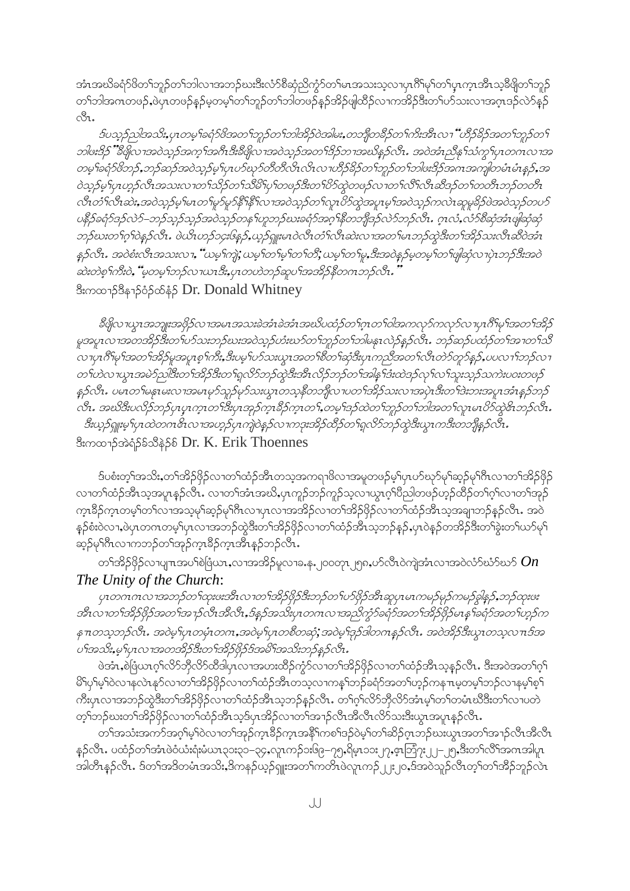အံၤအဃိခရံာ်ဖိတၢ်ဘူဉ်တၢ်ဘါလၢအဘဉ်ဃးဒီးလံာ်စီဆှံညီကွံာ်တၢ်မၤအသးသ့လၢပှၤဂိၢ်မုၢ်တၢ်ပှၤကူၤအီၤသ့ဒီဖျိတၢ်ဘူဉ်တၢ်ဘါအဂၤတဖဉ်,ဖဲပှၤတဖဉ်နဉ်မ့တမ့ၢ်တၢ်ဘူဉ်တၢ်ဘါတဖဉ်နဉ်အိဉ်ဖျါထိဉ်လၢကအိဉ်ဒီးတၢ်ဟ်သးလၢအဂ့ၤဒဉ်လဲာ်နဉ်လီၤ.

*ဒ်ပသ့ဉ်ညါအသိး,ပှၤတမ့ၢ်ခရံာ်ဖိအတၢ်ဘူဉ်တၢ်ဘါအိဉ်ဝဲအါမး,တဘျီတခီဉ်တၢ်ကိးအီၤလၢ "ဟိဉ်ခိဉ်အတၢ်ဘူဉ်တၢ်ဘါဖးဒိဉ်" ဒီဖျိလၢအဝဲသ့ဉ်အက့ၢ်အဂီၤဒီးခီဖျိလၢအဝဲသ့ဉ်အတၢ်ဒိဉ်ဘၢအဃိနဉ်လီၤ. အဝဲအံၤညီနၢ်သံကွၢ်ပှၤတဂၤလၢအတမ့ၢ်ခရံာ်ဖိဘဉ်,ဘဉ်ဆဉ်အဝဲသ့ဉ်မ့ၢ်ပှၤဟ်ဃုာ်တီတီလိၤလိၤလၢဟိဉ်ခိဉ်တၢ်ဘူဉ်တၢ်ဘါဖးဒိဉ်အဂၤအကျါတမံၤမံၤနဉ်,အဝဲသ့ဉ်မ့ၢ်ပှၤဟ့ဉ်လီၤအသးလၢတၢ်သိဉ်တၢ်သိမိၢ်ပှၢ်တဖဉ်ဒီးတၢ်ပိာ်ထွဲတဖဉ်လၢတၢ်လိၢ်လီၤဆီဒဉ်တၢ်တတီၤဘဉ်တတီၤလီၤတံၢ်လီၤဆဲး,အဝဲသ့ဉ်မ့ၢ်မၤတၢ်မှာ်မှာ်နီၢ်နီၢ်လၢအဝဲသ့ဉ်တၢ်လူၤပိာ်ထွဲအပူၤမ့ၢ်အဝဲသ့ဉ်ကလဲၤဆူမူခိဉ်ဖဲအဝဲသ့ဉ်တပာ်ပနီဉ်ခရံာ်ဒဉ်လဲာ်–ဘဉ်သ့ဉ်သ့ဉ်အဝဲသ့ဉ်တန့ၢ်ဟူဘဉ်ဃးခရံာ်အဂ့ၢ်နီတဘျီဒဉ်လဲာ်ဘဉ်လီၤ. ဂ့ၤလံ,လံာ်စီဆှံအံၤဖျါဆုံဆုံဘဉ်ဃးတၢ်ဂ့ၢ်ဝဲနဉ်လီၤ. ဖဲယီၤဟ့ဉ်ဝ့ၤဖြနဉ်,ယ့ဉ်ရှူးမၤဝဲလီၤတံၢ်လီၤဆဲးလၢအတၢ်မၤဘဉ်ထွဲဒီးတၢ်အိဉ်သးလီၤဆီဝဲအံၤနဉ်လီၤ. အဝဲစံးလီၤအသးလၢ, "ယမ့ၢ်ကျဲ; ယမ့ၢ်တၢ်မ့ၢ်တၢ်တီ; ယမ့ၢ်တၢ်မူ,ဒီးအဝဲနဉ်မ့တမ့ၢ်တၢ်ဖျါဆုံလၢပှဲၤဘဉ်ဒီးအဝဲဆဲးတဲစ့ၢ်ကီးဝဲ, "မ့တမ့ၢ်ဘဉ်လၢဃၤဒီး,ပှၤတဟဲဘဉ်ဆူပၢ်အအိဉ်နီတဂၤဘဉ်လီၤ." "*

ဒီးကထၢဉ်ဒီနၢဉ်ဝံဉ်ထံနံဉ် Dr. Donald Whitney

*ဒီဖျိလၢယွၤအဘျုးအဖှိဉ်လၢအမၤအသးခဲအံၤခဲအံၤအဃိပထံဉ်တၢ်ဂ့ၤတၢ်ဝါအကလှာ်ကလှာ်လၢပှၤဂိၢ်မုၢ်အတၢ်အိဉ်မူအပူၤလၢအတအိဉ်ဒီးတၢ်ဟ်သးဘဉ်ဃးအဝဲသ့ဉ်ဟံးဃာ်တၢ်ဘူဉ်တၢ်ဘါမနုၤလဲဉ်နဉ်လီၤ. ဘဉ်ဆဉ်ပထံဉ်တၢ်အၢတၢ်သီလၢပှၤဂိၢ်မုၢ်အတၢ်အိဉ်မူအပူၤစ့ၢ်ကီး,ဒီးပမ့ၢ်ဟ်သးယွၤအတၢ်စီတၢ်ဆှံဒီးပှၤကညီအတၢ်လီၤတဲာ်တူာ်နဉ်,ပပလၢၢ်ဘဉ်လၢတၢ်ဟဲလၢယွၤအမဲာ်ညါဒီးတၢ်အိဉ်ဒီးတၢ်ရှလိာ်ဘဉ်ထွဲဒီးအီၤလိဉ်ဘဉ်တၢ်အါန့ၢ်ဒံးထဲဒဉ်လုၢ်လၢ်သူးသ့ဉ်သကဲးပဝးတဖဉ်နဉ်လီၤ. ပမၤတၢ်မနုၤမးလၢအမၤမှာ်သူဉ်မှာ်သးယွၤတသ့နီတဘျီလၢပတၢ်အိဉ်သးလၢအပှဲၤဒီးတၢ်ဒဲးဘးအပူၤအံၤနဉ်ဘဉ်လီၤ. အဃိဒီးပလိဉ်ဘဉ်ပှၤပှၤကူၤတၢ်ဒီးပှၤအှဉ်ကူၤခိဉ်ကူၤတၢ်,တမ့ၢ်ဒဉ်ထဲတၢ်ဘူဉ်တၢ်ဘါအတၢ်လူၤမၤပိာ်ထွဲဓိၤဘဉ်လီၤ. ဒီးယ့ဉ်ရှူးမ့ၢ်ပှၤထဲတဂၤဓိၤလၢအဟ့ဉ်ပှၤကျဲဝဲနဉ်လၢကဒုးအိဉ်ထိဉ်တၢ်ရှလိာ်ဘဉ်ထွဲဒီးယွၤကဒီးတဘျီနဉ်လီၤ.*

ဒီးကထၢဉ်အဲရံဉ်ခ်သိနဲဉ် Dr. K. Erik Thoennes

ဒ်ပစံးတ့ၢ်အသိး,တၢ်အိဉ်ဖိုဉ်လၢတၢ်ထံဉ်အီၤတသ့အကရၢဖိလၢအမူတဖဉ်မ့ၢ်ပှၤဟ်ဃုာ်မုၢ်ဆူဉ်မုၢ်ဂီၤလၢတၢ်အိဉ်ဖိုဉ်လၢတၢ်ထံဉ်အီၤသ့အပူၤနဉ်လီၤ. လၢတၢ်အံၤအဃိ,ပှၤကူဉ်ဘဉ်ကူဉ်သ့လၢယွၤဂ့ၢ်ပီညါတဖဉ်ဟ့ဉ်ထိဉ်တၢ်ဂ့ၢ်လၢတၢ်အှဉ်ကူၤခိဉ်ကူၤတမ့ၢ်တၢ်လၢအသ့မ့ၢ်ဆူဉ်မုၢ်ဂီၤလၢပှၤလၢအအိဉ်လၢတၢ်အိဉ်ဖိုဉ်လၢတၢ်ထံဉ်အီၤသ့အချၢဘဉ်နဉ်လီၤ. အဝဲနဉ်စံးဝဲလၢ,ဖဲပှၤတဂၤတမ့ၢ်ပှၤလၢအဘဉ်ထွဲဒီးတၢ်အိဉ်ဖိုဉ်လၢတၢ်ထံဉ်အီၤသ့ဘဉ်နဉ်,ပှၤဝဲနဉ်တအိဉ်ဒီးတၢ်ခွဲးတၢ်ယာ်မုၢ်ဆူဉ်မုၢ်ဂီၤလၢကဘဉ်တၢ်အှဉ်ကူၤခိဉ်ကူၤအီၤနဉ်ဘဉ်လီၤ.

တၢ်အိဉ်ဖိုဉ်လၢပျ့ၤအပၢ်စဲပြံယၤ,လၢအအိဉ်မူလၢခ.န.၂၀၀တုၤ၂၅၈,ဟ်လီၤဝဲကျဲးအံၤလၢအဝဲလံာ်ဃံာ်ဃာ် *On The Unity of the Church*:

*ပှၤတဂၤဂၤလၢအဘဉ်တၢ်ထုးဖးအီၤလၢတၢ်အိဉ်ဖိုဉ်ဒီးဘဉ်တၢ်ဟ်ဖိုဉ်အီၤဆူပှၤမၤကမဉ်မုဉ်ကမဉ်ခွါနဉ်,ဘဉ်ထုးဖးအီၤလၢတၢ်အိဉ်ဖိုဉ်အတၢ်အၢဉ်လီၤအီလီၤ,ဒ်နဉ်အသိးပှၤတဂၤလၢအညီကွံာ်ခရံာ်အတၢ်အိဉ်ဖိုဉ်မၤန့ၢ်ခရံာ်အတၢ်ဟ့ဉ်ကနၤတသ့ဘဉ်လီၤ. အဝဲမ့ၢ်ပှၤတမံၤတဂၤ,အဝဲမ့ၢ်ပှၤတစီတဆှံ; အဝဲမ့ၢ်ဒုဉ်ဒါတဂၤနဉ်လီၤ. အဝဲအိဉ်ဒီးယွၤတသ့လၢဒ်အပၢ်အသိး,မ့ၢ်ပှၤလၢအတအိဉ်ဒီးတၢ်အိဉ်ဖိုဉ်ဒ်အမိၢ်အသိးဘဉ်နဉ်လီၤ.*

ဖဲအံၤ,စဲပြံယၤဂ့ၢ်လိာ်ဘိုလိာ်ထီဒါပှၤလၢအဟးထိဉ်ကွံာ်လၢတၢ်အိဉ်ဖိုဉ်လၢတၢ်ထံဉ်အီၤသ့နဉ်လီၤ. ဒီးအဝဲအတၢ်ဂ့ၢ်မိၢ်ပှၢ်မ့ၢ်ဝဲလၢနလဲၤနှာ်လၢတၢ်အိဉ်ဖိုဉ်လၢတၢ်ထံဉ်အီၤတသ့လၢကန့ၢ်ဘဉ်ခရံာ်အတၢ်ဟ့ဉ်ကနၤမ့တမ့ၢ်ဘဉ်လၢနမ့ၢ်စ့ၢ်ကီးပှၤလၢအဘဉ်ထွဲဒီးတၢ်အိဉ်ဖိုဉ်လၢတၢ်ထံဉ်အီၤသ့ဘဉ်နဉ်လီၤ. တၢ်ဂ့ၢ်လိာ်ဘိုလိာ်အံၤမ့ၢ်တၢ်တမံၤဃီဒီးတၢ်လၢပတဲတ့ၢ်ဘဉ်ဃးတၢ်အိဉ်ဖိုဉ်လၢတၢ်ထံဉ်အီၤသ့ဒ်ပှၤအိဉ်လၢတၢ်အၢဉ်လီၤအီလီၤလိာ်သးဒီးယွၤအပူၤနဉ်လီၤ.

တၢ်အသံးအကာ်အဂ့ၢ်မ့ၢ်ဝဲလၢတၢ်အှဉ်ကူၤခိဉ်ကူၤအနီၢ်ကစၢ်ဒဉ်ဝဲမ့ၢ်တၢ်ဆိဉ်ဂ့ၤဘဉ်ဃးယွၤအတၢ်အၢဉ်လီၤအီလီၤနဉ်လီၤ. ပထံဉ်တၢ်အံၤဖဲဝံယံးရံးမံယၤ၃၁း၃၁–၃၄,လူၤကဉ်၁း၆၉–၇၅,ရိမ့၁၁း၂၇,ဧ့ဘြံ၇း၂၂–၂၅,ဒီးတၢ်လီၢ်အဂၤအါပှၤအါတီၤနဉ်လီၤ. ဒ်တၢ်အဒိတမံၤအသိး,ဒိကနဉ်ယ့ဉ်ရှူးအတၢ်ကတိၤဖဲလူၤကဉ်၂၂း၂၀,ဒ်အဝဲသူဉ်လီၤတ့ၢ်တၢ်အိဉ်ဘူဉ်လဲၤ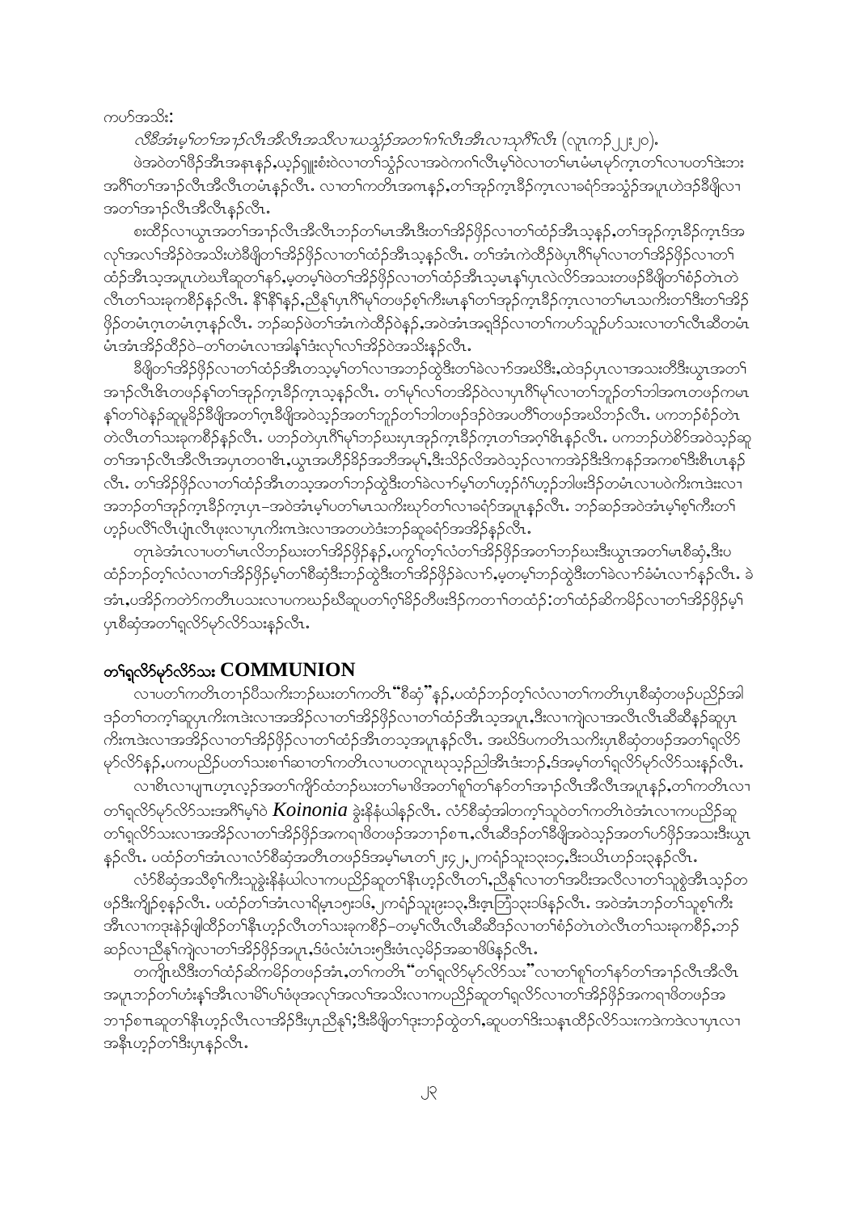ကပၢ်အသိး:

*လီခီအံၤမ့ၢ်တၢ်အၢၣ်လီၤအီလီၤအသိလၢယသွံၣ်အတၢ်ဂ့ၢ်လီၤအီၤလၢသုဂီၢ်လီၤ* (လူၤကၣ်၂၂:၂၀).

ဖဲအဝဲတၢ်ဖိၣ်အီၤအနၢၤန့ၣ်,ယ့ၣ်ရှူးစံးဝဲလၢတၢ်သွံၣ်လၢအဝဲကဂ်ၢလီၤမ့ၢ်ဝဲလၢတၢ်မၤမံမၤမှာ်က့ၤတၢ်လၢပတၢ်ဒဲးဘး အဂီၢ်တၢ်အၢၣ်လီၤအီလီၤတမံၤန့ၣ်လီၤ. လၢတၢ်ကတိၤအဂၤန့ၣ်,တၢ်အုၣ်က့ၤခ်ီၣ်က့ၤလၢခရံာ်အသွံၣ်အပူၤဟဲဒ်ၣ်ခီဖျိလၢ အတၢ်အၢၣ်လီၤအီလီၤန့ၣ်လီၤ.

စးထိၣ်လၢယွၤအတၢ်အၢၣ်လီၤအီလီၤဘၣ်တၢ်မၤအီၤဒီးတၢ်အိၣ်ဖိုၣ်လၢတၢ်ထံၣ်အီၤသ့န့ၣ်,တၢ်အုၣ်က့ၤခ်ီၣ်က့ၤဒ်အ လုၢ်အလၢ်အိၣ်ဝဲအသိးဟဲခီဖျိတၢ်အိၣ်ဖိုၣ်လၢတၢ်ထံၣ်အီၤသ့န့ၣ်လီၤ. တၢ်အံၤကဲထိၣ်ဖဲပှၤဂီၢ်မုၢ်လၢတၢ်အိၣ်ဖိုၣ်လၢတၢ် ထံၣ်အီၤသ့အပူၤဟဲဃၢ်ဆူတၢ်နာ်,မ့တမ့ၢ်ဖဲတၢ်အိၣ်ဖိုၣ်လၢတၢ်ထံၣ်အီၤသ့မၤန့ၢ်ပှၤလဲလိာ်အသးတဖၣ်ခီဖျိတၢ်စံၣ်တဲၤတဲ လီၤတၢ်သးခုကစီၣ်န့ၣ်လီၤ. နီၢ်နီၢ်န့ၣ်,ညီနုၢ်ပှၤဂီၢ်မုၢ်တဖၣ်စ့ၢ်ကီးမၤန့ၢ်တၢ်အုၣ်က့ၤခ်ီၣ်က့ၤလၢတၢ်မၤသကိးတၢ်ဒီးတၢ်အိၣ် ဖိုၣ်တမံၤဂ့ၤတမံၤဂ့ၤန့ၣ်လီၤ. ဘၣ်ဆၣ်ဖဲတၢ်အံၤကဲထိၣ်ဝဲန့ၣ်,အဝဲအံၤအရှၢ်ၣ်လၢတၢ်ကပာ်သူၣ်ပာ်သးလၢတၢ်လီၤဆီတမံၤ မံၤအံၤအိၣ်ထိၣ်ဝဲ–တၢ်တမံၤလၢအါန့ၢ်ဒံးလှၤ်လၢ်အိၣ်ဝဲအသိးန့ၣ်လီၤ.

ခီဖျိတၢ်အိၣ်ဖိုၣ်လၢတၢ်ထံၣ်အီၤတသ့မ့ၢ်တၢ်လၢအဘၣ်ထွဲဒီးတၢ်ခဲလၢာ်အဃိဒီး,ထဲဒၣ်ပှၤလၢအသးတီဒီးယွၤအတၢ် အၢၣ်လီၤဖိၤတဖၣ်န့ၢ်တၢ်အုၣ်က့ၤခ်ီၣ်က့ၤသ့န့ၣ်လီၤ. တၢ်မုၢ်လၢ်တအိၣ်ဝဲလၢပှၤဂီၢ်မုၢ်လၢတၢ်ဘူၣ်တၢ်ဘါအကတဖၣ်ကမၤ န့ၢ်တၢ်ဝဲန့ၣ်ဆူမူခိၣ်ခီဖျိအတၢ်ဂ့ၤခီဖျိအဝဲသ့ၣ်အတၢ်ဘူၣ်တၢ်ဘါတဖၣ်ဒၣ်ဝဲအပတီၢ်တဖၣ်အဃိဘၣ်လီၤ. ပကဘၣ်စံၣ်တဲၤ တဲလီၤတၢ်သးခုကစီၣ်န့ၣ်လီၤ. ပဘၣ်တဲပှၤဂီၢ်မုၢ်ဘၣ်ဃးပှၤအုၣ်က့ၤခ်ီၣ်က့ၤတၢ်အဂ့ၢ်ဖိၤန့ၣ်လီၤ. ပကဘၣ်ဟဲစိာ်အဝဲသ့ၣ်ဆူ တၢ်အၢၣ်လီၤအီလီၤအပှၤတဝၢဖိၤ,ယွၤအဟိၣ်ခိၣ်အဘီအမုၢ်,ဒီးသိၣ်လိအဝဲသ့ၣ်လၢကအဲၣ်ဒီးဒိကနၣ်အကစၢ်ဒီးစီၤပၤန့ၣ် လီၤ. တၢ်အိၣ်ဖိုၣ်လၢတၢ်ထံၣ်အီၤတသ့အတၢ်ဘၣ်ထွဲဒီးတၢ်ခဲလၢာ်မ့ၢ်တၢ်ဟ့ၣ်ဂံၢ်ဟ့ၣ်ဘါဖးဒိၣ်တမံၤလၢပဝဲကီးကဒဲးလၢ အဘၣ်တၢ်အုၣ်က့ၤခ်ီၣ်က့ၤပှၤ–အဝဲအံၤမ့ၢ်ပတၢ်မၤသကိးဃုာ်တၢ်လၢခရံာ်အပူၤန့ၣ်လီၤ. ဘၣ်ဆၣ်အဝဲအံၤမ့ၢ်စ့ၢ်ကီးတၢ် ဟ့ၣ်ပလိၢ်လီၤပျဲလီၤဖှးလၢပှၤကိးကဒဲးလၢအတဟဲဒံးဘၣ်ဆူခရံာ်အအိၣ်န့ၣ်လီၤ.

တုၤခဲအံၤလၢပတၢ်မၤလိဘၣ်ဃးတၢ်အိၣ်ဖိုၣ်န့ၣ်,ပကွၢ်တ့ၢ်လံတၢ်အိၣ်ဖိုၣ်အတၢ်ဘၣ်ဃးဒီးယွၤအတၢ်မၤစီဆုံ,ဒီးပ ထံၣ်ဘၣ်တ့ၢ်လံလၢတၢ်အိၣ်ဖိုၣ်မ့ၢ်တၢ်စီဆုံဒီးဘၣ်ထွဲဒီးတၢ်အိၣ်ဖိုၣ်ခဲလၢာ်,မ့တမ့ၢ်ဘၣ်ထွဲဒီးတၢ်ခဲလၢာ်ခံမံၤလၢာ်န့ၣ်လီၤ. ခဲ အံၤ,ပအိၣ်ကတဲာ်ကတီၤပသးလၢပကဃုၣ်ဃီဆူပတၢ်ဂ့ၢ်ခိၣ်တီဖးဒိၣ်ကတၢၢ်တထံၣ်:တၢ်ထံၣ်ဆိကမိၣ်လၢတၢ်အိၣ်ဖိုၣ်မ့ၢ် ပှၤစီဆုံအတၢ်ရလိာ်မှာ်လိာ်သးန့ၣ်လီၤ.

## တၢ်ရလိာ်မှာ်လိာ်သး COMMUNION

လၢပတၢ်ကတိၤတၢၣ်ပီသကိးဘၣ်ဃးတၢ်ကတိၤ"စီဆုံ"န့ၣ်,ပထံၣ်ဘၣ်တ့ၢ်လံလၢတၢ်ကတိၤပှၤစီဆုံတဖၣ်ပညီၣ်အါ ဒၣ်တၢ်တက့ၢ်ဆူပှၤကိးကဒဲးလၢအအိၣ်လၢတၢ်အိၣ်ဖိုၣ်လၢတၢ်ထံၣ်အီၤသ့အပူၤ,ဒီးလၢကျဲလၢအလီၤလီၤဆီဆီန့ၣ်ဆူပှၤ ကိးကဒဲးလၢအအိၣ်လၢတၢ်အိၣ်ဖိုၣ်လၢတၢ်ထံၣ်အီၤတသ့အပူၤန့ၣ်လီၤ. အဃိဒ်ပကတိၤသကိးပှၤစီဆုံတဖၣ်အတၢ်ရလိာ် မှာ်လိာ်န့ၣ်,ပကပညီၣ်ပတၢ်သးစၢ်ဆၢတၢ်ကတိၤလၢပတလူၤဃုသ့ၣ်ညါအီၤဒံးဘၣ်,ဒ်အမ့ၢ်တၢ်ရလိာ်မှာ်လိာ်သးန့ၣ်လီၤ.

လၢစီၤလၢပျπဟ့ၤလ့ၣ်အတၢ်ကျိာ်ထံဘၣ်ဃးတၢ်မၤဖိအတၢ်စူၢ်တၢ်နာ်တၢ်အၢၣ်လီၤအီလီၤအပူၤန့ၣ်,တၢ်ကတိၤလၢ တၢ်ရလိာ်မှာ်လိာ်သးအဂီၢ်မ့ၢ်ဝဲ *Koinonia* ခွဲးနိနံယါန့ၣ်လီၤ. လံာ်စီဆုံအါတက့ၢ်သူဝဲတၢ်ကတိၤဝဲအံၤလၢကပညီၣ်ဆူ တၢ်ရလိာ်သးလၢအအိၣ်လၢတၢ်အိၣ်ဖိုၣ်အကရၢဖိတဖၣ်အဘၢၣ်စπ,လီၤဆီဒၣ်တၢ်ခီဖျိအဝဲသ့ၣ်အတၢ်ပာ်ဖိုၣ်အသးဒီးယွၤ န့ၣ်လီၤ. ပထံၣ်တၢ်အံၤလၢလံာ်စီဆုံအတီၤတဖၣ်ဒ်အမ့ၢ်မၤတၢ်၂း၄၂,၂ကရံၣ်သူး၁၃း၁၄,ဒီး၁ယိၤဟၣ်၁း၃န့ၣ်လီၤ.

လံာ်စီဆုံအသိစ့ၢ်ကီးသူခွဲးနိနံယါလၢကပညီၣ်ဆူတၢ်နီၤဟ့ၣ်လီၤတၢ်,ညီနုၢ်လၢတၢ်အပီးအလီလၢတၢ်သူစွဲအီၤသ့ၣ်တ ဖၣ်ဒီးကျိၣ်စ့န့ၣ်လီၤ. ပထံၣ်တၢ်အံၤလၢရိမ့ၤ၁၅း၁၆,၂ကရံၣ်သူး၉း၁၃,ဒီးဖ့းလံၤ၁း၁၆န့ၣ်လီၤ. အဝဲအံၤဘၣ်တၢ်သူစ့ၢ်ကီး အီၤလၢကဒုးနဲၣ်ဖျါထိၣ်တၢ်နီၤဟ့ၣ်လီၤတၢ်သးခုကစီၣ်–တမ့ၢ်လီၤလီၤဆီဆီဒၣ်လၢတၢ်စံၣ်တဲၤတဲလီၤတၢ်သးခုကစီၣ်,ဘၣ် ဆၣ်လၢညီနုၢ်ကျဲလၢတၢ်အိၣ်ဖိုၣ်အပူၤ,ဒ်ဖံလံးပံၤ၁း၅ဒီးဖံၤလ့မိၣ်အဆၢ၆န့ၣ်လီၤ.

တကျိၤဃီဒီးတၢ်ထံၣ်ဆိကမိၣ်တဖၣ်အံၤ,တၢ်ကတိၤ"တၢ်ရလိာ်မှာ်လိာ်သး"လၢတၢ်စူၢ်တၢ်နာ်တၢ်အၢၣ်လီၤအီလီၤ အပူၤဘၣ်တၢ်ဟံးန့ၢ်အီၤလၢမိၢ်ပၢ်ဖှအလုၢ်အလၢ်အသးလၢကပညီၣ်ဆူတၢ်ရလိာ်လၢတၢ်အိၣ်ဖိုၣ်အကရၢဖိတဖၣ်အ ဘၢၣ်စπဆူတၢ်နီၤဟ့ၣ်လီၤလၢအိၣ်ဒီးပှၤညီနုၢ်;ဒီးခီဖျိတၢ်ဒုးဘၣ်ထွဲတၢ်,ဆူပတၢ်ဒီးသန္ၤထိၣ်လိာ်သးကဒဲကဒဲလၢပှၤလၢ အနီၤဟ့ၣ်တၢ်ဒီးပှၤန့ၣ်လီၤ.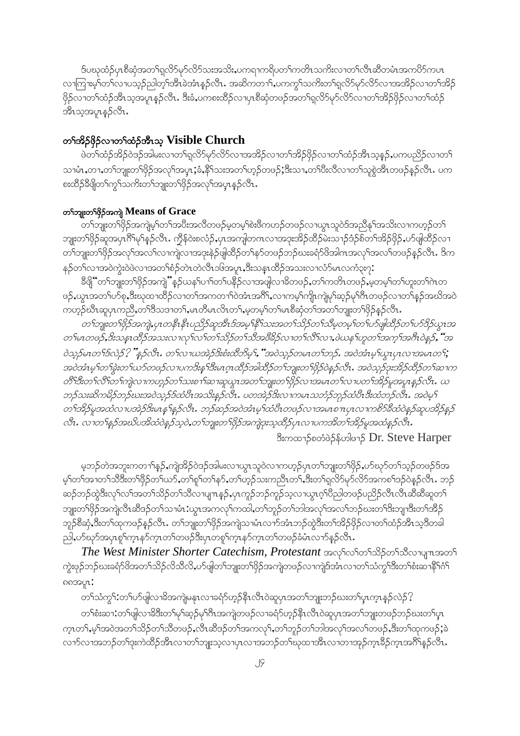ဒ်ပဃုထံဉ်ပှၤစီဆုံအတၢ်ရှလိာ်မုာ်လိာ်သးအသိး,ပကရၢကရိပတၢ်ကတိၤသကိးလၢတၢ်လီၤဆီတမံၤအကပိာ်ကပၤ လၢကြၢးမ့ၢ်တၢ်လၢပသ့ဉ်ညါတ့ၢ်အီၤခဲအံၤနှဉ်လီၤ. အဆိကတၢၢ်,ပကကွၢ်သကိးတၢ်ရှလိာ်မုာ်လိာ်လၢအအိဉ်လၢတၢ်အိဉ် ဖှိဉ်လၢတၢ်ထံဉ်အီၤသ့အပူၤန့ဉ်လီၤ. ဒီးခံ,ပကစးထိဉ်လၢပှၤစီဆုံတဖဉ်အတၢ်ရှလိာ်မုာ်လိာ်လၢတၢ်အိဉ်ဖှိဉ်လၢတၢ်ထံဉ် အီၤသ့အပူၤန့ဉ်လီၤ.

## တၢ်အိဉ်ဖှိဉ်လၢတၢ်ထံဉ်အီၤသ့ Visible Church

ဖဲတၢ်ထံဉ်အိဉ်ဝဲဒဉ်အါမးလၢတၢ်ရှလိာ်မုာ်လိာ်လၢအအိဉ်လၢတၢ်အိဉ်ဖှိဉ်လၢတၢ်ထံဉ်အီၤသ့နှဉ်,ပကပညိဉ်လၢတၢ် သၢမံၤ,တၢ,တၢ်ဘျုးတၢ်ဖှိဉ်အလုၢ်အပှၤ;ခံ,နီၢ်သးအတၢ်ဟ့ဉ်တဖဉ်;ဒီးသၢ,တၢ်ပီးလီလၢတၢ်သူစွဲအီၤတဖဉ်နှဉ်လီၤ. ပက စးထိဉ်ဒီဖျိတၢ်ကွၢ်သကိးတၢ်ဘျုးတၢ်ဖှိဉ်အလုၢ်အပှၤနှဉ်လီၤ.

### တၢ်ဘျုးတၢ်ဖှိဉ်အကျဲ Means of Grace

တၢ်ဘျုးတၢ်ဖှိဉ်အကျဲမ့ၢ်တၢ်အပီးအလီတဖဉ်မ့တမ့ၢ်စဲးဖီကဟဉ်တဖဉ်လၢယွၤသူဝဲဒ်အညီနှၢ်အသိးလၢကဟ့ဉ်တၢ် ဘျုးတၢ်ဖှိဉ်ဆူအပှၤဂီၢ်မုၢ်နှဉ်လီၤ. ကွဲနံဝဲးစလံဉ်,ပှၤအကျါတဂၤလၢအဒုးအိဉ်ထိဉ်မဲးသၢဉ်ဒံဉ်စံတၢ်အိဉ်ဖှိဉ်,ဟ်ဖျါထိဉ်လၢ တၢ်ဘျုးတၢ်ဖှိဉ်အလုၢ်အလၢ်လၢကျဲလၢအဒုးနဲဉ်ဖျါထိဉ်တၢ်နာ်တဖဉ်ဘဉ်ဃးခရံာ်ဖိအါဂၤအလုၢ်အလၢ်တဖဉ်နှဉ်လီၤ. ဒိက နဉ်တၢ်လၢအဝဲကွဲးဝဲဖဲလၢအတၢ်စံဉ်တဲၤတဲလီၤသဒၢအပူၤ,ဒီးသနၢၤထိဉ်အသးလၢလံာ်မၤလကံဉ်း၇:

ခီဖျိ"တၢ်ဘျုးတၢ်ဖှိဉ်အကျဲ"နှဉ်ယနၢ်ပၢၢ်တၢ်ပနီဉ်လၢအဖျါလၢခိတဖဉ်,တၢ်ကတိၤတဖဉ်,မ့တမ့ၢ်တၢ်ဟူးတၢ်ဂဲၤတ ဖဉ်,ယွၤအတၢ်ဟ်စှ,ဒီးဃုထၢထိဉ်လၢတၢ်အကတၢၢ်ဝဲအံၤအဂီၢ်,လၢကမ့ၢ်ကျိၤကျဲမုၢ်ဆူဉ်မုၢ်ဂီၤတဖဉ်လၢတၢ်နှဉ်အဃိအဝဲ ကဟ့ဉ်ဃီၤဆူပှၤကညီ,တၢ်ဒိသဒၢတၢ်,မၤတိမၤလိၤတၢ်,မ့တမ့ၢ်တၢ်မၤစီဆုံတၢ်အတၢ်ဘျုးတၢ်ဖှိဉ်နှဉ်လီၤ.

*တၢ်ဘျုးတၢ်ဖှိဉ်အကျဲ,ပှၤတနီၤနီၤပညိဉ်ဆူအီၤဒ်အမ့ၢ်နီၢ်သးအတၢ်သိဉ်တၢ်သီမ့တမ့ၢ်တၢ်ဟ်ဖျါထိဉ်တၢ်ဟ်ဒိဉ်ယွၤအ တၢ်မၤတဖဉ်,ဒီးသနၢၤထိဉ်အသးလၢလုၢ်လၢ်တၢ်သိဉ်တၢ်သီအဖီခိဉ်လၢတၢ်လီၢ်လၢ,ဖဲယနၢ်ဟူတၢ်အကွၢ်အဂီၤဝဲနှဉ်, "အ ဝဲသ့ဉ်မၤတၢ်ဒ်လဲဉ်?"နှဉ်လီၤ. တၢ်လၢယအဲဉ်ဒိးစံးထီဘိမ့ၢ်, "အဝဲသ့ဉ်တမၤတၢ်ဘဉ်. အဝဲအံၤမ့ၢ်ယွၤပှၤလၢအမၤတၢ်; အဝဲအံၤမ့ၢ်တၢ်ခွဲးတၢ်ယာ်တဖဉ်လၢပကဒိးနၢ်ဒီးမၤဂ့ၤထိဉ်အါထိဉ်တၢ်ဘျုးတၢ်ဖှိဉ်ဝဲနှဉ်လီၤ. အဝဲသ့ဉ်ဒုးအိဉ်ထိဉ်တၢ်ဆၢက တိၢ်ဒီးတၢ်လီၢ်တၢ်ကျဲလၢကဟ့ဉ်တၢ်သးစၢၢ်ဆၢဆူယွၤအတၢ်ဘျုးတၢ်ဖှိဉ်လၢအမၤတၢ်လၢပတၢ်အိဉ်မူအပူၤနှဉ်လီၤ. ယ ဘဉ်သးဆိကမိဉ်ဘဉ်ဃးအဝဲသ့ဉ်ဒ်ထံပီၤအသိးနှဉ်လီၤ. ပတအဲဉ်ဒိးလၢကမၤသဘံဉ်ဘုဉ်ထံပီၤဒီးထံဘဉ်လီၤ. အဝဲမ့ၢ် တၢ်အိဉ်မူအထံလၢပအဲဉ်ဒိးမၤနၢ်နှဉ်လီၤ. ဘဉ်ဆဉ်အဝဲအံၤမ့ၢ်ထံပီၤတဖဉ်လၢအမၤစၢၤပှၤလၢကစိာ်ခီထံဝဲနှဉ်ဆူပအိဉ်နှဉ် လီၤ. လၢတၢ်နှဉ်အဃိပအိထံဝဲနှဉ်သ့ဝဲ,တၢ်ဘျုးတၢ်ဖှိဉ်အကျဲဒုးသ့ထိဉ်ပှၤလၢပကအိတၢ်အိဉ်မူအထံနှဉ်လီၤ.*

ဒီးကထၢဉ်စတံဖဲဉ်နဖါဖၢဉ် Dr. Steve Harper

မ့ဘဉ်တဲအဘူးကတၢၢ်နှဉ်,ကျဲအိဉ်ဝဲဒဉ်အါမးလၢယွၤသူဝဲလၢကဟ့ဉ်ပှၤတၢ်ဘျုးတၢ်ဖှိဉ်,ဟ်ဃုာ်တၢ်သ့ဉ်တဖဉ်ဒ်အ မ့ၢ်တၢ်အၢတၢ်သီဒီးတၢ်ဖှိဉ်တၢ်ယာ်,တၢ်စူၢ်တၢ်နာ်,တၢ်ဟ့ဉ်သးကညီၤတၢ်,ဒီးတၢ်ရှလိာ်မုာ်လိာ်အကစၢ်ဒဉ်ဝဲနှဉ်လီၤ. ဘဉ် ဆဉ်ဘဉ်ထွဲဒီးလုၢ်လၢ်အတၢ်သိဉ်တၢ်သီလၢပျπနှဉ်,ပှၤကူဉ်ဘဉ်ကူဉ်သ့လၢယွၤဂ့ၢ်ပီညါတဖဉ်ပညိဉ်လီၤလီၤဆီဆီဆူတၢ် ဘျုးတၢ်ဖှိဉ်အကျဲလီၤဆီဒဉ်တၢ်သၢမံၤ:ယွၤအကလုၢ်ကထါ,တၢ်ဘူဉ်တၢ်ဘါအလုၢ်အလၢ်ဘဉ်ဃးတၢ်ဒိးဘျၢဒီးတၢ်အိဉ် ဘှဉ်စီဆုံ,ဒီးတၢ်ထုကဖဉ်နှဉ်လီၤ. တၢ်ဘျုးတၢ်ဖှိဉ်အကျဲသၢမံၤလၢာ်အံၤဘဉ်ထွဲဒီးတၢ်အိဉ်ဖှိဉ်လၢတၢ်ထံဉ်အီၤသ့ဒီတခါ ညါ,ဟ်ဃုာ်အပှၤစူၢ်ကနၢ်ကနၤတၢ်တဖဉ်ဒီးပှၤတစူၢ်ကနၢ်ကနၤတၢ်တဖဉ်ခံမံၤလၢာ်နှဉ်လီၤ.

*The West Minister Shorter Catechism, Protestant* အလုၢ်လၢ်တၢ်သိဉ်တၢ်သီလၢပျπအတၢ် ကွဲးဖှဉ်ဘဉ်ဃးခရံာ်ဖိအတၢ်သိဉ်လိသိလိ,ဟ်ဖျါတၢ်ဘျုးတၢ်ဖှိဉ်အကျဲတဖဉ်လၢကျဲဒ်အံၤလၢတၢ်သံကွၢ်ဒီးတၢ်စံးဆၢနီၢ်ဂံၢ် ၈၈အပူၤ:

တၢ်သံကွၢ်:တၢ်ဟ်ဖျါလၢခိအကျဲမနုၤလၢခရံာ်ဟ့ဉ်နီၤလီၤဝဲဆူပှၤအတၢ်ဘျုးဘဉ်ဃးတၢ်ပှၤကူၤနှဉ်လဲဉ်?

တၢ်စံးဆၢ:တၢ်ဖျါလၢခိဒီးတၢ်မုၢ်ဆူဉ်မုၢ်ဂီၤအကျဲတဖဉ်လၢခရံာ်ဟ့ဉ်နီၤလီၤဝဲဆူပှၤအတၢ်ဘျုးတဖဉ်ဘဉ်ဃးတၢ်ပှၤ ကူၤတၢ်,မ့ၢ်အဝဲအတၢ်သိဉ်တၢ်သီတဖဉ်,လီၤဆီဒဉ်တၢ်အကလုၢ်,တၢ်ဘူဉ်တၢ်ဘါအလုၢ်အလၢ်တဖဉ်,ဒီးတၢ်ထုကဖဉ်;ခဲ လၢာ်လၢအဘဉ်တၢ်ဒုးကဲထိဉ်အီၤလၢတၢ်ဘျုးသ့လၢပှၤလၢအဘဉ်တၢ်ဃုထၢအီၤလၢတၢအှဉ်ကူၤခိဉ်ကူၤအဂီၢ်နှဉ်လီၤ.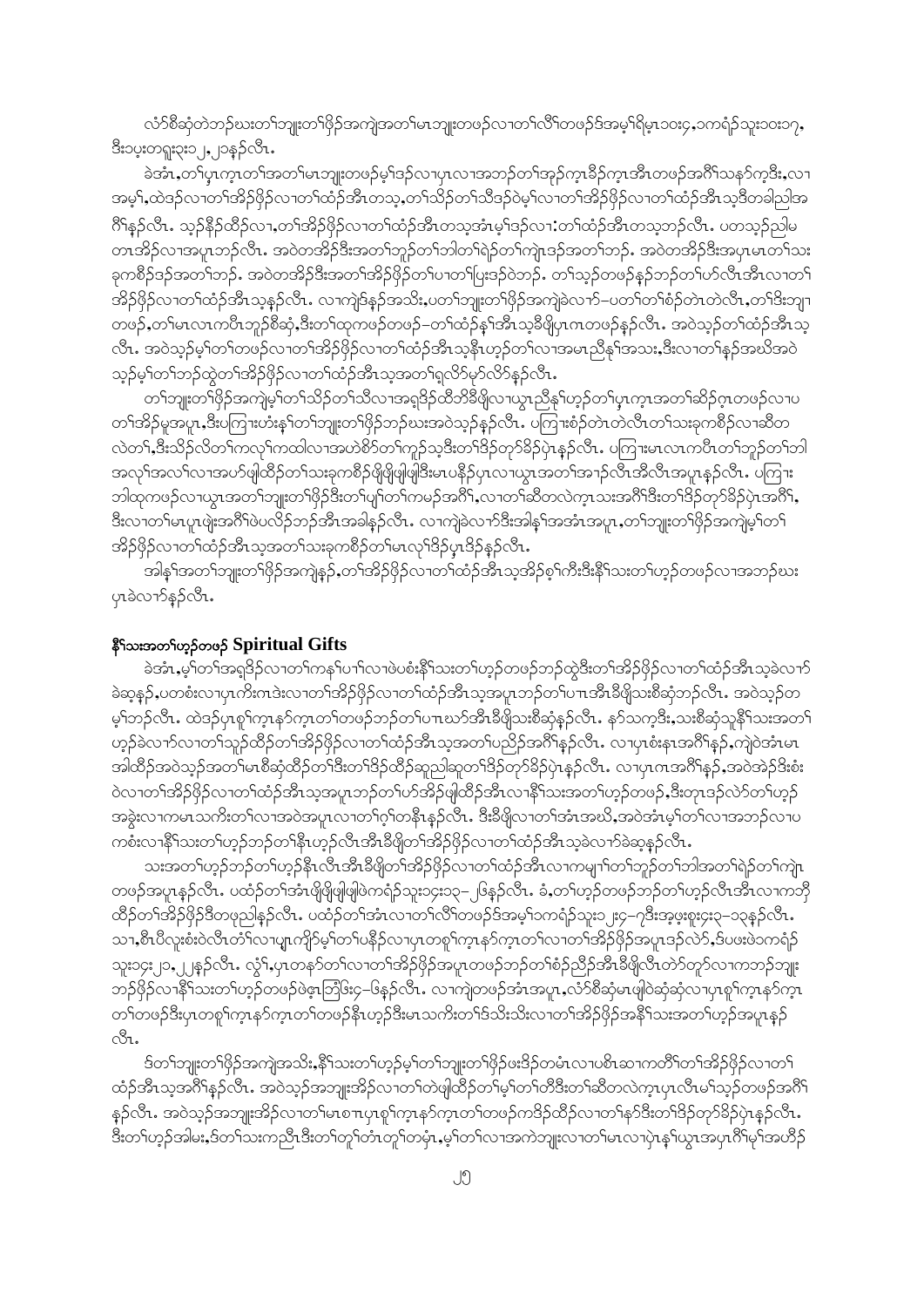လံာ်စီဆှံတဲဘၣ်ဃးတၢ်ဘျုးတၢ်ဖှိၣ်အကျဲအတၢ်မၤဘျုးတဖၣ်လၢတၢ်လီၢ်တဖၣ်ဒ်အမ့ၢ်ရိမ့ၤ ၁၀း၄, ၁ကရံၣ်သူး ၁၀း၁၇, ဒီး ၁ပ့းတရူး ၃း၁၂, ၂၁ နှၣ်လီၤ.

ခဲအံၤ,တၢ်ပှၤကညၢတၢ်အတၢ်မၤဘျုးတဖၣ်မ့ၢ်ဒ်လၢပှၤလၢအဘၣ်တၢ်အှၣ်ကညၢအီၤတဖၣ်အဂီၢ်သနာ်က့ဒီး,လၢ အမ့ၢ်,ထဲဒ်လၢတၢ်အိၣ်ဖှိၣ်လၢတၢ်ထံၣ်အီၤတသ့,တၢ်သိၣ်တၢ်သီဒ်ဝဲမ့ၢ်လၢတၢ်အိၣ်ဖှိၣ်လၢတၢ်ထံၣ်အီၤသ့ဒီတခါညါအ ဂီၢ်နှၣ်လီၤ. သ့ၣ်နီၣ်ထီၣ်လၢ,တၢ်အိၣ်ဖှိၣ်လၢတၢ်ထံၣ်အီၤတသ့အံၤမ့ၢ်ဒ်လၢ:တၢ်ထံၣ်အီၤတသ့ဘၣ်လီၤ. ပတသ့ၣ်ညါမ တၤအိၣ်လၢအပူၤဘၣ်လီၤ. အဝဲတအိၣ်ဒီးအတၢ်ဘူၣ်တၢ်ဘါတၢ်ရဲၣ်တၢ်ကျဲၤဒ်အတၢ်ဘၣ်. အဝဲတအိၣ်ဒီးအပှၤမၤတၢ်သး ခုကစီၣ်ဒ်အတၢ်ဘၣ်. အဝဲတအိၣ်ဒီးအတၢ်အိၣ်ဖှိၣ်တၢ်ပၢတၢ်ပြးဒ်ဝဲဘၣ်. တၢ်သ့ၣ်တဖၣ်နှၣ်ဘၣ်တၢ်ဟ်လီၤအီၤလၢတၢ် အိၣ်ဖှိၣ်လၢတၢ်ထံၣ်အီၤသ့နှၣ်လီၤ. လၢကျဲဒ်နှၣ်အသိး,ပတၢ်ဘျုးတၢ်ဖှိၣ်အကျဲခဲလၢာ်–ပတၢ်တၢ်စံၣ်တဲၤတဲလီၤ,တၢ်ဒိးဘျၢ တဖၣ်,တၢ်မၤလၤကပီၤဘူၣ်စိဆှံ,ဒီးတၢ်ထုကဖၣ်တဖၣ်–တၢ်ထံၣ်နှၢ်အီၤသ့ခီဖျိပှၤဂၤတဖၣ်နှၣ်လီၤ. အဝဲသ့ၣ်တၢ်ထံၣ်အီၤသ့ လီၤ. အဝဲသ့ၣ်မ့ၢ်တၢ်တဖၣ်လၢတၢ်အိၣ်ဖှိၣ်လၢတၢ်ထံၣ်အီၤသ့နီၤဟ့ၣ်တၢ်လၢအမၤညီနှၢ်အသး,ဒီးလၢတၢ်နှၣ်အဃိအဝဲ သ့ၣ်မ့ၢ်တၢ်ဘၣ်ထွဲတၢ်အိၣ်ဖှိၣ်လၢတၢ်ထံၣ်အီၤသ့အတၢ်ရှလိာ်မုာ်လိာ်နှၣ်လီၤ.

တၢ်ဘျုးတၢ်ဖှိၣ်အကျဲမ့ၢ်တၢ်သိၣ်တၢ်သီလၢအရှဒိၣ်ထီဘိခီဖျိလၢယွၤညီနှၢ်ဟ့ၣ်တၢ်ပှၤကညၢအတၢ်ဆိၣ်ဂ့ၤတဖၣ်လၢပ တၢ်အိၣ်မူအပူၤ,ဒီးပကြၢးဟံးနှၢ်တၢ်ဘျုးတၢ်ဖှိၣ်ဘၣ်ဃးအဝဲသ့ၣ်နှၣ်လီၤ. ပကြၢးစံၣ်တဲၤတဲလီၤတၢ်သးခုကစီၣ်လၢဆီတ လဲတၢ်,ဒီးသိၣ်လိတၢ်ကလုၢ်ကထါလၢအဟဲစိာ်တၢ်ကူၣ်သ့ဒီးတၢ်ဒိၣ်တုာ်ခိၣ်ပုဲၤနှၣ်လီၤ. ပကြၢးမၤလၤကပီၤတၢ်ဘူၣ်တၢ်ဘါ အလုၢ်အလၢ်လၢအဟ်ဖျါထီၣ်တၢ်သးခုကစီၣ်ဖှိဖှိဖျါဖျါဒီးမၤပနီၣ်ပှၤလၢယွၤအတၢ်အၢၣ်လီၤအီလီၤအပူၤနှၣ်လီၤ. ပကြၢး ဘါထုကဖၣ်လၢယွၤအတၢ်ဘျုးတၢ်ဖှိၣ်ဒီးတၢ်ပျ်တၢ်ကမၣ်အဂီၢ်,လၢတၢ်ဆီတလဲက့ၤသးအဂီၢ်ဒီးတၢ်ဒိၣ်တုာ်ခိၣ်ပုဲၤအဂီၢ်, ဒီးလၢတၢ်မၤပှၤဖျဲးအဂီၢ်ဖဲပလိၣ်ဘၣ်အီၤအခါနှၣ်လီၤ. လၢကျဲခဲလၢာ်ဒီးအါန့ၢ်အအံၤအပူၤ,တၢ်ဘျုးတၢ်ဖှိၣ်အကျဲမ့ၢ်တၢ် အိၣ်ဖှိၣ်လၢတၢ်ထံၣ်အီၤသ့အတၢ်သးခုကစီၣ်တၢ်မၤလုၢ်ဒိၣ်ပှၤဒိၣ်နှၣ်လီၤ.

အါန့ၢ်အတၢ်ဘျုးတၢ်ဖှိၣ်အကျဲနှၣ်,တၢ်အိၣ်ဖှိၣ်လၢတၢ်ထံၣ်အီၤသ့အိၣ်စ့ၢ်ကီးဒီးနီၢ်သးတၢ်ဟ့ၣ်တဖၣ်လၢအဘၣ်ဃး ပှၤခဲလၢာ်နှၣ်လီၤ.

## နီၢ်သးအတၢ်ဟ့ၣ်တဖၣ် Spiritual Gifts

ခဲအံၤ,မ့ၢ်တၢ်အရှဒိၣ်လၢတၢ်ကနၢ်ပၢၢ်လၢဖဲပစံးနီၢ်သးတၢ်ဟ့ၣ်တဖၣ်ဘၣ်ထွဲဒီးတၢ်အိၣ်ဖှိၣ်လၢတၢ်ထံၣ်အီၤသ့ခဲလၢာ် ခဲဆ့နှၣ်,ပတစံးလၢပှၤကိးဂၤဒဲးလၢတၢ်အိၣ်ဖှိၣ်လၢတၢ်ထံၣ်အီၤသ့အပူၤဘၣ်တၢ်ပၢၤအီၤခီဖျိသးစီဆှံဘၣ်လီၤ. အဝဲသ့ၣ်တ မ့ၢ်ဘၣ်လီၤ. ထဲဒ်ပှၤစူၢ်က့ၤနာ်က့ၤတၢ်တဖၣ်ဘၣ်တၢ်ပၢၤဃာ်အီၤခီဖျိသးစီဆှံနှၣ်လီၤ. နာ်သက့ဒီး,သးစီဆှံသူနီၢ်သးအတၢ် ဟ့ၣ်ခဲလၢာ်လၢတၢ်သူၣ်ထီၣ်တၢ်အိၣ်ဖှိၣ်လၢတၢ်ထံၣ်အီၤသ့အတၢ်ပညိၣ်အဂီၢ်နှၣ်လီၤ. လၢပှၤစံးနၤအဂီၢ်နှၣ်,ကျဲဝဲအံၤမၤ အါထီၣ်အဝဲသ့ၣ်အတၢ်မၤစီဆှံထီၣ်တၢ်ဒီးတၢ်ဒိၣ်ထိၣ်ဆူညါဆူတၢ်ဒိၣ်တုာ်ခိၣ်ပုဲၤနှၣ်လီၤ. လၢပှၤဂၤအဂီၢ်နှၣ်,အဝဲအဲၣ်ဒိးစံး ဝဲလၢတၢ်အိၣ်ဖှိၣ်လၢတၢ်ထံၣ်အီၤသ့အပူၤဘၣ်တၢ်ဟ်အိၣ်ဖျါထီၣ်အီၤလၢနီၢ်သးအတၢ်ဟ့ၣ်တဖၣ်,ဒီးတုၤဒ်လဲာ်တၢ်ဟ့ၣ် အခွဲးလၢကမၤသကိးတၢ်လၢအဝဲအပူၤလၢတၢ်ဂ့ၢ်တနီၤနှၣ်လီၤ. ဒီးခီဖျိလၢတၢ်အံၤအဃိ,အဝဲအံၤမ့ၢ်တၢ်လၢအဘၣ်လၢပ ကစံးလၢနီၢ်သးတၢ်ဟ့ၣ်ဘၣ်တၢ်နီၤဟ့ၣ်လီၤအီၤခီဖျိတၢ်အိၣ်ဖှိၣ်လၢတၢ်ထံၣ်အီၤသ့ခဲလၢာ်ခဲဆ့နှၣ်လီၤ.

သးအတၢ်ဟ့ၣ်ဘၣ်တၢ်ဟ့ၣ်နီၤလီၤအီၤခီဖျိတၢ်အိၣ်ဖှိၣ်လၢတၢ်ထံၣ်အီၤလၢကမျၢၢ်တၢ်ဘူၣ်တၢ်ဘါအတၢ်ရဲၣ်တၢ်ကျဲၤ တဖၣ်အပူၤနှၣ်လီၤ. ပထံၣ်တၢ်အံၤဖှိဖှိဖျါဖျါဖဲကရံၣ်သူး ၁၄း၁၃–၂၆ နှၣ်လီၤ. ခံ,တၢ်ဟ့ၣ်တဖၣ်ဘၣ်တၢ်ဟ့ၣ်လီၤအီၤလၢကဘိ ထီၣ်တၢ်အိၣ်ဖှိၣ်ဒီတဖုညါနှၣ်လီၤ. ပထံၣ်တၢ်အံၤလၢတၢ်လီၢ်တဖၣ်ဒ်အမ့ၢ် ၁ကရံၣ်သူး ၂း၄–၇ ဒီးအ့ဖ့းစူး ၄း၃–၁၃ နှၣ်လီၤ. သၢ,စီၤပီလူးစံးဝဲလီၤတံၢ်လၢပျ႑ကျိာ်မ့ၢ်တၢ်ပနီၣ်လၢပှၤတစူၢ်က့ၤနာ်က့ၤတၢ်လၢတၢ်အိၣ်ဖှိၣ်အပူၤဒ်လဲာ်,ဒ်ပဖးဖဲ ၁ကရံၣ် သူး ၁၄း၂၀,၂၂ နှၣ်လီၤ. လွံၢ်,ပှၤတနာ်တၢ်လၢတၢ်အိၣ်ဖှိၣ်အပူၤတဖၣ်ဘၣ်တၢ်စံၣ်ညီၣ်အီၤခီဖျိလီၤတဲာ်တုာ်လၢကဘၣ်ဘျး ဘၣ်ဖှိၣ်လၢနီၢ်သးတၢ်ဟ့ၣ်တဖၣ်ဖဲ ၁ကရံၣ်သူး ၁၄း၄–၆ နှၣ်လီၤ. လၢကျဲတဖၣ်အံၤအပူၤ,လံာ်စီဆှံမၤဖျါဝဲဆှံဆှံလၢပှၤစူၢ်က့ၤနာ်က့ၤ တၢ်တဖၣ်ဒီးပှၤတစူၢ်က့ၤနာ်က့ၤတၢ်တဖၣ်နီၤဟ့ၣ်ဒီးမၤသကိးတၢ်ဒ်သိးသိးလၢတၢ်အိၣ်ဖှိၣ်အနီၢ်သးအတၢ်ဟ့ၣ်အပူၤနှၣ် လီၤ.

ဒ်တၢ်ဘျုးတၢ်ဖှိၣ်အကျဲအသိး,နီၢ်သးတၢ်ဟ့ၣ်မ့ၢ်တၢ်ဘျုးတၢ်ဖှိၣ်ဖးဒိၣ်တမံၤလၢပစီၤဆၢကတီၢ်တၢ်အိၣ်ဖှိၣ်လၢတၢ် ထံၣ်အီၤသ့အဂီၢ်နှၣ်လီၤ. အဝဲသ့ၣ်အဘျုးအိၣ်လၢတၢ်တဲဖျါထီၣ်တၢ်မ့ၢ်တၢ်တီဒီးတၢ်ဆီတလဲက့ၤပှၤလီၤမၢ်သ့ၣ်တဖၣ်အဂီၢ် နှၣ်လီၤ. အဝဲသ့ၣ်အဘျုးအိၣ်လၢတၢ်မၤစၢၤပှၤစူၢ်က့ၤနာ်က့ၤတၢ်တဖၣ်ကဒိၣ်ထီၣ်လၢတၢ်နာ်ဒီးတၢ်ဒိၣ်တုာ်ခိၣ်ပုဲၤနှၣ်လီၤ. ဒီးတၢ်ဟ့ၣ်အါမး,ဒ်တၢ်သးကညီၤဒီးတၢ်တူၢ်တံၤတူၢ်တမံၤ,မ့ၢ်တၢ်လၢအကဲဘျုးလၢတၢ်မၤလၢပုဲၤနှၢ်ယွၤအပှၤဂီၢ်မုၢ်အဟီၣ်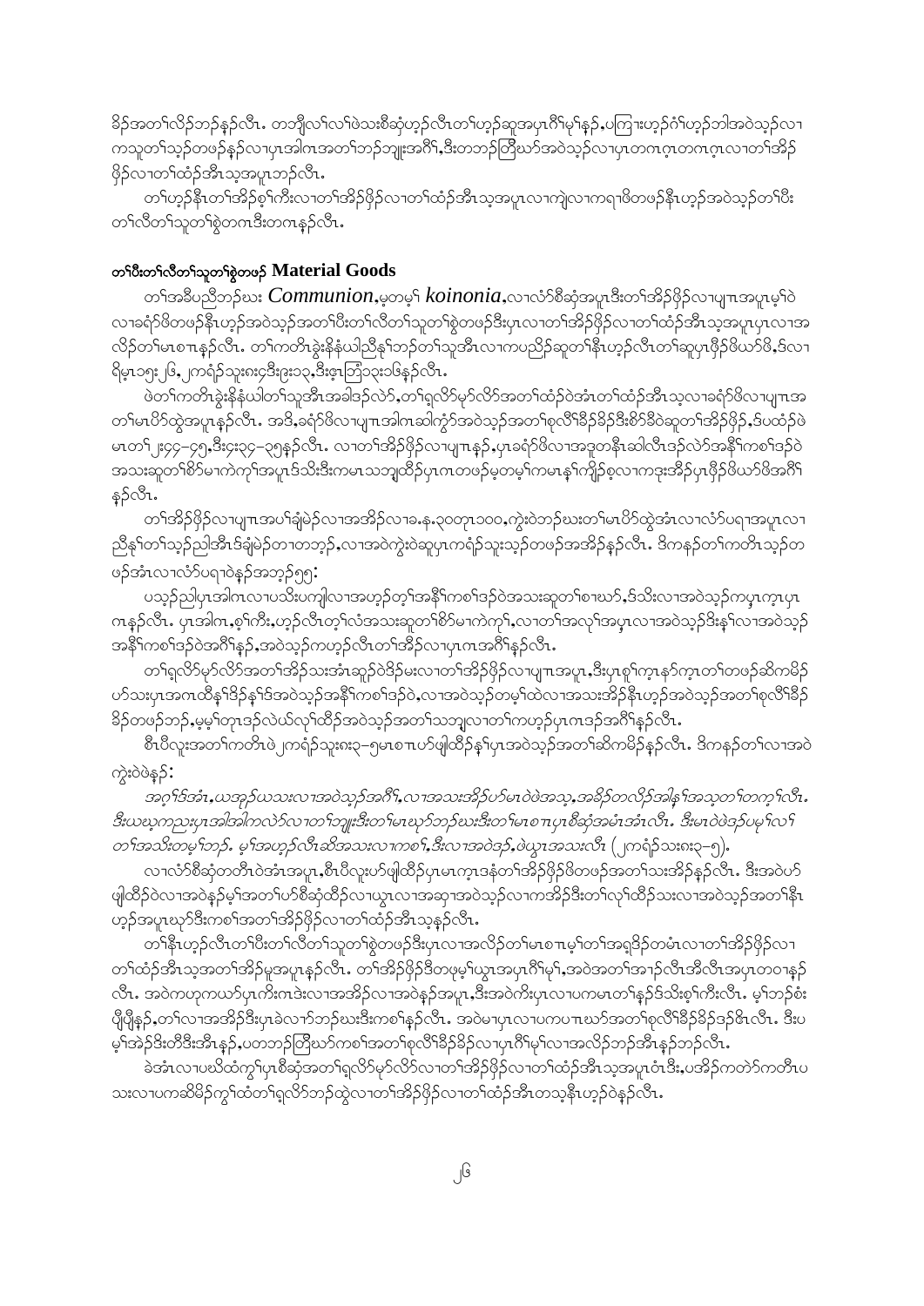ခိဉ်အတၢ်လိဉ်ဘဉ်နဉ်လီၤ. တဘျီလၢ်လၢ်ဖဲသးစီဆုံဟ့ဉ်လီၤတၢ်ဟ့ဉ်ဆူအပှၤဂၤိမုၢ်နဉ်,ပကြၢးဟ့ဉ်ဂံၢ်ဟ့ဉ်ဘါအဝဲသ့ဉ်လၢ ကသူတၢ်သ့ဉ်တဖဉ်နဉ်လၢပှၤအါဂၤအတၢ်ဘဉ်ဘျုးအဂီၢ်,ဒီးတဘဉ်တြီဃာ်အဝဲသ့ဉ်လၢပှၤတဂၤဂ့ၤတဂၤဂ့ၤလၢတၢ်အိဉ် ဖှိဉ်လၢတၢ်ထံဉ်အီၤသ့အပူၤဘဉ်လီၤ.

တၢ်ဟ့ဉ်နီၤတၢ်အိဉ်စ့ၢ်ကီးလၢတၢ်အိဉ်ဖှိဉ်လၢတၢ်ထံဉ်အီၤသ့အပူၤလၢကျဲလၢကရၢဖိတဖဉ်နီၤဟ့ဉ်အဝဲသ့ဉ်တၢ်ပီး တၢ်လီတၢ်သူတၢ်စွဲတဂၤဒီးတဂၤနဉ်လီၤ.

### တၢ်ပီးတၢ်လီတၢ်သူတၢ်စွဲတဖဉ် Material Goods

တၢ်အခီပညီဘဉ်ဃး *Communion*,မ့တမ့ၢ် *koinonia*,လၢလံာ်စီဆုံအပူၤဒီးတၢ်အိဉ်ဖှိဉ်လၢပျၢၤအပူၤမ့ၢ်ဝဲ လၢခရံာ်ဖိတဖဉ်နီၤဟ့ဉ်အဝဲသ့ဉ်အတၢ်ပီးတၢ်လီတၢ်သူတၢ်စွဲတဖဉ်ဒီးပှၤလၢတၢ်အိဉ်ဖှိဉ်လၢတၢ်ထံဉ်အီၤသ့အပူၤပှၤလၢအ လိဉ်တၢ်မၤစၢၤနဉ်လီၤ. တၢ်ကတိၤခွဲးနီနံယါညီနုၢ်ဘဉ်တၢ်သူအီၤလၢကပညိဉ်ဆူတၢ်နီၤဟ့ဉ်လီၤတၢ်ဆူပှၤဖှိဉ်ဖိယာ်ဖိ,ဒ်လၢ ရိမ့ၤ၁၅း၂၆,၂ကရံဉ်သူးဧၤ၇ဒီး၉း၁၃,ဒီးဧ့ၤဘြံ၁၃း၁၆နဉ်လီၤ.

ဖဲတၢ်ကတိၤခွဲးနီနံယါတၢ်သူအီၤအခါဒ်လဲာ်,တၢ်ရလိာ်မှာ်လိာ်အတၢ်ထံဉ်ဝဲအံၤတၢ်ထံဉ်အီၤသ့လၢခရံာ်ဖိလၢပျၢၤအ တၢ်မၤပိာ်ထွဲအပူၤနဉ်လီၤ. အဒိ,ခရံာ်ဖိလၢပျၢၤအါဂၤဆါကွံာ်အဝဲသ့ဉ်အတၢ်စုလီၢ်ခီဉ်ခိဉ်ဒီးစိာ်ခီဝဲဆူတၢ်အိဉ်ဖှိဉ်,ဒ်ပထံဉ်ဖဲ မၤတၢ်၂း၄၄-၄၅,ဒီး၄း၃၄-၃၅နဉ်လီၤ. လၢတၢ်အိဉ်ဖှိဉ်လၢပျၢၤနဉ်,ပှၤခရံာ်ဖိလၢအဒုတနီၤဆါလီၤဒ့ဉ်လဲာ်အနီၢ်ကစၢ်ဒ့ဉ်ဝဲ အသးဆူတၢ်စိာ်မၤကဲကုၢ်အပူၤဒ်သိးဒီးကမၤသဘျထိဉ်ပှၤဂၤတဖဉ်မ့တမ့ၢ်ကမၤနၢ်ကျိဉ်စ့လၢကဒုးအိဉ်ပှၤဖှိဉ်ဖိယာ်ဖိအဂီၢ် နဉ်လီၤ.

တၢ်အိဉ်ဖှိဉ်လၢပျၢၤအပၢ်ချံမဲဉ်လၢအအိဉ်လၢခ.န.၃၀တုၤ၁၀၀,ကွဲးဝဲဘဉ်ဃးတၢ်မၤပိာ်ထွဲအံၤလၢလံာ်ပရၢအပူၤလၢ ညီနုၢ်တၢ်သ့ဉ်ညါအီၤဒ်ချံမဲဉ်တၢတဘ့ဉ်,လၢအဝဲကွဲးဝဲဆူပှၤကရံဉ်သူးသ့ဉ်တဖဉ်အအိဉ်နဉ်လီၤ. ဒိကနဉ်တၢ်ကတိၤသ့ဉ်တ ဖဉ်အံၤလၢလံာ်ပရၢဝဲနဉ်အဘ့ဉ်၅၅:

ပသ့ဉ်ညါပှၤအါဂၤလၢပသိးပကျါလၢအဟ့ဉ်တ့ၢ်အနီၢ်ကစၢ်ဒ့ဉ်ဝဲအသးဆူတၢ်စၢဃာ်,ဒ်သိးလၢအဝဲသ့ဉ်ကပှၤကဒှၤပှၤ ဂၤနဉ်လီၤ. ပှၤအါဂၤ,စ့ၢ်ကီး,ဟ့ဉ်လီၤတ့ၢ်လံအသးဆူတၢ်စိာ်မၤကဲကုၢ်,လၢတၢ်အလုၢ်အပှၤလၢအဝဲသ့ဉ်ဒီးနၢ်လၢအဝဲသ့ဉ် အနီၢ်ကစၢ်ဒ့ဉ်ဝဲအဂီၢ်နဉ်,အဝဲသ့ဉ်ကဟ့ဉ်လီၤတၢ်အီဉ်လၢပှၤဂၤအဂီၢ်နဉ်လီၤ.

တၢ်ရလိာ်မှာ်လိာ်အတၢ်အိဉ်သးအံၤဆူဉ်ဝဲဒိဉ်မးလၢတၢ်အိဉ်ဖှိဉ်လၢပျၢၤအပူၤ,ဒီးပှၤစူၢ်က့ၤနာ်က့ၤတၢ်တဖဉ်ဆိကမိဉ် ဟ်သးပှၤအဂၤထိနှၢ်ဒိဉ်နှၢ်ဒ်အဝဲသ့ဉ်အနီၢ်ကစၢ်ဒ့ဉ်ဝဲ,လၢအဝဲသ့ဉ်တမ့ၢ်ထဲလၢအသးအိဉ်နီၤဟ့ဉ်အဝဲသ့ဉ်အတၢ်စုလီၢ်ခီဉ် ခိဉ်တဖဉ်ဘဉ်,မ့မ့ၢ်တ့ၤဒ့ဉ်လဲယ်လုၢ်ထိဉ်အဝဲသ့ဉ်အတၢ်သဘျလၢတၢ်ကဟ့ဉ်ပှၤဂၤဒ့ဉ်အဂီၢ်နဉ်လီၤ.

စီၤပီလူးအတၢ်ကတိၤဖဲ၂ကရံဉ်သူးဧ၃-၅မၤစၢၤဟ်ဖျါထိဉ်နၢ်ပှၤအဝဲသ့ဉ်အတၢ်ဆိကမိဉ်နဉ်လီၤ. ဒိကနဉ်တၢ်လၢအဝဲ ကွဲးဝဲဖဲနဉ်:

*အဂ့ၢ်ဒ်အံၤ,ယအုဉ်ယသးလၢအဝဲသ့ဉ်အဂီၢ်,လၢအသးအိဉ်ဟ်မၤဝဲဖဲအသ့,အခိဉ်တလိဉ်အါန့ၢ်အသ့တၢ်တက့ၢ်လီၤ. ဒီးယဃ့ကညးပှၤအါအါကလဲာ်လၢတၢ်ဘျုးဒီးတၢ်မၤဃုာ်ဘဉ်ဃးဒီးတၢ်မၤစၢၤပှၤစီဆုံအမံၤအံၤလီၤ. ဒီးမၤဝဲဖဲဒ်ပမ့ၢ်လၢ် တၢ်အသိးတမ့ၢ်ဘဉ်. မ့ၢ်အဟ့ဉ်လီၤဆိအသးလၢကစၢ်,ဒီးလၢအဝဲဒ့ဉ်,ဖဲယွၤအသးလီၤ* (၂ကရံဉ်သးဧ၃-၅).

လၢလံာ်စီဆုံတတီၤဝဲအံၤအပူၤ,စီၤပီလူးဟ်ဖျါထိဉ်ပှၤမၤက့ၤဒံနတၢ်အိဉ်ဖှိဉ်ဖိတဖဉ်အတၢ်သးအိဉ်နဉ်လီၤ. ဒီးအဝဲဟ် ဖျါထိဉ်ဝဲလၢအဝဲနဉ်မ့ၢ်အတၢ်ဟ်စီဆုံထိဉ်လၢယွၤလၢအဆၢအဝဲသ့ဉ်လၢကအိဉ်ဒီးတၢ်လုၢ်ထိဉ်သးလၢအဝဲသ့ဉ်အတၢ်နီၤ ဟ့ဉ်အပူၤဃာ်ဒီးကစၢ်အတၢ်အိဉ်ဖှိဉ်လၢတၢ်ထံဉ်အီၤသ့နဉ်လီၤ.

တၢ်နီၤဟ့ဉ်လီၤတၢ်ပီးတၢ်လီတၢ်သူတၢ်စွဲတဖဉ်ဒီးပှၤလၢအလိဉ်တၢ်မၤစၢၤမ့ၢ်တၢ်အရှုဒိဉ်တမံၤလၢတၢ်အိဉ်ဖှိဉ်လၢ တၢ်ထံဉ်အီၤသ့အတၢ်အိဉ်မူအပူၤနဉ်လီၤ. တၢ်အိဉ်ဖှိဉ်ဒိတဖုမ့ၢ်ယွၤအပှၤဂီၢ်မုၢ်,အဝဲအတၢ်အၢဉ်လီၤအီလီၤအပှၤတဝၢနဉ် လီၤ. အဝဲကဟုကယာ်ပှၤကီးဂၤဒဲးလၢအအိဉ်လၢအဝဲနဉ်အပူၤ,ဒီးအဝဲကိးပှၤလၢပကမၤတၢ်နဉ်ဒ်သိးစ့ၢ်ကီးလီၤ. မ့ၢ်ဘဉ်စံး ပိုၢ်ပိုၢ်နဉ်,တၢ်လၢအအိဉ်ဒီးပှၤခဲလၢာ်ဘဉ်ဃးဒီးကစၢ်နဉ်လီၤ. အဝဲမၢပှၤလၢပကမၤပၢၤဃာ်အတၢ်စုလီၢ်ခီဉ်ခိဉ်ဒ်ဗီၤလီၤ. ဒီးပ မ့ၢ်အဲဉ်ဒီးတီဒီးအီၤနဉ်,ပတဘဉ်တြီဃာ်ကစၢ်အတၢ်စုလီၢ်ခီဉ်ခိဉ်လၢပှၤဂီၢ်မုၢ်လၢအလိဉ်ဘဉ်အီၤနဉ်ဘဉ်လီၤ.

ခဲအံၤလၢပဃိထံကွၢ်ပှၤစီဆုံအတၢ်ရလိာ်မှာ်လိာ်လၢတၢ်အိဉ်ဖှိဉ်လၢတၢ်ထံဉ်အီၤသ့အပူၤဝံၤဒီး,ပအိဉ်ကတဲာ်ကတီၤပ သးလၢပကဆိမိဉ်ကွၢ်ထံတၢ်ရလိာ်ဘဉ်ထွဲလၢတၢ်အိဉ်ဖှိဉ်လၢတၢ်ထံဉ်အီၤတသ့နီၤဟ့ဉ်ဝဲနဉ်လီၤ.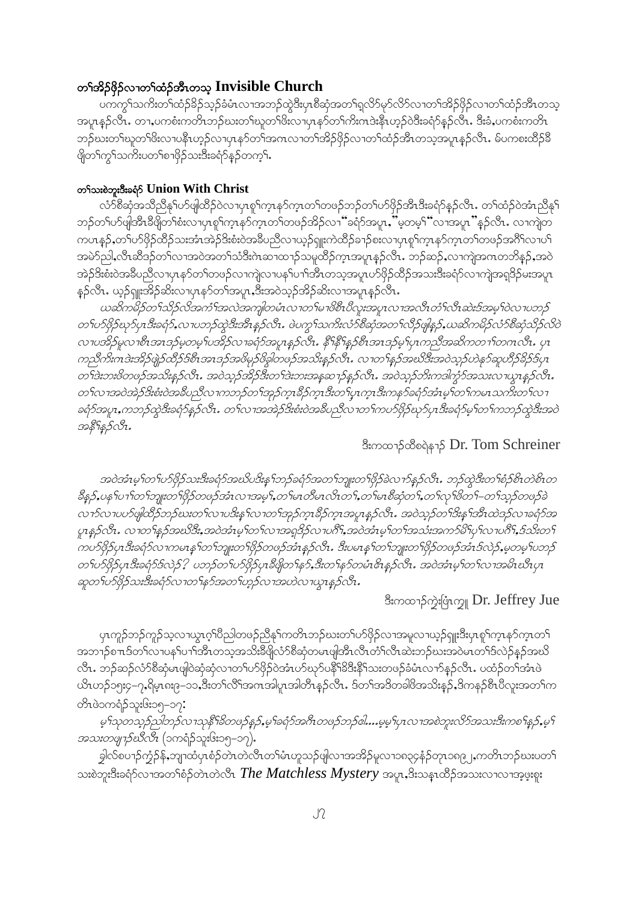### တၢ်အိဉ်ဖှိဉ်လၢတၢ်ထံဉ်အီၤတသ့ Invisible Church

ပကကွၢ်သကိးတၢ်ထံဉ်ခိဉ်သ့ဉ်ခံမံၤလၢအဘဉ်ထွဲဒီးပှၤစီဆုံအတၢ်ရှလိာ်မုာ်လိာ်လၢတၢ်အိဉ်ဖှိဉ်လၢတၢ်ထံဉ်အီၤတသ့အပူၤန့ဉ်လီၤ. တၢ်,ပကစံးကတိၤဘဉ်ဃးတၢ်ဃုတၢ်ဖိးလၢပှၤနှာ်တၢ်ကိးဂၤဒဲးနီၤဟ့ဉ်ဝဲဒီးခရံာ်န့ဉ်လီၤ. ဒီးခံ,ပကစံးကတိၤဘဉ်ဃးတၢ်ဃုတၢ်ဖိးလၢပနီၤဟ့ဉ်လၢပှၤနှာ်တၢ်အဂၤလၢတၢ်အိဉ်ဖှိဉ်လၢတၢ်ထံဉ်အီၤတသ့အပူၤန့ဉ်လီၤ. မ်ပကစးထိဉ်ဒီဖှိတၢ်ကွၢ်သကိးပတၢ်စၢဖှိဉ်သးဒီးခရံာ်န့ဉ်တက့ၢ်.

### တၢ်သးစဲဘူးဒီးခရံာ် Union With Christ

လံာ်စီဆုံအသိညီနၢ်ပာ်ဖျါထိဉ်ဝဲလၢပှၤစူၢ်က့ၤနာ်က့ၤတၢ်တဖဉ်ဘဉ်တၢ်ပာ်ဖှိဉ်အီၤဒီးခရံာ်န့ဉ်လီၤ. တၢ်ထံဉ်ဝဲအံၤညီနၢ်ဘဉ်တၢ်ပာ်ဖျါအီၤဒီဖှိတၢ်စံးလၢပှၤစူၢ်က့ၤနာ်က့ၤတၢ်တဖဉ်အိဉ်လၢ " ခရံာ်အပူၤ, " မ့တမ့ၢ် " လၢအပူၤ " န့ဉ်လီၤ. လၢကျဲတကပၤန့ဉ်,တၢ်ပာ်ဖှိဉ်ထိဉ်သးအံၤအဲဉ်ဒိးစံးဝဲအခီပညီလၢယ့ဉ်ရှူးကဲထိဉ်ခၢဉ်စးလၢပှၤစူၢ်က့ၤနာ်က့ၤတၢ်တဖဉ်အဂီၢ်လၢပၢ်အမဲာ်ညါ,လီၤဆီဒဉ်တၢ်လၢအဝဲအတၢ်သံဒီးဂဲၤဆၢထၢဉ်သမူထိဉ်က့ၤအပူၤန့ဉ်လီၤ. ဘဉ်ဆဉ်,လၢကျဲအဂၤတဘိန့ဉ်,အဝဲအဲဉ်ဒိးစံးဝဲအခီပညီလၢပှၤနှာ်တၢ်တဖဉ်လၢကျဲလၢပနၢ်ပၢၢ်အီၤတသ့အပူၤပာ်ဖှိဉ်ထိဉ်အသးဒီးခရံာ်လၢကျဲအရှဒိဉ်မးအပူၤန့ဉ်လီၤ. ယ့ဉ်ရှူးအိဉ်ဆိးလၢပှၤနှာ်တၢ်အပူၤ,ဒီးအဝဲသ့ဉ်အိဉ်ဆိးလၢအပူၤန့ဉ်လီၤ.

*ယဆိကမိဉ်တၢ်သိဉ်လိအကံၢ်အလဲအကျါတမံၤလၢတၢ်မၤဖှိဒီၤပီလူးအပူၤလၢအလီၤတံၢ်လီၤဆဲးဒ်အမ့ၢ်ဝဲလၢပဘဉ်တၢ်ပာ်ဖှိဉ်ဃုာ်ပှၤဒီးခရံာ်,လၢပဘဉ်ထွဲဒီးအီၤန့ဉ်လီၤ. ဖဲပကွၢ်သကိးလံာ်စီဆုံအတၢ်လိဉ်ဖျါန့ဉ်,ယဆိကမိဉ်လံာ်စီဆုံသိဉ်လိဝဲလၢပအိဉ်မူလၢစီၤအၢဒၤဉ်မ့တမ့ၢ်ပအိဉ်လၢခရံာ်အပူၤန့ဉ်လီၤ. နီၢ်နီၢ်န့ဉ်စီၤအၢဒၤဉ်မ့ၢ်ပှၤကညီအဆိကတၢၢ်တဂၤလီၤ. ပှၤကညီကိးဂၤဒဲးအိဉ်ဖျဲဉ်ထိဉ်ဒ်စီၤအၢဒၤဉ်အဖိမုဉ်ဖိခွါတဖဉ်အသိးန့ဉ်လီၤ. လၢတၢ်နှဉ်အဃိဒီးအဝဲသ့ဉ်ဟဲနှာ်ဆူဟီဉ်ခိဉ်ဒ်ပှၤတၢ်ဒဲးဘးဖိတဖဉ်အသိးန့ဉ်လီၤ. အဝဲသ့ဉ်အိဉ်ဒီးတၢ်ဒဲးဘးအနူာ်ဆၢဉ်န့ဉ်လီၤ. အဝဲသ့ဉ်ဘိးကဒါကွံာ်အသးလၢယွၤန့ဉ်လီၤ. တၢ်လၢအဝဲအဲဉ်ဒိးစံးဝဲအခီပညီလၢကဘဉ်တၢ်အှဉ်က့ၤခိဉ်က့ၤဒီးတၢ်မှၤက့ၤဒီးကနာ်ခရံာ်အံၤမ့ၢ်တၢ်ကမၤသကိးတၢ်လၢခရံာ်အပူၤ,ကဘဉ်ထွဲဒီးခရံာ်န့ဉ်လီၤ. တၢ်လၢအအဲဉ်ဒိးစံးဝဲအခီပညီလၢတၢ်ကပာ်ဖှိဉ်ဃုာ်ပှၤဒီးခရံာ်မ့ၢ်တၢ်ကဘဉ်ထွဲဒီးအဝဲအနီၢ်န့ဉ်လီၤ.*

ဒီးကထၢဉ်ထီစရဲနၢဉ် Dr. Tom Schreiner

*အဝဲအံၤမ့ၢ်တၢ်ပာ်ဖှိဉ်သးဒီးခရံာ်အဃိပဒိးန့ၢ်ဘဉ်ခရံာ်အတၢ်ဘျုးတၢ်ဖှိဉ်ခဲလၢာ်န့ဉ်လီၤ. ဘဉ်ထွဲဒီးတၢ်စံဉ်စီၤတဲစီၤတခီန့ဉ်,ပန့ၢ်ပၢၢ်တၢ်ဘျုးတၢ်ဖှိဉ်တဖဉ်အံၤလၢအမ့ၢ်,တၢ်မၤတီမၤလိၤတၢ်,တၢ်မၤစီဆုံတၢ်,တၢ်လုၢ်ဖိတၢ်–တၢ်သ့ဉ်တဖဉ်ခဲလၢာ်လၢပပာ်ဖျါထိဉ်ဘဉ်ဃးတၢ်လၢပဒိးန့ၢ်လၢတၢ်အှဉ်က့ၤခိဉ်က့ၤအပူၤန့ဉ်လီၤ. အဝဲသ့ဉ်တၢ်ဒိးန့ၢ်အီၤထဲဒဉ်လၢခရံာ်အပူၤန့ဉ်လီၤ. လၢတၢ်နှဉ်အဃိဒီး,အဝဲအံၤမ့ၢ်တၢ်လၢအရှဒိဉ်လၢပဂီၢ်,အဝဲအံၤမ့ၢ်တၢ်အသံးအကာ်မိၢ်ပှၢ်လၢပဂီၢ်,ဒ်သိးတၢ်ကပာ်ဖှိဉ်ပှၤဒီးခရံာ်လၢကမၤန့ၢ်တၢ်ဘျုးတၢ်ဖှိဉ်တဖဉ်အံၤန့ဉ်လီၤ. ဒီးပမၤန့ၢ်တၢ်ဘျုးတၢ်ဖှိဉ်တဖဉ်အံၤဒ်လဲဉ်,မ့တမ့ၢ်ပဘဉ်တၢ်ပာ်ဖှိဉ်ပှၤဒီးခရံာ်ဒ်လဲဉ်? ပဘဉ်တၢ်ပာ်ဖှိဉ်ပှၤဒီဖှိတၢ်နာ်,ဒီးတၢ်နာ်တမံၤဓိၤန့ဉ်လီၤ. အဝဲအံၤမ့ၢ်တၢ်လၢအမိၤဃီၤပှၤဆူတၢ်ပာ်ဖှိဉ်သးဒီးခရံာ်လၢတၢ်နာ်အတၢ်ဟ့ဉ်လၢအဟဲလၢယွၤန့ဉ်လီၤ.*

ဒီးကထၢဉ်ကွဲးဖြံၤကျူ Dr. Jeffrey Jue

ပှၤကူဉ်ဘဉ်ကူဉ်သ့လၢယွၤဂ့ၢ်ပီညါတဖဉ်ညီနၢ်ကတိၤဘဉ်ဃးတၢ်ပာ်ဖှိဉ်လၢအမူလၢယ့ဉ်ရှူးဒီးပှၤစူၢ်က့ၤနာ်က့ၤတၢ်အဘၢဉ်စၢၤဒ်တၢ်လၢပနၢ်ပၢၢ်အီၤတသ့အသိးဖှိလံာ်စီဆုံတမၤဖျါအီၤလီၤတံၢ်လီၤဆဲးဘဉ်ဃးအဝဲမၤတၢ်ဒ်လဲဉ်န့ဉ်အဃိလီၤ. ဘဉ်ဆဉ်လံာ်စီဆုံမၤဖျါဝဲဆုံဆုံလၢတၢ်ပာ်ဖှိဉ်ဝဲအံၤပာ်ဃုာ်ပနီၢ်ခိဒီးနီၢ်သးတဖဉ်ခံမံၤလၢာ်န့ဉ်လီၤ. ပထံဉ်တၢ်အံၤဖဲယိၤဟဉ်၁၅း၄–၇,ရိမ့ၤ၈း၉–၁၁,ဒီးတၢ်လိၢ်အဂၤအါပူၤအါတီၤန့ဉ်လီၤ. ဒ်တၢ်အဒိတခါဖိအသိးန့ဉ်,ဒိကနဉ်စီၤပီလူးအတၢ်ကတိၤဖဲ၁ကရံဉ်သူးဖး၁၅–၁၇:

*မ့ၢ်သုတသ့ဉ်ညါဘဉ်လၢသုနီၢ်ခိတဖဉ်န့ဉ်,မ့ၢ်ခရံာ်အဂီၤတဖဉ်ဘဉ်ဓါ....မ့မ့ၢ်ပှၤလၢအစဲဘူးလိာ်အသးဒီးကစၢ်န့ဉ်,မ့ၢ်အသးတဖျၢဉ်ဃီလီၤ (၁ကရံဉ်သူးဖး၁၅–၁၇).*

ခါလံစပၢဉ်ကွဲဉ်နံ,ဘျၢထံပှၤစံဉ်တဲၤတဲလီၤတၢ်မံၤဟူသဉ်ဖျါလၢအအိဉ်မူလၢ၁၈၃၄နံဉ်တုၤ၁၈၉၂,ကတိၤဘဉ်ဃးပတၢ်သးစဲဘူးဒီးခရံာ်လၢအတၢ်စံဉ်တဲၤတဲလီၤ *The Matchless Mystery* အပူၤ,ဒီးသနၢထိဉ်အသးလၢလၢအ့ဖုံးစုး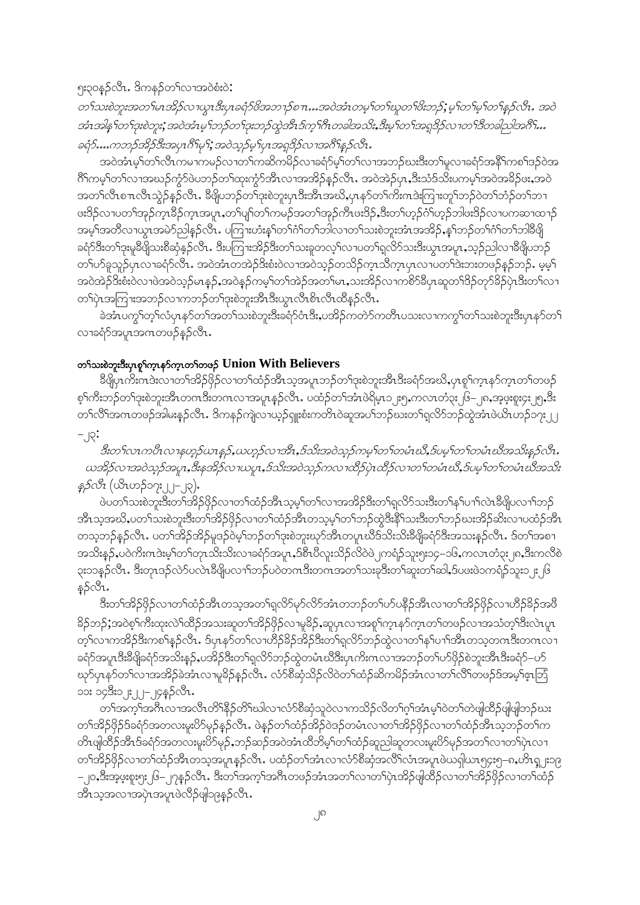၅း၃၀နၣ်လီၤ. ဒ်ကနၣ်တၢ်လၢအဝဲစံးဝဲ:

*တၢ်သးစဲဘူးအတၢ်မၤအိၣ်လၢယွၤဒီးပှၤခရံာ်ဖိအဘၢၣ်စπ...အဝဲအံၤတမ့ၢ်တၢ်ဃုတၢ်ဖိးဘၣ်; မ့ၢ်တၢ်မ့ၢ်တၢ်နၣ်လီၤ. အဝဲအံၤအါန့ၢ်တၢ်ဒုးစဲဘူး; အဝဲအံၤမ့ၢ်ဘၣ်တၢ်ဒုးဘၣ်ထွဲအီၤဒ်ကွၢ်ဂီၤတခါအသိး,ဒီးမ့ၢ်တၢ်အရှၤ်ဒိၣ်လၢတၢ်ဒီတခါညါအဂီၢ်...ခရံာ်....ကဘၣ်အိၣ်ဒီးအပှၤဂိၢ်မုၢ်; အဝဲသ့ၣ်မ့ၢ်ပှၤအရှၤ်ဒိၣ်လၢအဂီၢ်နၣ်လီၤ.*

အဝဲအံၤမ့ၢ်တၢ်လီၤကမၢကမဉ်လၢတၢ်ကဆိကမိၣ်လၢခရံာ်မ့ၢ်တၢ်လၢအဘၣ်ဃးဒီးတၢ်မူလၢခရံာ်အနီၢ်ကစၢ်ဒၣ်ဝဲအဂီၢ်ကမ့ၢ်တၢ်လၢအဃၣ်ကွံာ်ဖဲပဘၣ်တၢ်ထုးကွံာ်အီၤလၢအအိၣ်နၣ်လီၤ. အဝဲအဲၣ်ပှၤ,ဒီးသံဒ်သိးပကမ့ၢ်အဝဲအခိၣ်ဖး,အဝဲအတၢ်လီၤစπလီၤသွဲၣ်နၣ်လီၤ. ခီဖျိပဘၣ်တၢ်ဒုးစဲဘူးပှၤဒီးအီၤအဃိ,ပှၤနာ်တၢ်ကိးကဒဲးကြၢးတူၢ်ဘၣ်ဝဲတၢ်ဘံၣ်တၢ်ဘၢဖးဒိၣ်လၢပတၢ်အှဉ်ကူၤခီၣ်ကူၤအပူၤ,တၢ်ပျၢ်တၢ်ကမဉ်အတၢ်အှဉ်ကီၤဖးဒိၣ်,ဒီးတၢ်ဟ့ၣ်ဂံၢ်ဟ့ၣ်ဘါဖးဒိၣ်လၢပကဆၢထၢၣ်အမ့ၢ်အတီလၢယွၤအမဲာ်ညါနၣ်လီၤ. ပကြၢးတံးန့ၢ်တၢ်ဂံၢ်တၢ်ဘါလၢတၢ်သးစဲဘူးအံၤအအိၣ်,န့ၢ်ဘၣ်တၢ်ဂံၢ်တၢ်ဘါခီဖျိခရံာ်ဒီးတၢ်ဒုးမူခီဖျိသးစီဆုံနၣ်လီၤ. ဒီးပကြၢးအိၣ်ဒီးတၢ်သးခုတလ့ၢ်လၢပတၢ်ရှလိာ်သးဒီးယွၤအပူၤ,သ့ၣ်ညါလၢခီဖျိပဘၣ်တၢ်ဟ်ခူသူၣ်ပှၤလၢခရံာ်လီၤ. အဝဲအံၤတအဲၣ်ဒိးစံးဝဲလၢအဝဲသ့ၣ်တသိၣ်ကူၤသိကူၤပှၤလၢပတၢ်ဒဲးဘးတဖဉ်နၣ်ဘၣ်. မ့မ့ၢ်အဝဲအဲၣ်ဒိးစံးဝဲလၢဖဲအဝဲသ့ၣ်မၤနၣ်,အဝဲနၣ်ကမ့ၢ်တၢ်အဲၣ်အတၢ်မၤ,သးအိၣ်လၢကစိာ်ခီပှၤဆူတၢ်ဒိၣ်တုာ်ခိၣ်ပုံၤဒီးတၢ်လၢတၢ်ပုံၤအကြၢးအဘၣ်လၢကဘၣ်တၢ်ဒုးစဲဘူးအီၤဒီးယွၤလီၤစီၤလီၤထီနၣ်လီၤ.

ခဲအံၤပကွၢ်တ့ၢ်လံပှၤနာ်တၢ်အတၢ်သးစဲဘူးဒီးခရံာ်ဝံၤဒီး,ပအိၣ်ကတဲာ်ကတီၤပသးလၢကကွၢ်တၢ်သးစဲဘူးဒီးပှၤနာ်တၢ်လၢခရံာ်အပူၤအဂၤတဖဉ်နၣ်လီၤ.

**တၢ်သးစဲဘူးဒီးပှၤစူၢ်ကူၤနာ်ကူၤတၢ်တဖဉ် Union With Believers**

ခီဖျိပှၤကိးဂၤဒဲးလၢတၢ်အိၣ်ဖှိၣ်လၢတၢ်ထံၣ်အီၤသ့အပူၤဘၣ်တၢ်ဒုးစဲဘူးအီၤဒီးခရံာ်အဃိ,ပှၤစူၢ်ကူၤနာ်ကူၤတၢ်တဖဉ်စ့ၢ်ကီးဘၣ်တၢ်ဒုးစဲဘူးအီၤတဂၤဒီးတဂၤလၢအပူၤနၣ်လီၤ. ပထံၣ်တၢ်အံၤဖဲရိမ့ၤ၁၂း၅,ကလၤတံၣ်း၂၆–၂၈,အ့ဖ့းစူး၄း၂၅,ဒီးတၢ်လီၢ်အဂၤတဖဉ်အါမးနၣ်လီၤ. ဒ်ကနၣ်ကျဲလၢယ့ၣ်ရှူးစံးကတိၤဝဲဆူအပၢ်ဘၣ်ဃးတၢ်ရှလိာ်ဘၣ်ထွဲအံၤဖဲယိၤဟၣ်၁၇း၂၂–၂၃:

*ဒီးတၢ်လၤကပီၤလၢနဟ့ၣ်ယၤနၣ်,ယဟ့ၣ်လၢအီၤ,ဒ်သိးအဝဲသ့ၣ်ကမ့ၢ်တၢ်တမံၤဃီ,ဒ်ပမ့ၢ်တၢ်တမံၤဃီအသိးနၣ်လီၤ. ယအိၣ်လၢအဝဲသ့ၣ်အပူၤ,ဒီးနအိၣ်လၢယပူၤ,ဒ်သိးအဝဲသ့ၣ်ကလၢထီၣ်ပဲၤထီၣ်လၢတၢ်တမံၤဃီ,ဒ်ပမ့ၢ်တၢ်တမံၤဃီအသိးနၣ်လီၤ* (ယိၤဟၣ်၁၇း၂၂–၂၃).

ဖဲပတၢ်သးစဲဘူးဒီးတၢ်အိၣ်ဖှိၣ်လၢတၢ်ထံၣ်အီၤသ့မ့ၢ်တၢ်လၢအအိၣ်ဒီးတၢ်ရှလိာ်သးဒီးတၢ်နၢ်ပၢၢ်လဲၤခီဖျိပလၢၢ်ဘၣ်အီၤသ့အဃိ,ပတၢ်သးစဲဘူးဒီးတၢ်အိၣ်ဖှိၣ်လၢတၢ်ထံၣ်အီၤတသ့မ့ၢ်တၢ်ဘၣ်ထွဲဒီးနီၢ်သးဒီးတၢ်ဘၣ်ဃးအိၣ်ဆိးလၢပထံၣ်အီၤတသ့ဘၣ်နၣ်လီၤ. ပတၢ်အိၣ်အိၣ်မူဒၣ်ဝဲမ့ၢ်ဘၣ်တၢ်ဒုးစဲဘူးဃုာ်အီၤတပူၤဃီဒ်သိးသိးခီဖျိခရံာ်ဒီးအသးနၣ်လီၤ. ဒ်တၢ်အစၢအသိးနၣ်,ပဝဲကိးကဒဲးမ့ၢ်တၢ်တုၤသိးသိးလၢခရံာ်အပူၤ,ဒ်စီၤပီလူးသိၣ်လိဝဲဖဲ၂ကရံၣ်သူး၅း၁၄–၁၆,ကလၤတံၣ်း၂၈,ဒီးကလီစဲ၃း၁၁နၣ်လီၤ. ဒီးတုၤဒၣ်လဲာ်ပလဲၤခီဖျိပလၢၢ်ဘၣ်ပဝဲတဂၤဒီးတဂၤအတၢ်သးခုဒီးတၢ်ဆူးတၢ်ဆါ,ဒ်ပဖးဖဲ၁ကရံၣ်သူး၁၂း၂၆နၣ်လီၤ.

ဒီးတၢ်အိၣ်ဖှိၣ်လၢတၢ်ထံၣ်အီၤတသ့အတၢ်ရှလိာ်မုာ်လိာ်အံၤတဘၣ်တၢ်ဟ်ပနီၣ်အီၤလၢတၢ်အိၣ်ဖှိၣ်လၢဟီၣ်ခိၣ်အဖီခိၣ်ဘၣ်;အဝဲစ့ၢ်ကီးထုးလဲၢ်ထီၣ်အသးဆူတၢ်အိၣ်ဖှိၣ်လၢမူခိၣ်,ဆူပှၤလၢအစူၢ်ကူၤနာ်ကူၤတၢ်တဖဉ်လၢအသံတ့ၢ်ဒီးလဲၤပူၤတ့ၢ်လၢကအိၣ်ဒီးကစၢ်နၣ်လီၤ. ဒ်ပှၤနာ်တၢ်လၢဟီၣ်ခိၣ်အိၣ်ဒီးတၢ်ရှလိာ်ဘၣ်ထွဲလၢတၢ်နၢ်ပၢၢ်အီၤတသ့တဂၤဒီးတဂၤလၢခရံာ်အပူၤဒီးခီဖျိခရံာ်အသိးနၣ်,ပအိၣ်ဒီးတၢ်ရှလိာ်ဘၣ်ထွဲတမံၤဃီဒီးပှၤကိးဂၤလၢအဘၣ်တၢ်ဟ်ဖှိၣ်စဲဘူးအီၤဒီးခရံာ်–ဟ်ဃုာ်ပှၤနာ်တၢ်လၢအအိၣ်ခဲအံၤလၢမူခိၣ်နၣ်လီၤ. လံာ်စီဆုံသိၣ်လိဝဲတၢ်ထံၣ်ဆိကမိၣ်အံၤလၢတၢ်လီၢ်တဖဉ်ဒ်အမ့ၢ်ဧ့ၤဘြံ ၁၁း ၁၄ဒီး၁၂း၂၂–၂၄နၣ်လီၤ.

တၢ်အကွၢ်အဂီၤလၢအလီၤတိၢ်နိၣ်တိၢ်ဃါလၢလံာ်စီဆုံသူဝဲလၢကသိၣ်လိတၢ်ဂ့ၢ်အံၤမ့ၢ်ဝဲတၢ်တဲဖျါထီၣ်ဖျါဖျါဘၣ်ဃးတၢ်အိၣ်ဖှိၣ်ဒ်ခရံာ်အတလးမူးပိာ်မုဉ်နၣ်လီၤ. ဖဲနၣ်တၢ်ထံၣ်အိၣ်ဝဲဒၣ်တမံၤလၢတၢ်အိၣ်ဖှိၣ်လၢတၢ်ထံၣ်အီၤသ့ဘၣ်တၢ်ကတိၤဖျါထီၣ်အီၤဒ်ခရံာ်အတလးမူးပိာ်မုဉ်,ဘၣ်ဆၣ်အဝဲအံၤထီဘိမ့ၢ်တၢ်ထံၣ်ဆူညါဆူတလးမူးပိာ်မုဉ်အတၢ်လၢတၢ်ပှဲၤလၢတၢ်အိၣ်ဖှိၣ်လၢတၢ်ထံၣ်အီၤတသ့အပူၤနၣ်လီၤ. ပထံၣ်တၢ်အံၤလၢလံာ်စီဆုံအလီၢ်လံၤအပူၤဖဲယၡါယၤ၅၄း၅–၈,ဟိၤၡ့း၁၉–၂၀,ဒီးအ့ဖ့းစူး၅း၂၆–၂၇နၣ်လီၤ. ဒီးတၢ်အကွၢ်အဂီၤတဖဉ်အံၤအတၢ်လၢတၢ်ပှဲၤအိၣ်ဖျါထီၣ်လၢတၢ်အိၣ်ဖှိၣ်လၢတၢ်ထံၣ်အီၤသ့အလၢအပှဲၤအပူၤဖဲလီၣ်ဖျါ၁၉နၣ်လီၤ.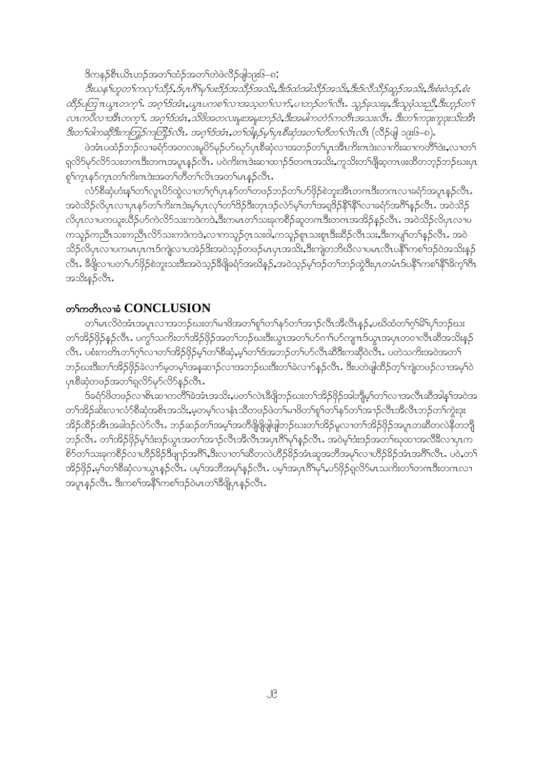ဒိကနဉ်စီၤယိၤဟဉ်အတၢ်ထံဉ်အတၢ်တဲဖဲလံာ်ဖျါ ၁၉း၆–၈:

*ဒီးယနၢ်ဟူတၢ်ကလုၢ်သီဉ်,ဒ်ပှၤဂိၢ်မုၢ်ဖးဒိဉ်အသီဉ်အသိး,ဒီးဒ်ထံအါသီဉ်အသိး,ဒီးဒ်လီသီဉ်ဆူဉ်အသိး,ဒီးစံးဝဲဒဉ်,စံး ထိဉ်ပတြၢ ယွၤတက့ၢ်. အဂ့ၢ်ဒ်အံၤ,ယွၤပကစၢ်လၢအသ့တၢ်လၢၥ်,ပၢဘဉ်တၢ်လီၤ. သူဉ်ခုသးခု,ဒီးသူဖှံသးညီ,ဒီးဟ့ဉ်တၢ် လၤကပီၤလၢအီၤတက့ၢ်. အဂ့ၢ်ဒ်အံၤ,သိဖိအတလၤမူးအမူးဘဉ်ဝဲ,ဒီးအမါကတဲာ်ကတီၤအသးလီၤ. ဒီးတၢ်ကဒုးကူဒုးသီးအီၤ ဒီးတၢ်ဝါကဆှီဒီးကတြှဉ်ကတြိဉ်လီၤ. အဂ့ၢ်ဒ်အံၤ,တၢ်ဝါနှဉ်မ့ၢ်ပှၤစီဆုံအတၢ်တီတၢ်လိၤလီၤ* (လံာ်ဖျါ ၁၉း၆–၈).

ဖဲအံၤပထံဉ်ဘဉ်လၢခရံာ်အတလၤမူပိာ်မုဉ်ဟ်ဃုာ်ပှၤစီဆုံလၢအဘဉ်တၢ်ပှၤအီၤကိးကဒဲးလၢကိးဆၢကတီၢ်ဒဲး,လၢတၢ် ရှလိာ်မုာ်လိာ်သးတဂၤဒီးတဂၤအပူၤနှဉ်လီၤ. ပဝဲကိးကဒဲးဆၢထၢဉ်ဒ်တဂၤအသိး,ကူသိးတၢ်ဖျိဆ့ကၤဖးထီတဘ့ဉ်ဘဉ်ဃးပှၤ စူၢ်က့ၤနာ်က့ၤတၢ်ကိးကဒဲးအတၢ်တီတၢ်လိၤအတၢ်မၤနှဉ်လီၤ.

လံာ်စီဆှံဟံးနှၢ်တၢ်လူၤပိာ်ထွဲလၢတၢ်ဂ့ၢ်ပှၤနာ်တၢ်တဖဉ်ဘဉ်တၢ်ဟ်ဖှိဉ်စဲဘူးအီၤတဂၤဒီးတဂၤလၢခရံာ်အပူၤနှဉ်လီၤ. အဝဲသိဉ်လိပှၤလၢပှၤနာ်တၢ်ကိးကဒဲးမ့ၢ်ပှၤလုၢ်တၢ်ဒိဉ်ဒီးတုၤဒဉ်လဲာ်မ့ၢ်တၢ်အရှဒိဉ်နိၢ်နိၢ်လၢခရံာ်အဂီၢ်နှဉ်လီၤ. အဝဲသိဉ် လိပှၤလၢပကယူးယီဉ်ဟ်ကဲလိာ်သးကဒဲကဒဲ,ဒီးကမၤတၢ်သးခုကစိဉ်ဆူတဂၤဒီးတဂၤအအိဉ်နှဉ်လီၤ. အဝဲသိဉ်လိပှၤလၢပ ကသူဉ်ကညီၤသးကညီၤလိာ်သးကဒဲကဒဲ,လၢကသူဉ်ဂ့ၤသးဝါ,ကသူဉ်စူၤသးစူၤဒီးဆိဉ်လီၤသး,ဒီးကပျၢ်တၢ်နှဉ်လီၤ. အဝဲ သိဉ်လိပှၤလၢပကမၤပှၤဂၤဒ်ကျဲလၢပအဲဉ်ဒိးအဝဲသ့ဉ်တဖဉ်မၤပှၤအသိး,ဒီးကျဲတဘိဃီလၢပမၤလီၤပနီၢ်ကစၢ်ဒဉ်ဝဲအသိးနှဉ် လီၤ. ခီဖျိလၢပတၢ်ဟ်ဖှိဉ်စဲဘူးသးဒီးအဝဲသ့ဉ်ခီဖျိခရံာ်အဃိနှဉ်,အဝဲသ့ဉ်မ့ၢ်ဒဉ်တၢ်ဘဉ်ထွဲဒီးပှၤတမံၤဒ်ပနီၢ်ကစၢ်နီၢ်ခိက့ၢ်ဂီၤ အသိးနှဉ်လီၤ.

## တၢ်ကတိၤလၢခံ CONCLUSION

တၢ်မၤလိဝဲအံၤအပူၤလၢအဘဉ်ဃးတၢ်မၢဖိအတၢ်စူၢ်တၢ်နာ်တၢ်အၢဉ်လီၤအီလီၤနှဉ်,ပဃိထံတၢ်ဂ့ၢ်မိၢ်ပှၢ်ဘဉ်ဃး တၢ်အိဉ်ဖှိဉ်နှဉ်လီၤ. ပကွၢ်သကိးတၢ်အိဉ်ဖှိဉ်အတၢ်ဘဉ်ဃးဒီးယွၤအတၢ်ဟ်ဂၢၢ်ဟ်ကျၢၤဒ်ယွၤအပှၤတဝၢလီၤဆီအသိးနှဉ် လီၤ. ပစံးကတိၤတၢ်ဂ့ၢ်လၢတၢ်အိဉ်ဖှိဉ်မ့ၢ်တၢ်စီဆှံ,မ့ၢ်တၢ်ဒ်အဘဉ်တၢ်ဟ်လီၤဆီဒီးကဆှိဝဲလီၤ. ပတဲသကိးအဝဲအတၢ် ဘဉ်ဃးဒီးတၢ်အိဉ်ဖှိဉ်ခဲလၢာ်မ့တမ့ၢ်အနၢ်ဆၢဉ်လၢအဘဉ်ဃးဒီးတၢ်ခဲလၢာ်နှဉ်လီၤ. ဒီးပတဲဖျါထီဉ်တ့ၢ်ကျဲတဖဉ်လၢအမ့ၢ်ဝဲ ပှၤစီဆှံတဖဉ်အတၢ်ရှလိာ်မုာ်လိာ်နှဉ်လီၤ.

ဒ်ခရံာ်ဖိတဖဉ်လၢစီၤဆၢကတီၢ်ခဲအံၤအသိး,ပတၢ်လဲၤခီဖျိဘဉ်ဃးတၢ်အိဉ်ဖှိဉ်အါဘျီမ့ၢ်တၢ်လၢအလီၤဆီအါနၢ်အဝဲအ တၢ်အိဉ်ဆိးလၢလံာ်စီဆှံအစီၤအသိး,မ့တမ့ၢ်လၢနံၤသီတဖဉ်ဖဲတၢ်မၢဖိတၢ်စူၢ်တၢ်နာ်တၢ်အၢဉ်လီၤအီလီၤဘဉ်တၢ်ကွဲးဒုး အိဉ်ထီဉ်အီၤအခါဒဉ်လဲာ်လီၤ. ဘဉ်ဆဉ်တၢ်အမ့ၢ်အတီဖှိဖှိဖျါဖျါဘဉ်ဃးတၢ်အိဉ်မူလၢတၢ်အိဉ်ဖှိဉ်အပူၤတဆီတလဲနီတဘျီ ဘဉ်လီၤ. တၢ်အိဉ်ဖှိဉ်မ့ၢ်ဒံးဒဉ်ယွၤအတၢ်အၢဉ်လီၤအီလီၤအပှၤဂီၢ်မုၢ်နှဉ်လီၤ. အဝဲမ့ၢ်ဒံးဒဉ်အတၢ်ဃုထၢအလီခီလၢပှၤက စိာ်တၢ်သးခုကစိဉ်လၢဟီဉ်ခိဉ်ဒီဖျၢဉ်အဂီၢ်,ဒီးလၢတၢ်ဆီတလဲဟီဉ်ခိဉ်အံၤဆူအဘီအမုၢ်လၢဟီဉ်ခိဉ်အံၤအဂီၢ်လီၤ. ပဝဲ,တၢ် အိဉ်ဖှိဉ်,မ့ၢ်တၢ်စီဆှံလၢယွၤနှဉ်လီၤ. ပမ့ၢ်အဘီအမုၢ်နှဉ်လီၤ. ပမ့ၢ်အပှၤဂီၢ်မုၢ်,ဟ်ဖှိဉ်ရှလိာ်မၤသကိးတၢ်တဂၤဒီးတဂၤလၢ အပူၤနှဉ်လီၤ. ဒီးကစၢ်အနီၢ်ကစၢ်ဒဉ်ဝဲမၤတၢ်ခီဖျိပှၤနှဉ်လီၤ.